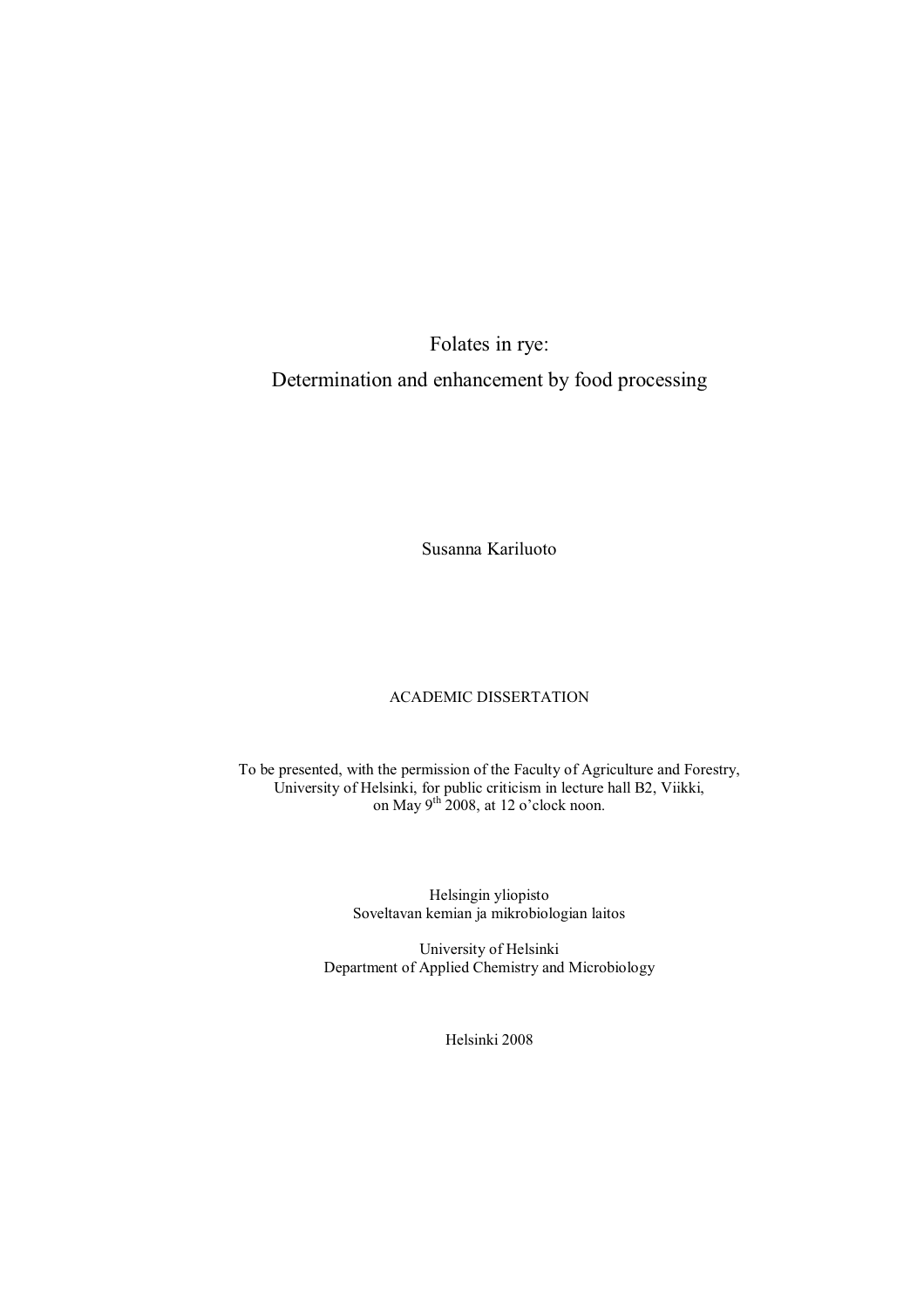# Folates in rye:

# Determination and enhancement by food processing

Susanna Kariluoto

ACADEMIC DISSERTATION

To be presented, with the permission of the Faculty of Agriculture and Forestry, University of Helsinki, for public criticism in lecture hall B2, Viikki, on May 9th 2008, at 12 o'clock noon.

Helsingin yliopisto
Soveltavan kemian ja mikrobiologian laitos

University of Helsinki
Department of Applied Chemistry and Microbiology

Helsinki 2008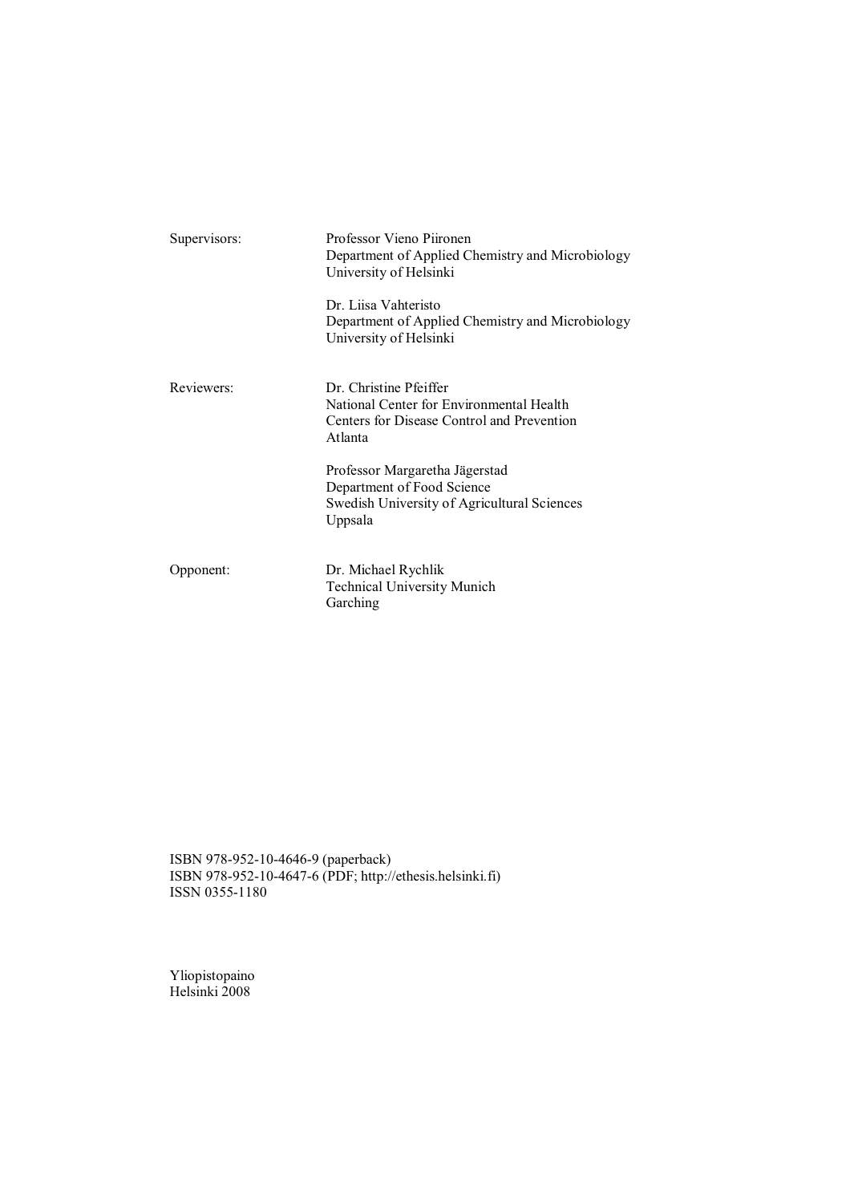| | |
|---|---|
| Supervisors: | Professor Vieno Piironen<br>Department of Applied Chemistry and Microbiology<br>University of Helsinki |
| | Dr. Liisa Vahteristo<br>Department of Applied Chemistry and Microbiology<br>University of Helsinki |
| Reviewers: | Dr. Christine Pfeiffer<br>National Center for Environmental Health<br>Centers for Disease Control and Prevention<br>Atlanta |
| | Professor Margaretha Jägerstad<br>Department of Food Science<br>Swedish University of Agricultural Sciences<br>Uppsala |
| Opponent: | Dr. Michael Rychlik<br>Technical University Munich<br>Garching |

ISBN 978-952-10-4646-9 (paperback)
ISBN 978-952-10-4647-6 (PDF; http://ethesis.helsinki.fi)
ISSN 0355-1180

Yliopistopaino
Helsinki 2008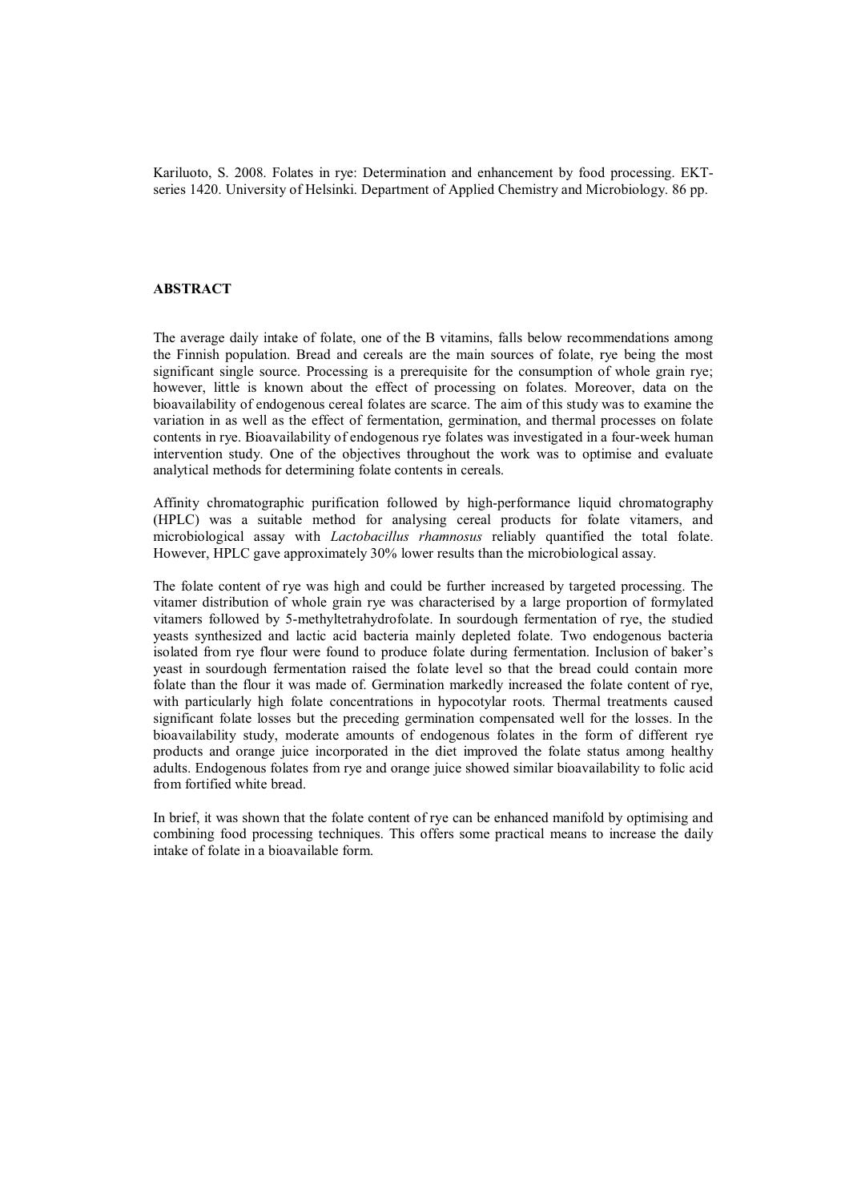Kariluoto, S. 2008. Folates in rye: Determination and enhancement by food processing. EKT-series 1420. University of Helsinki. Department of Applied Chemistry and Microbiology. 86 pp.

## ABSTRACT

The average daily intake of folate, one of the B vitamins, falls below recommendations among the Finnish population. Bread and cereals are the main sources of folate, rye being the most significant single source. Processing is a prerequisite for the consumption of whole grain rye; however, little is known about the effect of processing on folates. Moreover, data on the bioavailability of endogenous cereal folates are scarce. The aim of this study was to examine the variation in as well as the effect of fermentation, germination, and thermal processes on folate contents in rye. Bioavailability of endogenous rye folates was investigated in a four-week human intervention study. One of the objectives throughout the work was to optimise and evaluate analytical methods for determining folate contents in cereals.

Affinity chromatographic purification followed by high-performance liquid chromatography (HPLC) was a suitable method for analysing cereal products for folate vitamers, and microbiological assay with *Lactobacillus rhamnosus* reliably quantified the total folate. However, HPLC gave approximately 30% lower results than the microbiological assay.

The folate content of rye was high and could be further increased by targeted processing. The vitamer distribution of whole grain rye was characterised by a large proportion of formylated vitamers followed by 5-methyltetrahydrofolate. In sourdough fermentation of rye, the studied yeasts synthesized and lactic acid bacteria mainly depleted folate. Two endogenous bacteria isolated from rye flour were found to produce folate during fermentation. Inclusion of baker's yeast in sourdough fermentation raised the folate level so that the bread could contain more folate than the flour it was made of. Germination markedly increased the folate content of rye, with particularly high folate concentrations in hypocotylar roots. Thermal treatments caused significant folate losses but the preceding germination compensated well for the losses. In the bioavailability study, moderate amounts of endogenous folates in the form of different rye products and orange juice incorporated in the diet improved the folate status among healthy adults. Endogenous folates from rye and orange juice showed similar bioavailability to folic acid from fortified white bread.

In brief, it was shown that the folate content of rye can be enhanced manifold by optimising and combining food processing techniques. This offers some practical means to increase the daily intake of folate in a bioavailable form.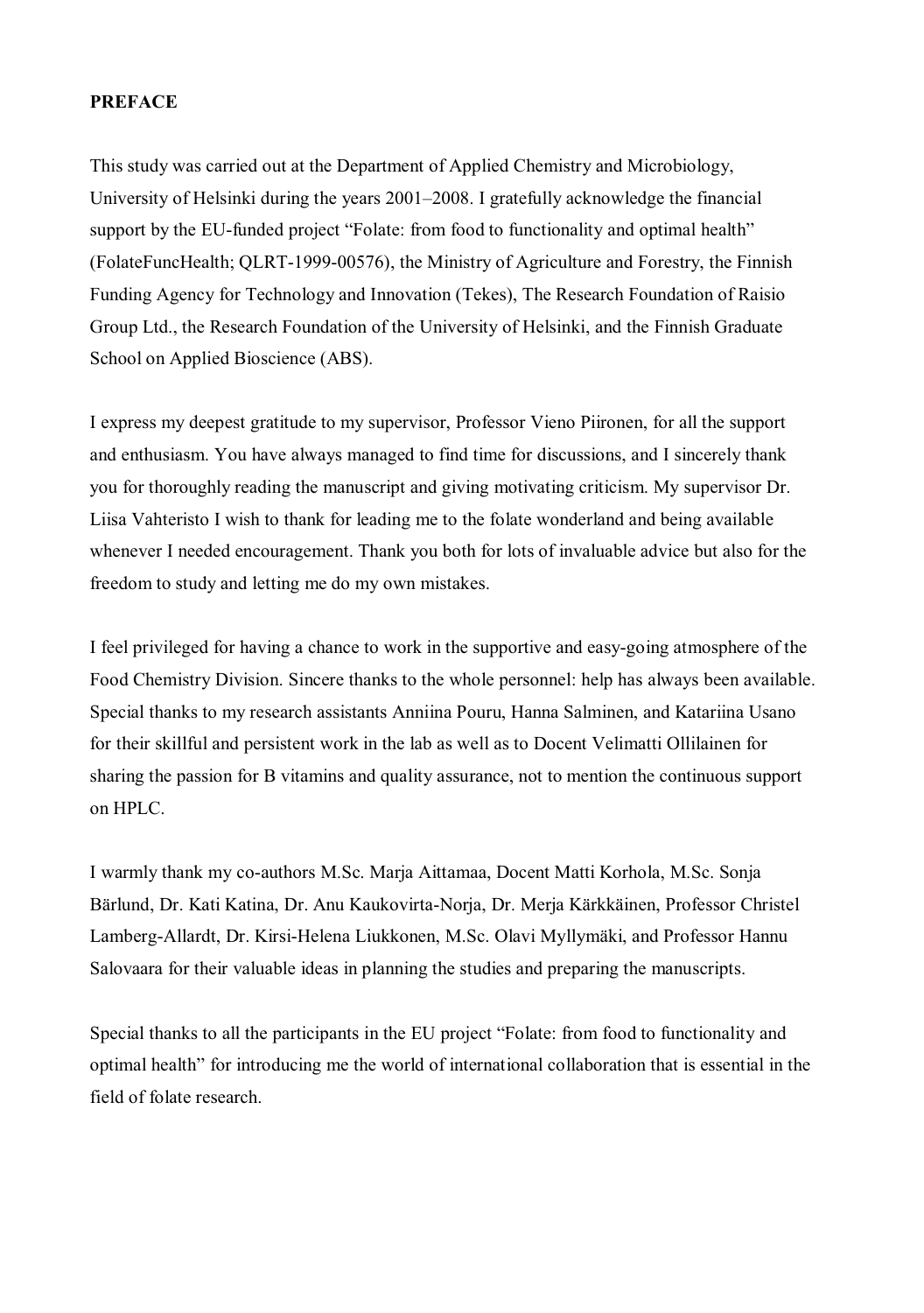**PREFACE**

This study was carried out at the Department of Applied Chemistry and Microbiology, University of Helsinki during the years 2001–2008. I gratefully acknowledge the financial support by the EU-funded project "Folate: from food to functionality and optimal health" (FolateFuncHealth; QLRT-1999-00576), the Ministry of Agriculture and Forestry, the Finnish Funding Agency for Technology and Innovation (Tekes), The Research Foundation of Raisio Group Ltd., the Research Foundation of the University of Helsinki, and the Finnish Graduate School on Applied Bioscience (ABS).

I express my deepest gratitude to my supervisor, Professor Vieno Piironen, for all the support and enthusiasm. You have always managed to find time for discussions, and I sincerely thank you for thoroughly reading the manuscript and giving motivating criticism. My supervisor Dr. Liisa Vahteristo I wish to thank for leading me to the folate wonderland and being available whenever I needed encouragement. Thank you both for lots of invaluable advice but also for the freedom to study and letting me do my own mistakes.

I feel privileged for having a chance to work in the supportive and easy-going atmosphere of the Food Chemistry Division. Sincere thanks to the whole personnel: help has always been available. Special thanks to my research assistants Anniina Pouru, Hanna Salminen, and Katariina Usano for their skillful and persistent work in the lab as well as to Docent Velimatti Ollilainen for sharing the passion for B vitamins and quality assurance, not to mention the continuous support on HPLC.

I warmly thank my co-authors M.Sc. Marja Aittamaa, Docent Matti Korhola, M.Sc. Sonja Bärlund, Dr. Kati Katina, Dr. Anu Kaukovirta-Norja, Dr. Merja Kärkkäinen, Professor Christel Lamberg-Allardt, Dr. Kirsi-Helena Liukkonen, M.Sc. Olavi Myllymäki, and Professor Hannu Salovaara for their valuable ideas in planning the studies and preparing the manuscripts.

Special thanks to all the participants in the EU project "Folate: from food to functionality and optimal health" for introducing me the world of international collaboration that is essential in the field of folate research.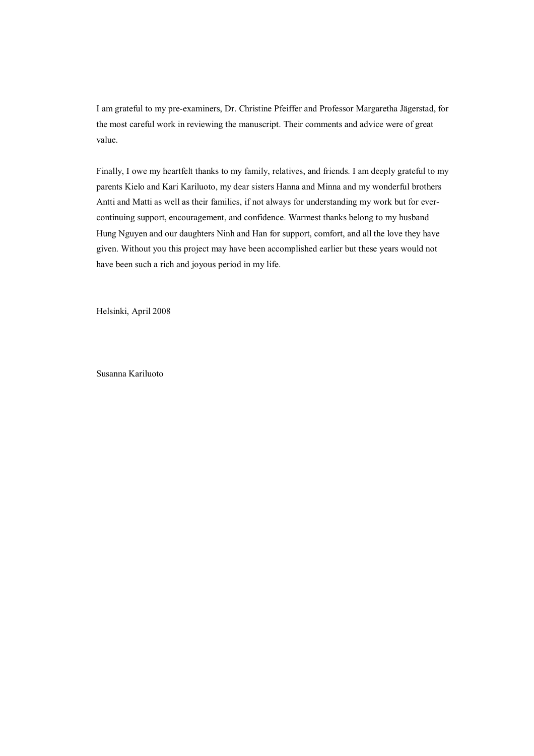I am grateful to my pre-examiners, Dr. Christine Pfeiffer and Professor Margaretha Jägerstad, for the most careful work in reviewing the manuscript. Their comments and advice were of great value.

Finally, I owe my heartfelt thanks to my family, relatives, and friends. I am deeply grateful to my parents Kielo and Kari Kariluoto, my dear sisters Hanna and Minna and my wonderful brothers Antti and Matti as well as their families, if not always for understanding my work but for ever-continuing support, encouragement, and confidence. Warmest thanks belong to my husband Hung Nguyen and our daughters Ninh and Han for support, comfort, and all the love they have given. Without you this project may have been accomplished earlier but these years would not have been such a rich and joyous period in my life.

Helsinki, April 2008

Susanna Kariluoto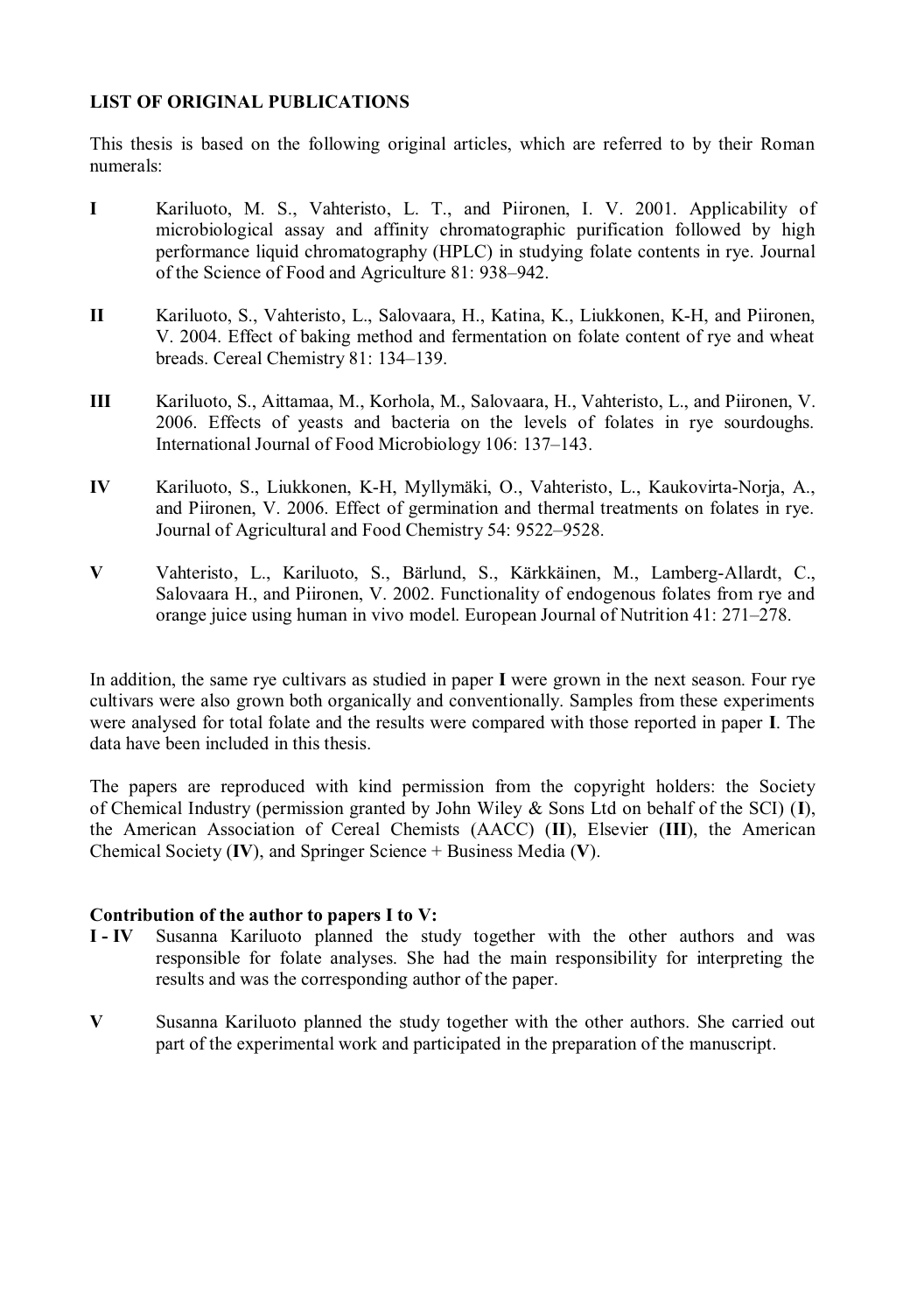## LIST OF ORIGINAL PUBLICATIONS

This thesis is based on the following original articles, which are referred to by their Roman numerals:

**I** Kariluoto, M. S., Vahteristo, L. T., and Piironen, I. V. 2001. Applicability of microbiological assay and affinity chromatographic purification followed by high performance liquid chromatography (HPLC) in studying folate contents in rye. Journal of the Science of Food and Agriculture 81: 938–942.

**II** Kariluoto, S., Vahteristo, L., Salovaara, H., Katina, K., Liukkonen, K-H, and Piironen, V. 2004. Effect of baking method and fermentation on folate content of rye and wheat breads. Cereal Chemistry 81: 134–139.

**III** Kariluoto, S., Aittamaa, M., Korhola, M., Salovaara, H., Vahteristo, L., and Piironen, V. 2006. Effects of yeasts and bacteria on the levels of folates in rye sourdoughs. International Journal of Food Microbiology 106: 137–143.

**IV** Kariluoto, S., Liukkonen, K-H, Myllymäki, O., Vahteristo, L., Kaukovirta-Norja, A., and Piironen, V. 2006. Effect of germination and thermal treatments on folates in rye. Journal of Agricultural and Food Chemistry 54: 9522–9528.

**V** Vahteristo, L., Kariluoto, S., Bärlund, S., Kärkkäinen, M., Lamberg-Allardt, C., Salovaara H., and Piironen, V. 2002. Functionality of endogenous folates from rye and orange juice using human in vivo model. European Journal of Nutrition 41: 271–278.

In addition, the same rye cultivars as studied in paper **I** were grown in the next season. Four rye cultivars were also grown both organically and conventionally. Samples from these experiments were analysed for total folate and the results were compared with those reported in paper **I**. The data have been included in this thesis.

The papers are reproduced with kind permission from the copyright holders: the Society of Chemical Industry (permission granted by John Wiley & Sons Ltd on behalf of the SCI) (**I**), the American Association of Cereal Chemists (AACC) (**II**), Elsevier (**III**), the American Chemical Society (**IV**), and Springer Science + Business Media (**V**).

**Contribution of the author to papers I to V:**

**I - IV** Susanna Kariluoto planned the study together with the other authors and was responsible for folate analyses. She had the main responsibility for interpreting the results and was the corresponding author of the paper.

**V** Susanna Kariluoto planned the study together with the other authors. She carried out part of the experimental work and participated in the preparation of the manuscript.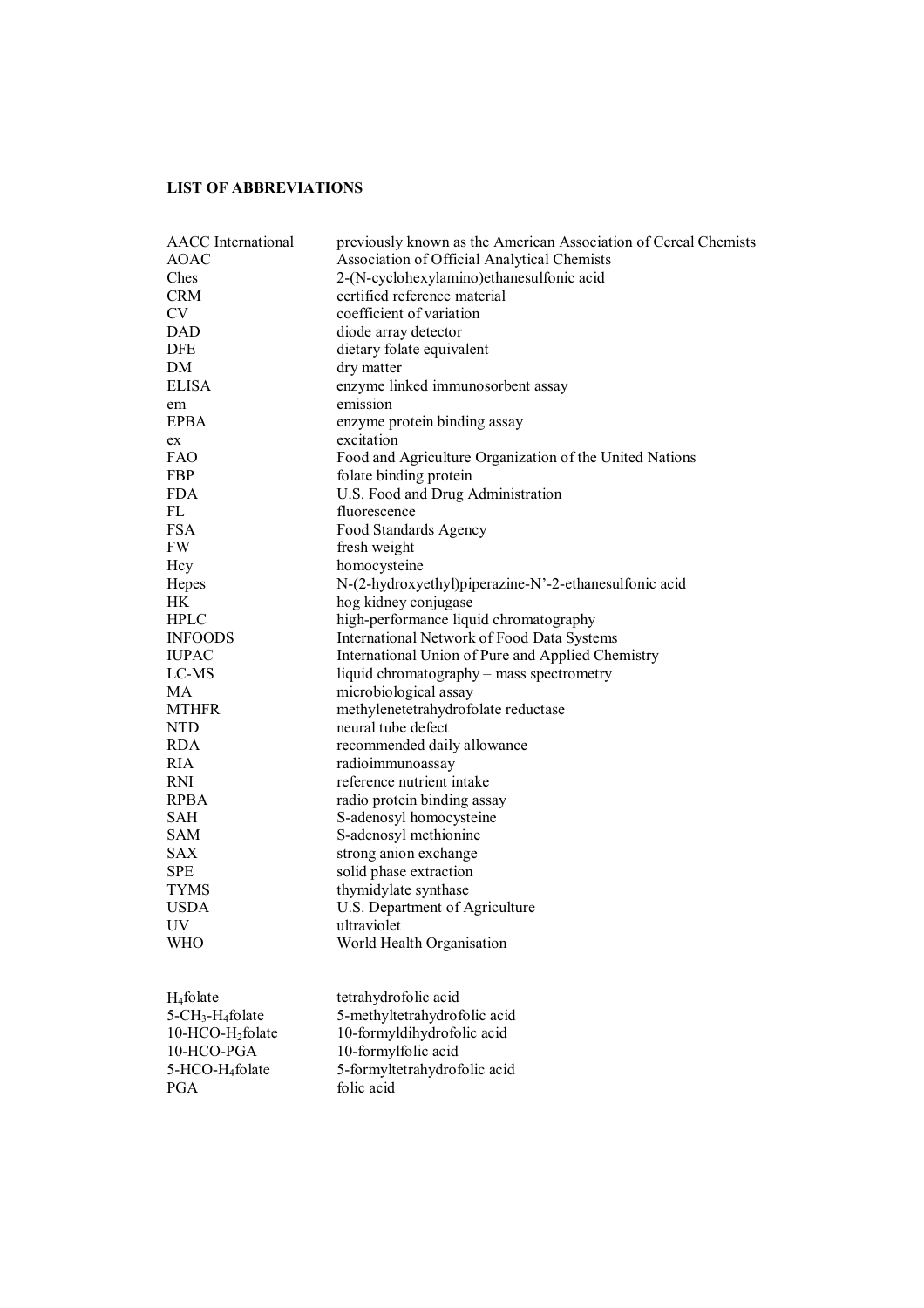**LIST OF ABBREVIATIONS**

| | |
|---|---|
| AACC International | previously known as the American Association of Cereal Chemists |
| AOAC | Association of Official Analytical Chemists |
| Ches | 2-(N-cyclohexylamino)ethanesulfonic acid |
| CRM | certified reference material |
| CV | coefficient of variation |
| DAD | diode array detector |
| DFE | dietary folate equivalent |
| DM | dry matter |
| ELISA | enzyme linked immunosorbent assay |
| em | emission |
| EPBA | enzyme protein binding assay |
| ex | excitation |
| FAO | Food and Agriculture Organization of the United Nations |
| FBP | folate binding protein |
| FDA | U.S. Food and Drug Administration |
| FL | fluorescence |
| FSA | Food Standards Agency |
| FW | fresh weight |
| Hcy | homocysteine |
| Hepes | N-(2-hydroxyethyl)piperazine-N'-2-ethanesulfonic acid |
| HK | hog kidney conjugase |
| HPLC | high-performance liquid chromatography |
| INFOODS | International Network of Food Data Systems |
| IUPAC | International Union of Pure and Applied Chemistry |
| LC-MS | liquid chromatography – mass spectrometry |
| MA | microbiological assay |
| MTHFR | methylenetetrahydrofolate reductase |
| NTD | neural tube defect |
| RDA | recommended daily allowance |
| RIA | radioimmunoassay |
| RNI | reference nutrient intake |
| RPBA | radio protein binding assay |
| SAH | S-adenosyl homocysteine |
| SAM | S-adenosyl methionine |
| SAX | strong anion exchange |
| SPE | solid phase extraction |
| TYMS | thymidylate synthase |
| USDA | U.S. Department of Agriculture |
| UV | ultraviolet |
| WHO | World Health Organisation |

| | |
|---|---|
| $H_4$folate | tetrahydrofolic acid |
| 5-$CH_3$-$H_4$folate | 5-methyltetrahydrofolic acid |
| 10-HCO-$H_2$folate | 10-formyldihydrofolic acid |
| 10-HCO-PGA | 10-formylfolic acid |
| 5-HCO-$H_4$folate | 5-formyltetrahydrofolic acid |
| PGA | folic acid |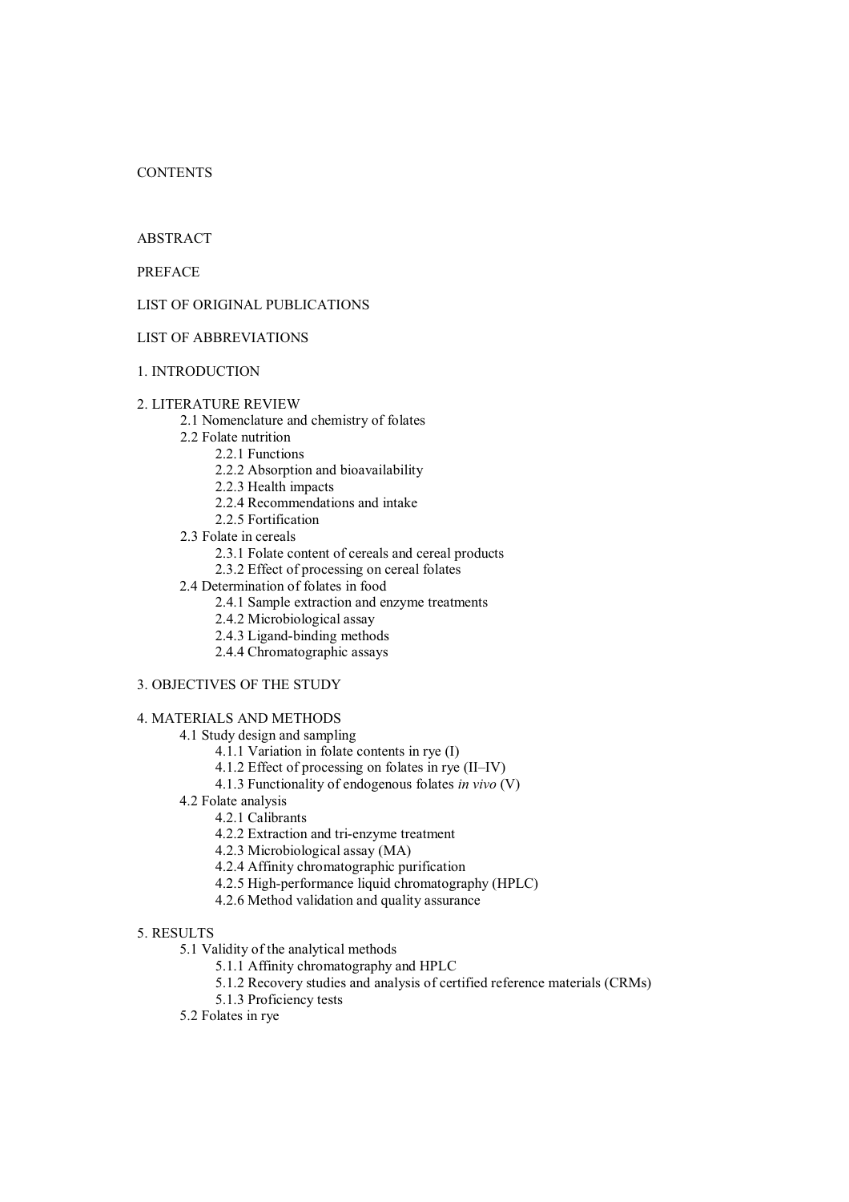CONTENTS

ABSTRACT

PREFACE

LIST OF ORIGINAL PUBLICATIONS

LIST OF ABBREVIATIONS

1. INTRODUCTION

2. LITERATURE REVIEW
    - 2.1 Nomenclature and chemistry of folates
    - 2.2 Folate nutrition
        - 2.2.1 Functions
        - 2.2.2 Absorption and bioavailability
        - 2.2.3 Health impacts
        - 2.2.4 Recommendations and intake
        - 2.2.5 Fortification
    - 2.3 Folate in cereals
        - 2.3.1 Folate content of cereals and cereal products
        - 2.3.2 Effect of processing on cereal folates
    - 2.4 Determination of folates in food
        - 2.4.1 Sample extraction and enzyme treatments
        - 2.4.2 Microbiological assay
        - 2.4.3 Ligand-binding methods
        - 2.4.4 Chromatographic assays

3. OBJECTIVES OF THE STUDY

4. MATERIALS AND METHODS
    - 4.1 Study design and sampling
        - 4.1.1 Variation in folate contents in rye (I)
        - 4.1.2 Effect of processing on folates in rye (II–IV)
        - 4.1.3 Functionality of endogenous folates *in vivo* (V)
    - 4.2 Folate analysis
        - 4.2.1 Calibrants
        - 4.2.2 Extraction and tri-enzyme treatment
        - 4.2.3 Microbiological assay (MA)
        - 4.2.4 Affinity chromatographic purification
        - 4.2.5 High-performance liquid chromatography (HPLC)
        - 4.2.6 Method validation and quality assurance

5. RESULTS
    - 5.1 Validity of the analytical methods
        - 5.1.1 Affinity chromatography and HPLC
        - 5.1.2 Recovery studies and analysis of certified reference materials (CRMs)
        - 5.1.3 Proficiency tests
    - 5.2 Folates in rye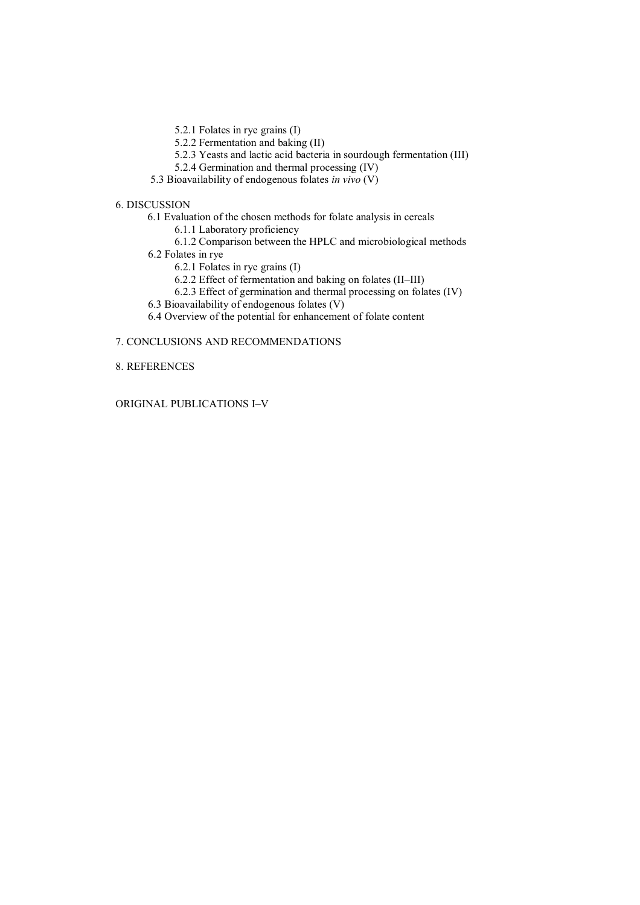5.2.1 Folates in rye grains (I)
5.2.2 Fermentation and baking (II)
5.2.3 Yeasts and lactic acid bacteria in sourdough fermentation (III)
5.2.4 Germination and thermal processing (IV)
5.3 Bioavailability of endogenous folates *in vivo* (V)

6. DISCUSSION
6.1 Evaluation of the chosen methods for folate analysis in cereals
6.1.1 Laboratory proficiency
6.1.2 Comparison between the HPLC and microbiological methods
6.2 Folates in rye
6.2.1 Folates in rye grains (I)
6.2.2 Effect of fermentation and baking on folates (II–III)
6.2.3 Effect of germination and thermal processing on folates (IV)
6.3 Bioavailability of endogenous folates (V)
6.4 Overview of the potential for enhancement of folate content

7. CONCLUSIONS AND RECOMMENDATIONS

8. REFERENCES

ORIGINAL PUBLICATIONS I–V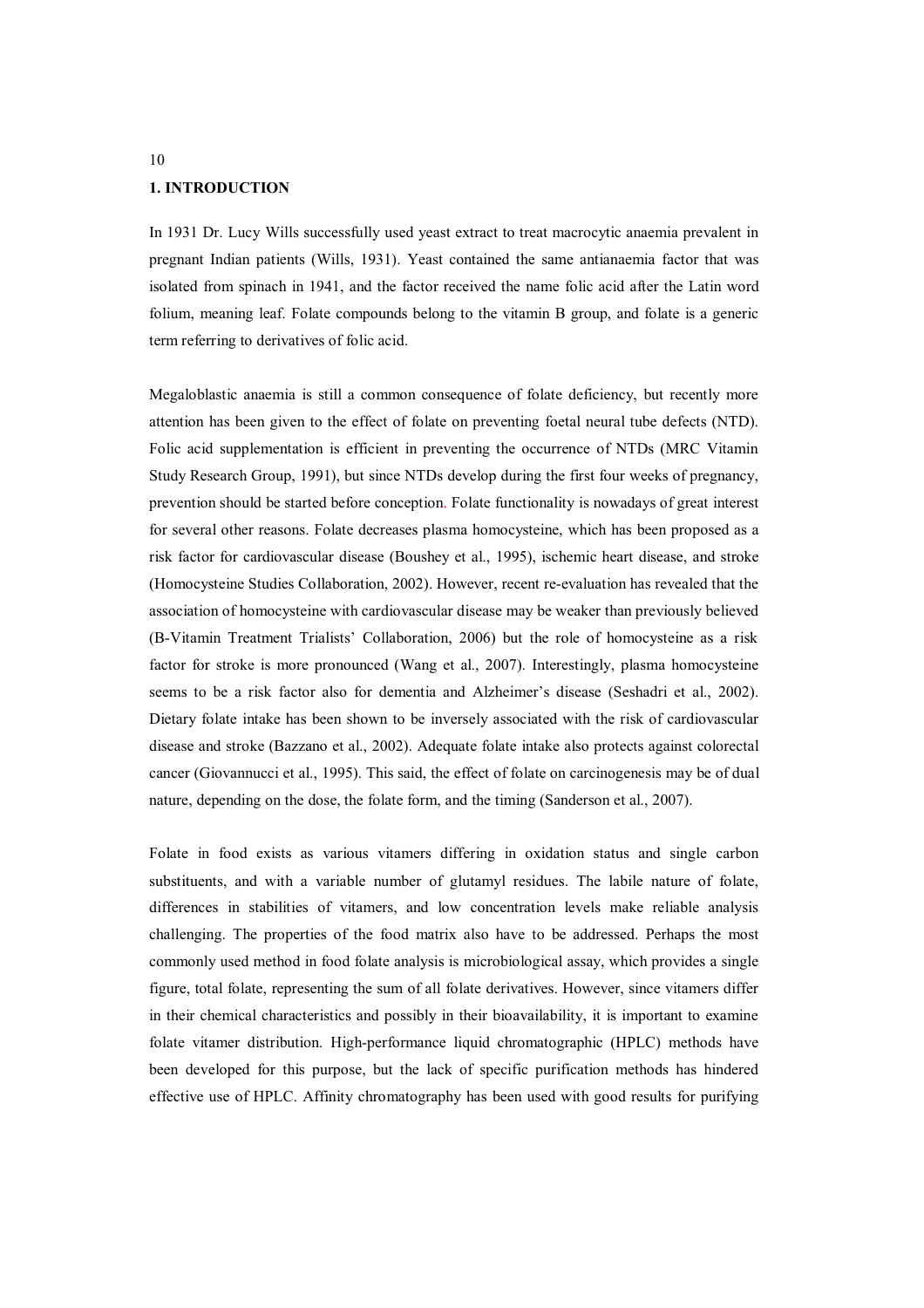# 1. INTRODUCTION

In 1931 Dr. Lucy Wills successfully used yeast extract to treat macrocytic anaemia prevalent in pregnant Indian patients (Wills, 1931). Yeast contained the same antianaemia factor that was isolated from spinach in 1941, and the factor received the name folic acid after the Latin word folium, meaning leaf. Folate compounds belong to the vitamin B group, and folate is a generic term referring to derivatives of folic acid.

Megaloblastic anaemia is still a common consequence of folate deficiency, but recently more attention has been given to the effect of folate on preventing foetal neural tube defects (NTD). Folic acid supplementation is efficient in preventing the occurrence of NTDs (MRC Vitamin Study Research Group, 1991), but since NTDs develop during the first four weeks of pregnancy, prevention should be started before conception. Folate functionality is nowadays of great interest for several other reasons. Folate decreases plasma homocysteine, which has been proposed as a risk factor for cardiovascular disease (Boushey et al., 1995), ischemic heart disease, and stroke (Homocysteine Studies Collaboration, 2002). However, recent re-evaluation has revealed that the association of homocysteine with cardiovascular disease may be weaker than previously believed (B-Vitamin Treatment Trialists' Collaboration, 2006) but the role of homocysteine as a risk factor for stroke is more pronounced (Wang et al., 2007). Interestingly, plasma homocysteine seems to be a risk factor also for dementia and Alzheimer's disease (Seshadri et al., 2002). Dietary folate intake has been shown to be inversely associated with the risk of cardiovascular disease and stroke (Bazzano et al., 2002). Adequate folate intake also protects against colorectal cancer (Giovannucci et al., 1995). This said, the effect of folate on carcinogenesis may be of dual nature, depending on the dose, the folate form, and the timing (Sanderson et al., 2007).

Folate in food exists as various vitamers differing in oxidation status and single carbon substituents, and with a variable number of glutamyl residues. The labile nature of folate, differences in stabilities of vitamers, and low concentration levels make reliable analysis challenging. The properties of the food matrix also have to be addressed. Perhaps the most commonly used method in food folate analysis is microbiological assay, which provides a single figure, total folate, representing the sum of all folate derivatives. However, since vitamers differ in their chemical characteristics and possibly in their bioavailability, it is important to examine folate vitamer distribution. High-performance liquid chromatographic (HPLC) methods have been developed for this purpose, but the lack of specific purification methods has hindered effective use of HPLC. Affinity chromatography has been used with good results for purifying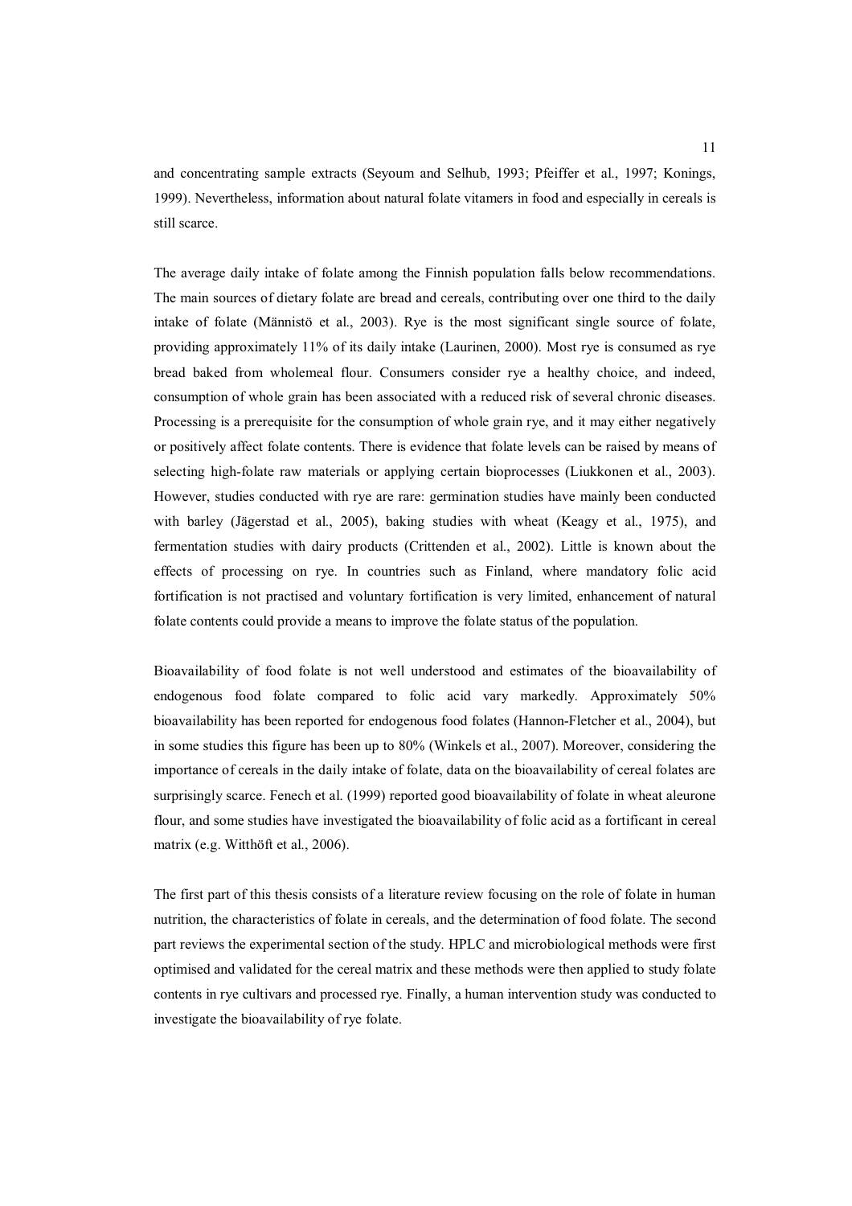and concentrating sample extracts (Seyoum and Selhub, 1993; Pfeiffer et al., 1997; Konings, 1999). Nevertheless, information about natural folate vitamers in food and especially in cereals is still scarce.

The average daily intake of folate among the Finnish population falls below recommendations. The main sources of dietary folate are bread and cereals, contributing over one third to the daily intake of folate (Männistö et al., 2003). Rye is the most significant single source of folate, providing approximately 11% of its daily intake (Laurinen, 2000). Most rye is consumed as rye bread baked from wholemeal flour. Consumers consider rye a healthy choice, and indeed, consumption of whole grain has been associated with a reduced risk of several chronic diseases. Processing is a prerequisite for the consumption of whole grain rye, and it may either negatively or positively affect folate contents. There is evidence that folate levels can be raised by means of selecting high-folate raw materials or applying certain bioprocesses (Liukkonen et al., 2003). However, studies conducted with rye are rare: germination studies have mainly been conducted with barley (Jägerstad et al., 2005), baking studies with wheat (Keagy et al., 1975), and fermentation studies with dairy products (Crittenden et al., 2002). Little is known about the effects of processing on rye. In countries such as Finland, where mandatory folic acid fortification is not practised and voluntary fortification is very limited, enhancement of natural folate contents could provide a means to improve the folate status of the population.

Bioavailability of food folate is not well understood and estimates of the bioavailability of endogenous food folate compared to folic acid vary markedly. Approximately 50% bioavailability has been reported for endogenous food folates (Hannon-Fletcher et al., 2004), but in some studies this figure has been up to 80% (Winkels et al., 2007). Moreover, considering the importance of cereals in the daily intake of folate, data on the bioavailability of cereal folates are surprisingly scarce. Fenech et al. (1999) reported good bioavailability of folate in wheat aleurone flour, and some studies have investigated the bioavailability of folic acid as a fortificant in cereal matrix (e.g. Witthöft et al., 2006).

The first part of this thesis consists of a literature review focusing on the role of folate in human nutrition, the characteristics of folate in cereals, and the determination of food folate. The second part reviews the experimental section of the study. HPLC and microbiological methods were first optimised and validated for the cereal matrix and these methods were then applied to study folate contents in rye cultivars and processed rye. Finally, a human intervention study was conducted to investigate the bioavailability of rye folate.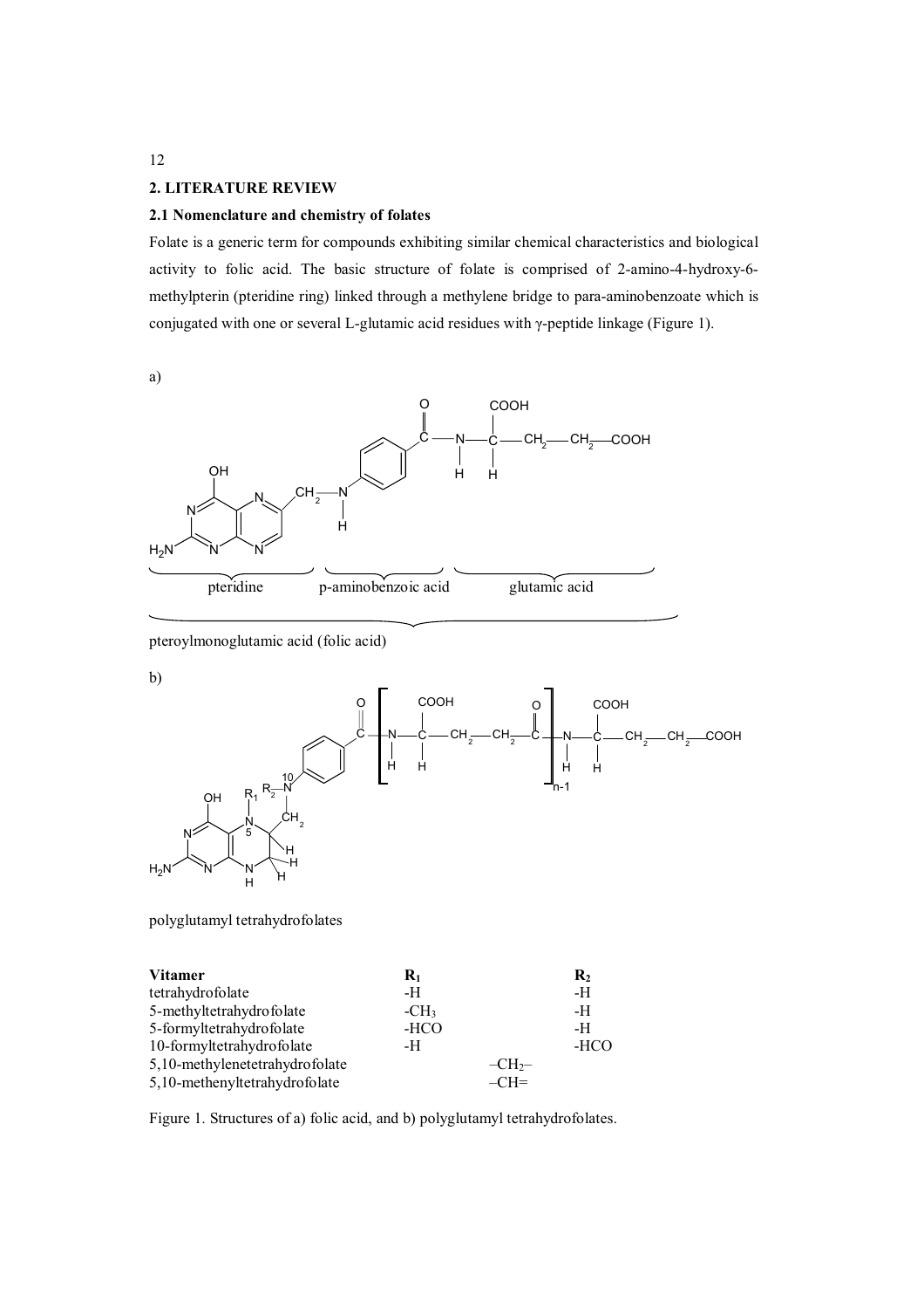## 2. LITERATURE REVIEW

### 2.1 Nomenclature and chemistry of folates

Folate is a generic term for compounds exhibiting similar chemical characteristics and biological activity to folic acid. The basic structure of folate is comprised of 2-amino-4-hydroxy-6-methylpterin (pteridine ring) linked through a methylene bridge to para-aminobenzoate which is conjugated with one or several L-glutamic acid residues with γ-peptide linkage (Figure 1).

a)

pteridine | p-aminobenzoic acid | glutamic acid

pteroylmonoglutamic acid (folic acid)

b)

polyglutamyl tetrahydrofolates

| Vitamer | $R_1$ | $R_2$ |
|---|---|---|
| tetrahydrofolate | -H | -H |
| 5-methyltetrahydrofolate | $-CH_3$ | -H |
| 5-formyltetrahydrofolate | -HCO | -H |
| 10-formyltetrahydrofolate | -H | -HCO |
| 5,10-methylenetetrahydrofolate | $–CH_2–$ | |
| 5,10-methenyltetrahydrofolate | –CH= | |

Figure 1. Structures of a) folic acid, and b) polyglutamyl tetrahydrofolates.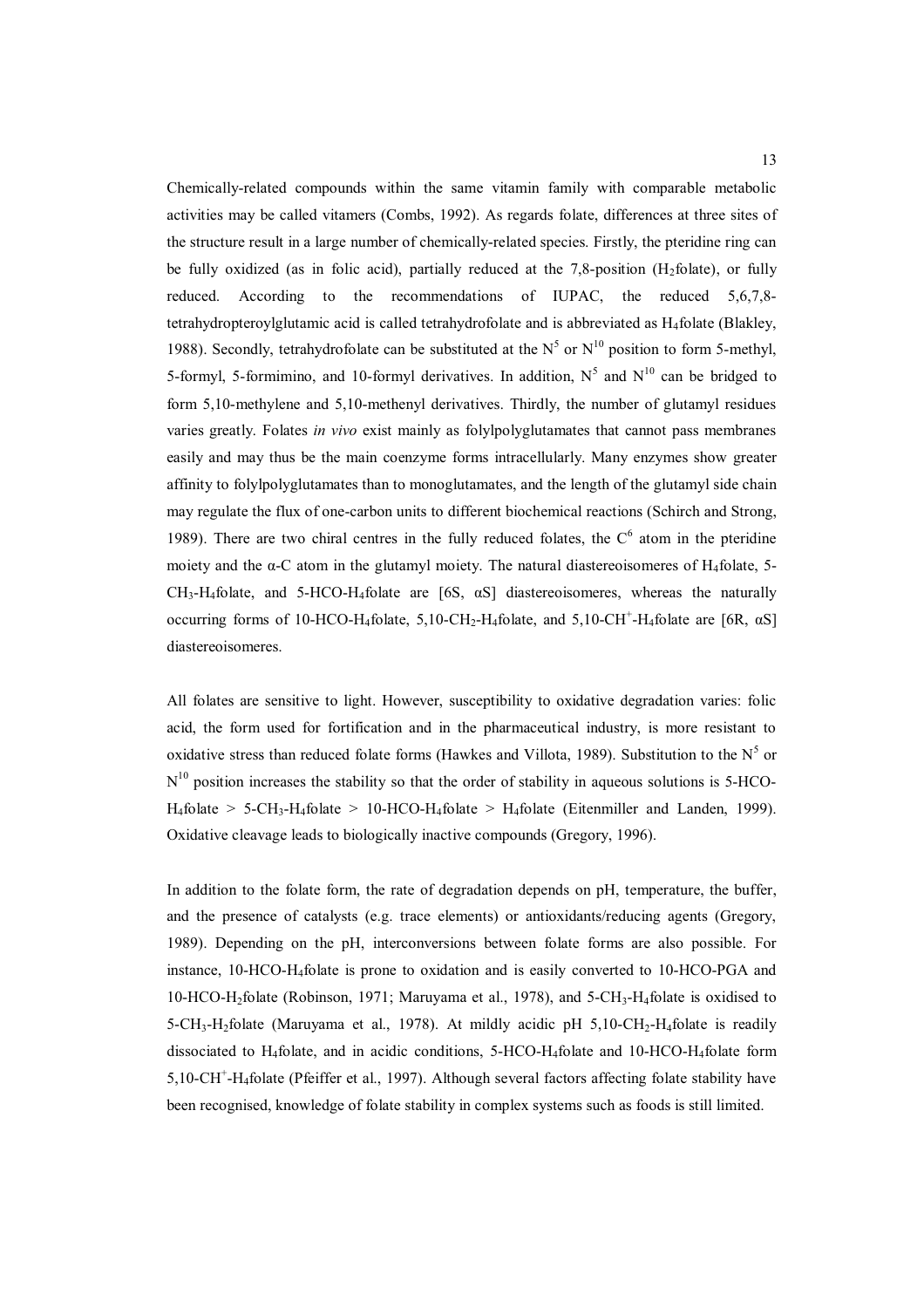Chemically-related compounds within the same vitamin family with comparable metabolic activities may be called vitamers (Combs, 1992). As regards folate, differences at three sites of the structure result in a large number of chemically-related species. Firstly, the pteridine ring can be fully oxidized (as in folic acid), partially reduced at the 7,8-position ($H_2$folate), or fully reduced. According to the recommendations of IUPAC, the reduced 5,6,7,8-tetrahydropteroylglutamic acid is called tetrahydrofolate and is abbreviated as $H_4$folate (Blakley, 1988). Secondly, tetrahydrofolate can be substituted at the $N^5$ or $N^{10}$ position to form 5-methyl, 5-formyl, 5-formimino, and 10-formyl derivatives. In addition, $N^5$ and $N^{10}$ can be bridged to form 5,10-methylene and 5,10-methenyl derivatives. Thirdly, the number of glutamyl residues varies greatly. Folates *in vivo* exist mainly as folylpolyglutamates that cannot pass membranes easily and may thus be the main coenzyme forms intracellularly. Many enzymes show greater affinity to folylpolyglutamates than to monoglutamates, and the length of the glutamyl side chain may regulate the flux of one-carbon units to different biochemical reactions (Schirch and Strong, 1989). There are two chiral centres in the fully reduced folates, the $C^6$ atom in the pteridine moiety and the α-C atom in the glutamyl moiety. The natural diastereoisomeres of $H_4$folate, 5-$CH_3$-$H_4$folate, and 5-HCO-$H_4$folate are [6S, αS] diastereoisomeres, whereas the naturally occurring forms of 10-HCO-$H_4$folate, 5,10-$CH_2$-$H_4$folate, and 5,10-$CH^+$-$H_4$folate are [6R, αS] diastereoisomeres.

All folates are sensitive to light. However, susceptibility to oxidative degradation varies: folic acid, the form used for fortification and in the pharmaceutical industry, is more resistant to oxidative stress than reduced folate forms (Hawkes and Villota, 1989). Substitution to the $N^5$ or $N^{10}$ position increases the stability so that the order of stability in aqueous solutions is 5-HCO-$H_4$folate > 5-$CH_3$-$H_4$folate > 10-HCO-$H_4$folate > $H_4$folate (Eitenmiller and Landen, 1999). Oxidative cleavage leads to biologically inactive compounds (Gregory, 1996).

In addition to the folate form, the rate of degradation depends on pH, temperature, the buffer, and the presence of catalysts (e.g. trace elements) or antioxidants/reducing agents (Gregory, 1989). Depending on the pH, interconversions between folate forms are also possible. For instance, 10-HCO-$H_4$folate is prone to oxidation and is easily converted to 10-HCO-PGA and 10-HCO-$H_2$folate (Robinson, 1971; Maruyama et al., 1978), and 5-$CH_3$-$H_4$folate is oxidised to 5-$CH_3$-$H_2$folate (Maruyama et al., 1978). At mildly acidic pH 5,10-$CH_2$-$H_4$folate is readily dissociated to $H_4$folate, and in acidic conditions, 5-HCO-$H_4$folate and 10-HCO-$H_4$folate form 5,10-$CH^+$-$H_4$folate (Pfeiffer et al., 1997). Although several factors affecting folate stability have been recognised, knowledge of folate stability in complex systems such as foods is still limited.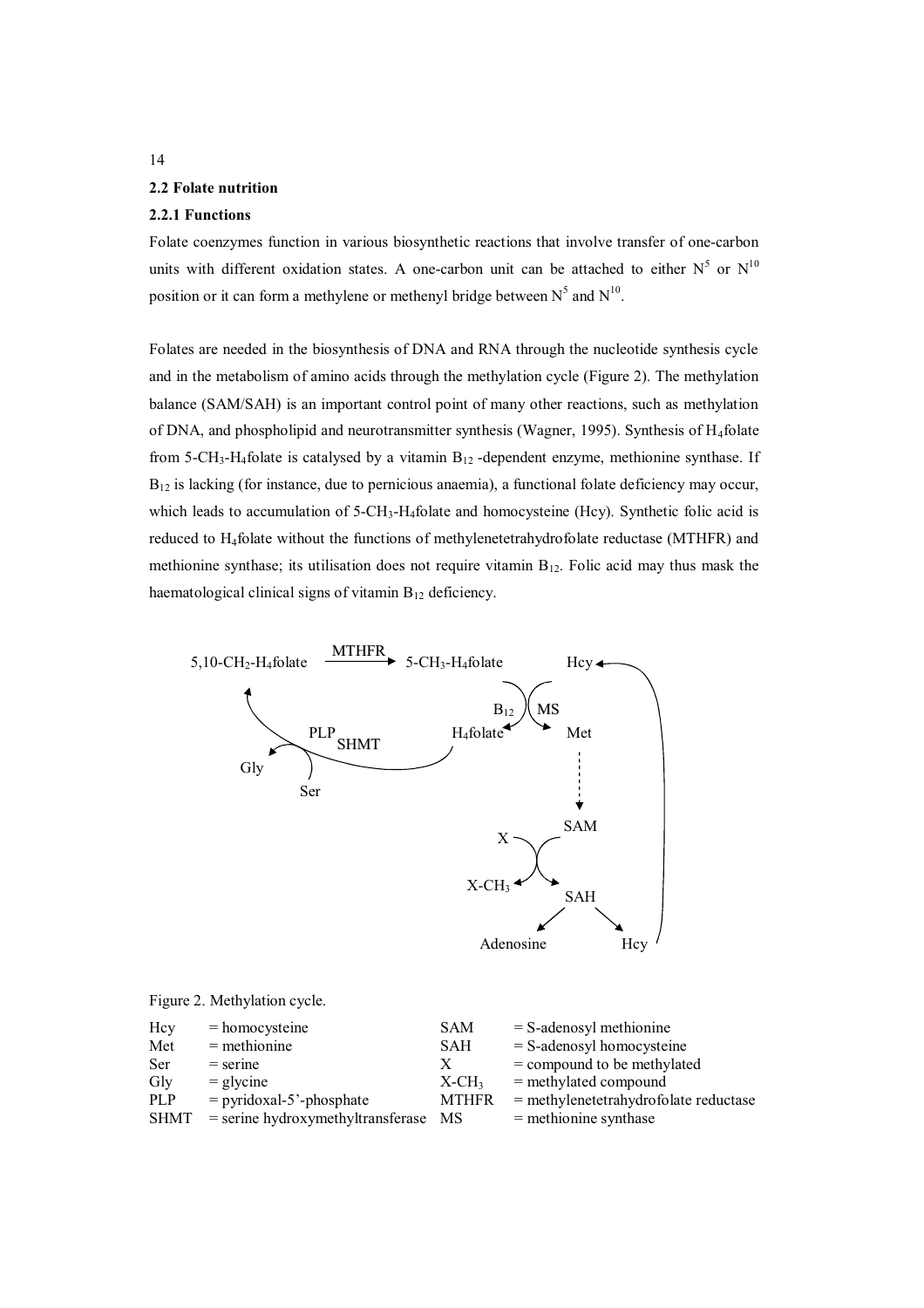## 2.2 Folate nutrition

### 2.2.1 Functions

Folate coenzymes function in various biosynthetic reactions that involve transfer of one-carbon units with different oxidation states. A one-carbon unit can be attached to either $N^5$ or $N^{10}$ position or it can form a methylene or methenyl bridge between $N^5$ and $N^{10}$.

Folates are needed in the biosynthesis of DNA and RNA through the nucleotide synthesis cycle and in the metabolism of amino acids through the methylation cycle (Figure 2). The methylation balance (SAM/SAH) is an important control point of many other reactions, such as methylation of DNA, and phospholipid and neurotransmitter synthesis (Wagner, 1995). Synthesis of $H_4$folate from 5-$CH_3$-$H_4$folate is catalysed by a vitamin $B_{12}$ -dependent enzyme, methionine synthase. If $B_{12}$ is lacking (for instance, due to pernicious anaemia), a functional folate deficiency may occur, which leads to accumulation of 5-$CH_3$-$H_4$folate and homocysteine (Hcy). Synthetic folic acid is reduced to $H_4$folate without the functions of methylenetetrahydrofolate reductase (MTHFR) and methionine synthase; its utilisation does not require vitamin $B_{12}$. Folic acid may thus mask the haematological clinical signs of vitamin $B_{12}$ deficiency.

5,10-$CH_2$-$H_4$folate —MTHFR→ 5-$CH_3$-$H_4$folate; 5-$CH_3$-$H_4$folate + Hcy —$B_{12}$, MS→ $H_4$folate + Met; $H_4$folate + Ser —PLP, SHMT→ 5,10-$CH_2$-$H_4$folate + Gly; Met ⇢ SAM; SAM + X → SAH + X-$CH_3$; SAH → Adenosine + Hcy; Hcy → Hcy

Figure 2. Methylation cycle.

| | | | | |
|---|---|---|---|---|
| Hcy | = homocysteine | | SAM | = S-adenosyl methionine |
| Met | = methionine | | SAH | = S-adenosyl homocysteine |
| Ser | = serine | | X | = compound to be methylated |
| Gly | = glycine | | X-$CH_3$ | = methylated compound |
| PLP | = pyridoxal-5'-phosphate | | MTHFR | = methylenetetrahydrofolate reductase |
| SHMT | = serine hydroxymethyltransferase | | MS | = methionine synthase |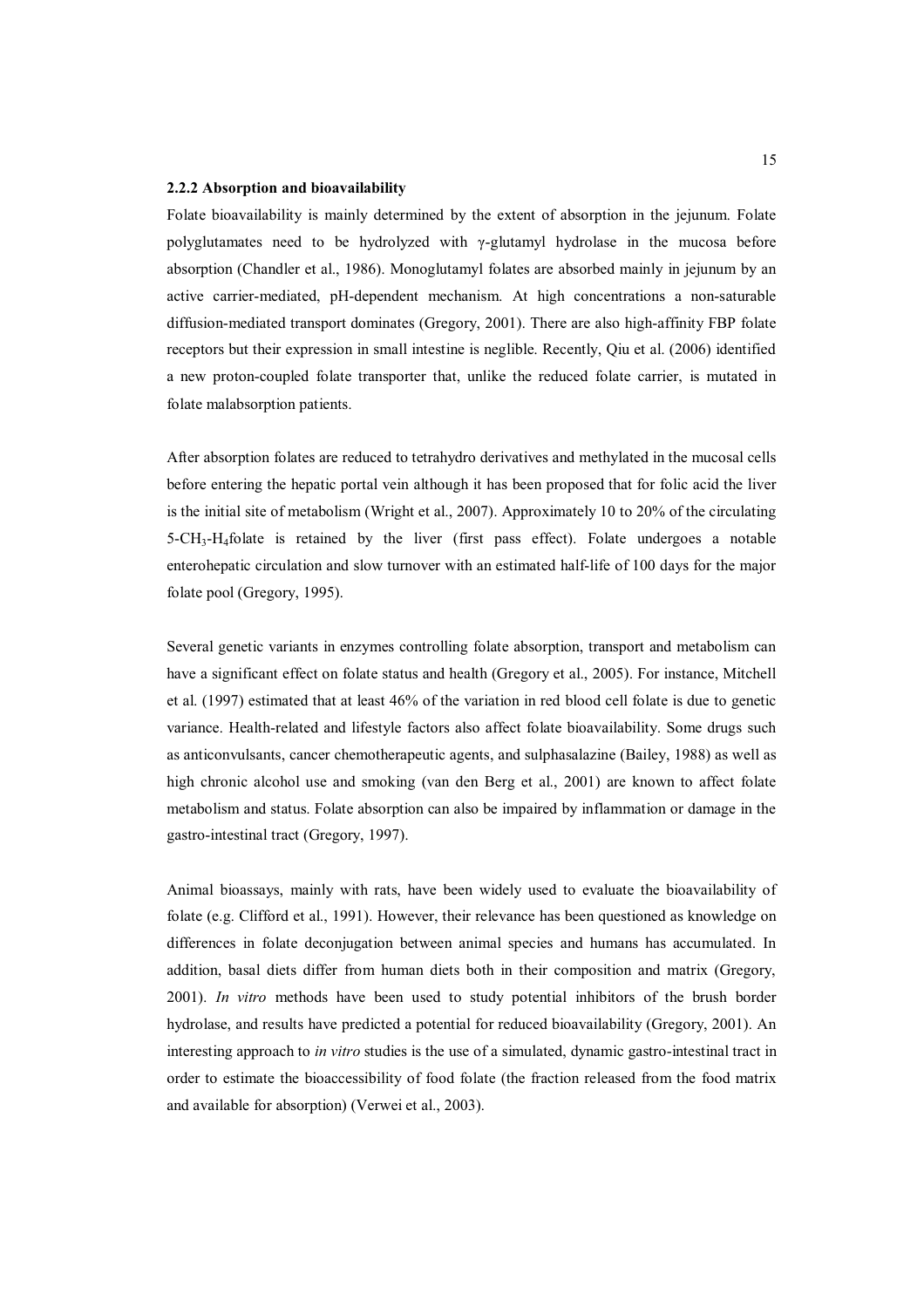### 2.2.2 Absorption and bioavailability

Folate bioavailability is mainly determined by the extent of absorption in the jejunum. Folate polyglutamates need to be hydrolyzed with γ-glutamyl hydrolase in the mucosa before absorption (Chandler et al., 1986). Monoglutamyl folates are absorbed mainly in jejunum by an active carrier-mediated, pH-dependent mechanism. At high concentrations a non-saturable diffusion-mediated transport dominates (Gregory, 2001). There are also high-affinity FBP folate receptors but their expression in small intestine is neglible. Recently, Qiu et al. (2006) identified a new proton-coupled folate transporter that, unlike the reduced folate carrier, is mutated in folate malabsorption patients.

After absorption folates are reduced to tetrahydro derivatives and methylated in the mucosal cells before entering the hepatic portal vein although it has been proposed that for folic acid the liver is the initial site of metabolism (Wright et al., 2007). Approximately 10 to 20% of the circulating 5-$CH_3$-$H_4$folate is retained by the liver (first pass effect). Folate undergoes a notable enterohepatic circulation and slow turnover with an estimated half-life of 100 days for the major folate pool (Gregory, 1995).

Several genetic variants in enzymes controlling folate absorption, transport and metabolism can have a significant effect on folate status and health (Gregory et al., 2005). For instance, Mitchell et al. (1997) estimated that at least 46% of the variation in red blood cell folate is due to genetic variance. Health-related and lifestyle factors also affect folate bioavailability. Some drugs such as anticonvulsants, cancer chemotherapeutic agents, and sulphasalazine (Bailey, 1988) as well as high chronic alcohol use and smoking (van den Berg et al., 2001) are known to affect folate metabolism and status. Folate absorption can also be impaired by inflammation or damage in the gastro-intestinal tract (Gregory, 1997).

Animal bioassays, mainly with rats, have been widely used to evaluate the bioavailability of folate (e.g. Clifford et al., 1991). However, their relevance has been questioned as knowledge on differences in folate deconjugation between animal species and humans has accumulated. In addition, basal diets differ from human diets both in their composition and matrix (Gregory, 2001). *In vitro* methods have been used to study potential inhibitors of the brush border hydrolase, and results have predicted a potential for reduced bioavailability (Gregory, 2001). An interesting approach to *in vitro* studies is the use of a simulated, dynamic gastro-intestinal tract in order to estimate the bioaccessibility of food folate (the fraction released from the food matrix and available for absorption) (Verwei et al., 2003).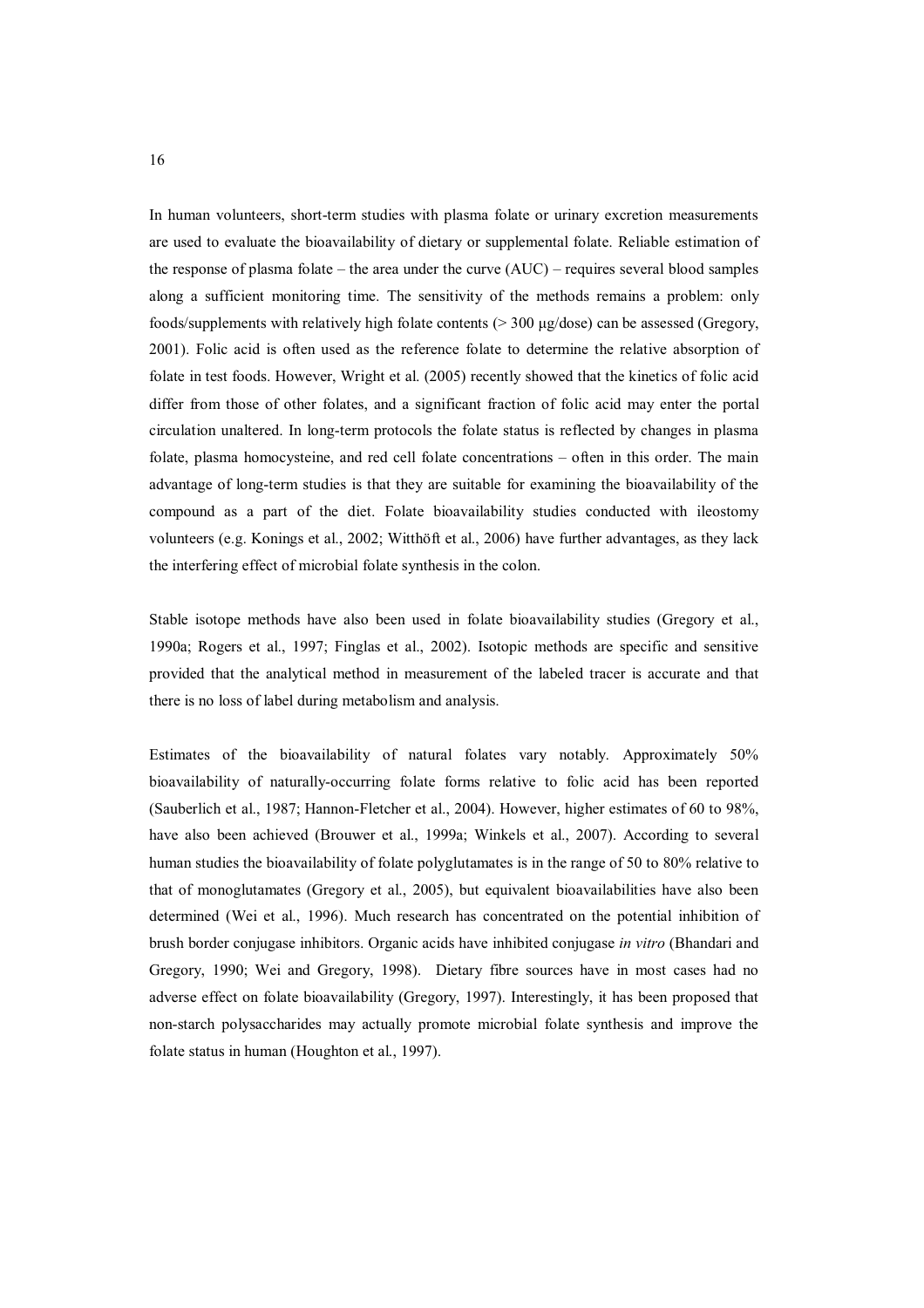In human volunteers, short-term studies with plasma folate or urinary excretion measurements are used to evaluate the bioavailability of dietary or supplemental folate. Reliable estimation of the response of plasma folate – the area under the curve (AUC) – requires several blood samples along a sufficient monitoring time. The sensitivity of the methods remains a problem: only foods/supplements with relatively high folate contents (> 300 µg/dose) can be assessed (Gregory, 2001). Folic acid is often used as the reference folate to determine the relative absorption of folate in test foods. However, Wright et al. (2005) recently showed that the kinetics of folic acid differ from those of other folates, and a significant fraction of folic acid may enter the portal circulation unaltered. In long-term protocols the folate status is reflected by changes in plasma folate, plasma homocysteine, and red cell folate concentrations – often in this order. The main advantage of long-term studies is that they are suitable for examining the bioavailability of the compound as a part of the diet. Folate bioavailability studies conducted with ileostomy volunteers (e.g. Konings et al., 2002; Witthöft et al., 2006) have further advantages, as they lack the interfering effect of microbial folate synthesis in the colon.

Stable isotope methods have also been used in folate bioavailability studies (Gregory et al., 1990a; Rogers et al., 1997; Finglas et al., 2002). Isotopic methods are specific and sensitive provided that the analytical method in measurement of the labeled tracer is accurate and that there is no loss of label during metabolism and analysis.

Estimates of the bioavailability of natural folates vary notably. Approximately 50% bioavailability of naturally-occurring folate forms relative to folic acid has been reported (Sauberlich et al., 1987; Hannon-Fletcher et al., 2004). However, higher estimates of 60 to 98%, have also been achieved (Brouwer et al., 1999a; Winkels et al., 2007). According to several human studies the bioavailability of folate polyglutamates is in the range of 50 to 80% relative to that of monoglutamates (Gregory et al., 2005), but equivalent bioavailabilities have also been determined (Wei et al., 1996). Much research has concentrated on the potential inhibition of brush border conjugase inhibitors. Organic acids have inhibited conjugase *in vitro* (Bhandari and Gregory, 1990; Wei and Gregory, 1998). Dietary fibre sources have in most cases had no adverse effect on folate bioavailability (Gregory, 1997). Interestingly, it has been proposed that non-starch polysaccharides may actually promote microbial folate synthesis and improve the folate status in human (Houghton et al., 1997).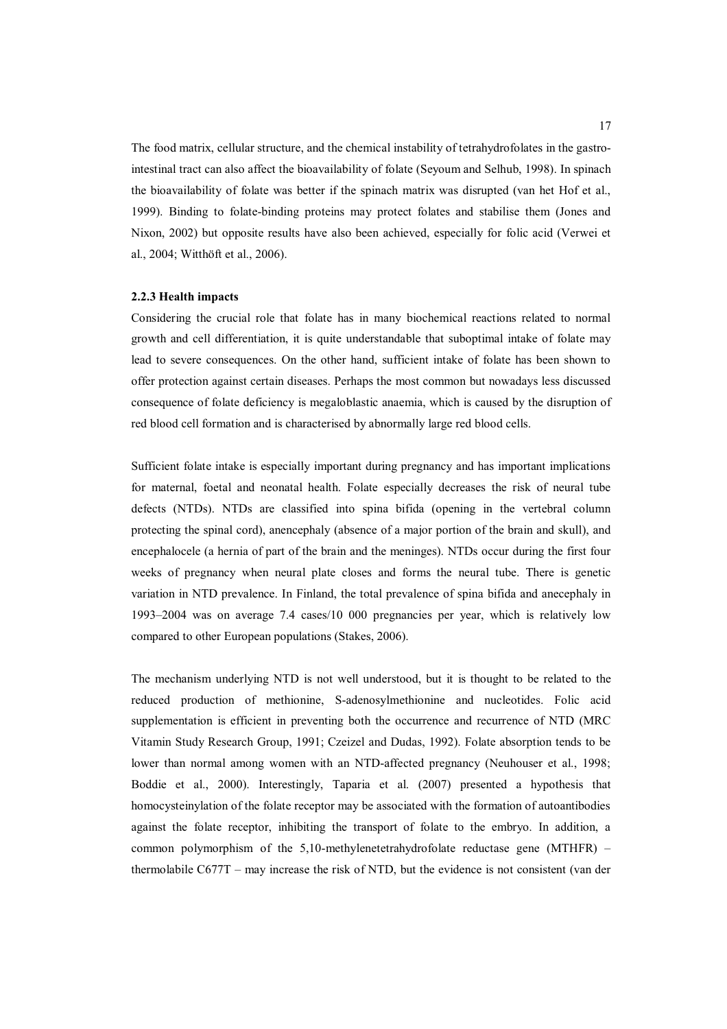The food matrix, cellular structure, and the chemical instability of tetrahydrofolates in the gastro-intestinal tract can also affect the bioavailability of folate (Seyoum and Selhub, 1998). In spinach the bioavailability of folate was better if the spinach matrix was disrupted (van het Hof et al., 1999). Binding to folate-binding proteins may protect folates and stabilise them (Jones and Nixon, 2002) but opposite results have also been achieved, especially for folic acid (Verwei et al., 2004; Witthöft et al., 2006).

### 2.2.3 Health impacts

Considering the crucial role that folate has in many biochemical reactions related to normal growth and cell differentiation, it is quite understandable that suboptimal intake of folate may lead to severe consequences. On the other hand, sufficient intake of folate has been shown to offer protection against certain diseases. Perhaps the most common but nowadays less discussed consequence of folate deficiency is megaloblastic anaemia, which is caused by the disruption of red blood cell formation and is characterised by abnormally large red blood cells.

Sufficient folate intake is especially important during pregnancy and has important implications for maternal, foetal and neonatal health. Folate especially decreases the risk of neural tube defects (NTDs). NTDs are classified into spina bifida (opening in the vertebral column protecting the spinal cord), anencephaly (absence of a major portion of the brain and skull), and encephalocele (a hernia of part of the brain and the meninges). NTDs occur during the first four weeks of pregnancy when neural plate closes and forms the neural tube. There is genetic variation in NTD prevalence. In Finland, the total prevalence of spina bifida and anecephaly in 1993–2004 was on average 7.4 cases/10 000 pregnancies per year, which is relatively low compared to other European populations (Stakes, 2006).

The mechanism underlying NTD is not well understood, but it is thought to be related to the reduced production of methionine, S-adenosylmethionine and nucleotides. Folic acid supplementation is efficient in preventing both the occurrence and recurrence of NTD (MRC Vitamin Study Research Group, 1991; Czeizel and Dudas, 1992). Folate absorption tends to be lower than normal among women with an NTD-affected pregnancy (Neuhouser et al., 1998; Boddie et al., 2000). Interestingly, Taparia et al. (2007) presented a hypothesis that homocysteinylation of the folate receptor may be associated with the formation of autoantibodies against the folate receptor, inhibiting the transport of folate to the embryo. In addition, a common polymorphism of the 5,10-methylenetetrahydrofolate reductase gene (MTHFR) – thermolabile C677T – may increase the risk of NTD, but the evidence is not consistent (van der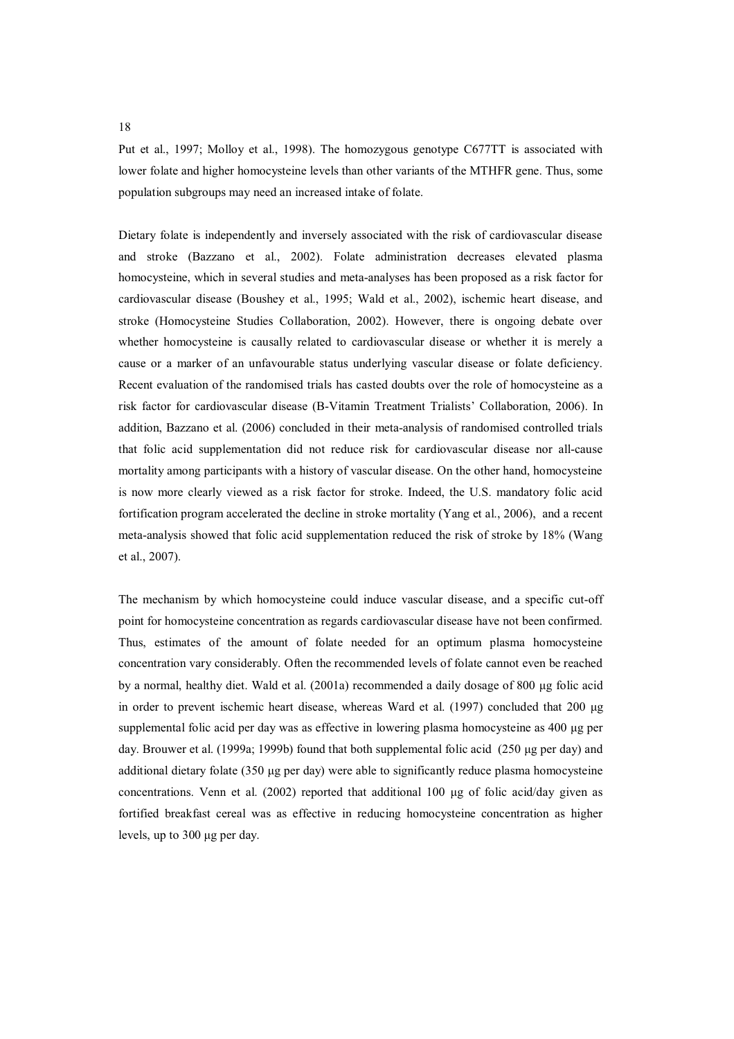Put et al., 1997; Molloy et al., 1998). The homozygous genotype C677TT is associated with lower folate and higher homocysteine levels than other variants of the MTHFR gene. Thus, some population subgroups may need an increased intake of folate.

Dietary folate is independently and inversely associated with the risk of cardiovascular disease and stroke (Bazzano et al., 2002). Folate administration decreases elevated plasma homocysteine, which in several studies and meta-analyses has been proposed as a risk factor for cardiovascular disease (Boushey et al., 1995; Wald et al., 2002), ischemic heart disease, and stroke (Homocysteine Studies Collaboration, 2002). However, there is ongoing debate over whether homocysteine is causally related to cardiovascular disease or whether it is merely a cause or a marker of an unfavourable status underlying vascular disease or folate deficiency. Recent evaluation of the randomised trials has casted doubts over the role of homocysteine as a risk factor for cardiovascular disease (B-Vitamin Treatment Trialists' Collaboration, 2006). In addition, Bazzano et al. (2006) concluded in their meta-analysis of randomised controlled trials that folic acid supplementation did not reduce risk for cardiovascular disease nor all-cause mortality among participants with a history of vascular disease. On the other hand, homocysteine is now more clearly viewed as a risk factor for stroke. Indeed, the U.S. mandatory folic acid fortification program accelerated the decline in stroke mortality (Yang et al., 2006), and a recent meta-analysis showed that folic acid supplementation reduced the risk of stroke by 18% (Wang et al., 2007).

The mechanism by which homocysteine could induce vascular disease, and a specific cut-off point for homocysteine concentration as regards cardiovascular disease have not been confirmed. Thus, estimates of the amount of folate needed for an optimum plasma homocysteine concentration vary considerably. Often the recommended levels of folate cannot even be reached by a normal, healthy diet. Wald et al. (2001a) recommended a daily dosage of 800 µg folic acid in order to prevent ischemic heart disease, whereas Ward et al. (1997) concluded that 200 µg supplemental folic acid per day was as effective in lowering plasma homocysteine as 400 µg per day. Brouwer et al. (1999a; 1999b) found that both supplemental folic acid (250 µg per day) and additional dietary folate (350 µg per day) were able to significantly reduce plasma homocysteine concentrations. Venn et al. (2002) reported that additional 100 µg of folic acid/day given as fortified breakfast cereal was as effective in reducing homocysteine concentration as higher levels, up to 300 µg per day.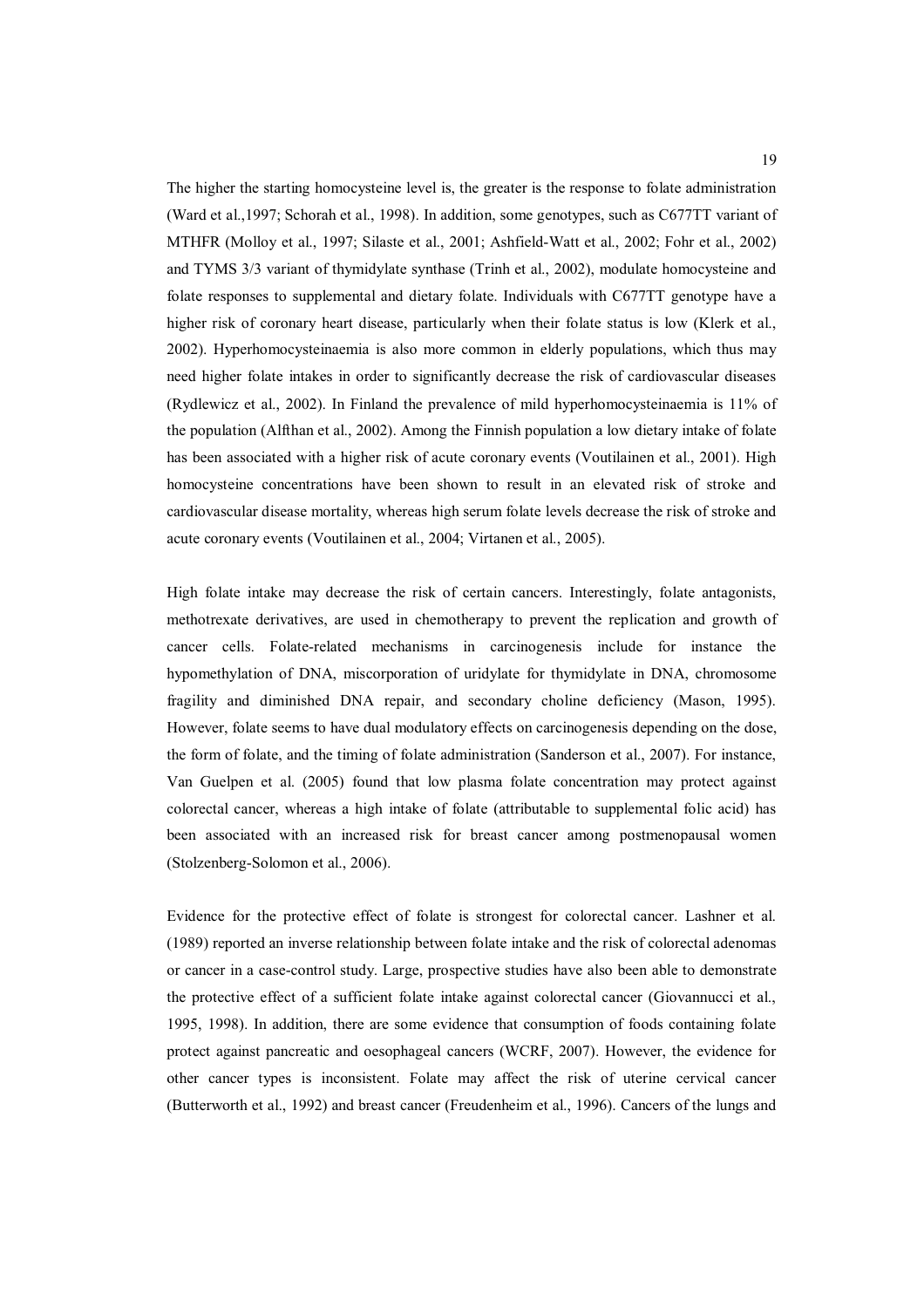The higher the starting homocysteine level is, the greater is the response to folate administration (Ward et al.,1997; Schorah et al., 1998). In addition, some genotypes, such as C677TT variant of MTHFR (Molloy et al., 1997; Silaste et al., 2001; Ashfield-Watt et al., 2002; Fohr et al., 2002) and TYMS 3/3 variant of thymidylate synthase (Trinh et al., 2002), modulate homocysteine and folate responses to supplemental and dietary folate. Individuals with C677TT genotype have a higher risk of coronary heart disease, particularly when their folate status is low (Klerk et al., 2002). Hyperhomocysteinaemia is also more common in elderly populations, which thus may need higher folate intakes in order to significantly decrease the risk of cardiovascular diseases (Rydlewicz et al., 2002). In Finland the prevalence of mild hyperhomocysteinaemia is 11% of the population (Alfthan et al., 2002). Among the Finnish population a low dietary intake of folate has been associated with a higher risk of acute coronary events (Voutilainen et al., 2001). High homocysteine concentrations have been shown to result in an elevated risk of stroke and cardiovascular disease mortality, whereas high serum folate levels decrease the risk of stroke and acute coronary events (Voutilainen et al., 2004; Virtanen et al., 2005).

High folate intake may decrease the risk of certain cancers. Interestingly, folate antagonists, methotrexate derivatives, are used in chemotherapy to prevent the replication and growth of cancer cells. Folate-related mechanisms in carcinogenesis include for instance the hypomethylation of DNA, miscorporation of uridylate for thymidylate in DNA, chromosome fragility and diminished DNA repair, and secondary choline deficiency (Mason, 1995). However, folate seems to have dual modulatory effects on carcinogenesis depending on the dose, the form of folate, and the timing of folate administration (Sanderson et al., 2007). For instance, Van Guelpen et al. (2005) found that low plasma folate concentration may protect against colorectal cancer, whereas a high intake of folate (attributable to supplemental folic acid) has been associated with an increased risk for breast cancer among postmenopausal women (Stolzenberg-Solomon et al., 2006).

Evidence for the protective effect of folate is strongest for colorectal cancer. Lashner et al. (1989) reported an inverse relationship between folate intake and the risk of colorectal adenomas or cancer in a case-control study. Large, prospective studies have also been able to demonstrate the protective effect of a sufficient folate intake against colorectal cancer (Giovannucci et al., 1995, 1998). In addition, there are some evidence that consumption of foods containing folate protect against pancreatic and oesophageal cancers (WCRF, 2007). However, the evidence for other cancer types is inconsistent. Folate may affect the risk of uterine cervical cancer (Butterworth et al., 1992) and breast cancer (Freudenheim et al., 1996). Cancers of the lungs and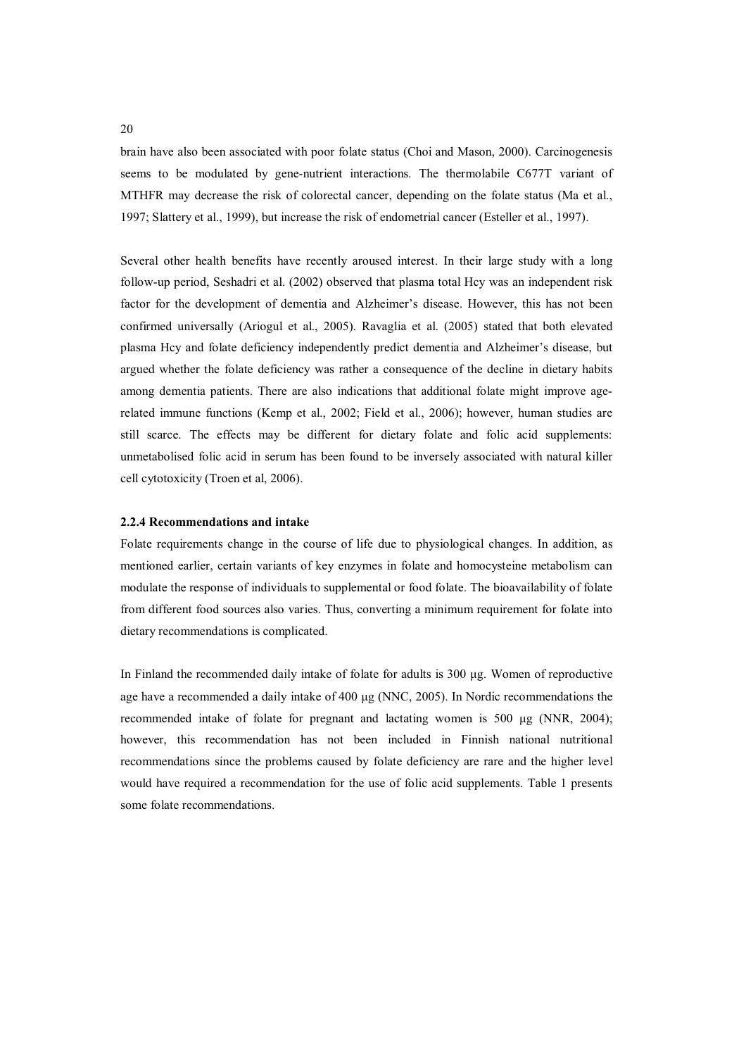brain have also been associated with poor folate status (Choi and Mason, 2000). Carcinogenesis seems to be modulated by gene-nutrient interactions. The thermolabile C677T variant of MTHFR may decrease the risk of colorectal cancer, depending on the folate status (Ma et al., 1997; Slattery et al., 1999), but increase the risk of endometrial cancer (Esteller et al., 1997).

Several other health benefits have recently aroused interest. In their large study with a long follow-up period, Seshadri et al. (2002) observed that plasma total Hcy was an independent risk factor for the development of dementia and Alzheimer's disease. However, this has not been confirmed universally (Ariogul et al., 2005). Ravaglia et al. (2005) stated that both elevated plasma Hcy and folate deficiency independently predict dementia and Alzheimer's disease, but argued whether the folate deficiency was rather a consequence of the decline in dietary habits among dementia patients. There are also indications that additional folate might improve age-related immune functions (Kemp et al., 2002; Field et al., 2006); however, human studies are still scarce. The effects may be different for dietary folate and folic acid supplements: unmetabolised folic acid in serum has been found to be inversely associated with natural killer cell cytotoxicity (Troen et al, 2006).

### 2.2.4 Recommendations and intake

Folate requirements change in the course of life due to physiological changes. In addition, as mentioned earlier, certain variants of key enzymes in folate and homocysteine metabolism can modulate the response of individuals to supplemental or food folate. The bioavailability of folate from different food sources also varies. Thus, converting a minimum requirement for folate into dietary recommendations is complicated.

In Finland the recommended daily intake of folate for adults is 300 µg. Women of reproductive age have a recommended a daily intake of 400 µg (NNC, 2005). In Nordic recommendations the recommended intake of folate for pregnant and lactating women is 500 µg (NNR, 2004); however, this recommendation has not been included in Finnish national nutritional recommendations since the problems caused by folate deficiency are rare and the higher level would have required a recommendation for the use of folic acid supplements. Table 1 presents some folate recommendations.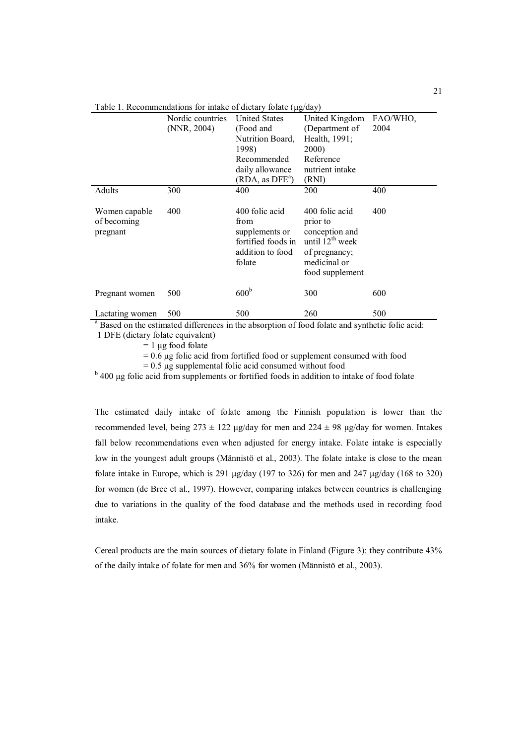Table 1. Recommendations for intake of dietary folate (µg/day)

| | Nordic countries (NNR, 2004) | United States (Food and Nutrition Board, 1998) Recommended daily allowance (RDA, as DFE[a]) | United Kingdom (Department of Health, 1991; 2000) Reference nutrient intake (RNI) | FAO/WHO, 2004 |
|---|---|---|---|---|
| Adults | 300 | 400 | 200 | 400 |
| Women capable of becoming pregnant | 400 | 400 folic acid from supplements or fortified foods in addition to food folate | 400 folic acid prior to conception and until 12[th] week of pregnancy; medicinal or food supplement | 400 |
| Pregnant women | 500 | 600[b] | 300 | 600 |
| Lactating women | 500 | 500 | 260 | 500 |

[a] Based on the estimated differences in the absorption of food folate and synthetic folic acid:
1 DFE (dietary folate equivalent)
= 1 µg food folate
= 0.6 µg folic acid from fortified food or supplement consumed with food
= 0.5 µg supplemental folic acid consumed without food

[b] 400 µg folic acid from supplements or fortified foods in addition to intake of food folate

The estimated daily intake of folate among the Finnish population is lower than the recommended level, being 273 ± 122 µg/day for men and 224 ± 98 µg/day for women. Intakes fall below recommendations even when adjusted for energy intake. Folate intake is especially low in the youngest adult groups (Männistö et al., 2003). The folate intake is close to the mean folate intake in Europe, which is 291 µg/day (197 to 326) for men and 247 µg/day (168 to 320) for women (de Bree et al., 1997). However, comparing intakes between countries is challenging due to variations in the quality of the food database and the methods used in recording food intake.

Cereal products are the main sources of dietary folate in Finland (Figure 3): they contribute 43% of the daily intake of folate for men and 36% for women (Männistö et al., 2003).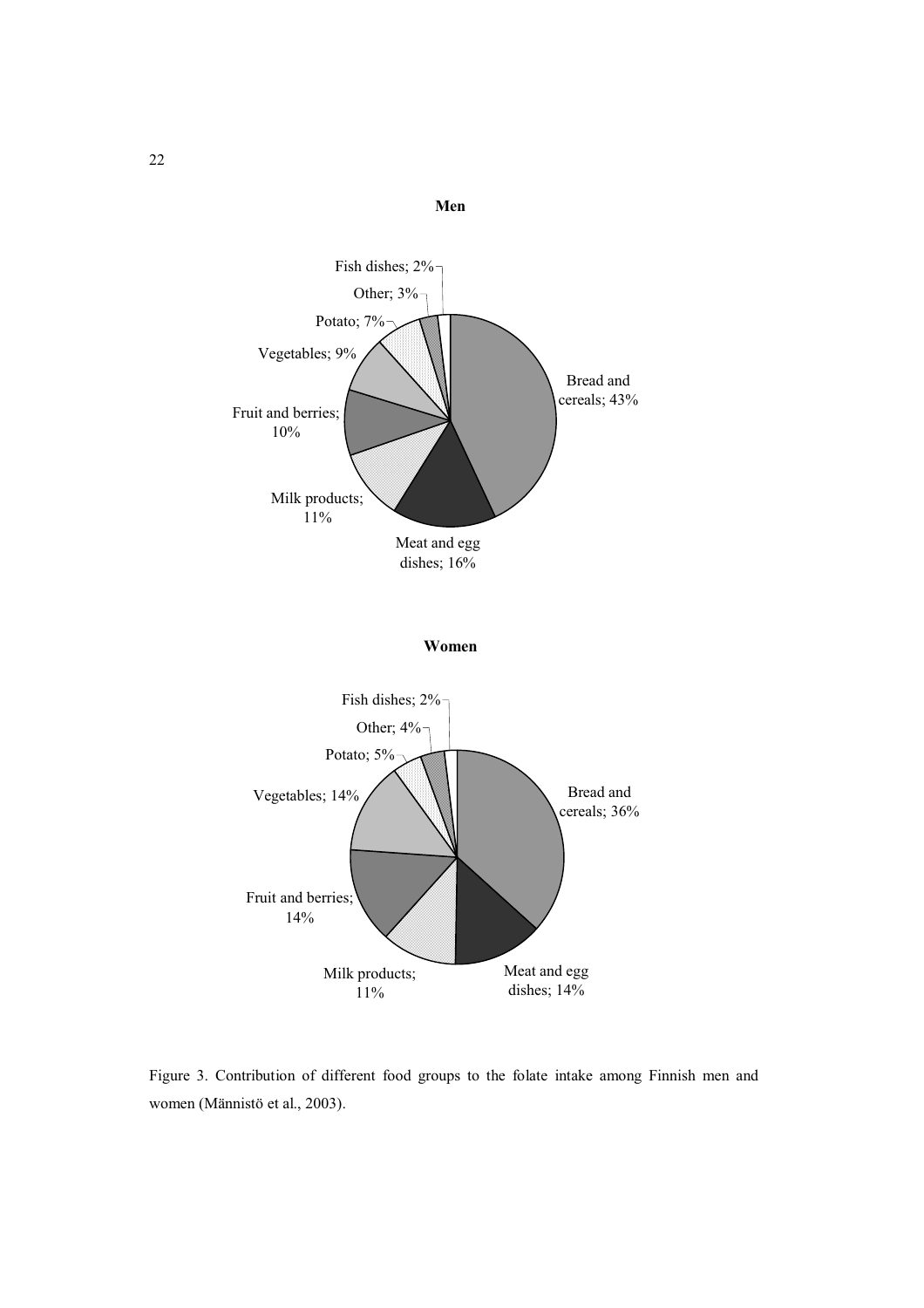**Men**

Fish dishes; 2%
Other; 3%
Potato; 7%
Vegetables; 9%
Fruit and berries; 10%
Milk products; 11%
Meat and egg dishes; 16%
Bread and cereals; 43%

**Women**

Fish dishes; 2%
Other; 4%
Potato; 5%
Vegetables; 14%
Fruit and berries; 14%
Milk products; 11%
Meat and egg dishes; 14%
Bread and cereals; 36%

Figure 3. Contribution of different food groups to the folate intake among Finnish men and women (Männistö et al., 2003).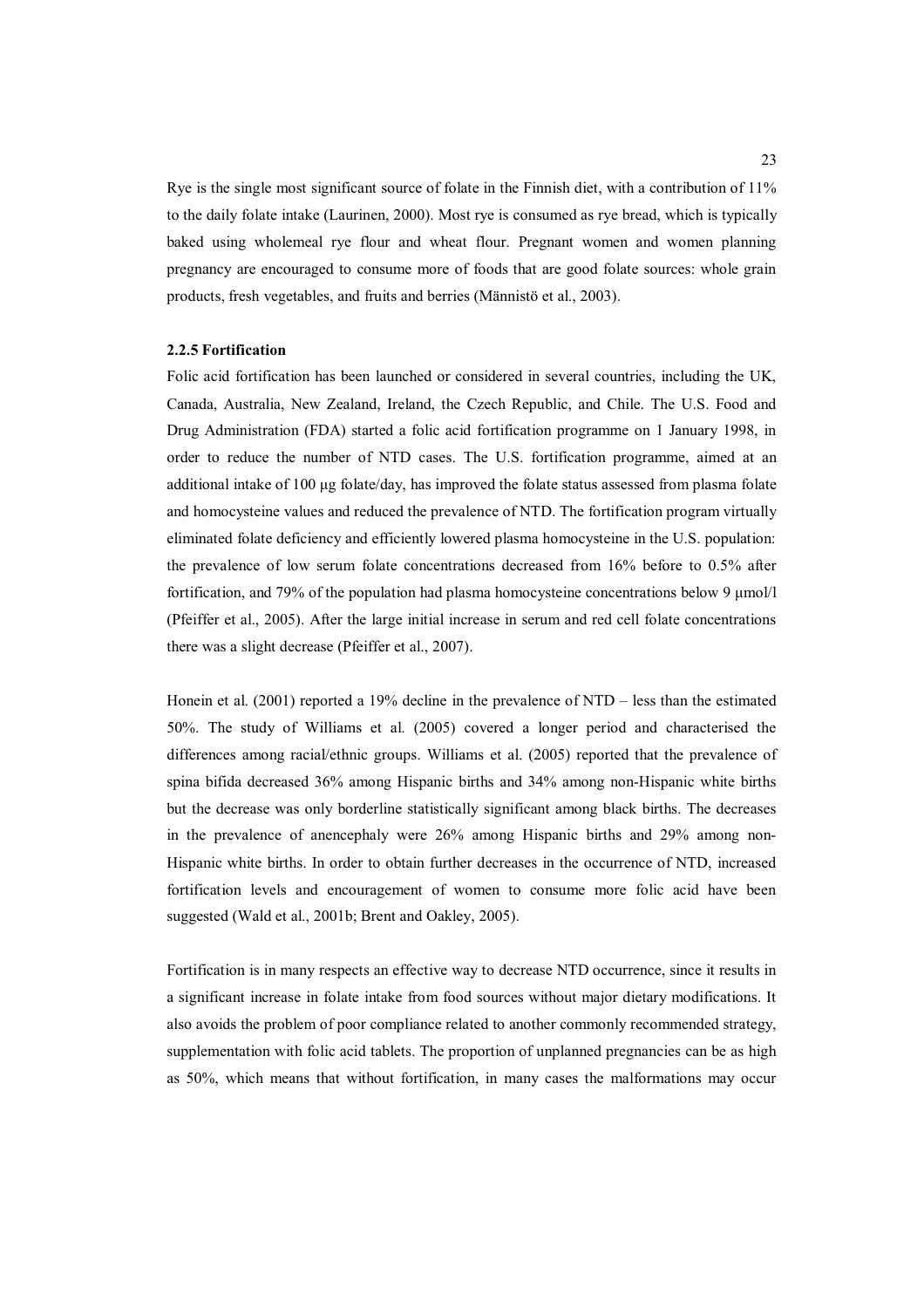Rye is the single most significant source of folate in the Finnish diet, with a contribution of 11% to the daily folate intake (Laurinen, 2000). Most rye is consumed as rye bread, which is typically baked using wholemeal rye flour and wheat flour. Pregnant women and women planning pregnancy are encouraged to consume more of foods that are good folate sources: whole grain products, fresh vegetables, and fruits and berries (Männistö et al., 2003).

### 2.2.5 Fortification

Folic acid fortification has been launched or considered in several countries, including the UK, Canada, Australia, New Zealand, Ireland, the Czech Republic, and Chile. The U.S. Food and Drug Administration (FDA) started a folic acid fortification programme on 1 January 1998, in order to reduce the number of NTD cases. The U.S. fortification programme, aimed at an additional intake of 100 µg folate/day, has improved the folate status assessed from plasma folate and homocysteine values and reduced the prevalence of NTD. The fortification program virtually eliminated folate deficiency and efficiently lowered plasma homocysteine in the U.S. population: the prevalence of low serum folate concentrations decreased from 16% before to 0.5% after fortification, and 79% of the population had plasma homocysteine concentrations below 9 µmol/l (Pfeiffer et al., 2005). After the large initial increase in serum and red cell folate concentrations there was a slight decrease (Pfeiffer et al., 2007).

Honein et al. (2001) reported a 19% decline in the prevalence of NTD – less than the estimated 50%. The study of Williams et al. (2005) covered a longer period and characterised the differences among racial/ethnic groups. Williams et al. (2005) reported that the prevalence of spina bifida decreased 36% among Hispanic births and 34% among non-Hispanic white births but the decrease was only borderline statistically significant among black births. The decreases in the prevalence of anencephaly were 26% among Hispanic births and 29% among non-Hispanic white births. In order to obtain further decreases in the occurrence of NTD, increased fortification levels and encouragement of women to consume more folic acid have been suggested (Wald et al., 2001b; Brent and Oakley, 2005).

Fortification is in many respects an effective way to decrease NTD occurrence, since it results in a significant increase in folate intake from food sources without major dietary modifications. It also avoids the problem of poor compliance related to another commonly recommended strategy, supplementation with folic acid tablets. The proportion of unplanned pregnancies can be as high as 50%, which means that without fortification, in many cases the malformations may occur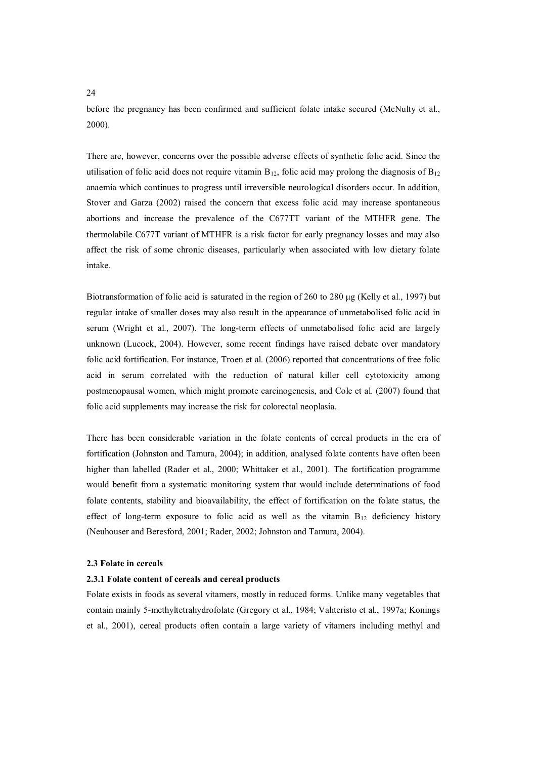before the pregnancy has been confirmed and sufficient folate intake secured (McNulty et al., 2000).

There are, however, concerns over the possible adverse effects of synthetic folic acid. Since the utilisation of folic acid does not require vitamin $B_{12}$, folic acid may prolong the diagnosis of $B_{12}$ anaemia which continues to progress until irreversible neurological disorders occur. In addition, Stover and Garza (2002) raised the concern that excess folic acid may increase spontaneous abortions and increase the prevalence of the C677TT variant of the MTHFR gene. The thermolabile C677T variant of MTHFR is a risk factor for early pregnancy losses and may also affect the risk of some chronic diseases, particularly when associated with low dietary folate intake.

Biotransformation of folic acid is saturated in the region of 260 to 280 µg (Kelly et al., 1997) but regular intake of smaller doses may also result in the appearance of unmetabolised folic acid in serum (Wright et al., 2007). The long-term effects of unmetabolised folic acid are largely unknown (Lucock, 2004). However, some recent findings have raised debate over mandatory folic acid fortification. For instance, Troen et al. (2006) reported that concentrations of free folic acid in serum correlated with the reduction of natural killer cell cytotoxicity among postmenopausal women, which might promote carcinogenesis, and Cole et al. (2007) found that folic acid supplements may increase the risk for colorectal neoplasia.

There has been considerable variation in the folate contents of cereal products in the era of fortification (Johnston and Tamura, 2004); in addition, analysed folate contents have often been higher than labelled (Rader et al., 2000; Whittaker et al., 2001). The fortification programme would benefit from a systematic monitoring system that would include determinations of food folate contents, stability and bioavailability, the effect of fortification on the folate status, the effect of long-term exposure to folic acid as well as the vitamin $B_{12}$ deficiency history (Neuhouser and Beresford, 2001; Rader, 2002; Johnston and Tamura, 2004).

## 2.3 Folate in cereals

### 2.3.1 Folate content of cereals and cereal products

Folate exists in foods as several vitamers, mostly in reduced forms. Unlike many vegetables that contain mainly 5-methyltetrahydrofolate (Gregory et al., 1984; Vahteristo et al., 1997a; Konings et al., 2001), cereal products often contain a large variety of vitamers including methyl and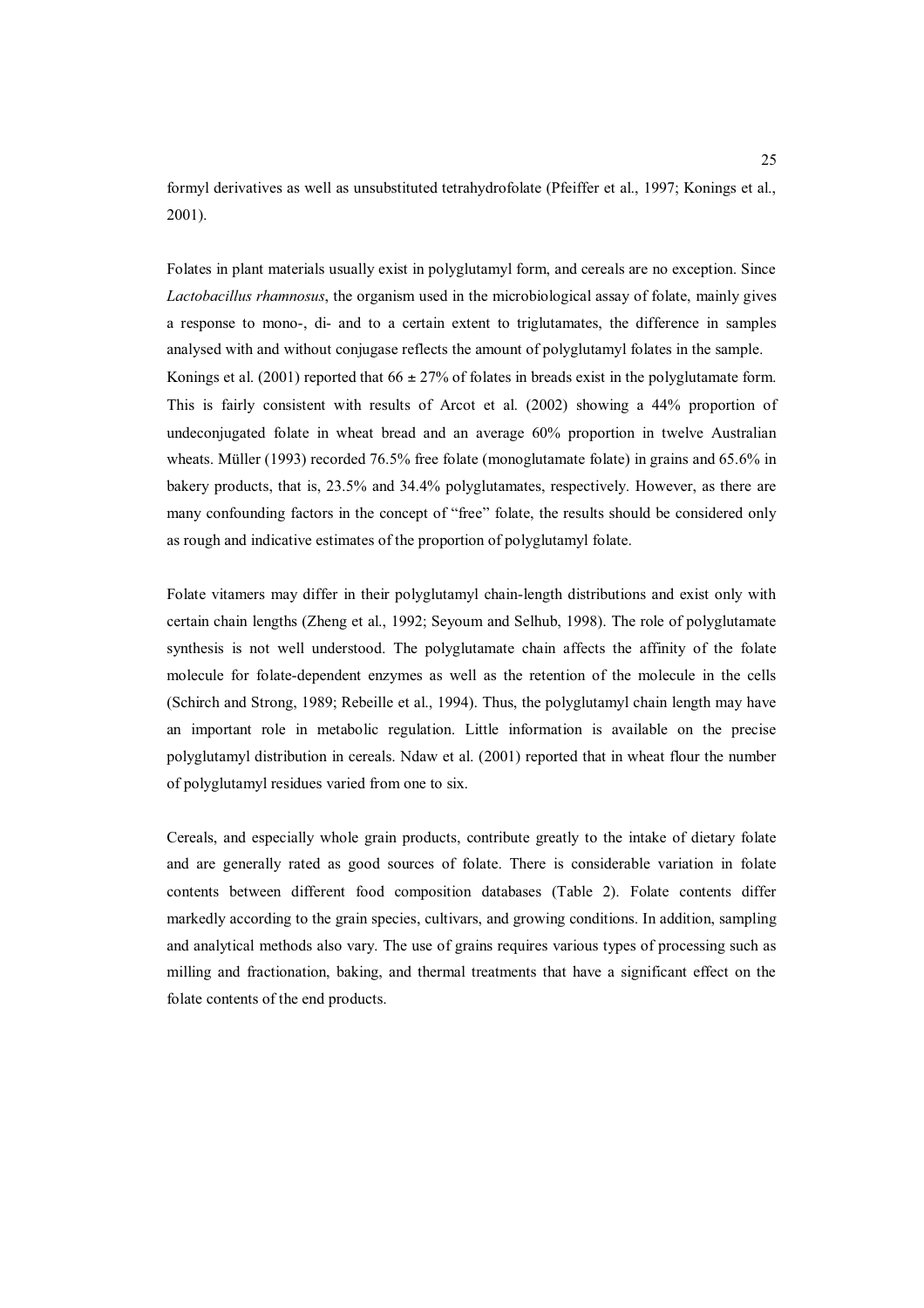formyl derivatives as well as unsubstituted tetrahydrofolate (Pfeiffer et al., 1997; Konings et al., 2001).

Folates in plant materials usually exist in polyglutamyl form, and cereals are no exception. Since *Lactobacillus rhamnosus*, the organism used in the microbiological assay of folate, mainly gives a response to mono-, di- and to a certain extent to triglutamates, the difference in samples analysed with and without conjugase reflects the amount of polyglutamyl folates in the sample. Konings et al. (2001) reported that 66 ± 27% of folates in breads exist in the polyglutamate form. This is fairly consistent with results of Arcot et al. (2002) showing a 44% proportion of undeconjugated folate in wheat bread and an average 60% proportion in twelve Australian wheats. Müller (1993) recorded 76.5% free folate (monoglutamate folate) in grains and 65.6% in bakery products, that is, 23.5% and 34.4% polyglutamates, respectively. However, as there are many confounding factors in the concept of "free" folate, the results should be considered only as rough and indicative estimates of the proportion of polyglutamyl folate.

Folate vitamers may differ in their polyglutamyl chain-length distributions and exist only with certain chain lengths (Zheng et al., 1992; Seyoum and Selhub, 1998). The role of polyglutamate synthesis is not well understood. The polyglutamate chain affects the affinity of the folate molecule for folate-dependent enzymes as well as the retention of the molecule in the cells (Schirch and Strong, 1989; Rebeille et al., 1994). Thus, the polyglutamyl chain length may have an important role in metabolic regulation. Little information is available on the precise polyglutamyl distribution in cereals. Ndaw et al. (2001) reported that in wheat flour the number of polyglutamyl residues varied from one to six.

Cereals, and especially whole grain products, contribute greatly to the intake of dietary folate and are generally rated as good sources of folate. There is considerable variation in folate contents between different food composition databases (Table 2). Folate contents differ markedly according to the grain species, cultivars, and growing conditions. In addition, sampling and analytical methods also vary. The use of grains requires various types of processing such as milling and fractionation, baking, and thermal treatments that have a significant effect on the folate contents of the end products.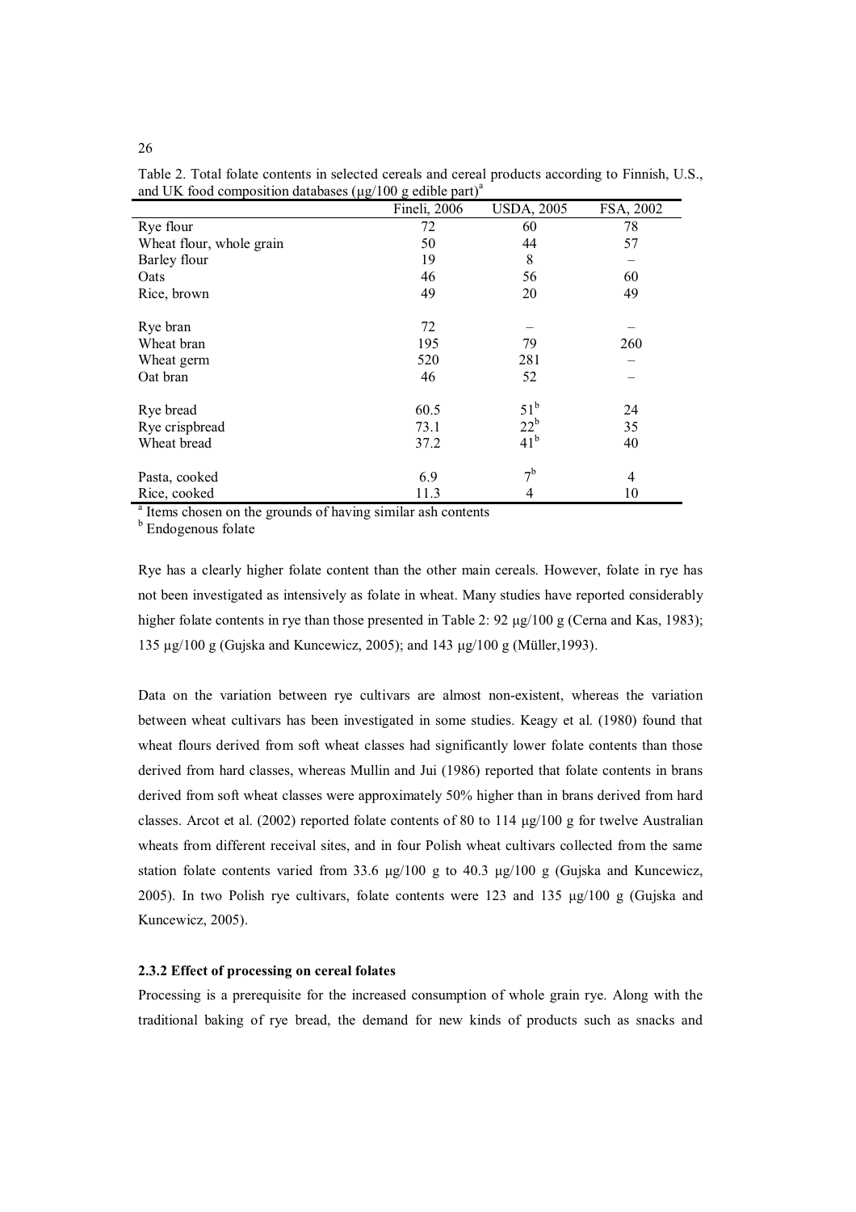Table 2. Total folate contents in selected cereals and cereal products according to Finnish, U.S., and UK food composition databases (µg/100 g edible part)[a]

| | Fineli, 2006 | USDA, 2005 | FSA, 2002 |
|---|---|---|---|
| Rye flour | 72 | 60 | 78 |
| Wheat flour, whole grain | 50 | 44 | 57 |
| Barley flour | 19 | 8 | – |
| Oats | 46 | 56 | 60 |
| Rice, brown | 49 | 20 | 49 |
| Rye bran | 72 | – | – |
| Wheat bran | 195 | 79 | 260 |
| Wheat germ | 520 | 281 | – |
| Oat bran | 46 | 52 | – |
| Rye bread | 60.5 | 51[b] | 24 |
| Rye crispbread | 73.1 | 22[b] | 35 |
| Wheat bread | 37.2 | 41[b] | 40 |
| Pasta, cooked | 6.9 | 7[b] | 4 |
| Rice, cooked | 11.3 | 4 | 10 |

[a] Items chosen on the grounds of having similar ash contents
[b] Endogenous folate

Rye has a clearly higher folate content than the other main cereals. However, folate in rye has not been investigated as intensively as folate in wheat. Many studies have reported considerably higher folate contents in rye than those presented in Table 2: 92 µg/100 g (Cerna and Kas, 1983); 135 µg/100 g (Gujska and Kuncewicz, 2005); and 143 µg/100 g (Müller,1993).

Data on the variation between rye cultivars are almost non-existent, whereas the variation between wheat cultivars has been investigated in some studies. Keagy et al. (1980) found that wheat flours derived from soft wheat classes had significantly lower folate contents than those derived from hard classes, whereas Mullin and Jui (1986) reported that folate contents in brans derived from soft wheat classes were approximately 50% higher than in brans derived from hard classes. Arcot et al. (2002) reported folate contents of 80 to 114 µg/100 g for twelve Australian wheats from different receival sites, and in four Polish wheat cultivars collected from the same station folate contents varied from 33.6 µg/100 g to 40.3 µg/100 g (Gujska and Kuncewicz, 2005). In two Polish rye cultivars, folate contents were 123 and 135 µg/100 g (Gujska and Kuncewicz, 2005).

### 2.3.2 Effect of processing on cereal folates

Processing is a prerequisite for the increased consumption of whole grain rye. Along with the traditional baking of rye bread, the demand for new kinds of products such as snacks and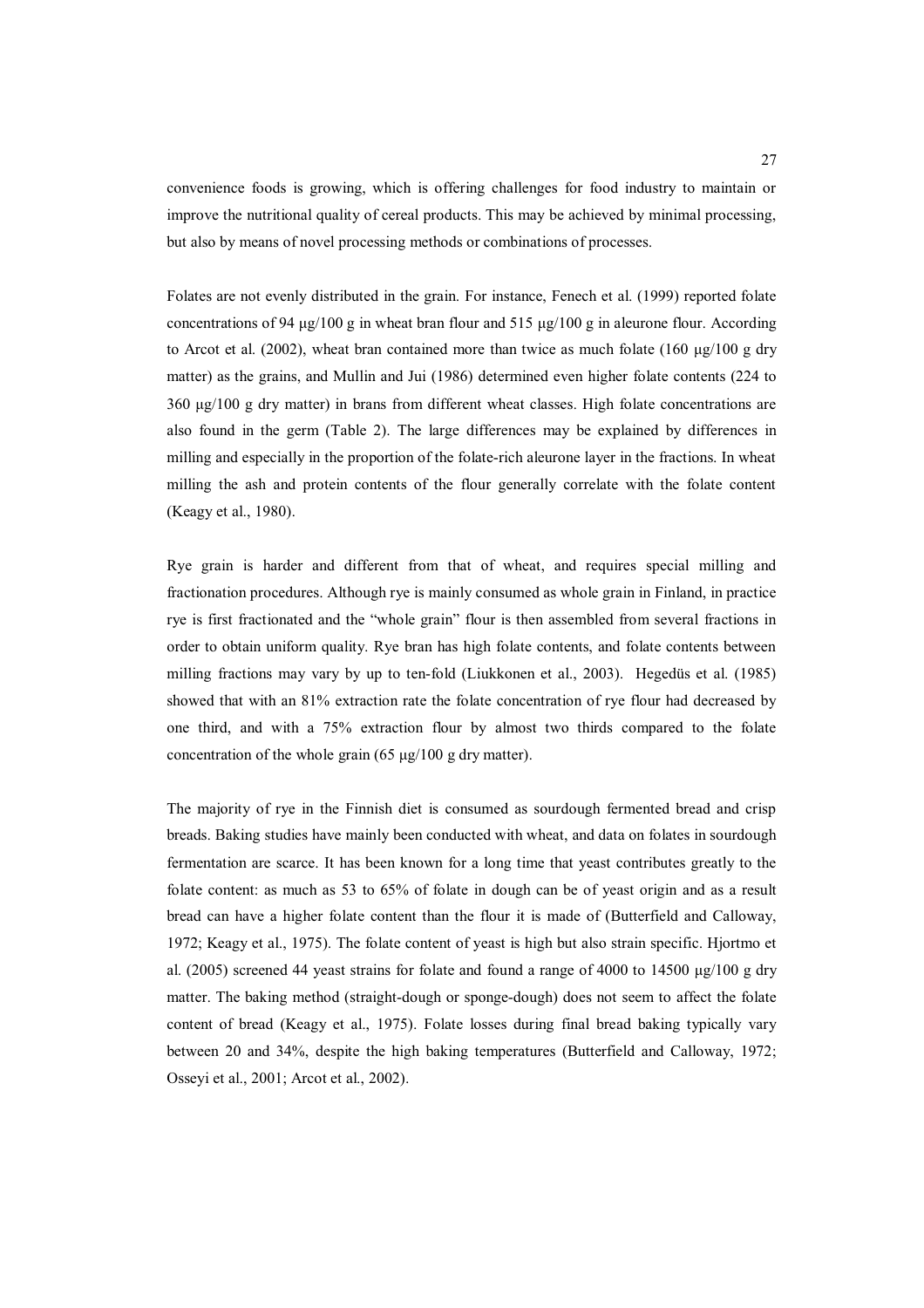convenience foods is growing, which is offering challenges for food industry to maintain or improve the nutritional quality of cereal products. This may be achieved by minimal processing, but also by means of novel processing methods or combinations of processes.

Folates are not evenly distributed in the grain. For instance, Fenech et al. (1999) reported folate concentrations of 94 µg/100 g in wheat bran flour and 515 µg/100 g in aleurone flour. According to Arcot et al. (2002), wheat bran contained more than twice as much folate (160 µg/100 g dry matter) as the grains, and Mullin and Jui (1986) determined even higher folate contents (224 to 360 µg/100 g dry matter) in brans from different wheat classes. High folate concentrations are also found in the germ (Table 2). The large differences may be explained by differences in milling and especially in the proportion of the folate-rich aleurone layer in the fractions. In wheat milling the ash and protein contents of the flour generally correlate with the folate content (Keagy et al., 1980).

Rye grain is harder and different from that of wheat, and requires special milling and fractionation procedures. Although rye is mainly consumed as whole grain in Finland, in practice rye is first fractionated and the "whole grain" flour is then assembled from several fractions in order to obtain uniform quality. Rye bran has high folate contents, and folate contents between milling fractions may vary by up to ten-fold (Liukkonen et al., 2003). Hegedüs et al. (1985) showed that with an 81% extraction rate the folate concentration of rye flour had decreased by one third, and with a 75% extraction flour by almost two thirds compared to the folate concentration of the whole grain (65 µg/100 g dry matter).

The majority of rye in the Finnish diet is consumed as sourdough fermented bread and crisp breads. Baking studies have mainly been conducted with wheat, and data on folates in sourdough fermentation are scarce. It has been known for a long time that yeast contributes greatly to the folate content: as much as 53 to 65% of folate in dough can be of yeast origin and as a result bread can have a higher folate content than the flour it is made of (Butterfield and Calloway, 1972; Keagy et al., 1975). The folate content of yeast is high but also strain specific. Hjortmo et al. (2005) screened 44 yeast strains for folate and found a range of 4000 to 14500 µg/100 g dry matter. The baking method (straight-dough or sponge-dough) does not seem to affect the folate content of bread (Keagy et al., 1975). Folate losses during final bread baking typically vary between 20 and 34%, despite the high baking temperatures (Butterfield and Calloway, 1972; Osseyi et al., 2001; Arcot et al., 2002).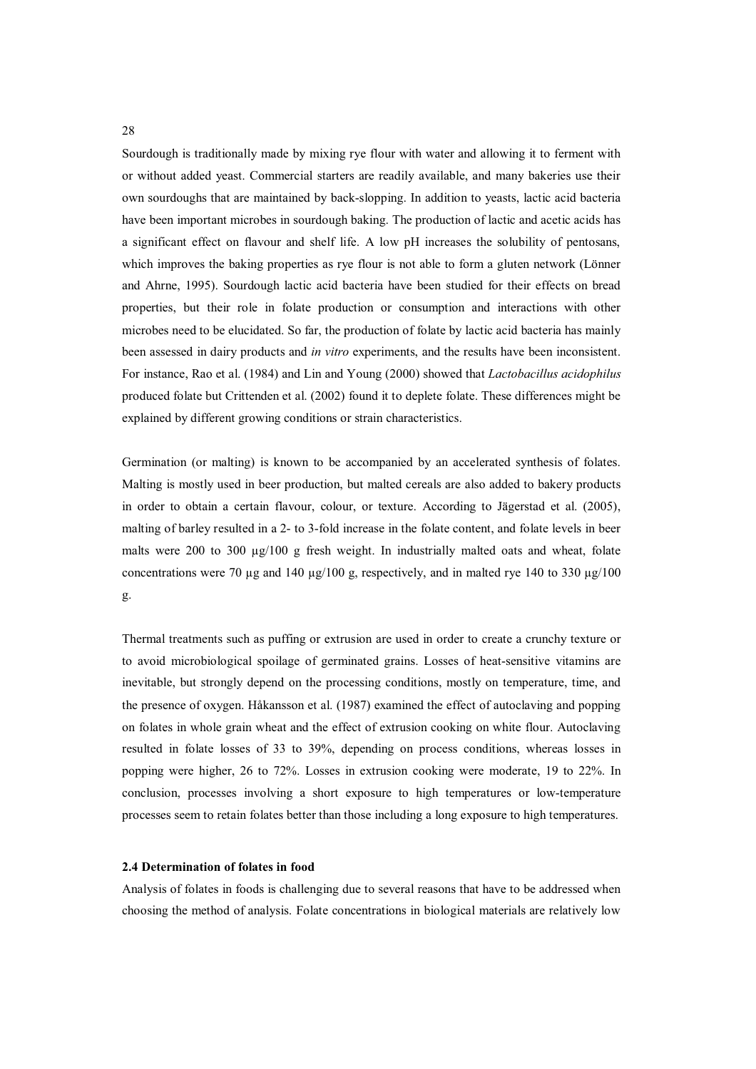Sourdough is traditionally made by mixing rye flour with water and allowing it to ferment with or without added yeast. Commercial starters are readily available, and many bakeries use their own sourdoughs that are maintained by back-slopping. In addition to yeasts, lactic acid bacteria have been important microbes in sourdough baking. The production of lactic and acetic acids has a significant effect on flavour and shelf life. A low pH increases the solubility of pentosans, which improves the baking properties as rye flour is not able to form a gluten network (Lönner and Ahrne, 1995). Sourdough lactic acid bacteria have been studied for their effects on bread properties, but their role in folate production or consumption and interactions with other microbes need to be elucidated. So far, the production of folate by lactic acid bacteria has mainly been assessed in dairy products and *in vitro* experiments, and the results have been inconsistent. For instance, Rao et al. (1984) and Lin and Young (2000) showed that *Lactobacillus acidophilus* produced folate but Crittenden et al. (2002) found it to deplete folate. These differences might be explained by different growing conditions or strain characteristics.

Germination (or malting) is known to be accompanied by an accelerated synthesis of folates. Malting is mostly used in beer production, but malted cereals are also added to bakery products in order to obtain a certain flavour, colour, or texture. According to Jägerstad et al. (2005), malting of barley resulted in a 2- to 3-fold increase in the folate content, and folate levels in beer malts were 200 to 300 µg/100 g fresh weight. In industrially malted oats and wheat, folate concentrations were 70 µg and 140 µg/100 g, respectively, and in malted rye 140 to 330 µg/100 g.

Thermal treatments such as puffing or extrusion are used in order to create a crunchy texture or to avoid microbiological spoilage of germinated grains. Losses of heat-sensitive vitamins are inevitable, but strongly depend on the processing conditions, mostly on temperature, time, and the presence of oxygen. Håkansson et al. (1987) examined the effect of autoclaving and popping on folates in whole grain wheat and the effect of extrusion cooking on white flour. Autoclaving resulted in folate losses of 33 to 39%, depending on process conditions, whereas losses in popping were higher, 26 to 72%. Losses in extrusion cooking were moderate, 19 to 22%. In conclusion, processes involving a short exposure to high temperatures or low-temperature processes seem to retain folates better than those including a long exposure to high temperatures.

### 2.4 Determination of folates in food

Analysis of folates in foods is challenging due to several reasons that have to be addressed when choosing the method of analysis. Folate concentrations in biological materials are relatively low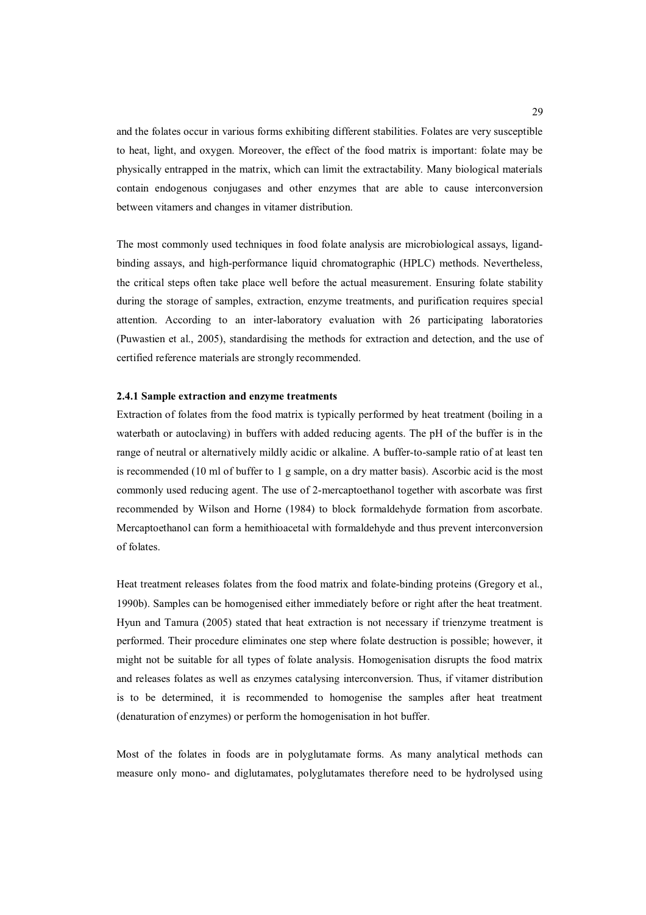and the folates occur in various forms exhibiting different stabilities. Folates are very susceptible to heat, light, and oxygen. Moreover, the effect of the food matrix is important: folate may be physically entrapped in the matrix, which can limit the extractability. Many biological materials contain endogenous conjugases and other enzymes that are able to cause interconversion between vitamers and changes in vitamer distribution.

The most commonly used techniques in food folate analysis are microbiological assays, ligand-binding assays, and high-performance liquid chromatographic (HPLC) methods. Nevertheless, the critical steps often take place well before the actual measurement. Ensuring folate stability during the storage of samples, extraction, enzyme treatments, and purification requires special attention. According to an inter-laboratory evaluation with 26 participating laboratories (Puwastien et al., 2005), standardising the methods for extraction and detection, and the use of certified reference materials are strongly recommended.

### 2.4.1 Sample extraction and enzyme treatments

Extraction of folates from the food matrix is typically performed by heat treatment (boiling in a waterbath or autoclaving) in buffers with added reducing agents. The pH of the buffer is in the range of neutral or alternatively mildly acidic or alkaline. A buffer-to-sample ratio of at least ten is recommended (10 ml of buffer to 1 g sample, on a dry matter basis). Ascorbic acid is the most commonly used reducing agent. The use of 2-mercaptoethanol together with ascorbate was first recommended by Wilson and Horne (1984) to block formaldehyde formation from ascorbate. Mercaptoethanol can form a hemithioacetal with formaldehyde and thus prevent interconversion of folates.

Heat treatment releases folates from the food matrix and folate-binding proteins (Gregory et al., 1990b). Samples can be homogenised either immediately before or right after the heat treatment. Hyun and Tamura (2005) stated that heat extraction is not necessary if trienzyme treatment is performed. Their procedure eliminates one step where folate destruction is possible; however, it might not be suitable for all types of folate analysis. Homogenisation disrupts the food matrix and releases folates as well as enzymes catalysing interconversion. Thus, if vitamer distribution is to be determined, it is recommended to homogenise the samples after heat treatment (denaturation of enzymes) or perform the homogenisation in hot buffer.

Most of the folates in foods are in polyglutamate forms. As many analytical methods can measure only mono- and diglutamates, polyglutamates therefore need to be hydrolysed using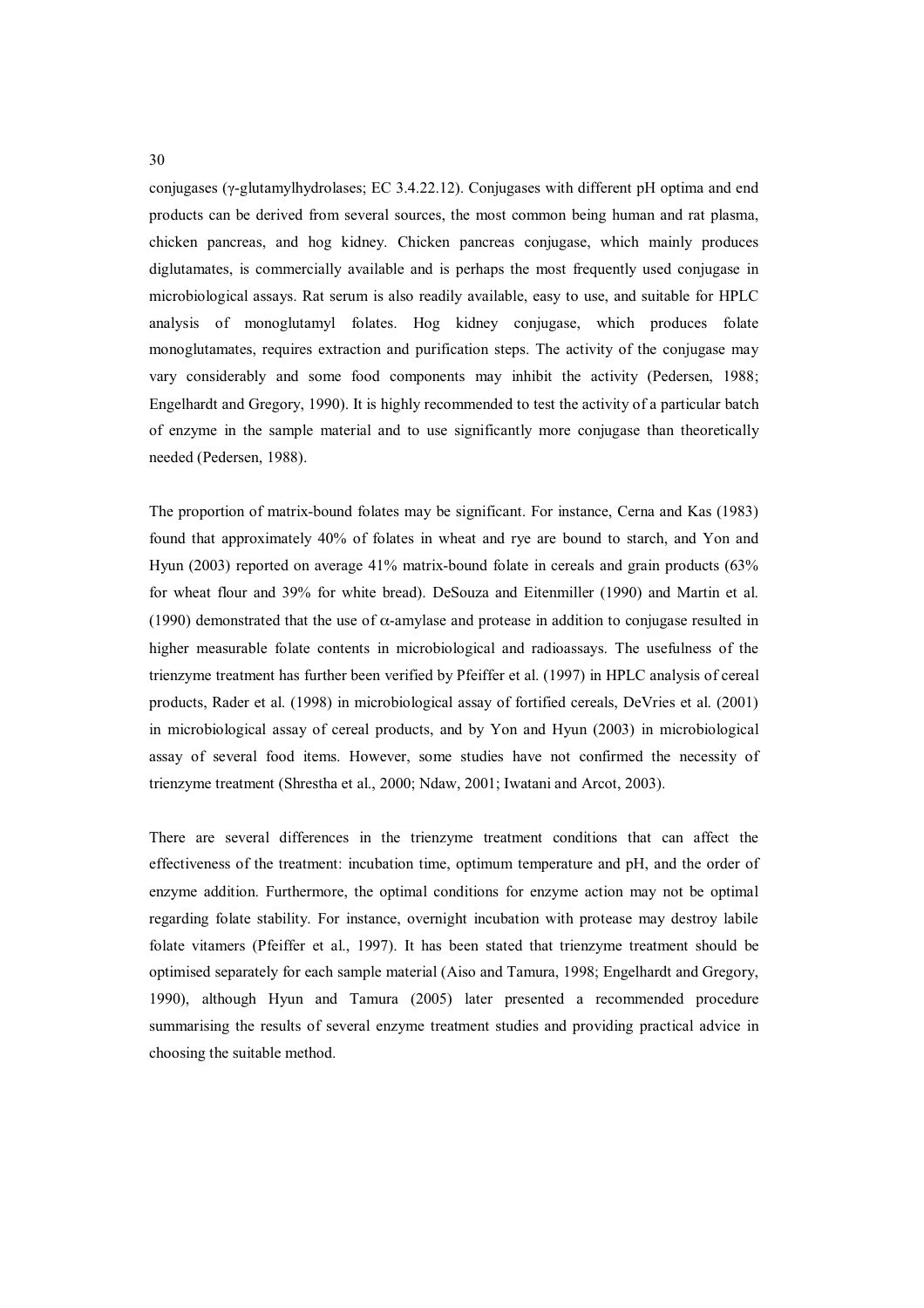conjugases ($\gamma$-glutamylhydrolases; EC 3.4.22.12). Conjugases with different pH optima and end products can be derived from several sources, the most common being human and rat plasma, chicken pancreas, and hog kidney. Chicken pancreas conjugase, which mainly produces diglutamates, is commercially available and is perhaps the most frequently used conjugase in microbiological assays. Rat serum is also readily available, easy to use, and suitable for HPLC analysis of monoglutamyl folates. Hog kidney conjugase, which produces folate monoglutamates, requires extraction and purification steps. The activity of the conjugase may vary considerably and some food components may inhibit the activity (Pedersen, 1988; Engelhardt and Gregory, 1990). It is highly recommended to test the activity of a particular batch of enzyme in the sample material and to use significantly more conjugase than theoretically needed (Pedersen, 1988).

The proportion of matrix-bound folates may be significant. For instance, Cerna and Kas (1983) found that approximately 40% of folates in wheat and rye are bound to starch, and Yon and Hyun (2003) reported on average 41% matrix-bound folate in cereals and grain products (63% for wheat flour and 39% for white bread). DeSouza and Eitenmiller (1990) and Martin et al. (1990) demonstrated that the use of $\alpha$-amylase and protease in addition to conjugase resulted in higher measurable folate contents in microbiological and radioassays. The usefulness of the trienzyme treatment has further been verified by Pfeiffer et al. (1997) in HPLC analysis of cereal products, Rader et al. (1998) in microbiological assay of fortified cereals, DeVries et al. (2001) in microbiological assay of cereal products, and by Yon and Hyun (2003) in microbiological assay of several food items. However, some studies have not confirmed the necessity of trienzyme treatment (Shrestha et al., 2000; Ndaw, 2001; Iwatani and Arcot, 2003).

There are several differences in the trienzyme treatment conditions that can affect the effectiveness of the treatment: incubation time, optimum temperature and pH, and the order of enzyme addition. Furthermore, the optimal conditions for enzyme action may not be optimal regarding folate stability. For instance, overnight incubation with protease may destroy labile folate vitamers (Pfeiffer et al., 1997). It has been stated that trienzyme treatment should be optimised separately for each sample material (Aiso and Tamura, 1998; Engelhardt and Gregory, 1990), although Hyun and Tamura (2005) later presented a recommended procedure summarising the results of several enzyme treatment studies and providing practical advice in choosing the suitable method.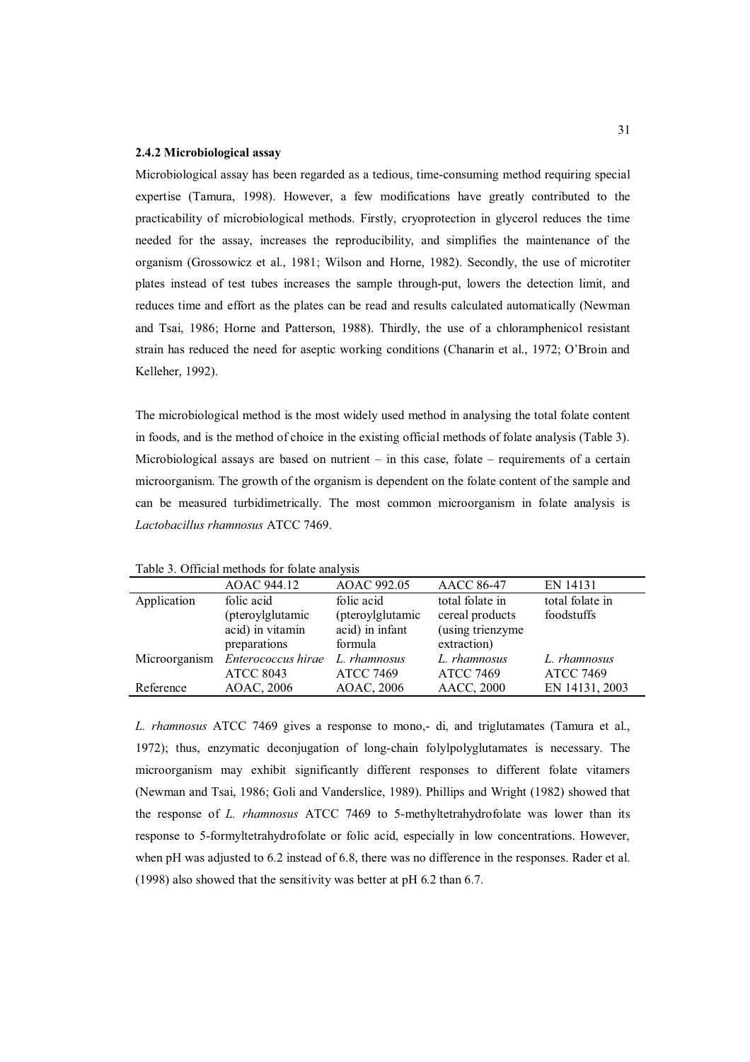### 2.4.2 Microbiological assay

Microbiological assay has been regarded as a tedious, time-consuming method requiring special expertise (Tamura, 1998). However, a few modifications have greatly contributed to the practicability of microbiological methods. Firstly, cryoprotection in glycerol reduces the time needed for the assay, increases the reproducibility, and simplifies the maintenance of the organism (Grossowicz et al., 1981; Wilson and Horne, 1982). Secondly, the use of microtiter plates instead of test tubes increases the sample through-put, lowers the detection limit, and reduces time and effort as the plates can be read and results calculated automatically (Newman and Tsai, 1986; Horne and Patterson, 1988). Thirdly, the use of a chloramphenicol resistant strain has reduced the need for aseptic working conditions (Chanarin et al., 1972; O'Broin and Kelleher, 1992).

The microbiological method is the most widely used method in analysing the total folate content in foods, and is the method of choice in the existing official methods of folate analysis (Table 3). Microbiological assays are based on nutrient – in this case, folate – requirements of a certain microorganism. The growth of the organism is dependent on the folate content of the sample and can be measured turbidimetrically. The most common microorganism in folate analysis is *Lactobacillus rhamnosus* ATCC 7469.

Table 3. Official methods for folate analysis

| | AOAC 944.12 | AOAC 992.05 | AACC 86-47 | EN 14131 |
|---|---|---|---|---|
| Application | folic acid (pteroylglutamic acid) in vitamin preparations | folic acid (pteroylglutamic acid) in infant formula | total folate in cereal products (using trienzyme extraction) | total folate in foodstuffs |
| Microorganism | *Enterococcus hirae* ATCC 8043 | *L. rhamnosus* ATCC 7469 | *L. rhamnosus* ATCC 7469 | *L. rhamnosus* ATCC 7469 |
| Reference | AOAC, 2006 | AOAC, 2006 | AACC, 2000 | EN 14131, 2003 |

*L. rhamnosus* ATCC 7469 gives a response to mono,- di, and triglutamates (Tamura et al., 1972); thus, enzymatic deconjugation of long-chain folylpolyglutamates is necessary. The microorganism may exhibit significantly different responses to different folate vitamers (Newman and Tsai, 1986; Goli and Vanderslice, 1989). Phillips and Wright (1982) showed that the response of *L. rhamnosus* ATCC 7469 to 5-methyltetrahydrofolate was lower than its response to 5-formyltetrahydrofolate or folic acid, especially in low concentrations. However, when pH was adjusted to 6.2 instead of 6.8, there was no difference in the responses. Rader et al. (1998) also showed that the sensitivity was better at pH 6.2 than 6.7.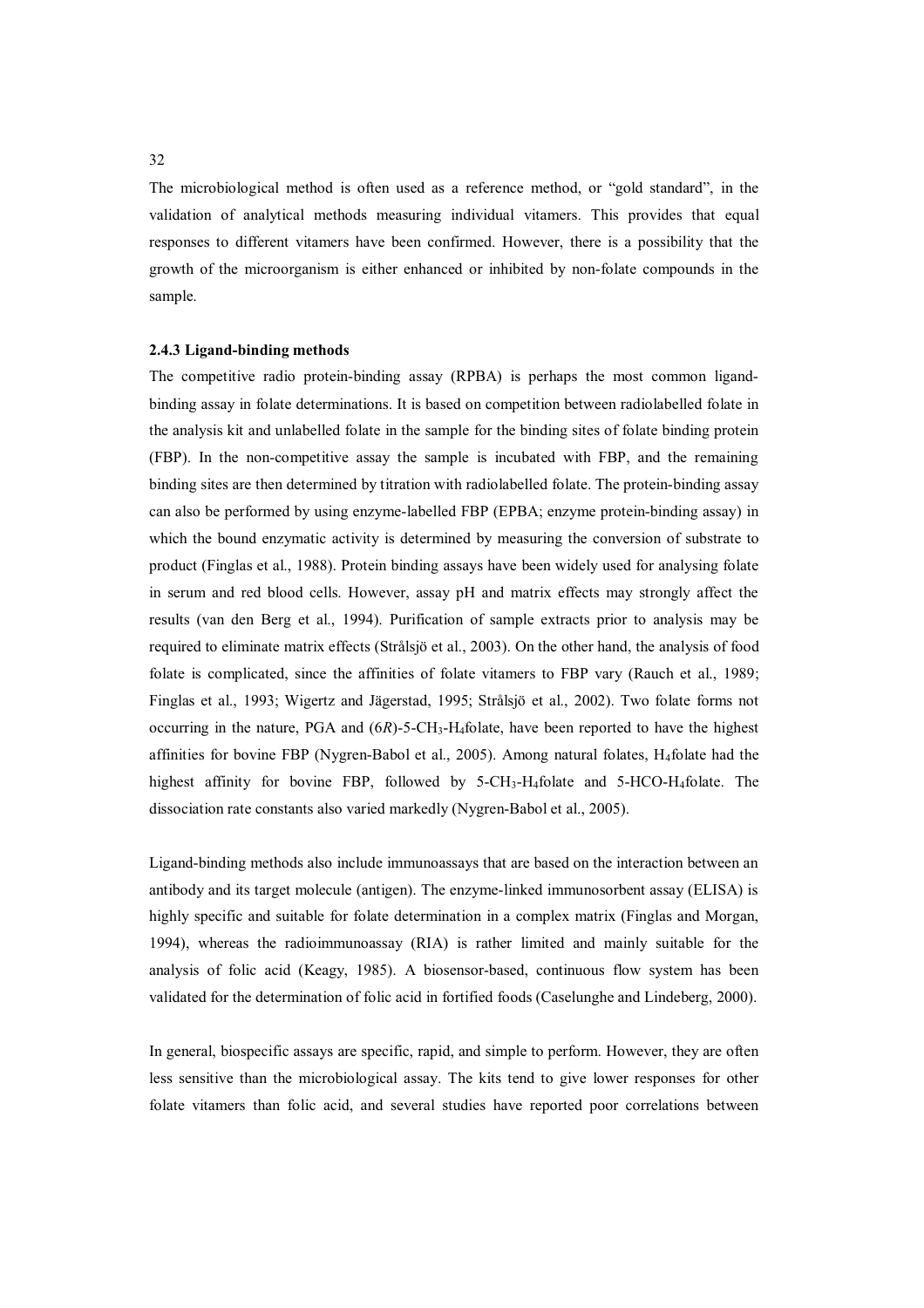The microbiological method is often used as a reference method, or "gold standard", in the validation of analytical methods measuring individual vitamers. This provides that equal responses to different vitamers have been confirmed. However, there is a possibility that the growth of the microorganism is either enhanced or inhibited by non-folate compounds in the sample.

### 2.4.3 Ligand-binding methods

The competitive radio protein-binding assay (RPBA) is perhaps the most common ligand-binding assay in folate determinations. It is based on competition between radiolabelled folate in the analysis kit and unlabelled folate in the sample for the binding sites of folate binding protein (FBP). In the non-competitive assay the sample is incubated with FBP, and the remaining binding sites are then determined by titration with radiolabelled folate. The protein-binding assay can also be performed by using enzyme-labelled FBP (EPBA; enzyme protein-binding assay) in which the bound enzymatic activity is determined by measuring the conversion of substrate to product (Finglas et al., 1988). Protein binding assays have been widely used for analysing folate in serum and red blood cells. However, assay pH and matrix effects may strongly affect the results (van den Berg et al., 1994). Purification of sample extracts prior to analysis may be required to eliminate matrix effects (Strålsjö et al., 2003). On the other hand, the analysis of food folate is complicated, since the affinities of folate vitamers to FBP vary (Rauch et al., 1989; Finglas et al., 1993; Wigertz and Jägerstad, 1995; Strålsjö et al., 2002). Two folate forms not occurring in the nature, PGA and (6*R*)-5-$CH_3$-$H_4$folate, have been reported to have the highest affinities for bovine FBP (Nygren-Babol et al., 2005). Among natural folates, $H_4$folate had the highest affinity for bovine FBP, followed by 5-$CH_3$-$H_4$folate and 5-HCO-$H_4$folate. The dissociation rate constants also varied markedly (Nygren-Babol et al., 2005).

Ligand-binding methods also include immunoassays that are based on the interaction between an antibody and its target molecule (antigen). The enzyme-linked immunosorbent assay (ELISA) is highly specific and suitable for folate determination in a complex matrix (Finglas and Morgan, 1994), whereas the radioimmunoassay (RIA) is rather limited and mainly suitable for the analysis of folic acid (Keagy, 1985). A biosensor-based, continuous flow system has been validated for the determination of folic acid in fortified foods (Caselunghe and Lindeberg, 2000).

In general, biospecific assays are specific, rapid, and simple to perform. However, they are often less sensitive than the microbiological assay. The kits tend to give lower responses for other folate vitamers than folic acid, and several studies have reported poor correlations between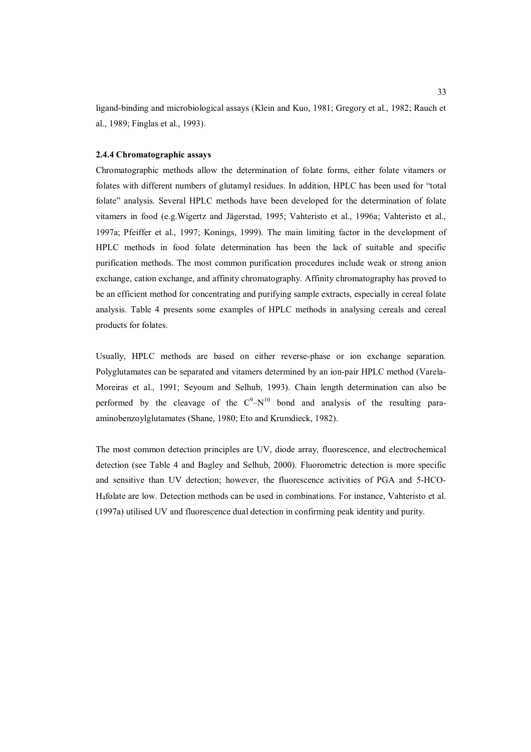ligand-binding and microbiological assays (Klein and Kuo, 1981; Gregory et al., 1982; Rauch et al., 1989; Finglas et al., 1993).

### 2.4.4 Chromatographic assays

Chromatographic methods allow the determination of folate forms, either folate vitamers or folates with different numbers of glutamyl residues. In addition, HPLC has been used for "total folate" analysis. Several HPLC methods have been developed for the determination of folate vitamers in food (e.g.Wigertz and Jägerstad, 1995; Vahteristo et al., 1996a; Vahteristo et al., 1997a; Pfeiffer et al., 1997; Konings, 1999). The main limiting factor in the development of HPLC methods in food folate determination has been the lack of suitable and specific purification methods. The most common purification procedures include weak or strong anion exchange, cation exchange, and affinity chromatography. Affinity chromatography has proved to be an efficient method for concentrating and purifying sample extracts, especially in cereal folate analysis. Table 4 presents some examples of HPLC methods in analysing cereals and cereal products for folates.

Usually, HPLC methods are based on either reverse-phase or ion exchange separation. Polyglutamates can be separated and vitamers determined by an ion-pair HPLC method (Varela-Moreiras et al., 1991; Seyoum and Selhub, 1993). Chain length determination can also be performed by the cleavage of the $C^9$–$N^{10}$ bond and analysis of the resulting para-aminobenzoylglutamates (Shane, 1980; Eto and Krumdieck, 1982).

The most common detection principles are UV, diode array, fluorescence, and electrochemical detection (see Table 4 and Bagley and Selhub, 2000). Fluorometric detection is more specific and sensitive than UV detection; however, the fluorescence activities of PGA and 5-HCO-$H_4$folate are low. Detection methods can be used in combinations. For instance, Vahteristo et al. (1997a) utilised UV and fluorescence dual detection in confirming peak identity and purity.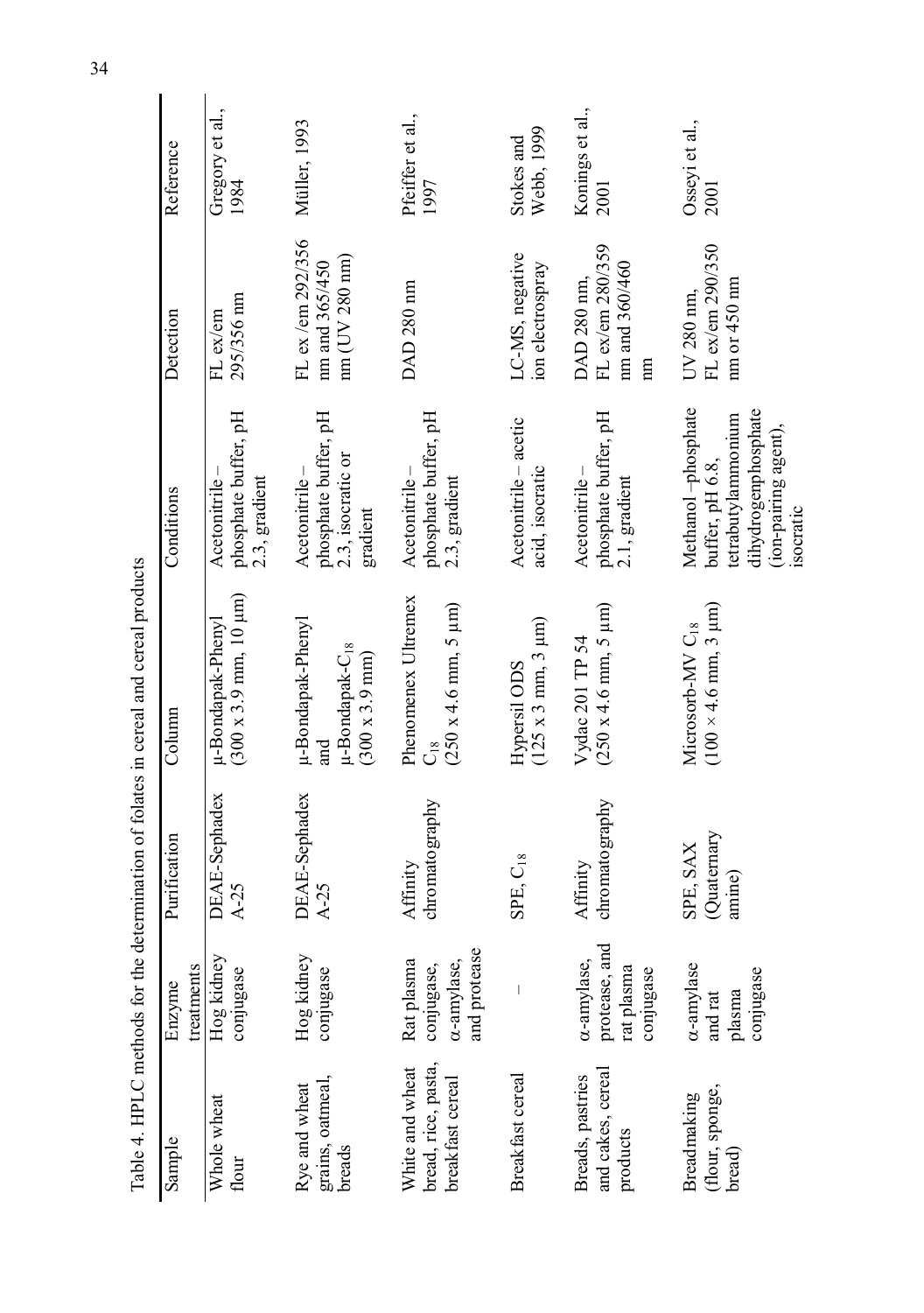Table 4. HPLC methods for the determination of folates in cereal and cereal products

| Sample | Enzyme treatments | Purification | Column | Conditions | Detection | Reference |
|---|---|---|---|---|---|---|
| Whole wheat flour | Hog kidney conjugase | DEAE-Sephadex A-25 | µ-Bondapak-Phenyl (300 x 3.9 mm, 10 µm) | Acetonitrile – phosphate buffer, pH 2.3, gradient | FL ex/em 295/356 nm | Gregory et al., 1984 |
| Rye and wheat grains, oatmeal, breads | Hog kidney conjugase | DEAE-Sephadex A-25 | µ-Bondapak-Phenyl and µ-Bondapak-$C_{18}$ (300 x 3.9 mm) | Acetonitrile – phosphate buffer, pH 2.3, isocratic or gradient | FL ex /em 292/356 nm and 365/450 nm (UV 280 nm) | Müller, 1993 |
| White and wheat bread, rice, pasta, breakfast cereal | Rat plasma conjugase, α-amylase, and protease | Affinity chromatography | Phenomenex Ultremex $C_{18}$ (250 x 4.6 mm, 5 µm) | Acetonitrile – phosphate buffer, pH 2.3, gradient | DAD 280 nm | Pfeiffer et al., 1997 |
| Breakfast cereal | – | SPE, $C_{18}$ | Hypersil ODS (125 x 3 mm, 3 µm) | Acetonitrile – acetic acid, isocratic | LC-MS, negative ion electrospray | Stokes and Webb, 1999 |
| Breads, pastries and cakes, cereal products | α-amylase, protease, and rat plasma conjugase | Affinity chromatography | Vydac 201 TP 54 (250 x 4.6 mm, 5 µm) | Acetonitrile – phosphate buffer, pH 2.1, gradient | DAD 280 nm, FL ex/em 280/359 nm and 360/460 nm | Konings et al., 2001 |
| Breadmaking (flour, sponge, bread) | α-amylase and rat plasma conjugase | SPE, SAX (Quaternary amine) | Microsorb-MV $C_{18}$ (100 × 4.6 mm, 3 µm) | Methanol –phosphate buffer, pH 6.8, tetrabutylammonium dihydrogenphosphate (ion-pairing agent), isocratic | UV 280 nm, FL ex/em 290/350 nm or 450 nm | Osseyi et al., 2001 |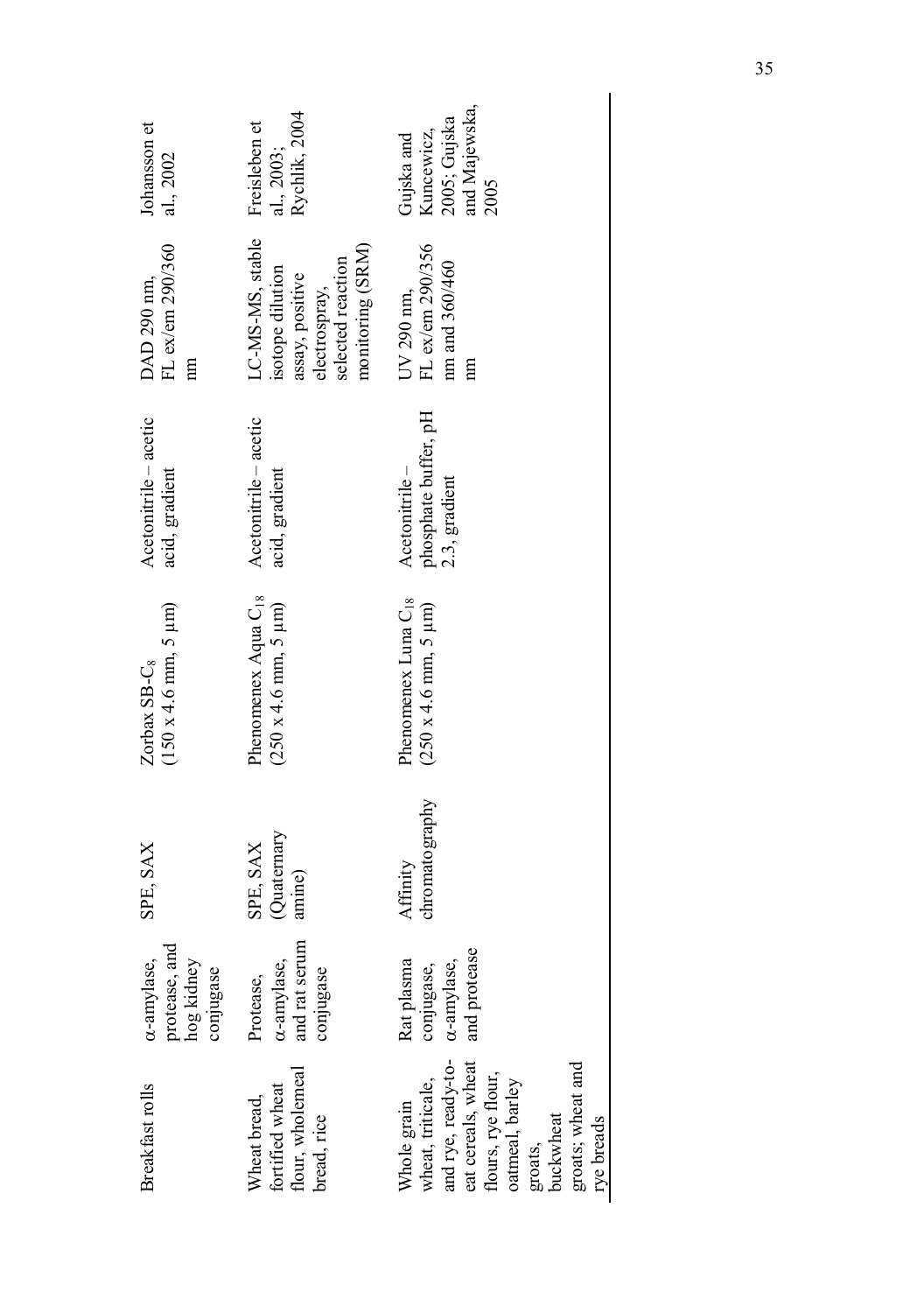| Breakfast rolls | α-amylase, protease, and hog kidney conjugase | SPE, SAX | Zorbax SB-$C_8$ (150 x 4.6 mm, 5 μm) | Acetonitrile – acetic acid, gradient | DAD 290 nm, FL ex/em 290/360 nm | Johansson et al., 2002 |
|---|---|---|---|---|---|---|
| Wheat bread, fortified wheat flour, wholemeal bread, rice | Protease, α-amylase, and rat serum conjugase | SPE, SAX (Quaternary amine) | Phenomenex Aqua $C_{18}$ (250 x 4.6 mm, 5 μm) | Acetonitrile – acetic acid, gradient | LC-MS-MS, stable isotope dilution assay, positive electrospray, selected reaction monitoring (SRM) | Freisleben et al., 2003; Rychlik, 2004 |
| Whole grain wheat, triticale, and rye, ready-to-eat cereals, wheat flours, rye flour, oatmeal, barley groats, buckwheat groats; wheat and rye breads | Rat plasma conjugase, α-amylase, and protease | Affinity chromatography | Phenomenex Luna $C_{18}$ (250 x 4.6 mm, 5 μm) | Acetonitrile – phosphate buffer, pH 2.3, gradient | UV 290 nm, FL ex/em 290/356 nm and 360/460 nm | Gujska and Kuncewicz, 2005; Gujska and Majewska, 2005 |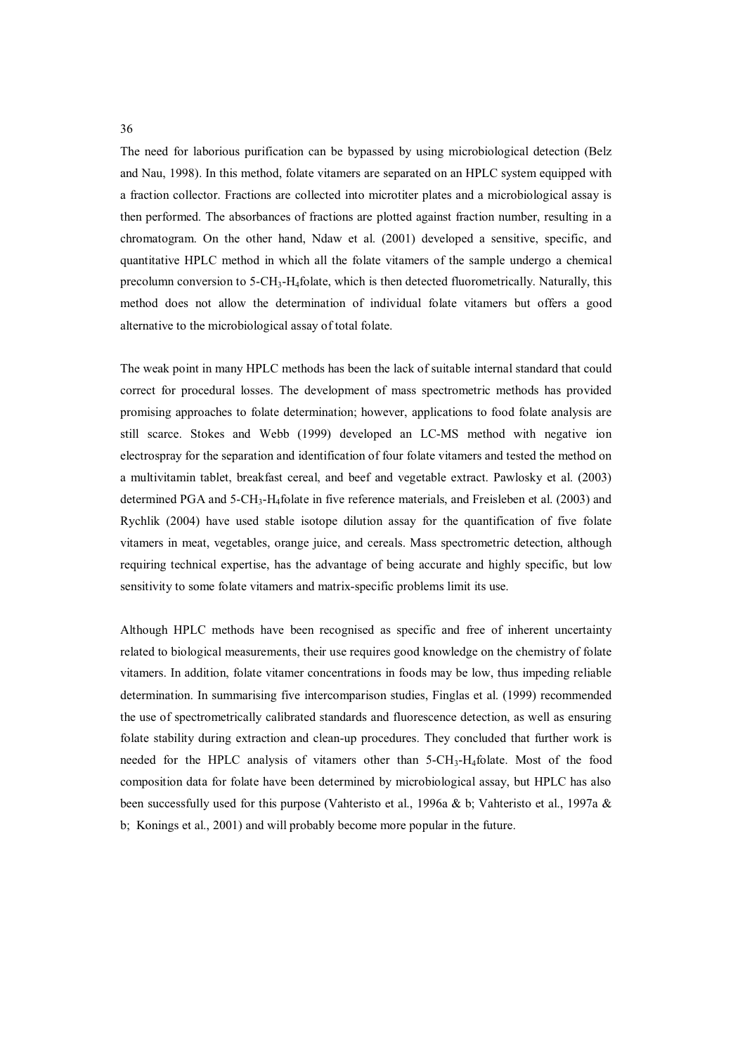The need for laborious purification can be bypassed by using microbiological detection (Belz and Nau, 1998). In this method, folate vitamers are separated on an HPLC system equipped with a fraction collector. Fractions are collected into microtiter plates and a microbiological assay is then performed. The absorbances of fractions are plotted against fraction number, resulting in a chromatogram. On the other hand, Ndaw et al. (2001) developed a sensitive, specific, and quantitative HPLC method in which all the folate vitamers of the sample undergo a chemical precolumn conversion to 5-$CH_3$-$H_4$folate, which is then detected fluorometrically. Naturally, this method does not allow the determination of individual folate vitamers but offers a good alternative to the microbiological assay of total folate.

The weak point in many HPLC methods has been the lack of suitable internal standard that could correct for procedural losses. The development of mass spectrometric methods has provided promising approaches to folate determination; however, applications to food folate analysis are still scarce. Stokes and Webb (1999) developed an LC-MS method with negative ion electrospray for the separation and identification of four folate vitamers and tested the method on a multivitamin tablet, breakfast cereal, and beef and vegetable extract. Pawlosky et al. (2003) determined PGA and 5-$CH_3$-$H_4$folate in five reference materials, and Freisleben et al. (2003) and Rychlik (2004) have used stable isotope dilution assay for the quantification of five folate vitamers in meat, vegetables, orange juice, and cereals. Mass spectrometric detection, although requiring technical expertise, has the advantage of being accurate and highly specific, but low sensitivity to some folate vitamers and matrix-specific problems limit its use.

Although HPLC methods have been recognised as specific and free of inherent uncertainty related to biological measurements, their use requires good knowledge on the chemistry of folate vitamers. In addition, folate vitamer concentrations in foods may be low, thus impeding reliable determination. In summarising five intercomparison studies, Finglas et al. (1999) recommended the use of spectrometrically calibrated standards and fluorescence detection, as well as ensuring folate stability during extraction and clean-up procedures. They concluded that further work is needed for the HPLC analysis of vitamers other than 5-$CH_3$-$H_4$folate. Most of the food composition data for folate have been determined by microbiological assay, but HPLC has also been successfully used for this purpose (Vahteristo et al., 1996a & b; Vahteristo et al., 1997a & b; Konings et al., 2001) and will probably become more popular in the future.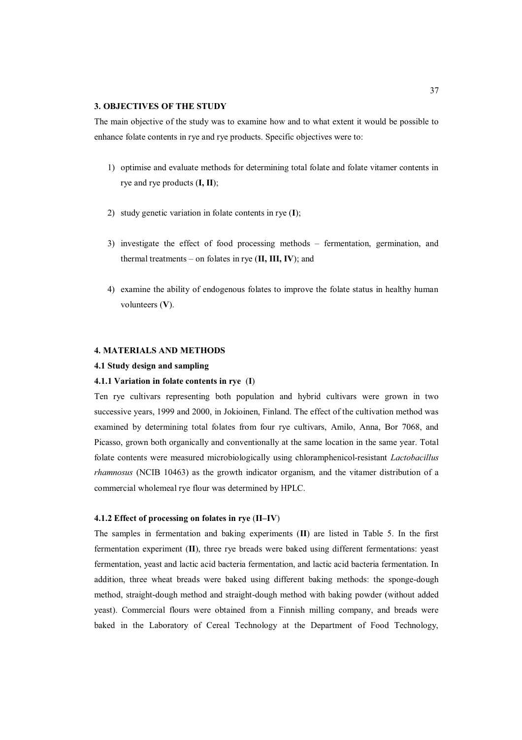## 3. OBJECTIVES OF THE STUDY

The main objective of the study was to examine how and to what extent it would be possible to enhance folate contents in rye and rye products. Specific objectives were to:

1) optimise and evaluate methods for determining total folate and folate vitamer contents in rye and rye products (**I, II**);

2) study genetic variation in folate contents in rye (**I**);

3) investigate the effect of food processing methods – fermentation, germination, and thermal treatments – on folates in rye (**II, III, IV**); and

4) examine the ability of endogenous folates to improve the folate status in healthy human volunteers (**V**).

## 4. MATERIALS AND METHODS

### 4.1 Study design and sampling

#### 4.1.1 Variation in folate contents in rye (I)

Ten rye cultivars representing both population and hybrid cultivars were grown in two successive years, 1999 and 2000, in Jokioinen, Finland. The effect of the cultivation method was examined by determining total folates from four rye cultivars, Amilo, Anna, Bor 7068, and Picasso, grown both organically and conventionally at the same location in the same year. Total folate contents were measured microbiologically using chloramphenicol-resistant *Lactobacillus rhamnosus* (NCIB 10463) as the growth indicator organism, and the vitamer distribution of a commercial wholemeal rye flour was determined by HPLC.

#### 4.1.2 Effect of processing on folates in rye (II–IV)

The samples in fermentation and baking experiments (**II**) are listed in Table 5. In the first fermentation experiment (**II**), three rye breads were baked using different fermentations: yeast fermentation, yeast and lactic acid bacteria fermentation, and lactic acid bacteria fermentation. In addition, three wheat breads were baked using different baking methods: the sponge-dough method, straight-dough method and straight-dough method with baking powder (without added yeast). Commercial flours were obtained from a Finnish milling company, and breads were baked in the Laboratory of Cereal Technology at the Department of Food Technology,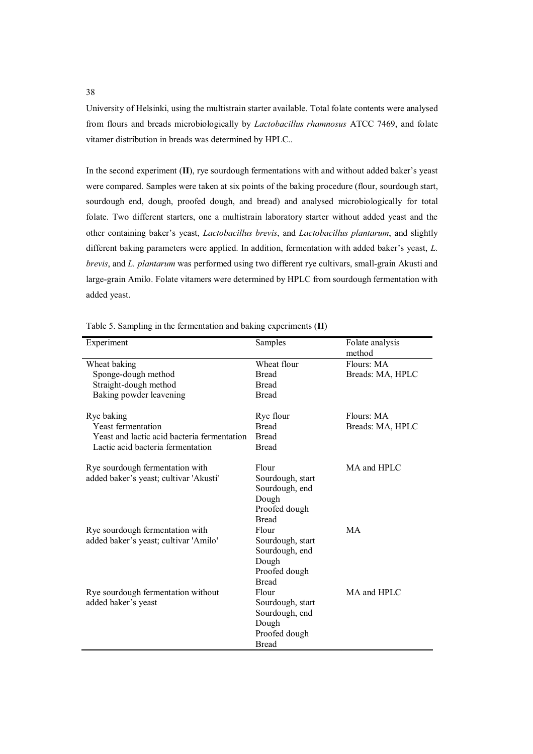University of Helsinki, using the multistrain starter available. Total folate contents were analysed from flours and breads microbiologically by *Lactobacillus rhamnosus* ATCC 7469, and folate vitamer distribution in breads was determined by HPLC..

In the second experiment (**II**), rye sourdough fermentations with and without added baker's yeast were compared. Samples were taken at six points of the baking procedure (flour, sourdough start, sourdough end, dough, proofed dough, and bread) and analysed microbiologically for total folate. Two different starters, one a multistrain laboratory starter without added yeast and the other containing baker's yeast, *Lactobacillus brevis*, and *Lactobacillus plantarum*, and slightly different baking parameters were applied. In addition, fermentation with added baker's yeast, *L. brevis*, and *L. plantarum* was performed using two different rye cultivars, small-grain Akusti and large-grain Amilo. Folate vitamers were determined by HPLC from sourdough fermentation with added yeast.

Table 5. Sampling in the fermentation and baking experiments (**II**)

| Experiment | Samples | Folate analysis method |
|---|---|---|
| Wheat baking | Wheat flour | Flours: MA |
| Sponge-dough method | Bread | Breads: MA, HPLC |
| Straight-dough method | Bread | |
| Baking powder leavening | Bread | |
| Rye baking | Rye flour | Flours: MA |
| Yeast fermentation | Bread | Breads: MA, HPLC |
| Yeast and lactic acid bacteria fermentation | Bread | |
| Lactic acid bacteria fermentation | Bread | |
| Rye sourdough fermentation with added baker's yeast; cultivar 'Akusti' | Flour | MA and HPLC |
| | Sourdough, start | |
| | Sourdough, end | |
| | Dough | |
| | Proofed dough | |
| | Bread | |
| Rye sourdough fermentation with added baker's yeast; cultivar 'Amilo' | Flour | MA |
| | Sourdough, start | |
| | Sourdough, end | |
| | Dough | |
| | Proofed dough | |
| | Bread | |
| Rye sourdough fermentation without added baker's yeast | Flour | MA and HPLC |
| | Sourdough, start | |
| | Sourdough, end | |
| | Dough | |
| | Proofed dough | |
| | Bread | |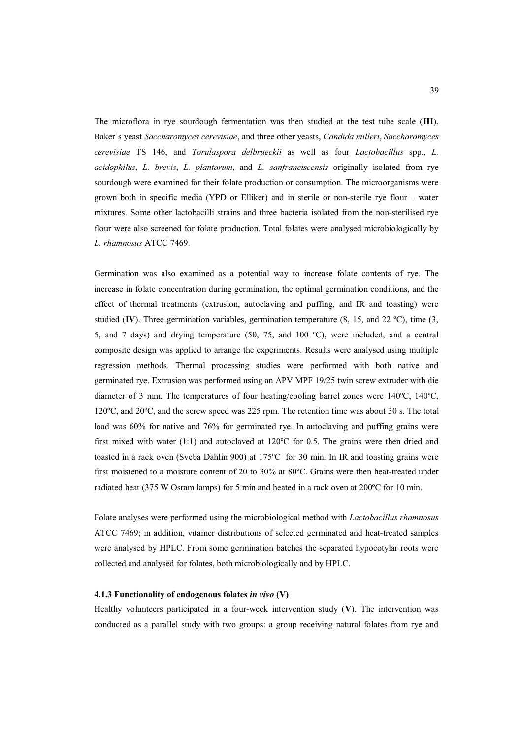The microflora in rye sourdough fermentation was then studied at the test tube scale (**III**). Baker's yeast *Saccharomyces cerevisiae*, and three other yeasts, *Candida milleri*, *Saccharomyces cerevisiae* TS 146, and *Torulaspora delbrueckii* as well as four *Lactobacillus* spp., *L. acidophilus*, *L. brevis*, *L. plantarum*, and *L. sanfranciscensis* originally isolated from rye sourdough were examined for their folate production or consumption. The microorganisms were grown both in specific media (YPD or Elliker) and in sterile or non-sterile rye flour – water mixtures. Some other lactobacilli strains and three bacteria isolated from the non-sterilised rye flour were also screened for folate production. Total folates were analysed microbiologically by *L. rhamnosus* ATCC 7469.

Germination was also examined as a potential way to increase folate contents of rye. The increase in folate concentration during germination, the optimal germination conditions, and the effect of thermal treatments (extrusion, autoclaving and puffing, and IR and toasting) were studied (**IV**). Three germination variables, germination temperature (8, 15, and 22 ºC), time (3, 5, and 7 days) and drying temperature (50, 75, and 100 ºC), were included, and a central composite design was applied to arrange the experiments. Results were analysed using multiple regression methods. Thermal processing studies were performed with both native and germinated rye. Extrusion was performed using an APV MPF 19/25 twin screw extruder with die diameter of 3 mm. The temperatures of four heating/cooling barrel zones were 140ºC, 140ºC, 120ºC, and 20ºC, and the screw speed was 225 rpm. The retention time was about 30 s. The total load was 60% for native and 76% for germinated rye. In autoclaving and puffing grains were first mixed with water (1:1) and autoclaved at 120ºC for 0.5. The grains were then dried and toasted in a rack oven (Sveba Dahlin 900) at 175ºC for 30 min. In IR and toasting grains were first moistened to a moisture content of 20 to 30% at 80ºC. Grains were then heat-treated under radiated heat (375 W Osram lamps) for 5 min and heated in a rack oven at 200ºC for 10 min.

Folate analyses were performed using the microbiological method with *Lactobacillus rhamnosus* ATCC 7469; in addition, vitamer distributions of selected germinated and heat-treated samples were analysed by HPLC. From some germination batches the separated hypocotylar roots were collected and analysed for folates, both microbiologically and by HPLC.

#### 4.1.3 Functionality of endogenous folates *in vivo* (V)

Healthy volunteers participated in a four-week intervention study (**V**). The intervention was conducted as a parallel study with two groups: a group receiving natural folates from rye and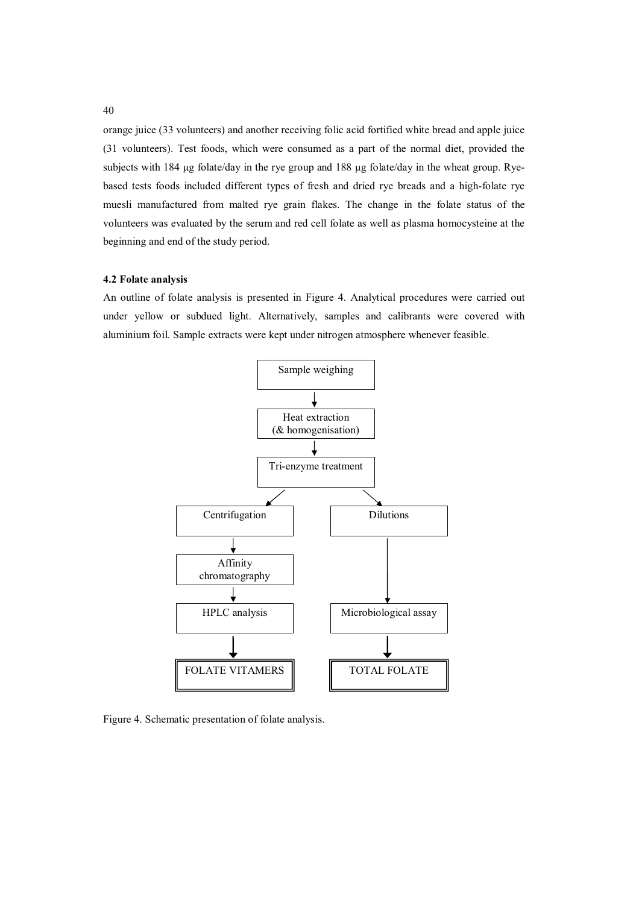orange juice (33 volunteers) and another receiving folic acid fortified white bread and apple juice (31 volunteers). Test foods, which were consumed as a part of the normal diet, provided the subjects with 184 µg folate/day in the rye group and 188 µg folate/day in the wheat group. Rye-based tests foods included different types of fresh and dried rye breads and a high-folate rye muesli manufactured from malted rye grain flakes. The change in the folate status of the volunteers was evaluated by the serum and red cell folate as well as plasma homocysteine at the beginning and end of the study period.

### 4.2 Folate analysis

An outline of folate analysis is presented in Figure 4. Analytical procedures were carried out under yellow or subdued light. Alternatively, samples and calibrants were covered with aluminium foil. Sample extracts were kept under nitrogen atmosphere whenever feasible.

```
                  Sample weighing
                        ↓
                  Heat extraction
                 (& homogenisation)
                        ↓
               Tri-enzyme treatment
                 ↙               ↘
        Centrifugation          Dilutions
              ↓                     |
            Affinity                |
         chromatography             |
              ↓                     ↓
         HPLC analysis       Microbiological assay
              ↓                     ↓
        FOLATE VITAMERS        TOTAL FOLATE
```

Figure 4. Schematic presentation of folate analysis.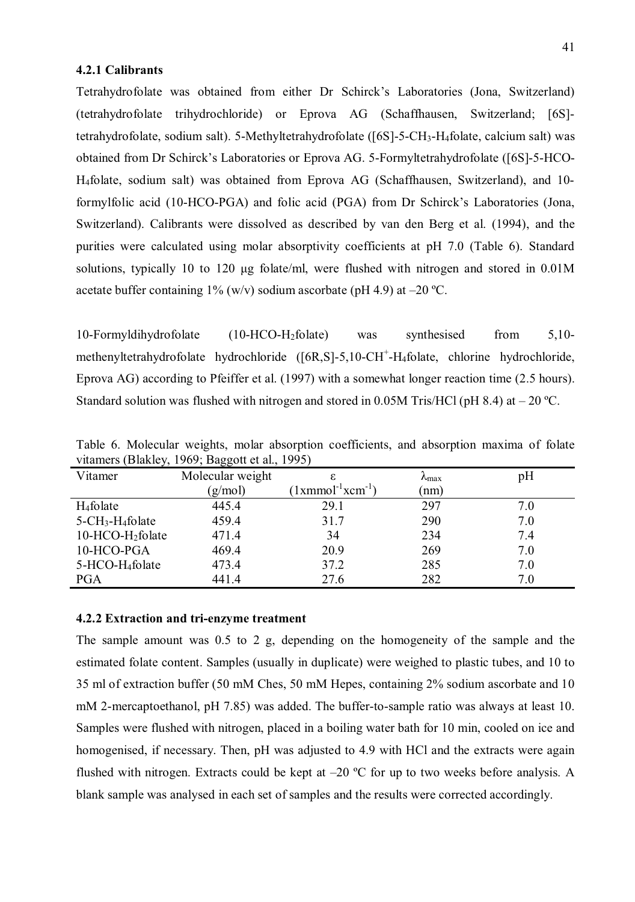#### 4.2.1 Calibrants

Tetrahydrofolate was obtained from either Dr Schirck's Laboratories (Jona, Switzerland) (tetrahydrofolate trihydrochloride) or Eprova AG (Schaffhausen, Switzerland; [6S]-tetrahydrofolate, sodium salt). 5-Methyltetrahydrofolate ([6S]-5-$CH_3$-$H_4$folate, calcium salt) was obtained from Dr Schirck's Laboratories or Eprova AG. 5-Formyltetrahydrofolate ([6S]-5-HCO-$H_4$folate, sodium salt) was obtained from Eprova AG (Schaffhausen, Switzerland), and 10-formylfolic acid (10-HCO-PGA) and folic acid (PGA) from Dr Schirck's Laboratories (Jona, Switzerland). Calibrants were dissolved as described by van den Berg et al. (1994), and the purities were calculated using molar absorptivity coefficients at pH 7.0 (Table 6). Standard solutions, typically 10 to 120 µg folate/ml, were flushed with nitrogen and stored in 0.01M acetate buffer containing 1% (w/v) sodium ascorbate (pH 4.9) at –20 ºC.

10-Formyldihydrofolate (10-HCO-$H_2$folate) was synthesised from 5,10-methenyltetrahydrofolate hydrochloride ([6R,S]-5,10-$CH^+$-$H_4$folate, chlorine hydrochloride, Eprova AG) according to Pfeiffer et al. (1997) with a somewhat longer reaction time (2.5 hours). Standard solution was flushed with nitrogen and stored in 0.05M Tris/HCl (pH 8.4) at – 20 ºC.

Table 6. Molecular weights, molar absorption coefficients, and absorption maxima of folate vitamers (Blakley, 1969; Baggott et al., 1995)

| Vitamer | Molecular weight (g/mol) | ε ($1 x mmol^{-1} x cm^{-1}$) | $\lambda_{max}$ (nm) | pH |
|---|---|---|---|---|
| $H_4$folate | 445.4 | 29.1 | 297 | 7.0 |
| 5-$CH_3$-$H_4$folate | 459.4 | 31.7 | 290 | 7.0 |
| 10-HCO-$H_2$folate | 471.4 | 34 | 234 | 7.4 |
| 10-HCO-PGA | 469.4 | 20.9 | 269 | 7.0 |
| 5-HCO-$H_4$folate | 473.4 | 37.2 | 285 | 7.0 |
| PGA | 441.4 | 27.6 | 282 | 7.0 |

#### 4.2.2 Extraction and tri-enzyme treatment

The sample amount was 0.5 to 2 g, depending on the homogeneity of the sample and the estimated folate content. Samples (usually in duplicate) were weighed to plastic tubes, and 10 to 35 ml of extraction buffer (50 mM Ches, 50 mM Hepes, containing 2% sodium ascorbate and 10 mM 2-mercaptoethanol, pH 7.85) was added. The buffer-to-sample ratio was always at least 10. Samples were flushed with nitrogen, placed in a boiling water bath for 10 min, cooled on ice and homogenised, if necessary. Then, pH was adjusted to 4.9 with HCl and the extracts were again flushed with nitrogen. Extracts could be kept at –20 ºC for up to two weeks before analysis. A blank sample was analysed in each set of samples and the results were corrected accordingly.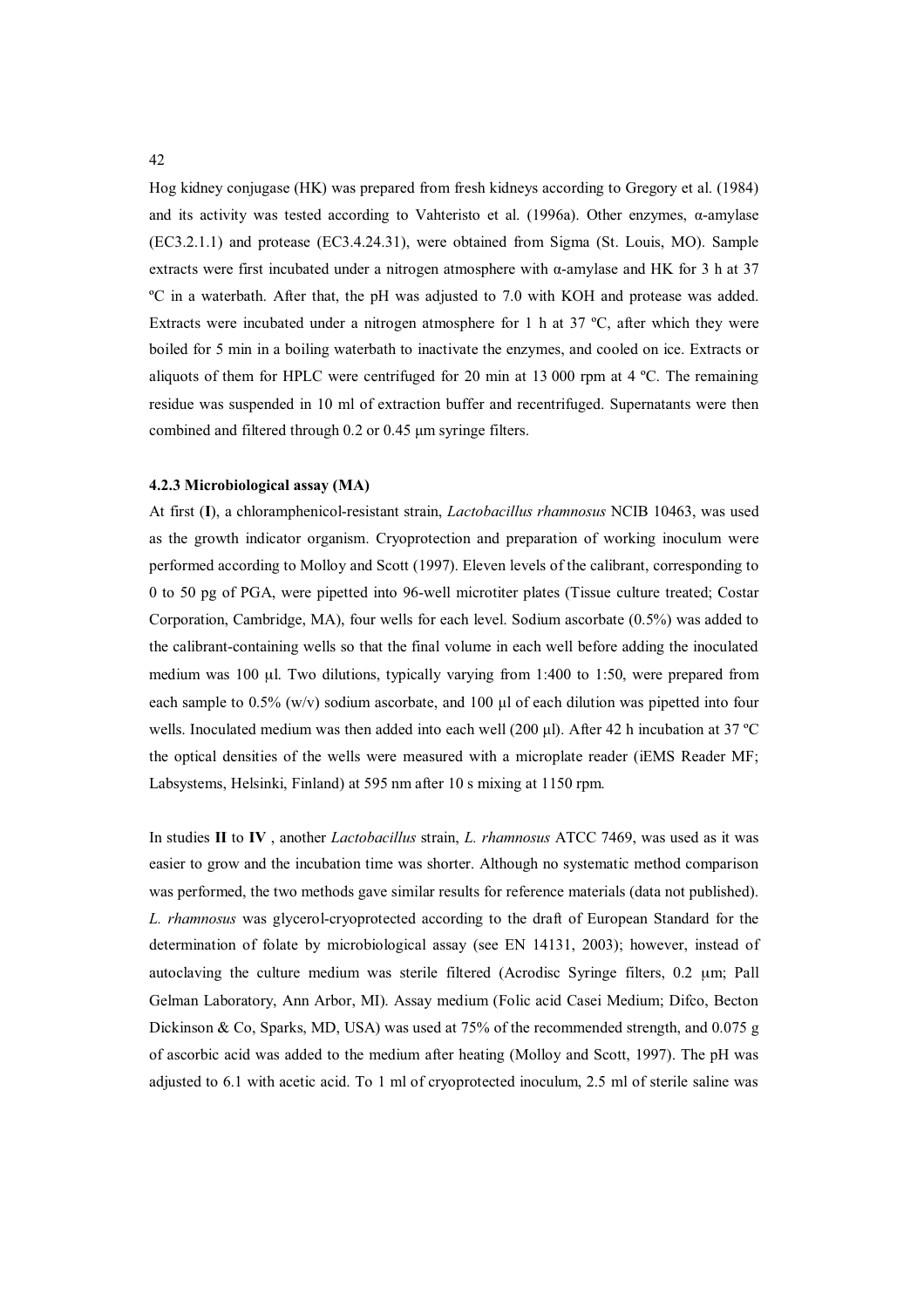Hog kidney conjugase (HK) was prepared from fresh kidneys according to Gregory et al. (1984) and its activity was tested according to Vahteristo et al. (1996a). Other enzymes, α-amylase (EC3.2.1.1) and protease (EC3.4.24.31), were obtained from Sigma (St. Louis, MO). Sample extracts were first incubated under a nitrogen atmosphere with α-amylase and HK for 3 h at 37 ºC in a waterbath. After that, the pH was adjusted to 7.0 with KOH and protease was added. Extracts were incubated under a nitrogen atmosphere for 1 h at 37 ºC, after which they were boiled for 5 min in a boiling waterbath to inactivate the enzymes, and cooled on ice. Extracts or aliquots of them for HPLC were centrifuged for 20 min at 13 000 rpm at 4 ºC. The remaining residue was suspended in 10 ml of extraction buffer and recentrifuged. Supernatants were then combined and filtered through 0.2 or 0.45 µm syringe filters.

#### 4.2.3 Microbiological assay (MA)

At first (**I**), a chloramphenicol-resistant strain, *Lactobacillus rhamnosus* NCIB 10463, was used as the growth indicator organism. Cryoprotection and preparation of working inoculum were performed according to Molloy and Scott (1997). Eleven levels of the calibrant, corresponding to 0 to 50 pg of PGA, were pipetted into 96-well microtiter plates (Tissue culture treated; Costar Corporation, Cambridge, MA), four wells for each level. Sodium ascorbate (0.5%) was added to the calibrant-containing wells so that the final volume in each well before adding the inoculated medium was 100 µl. Two dilutions, typically varying from 1:400 to 1:50, were prepared from each sample to 0.5% (w/v) sodium ascorbate, and 100 µl of each dilution was pipetted into four wells. Inoculated medium was then added into each well (200 µl). After 42 h incubation at 37 ºC the optical densities of the wells were measured with a microplate reader (iEMS Reader MF; Labsystems, Helsinki, Finland) at 595 nm after 10 s mixing at 1150 rpm.

In studies **II** to **IV** , another *Lactobacillus* strain, *L. rhamnosus* ATCC 7469, was used as it was easier to grow and the incubation time was shorter. Although no systematic method comparison was performed, the two methods gave similar results for reference materials (data not published). *L. rhamnosus* was glycerol-cryoprotected according to the draft of European Standard for the determination of folate by microbiological assay (see EN 14131, 2003); however, instead of autoclaving the culture medium was sterile filtered (Acrodisc Syringe filters, 0.2 µm; Pall Gelman Laboratory, Ann Arbor, MI). Assay medium (Folic acid Casei Medium; Difco, Becton Dickinson & Co, Sparks, MD, USA) was used at 75% of the recommended strength, and 0.075 g of ascorbic acid was added to the medium after heating (Molloy and Scott, 1997). The pH was adjusted to 6.1 with acetic acid. To 1 ml of cryoprotected inoculum, 2.5 ml of sterile saline was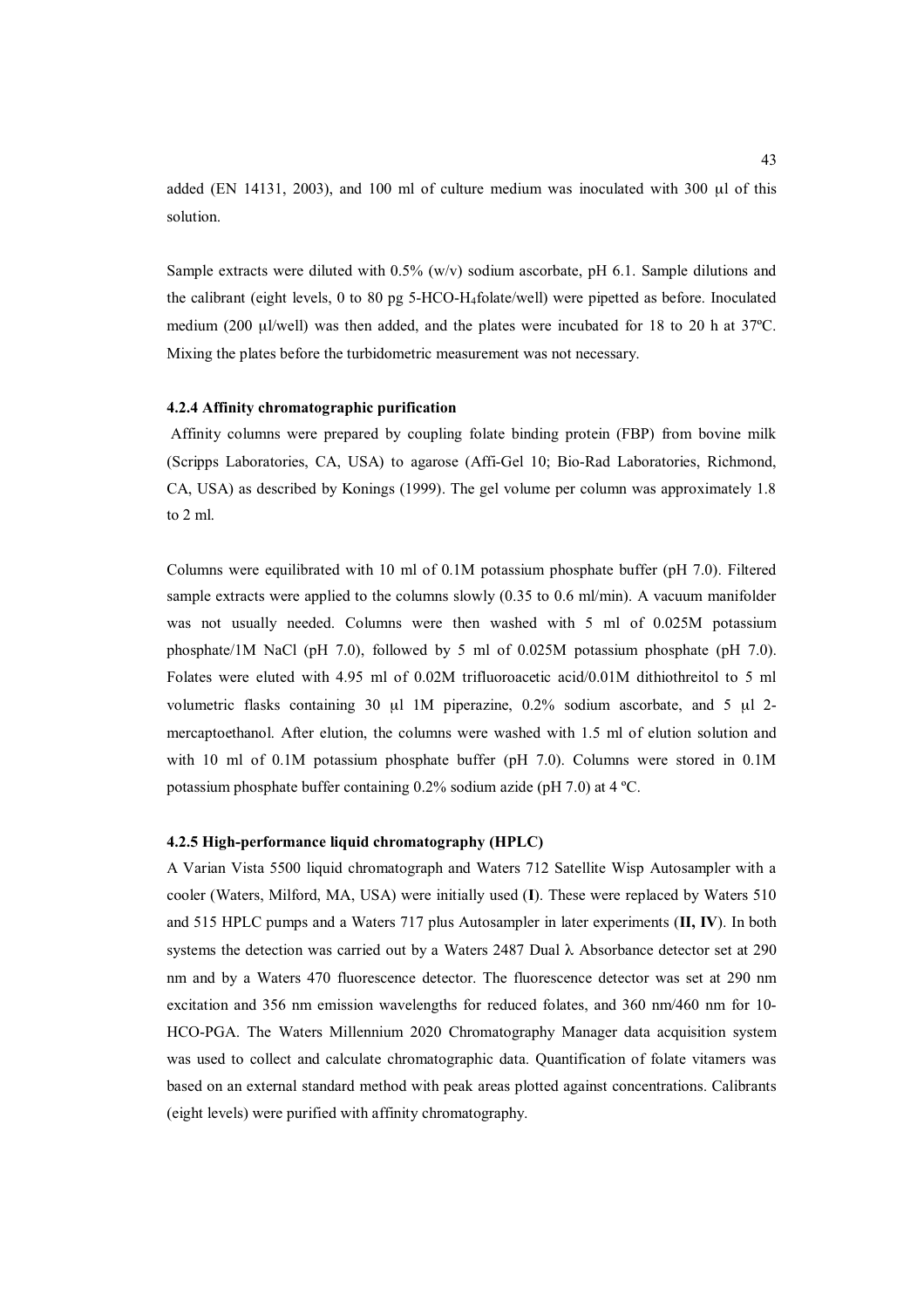added (EN 14131, 2003), and 100 ml of culture medium was inoculated with 300 μl of this solution.

Sample extracts were diluted with 0.5% (w/v) sodium ascorbate, pH 6.1. Sample dilutions and the calibrant (eight levels, 0 to 80 pg 5-HCO-$H_4$folate/well) were pipetted as before. Inoculated medium (200 μl/well) was then added, and the plates were incubated for 18 to 20 h at 37ºC. Mixing the plates before the turbidometric measurement was not necessary.

### 4.2.4 Affinity chromatographic purification

Affinity columns were prepared by coupling folate binding protein (FBP) from bovine milk (Scripps Laboratories, CA, USA) to agarose (Affi-Gel 10; Bio-Rad Laboratories, Richmond, CA, USA) as described by Konings (1999). The gel volume per column was approximately 1.8 to 2 ml.

Columns were equilibrated with 10 ml of 0.1M potassium phosphate buffer (pH 7.0). Filtered sample extracts were applied to the columns slowly (0.35 to 0.6 ml/min). A vacuum manifolder was not usually needed. Columns were then washed with 5 ml of 0.025M potassium phosphate/1M NaCl (pH 7.0), followed by 5 ml of 0.025M potassium phosphate (pH 7.0). Folates were eluted with 4.95 ml of 0.02M trifluoroacetic acid/0.01M dithiothreitol to 5 ml volumetric flasks containing 30 μl 1M piperazine, 0.2% sodium ascorbate, and 5 μl 2-mercaptoethanol. After elution, the columns were washed with 1.5 ml of elution solution and with 10 ml of 0.1M potassium phosphate buffer (pH 7.0). Columns were stored in 0.1M potassium phosphate buffer containing 0.2% sodium azide (pH 7.0) at 4 ºC.

### 4.2.5 High-performance liquid chromatography (HPLC)

A Varian Vista 5500 liquid chromatograph and Waters 712 Satellite Wisp Autosampler with a cooler (Waters, Milford, MA, USA) were initially used (**I**). These were replaced by Waters 510 and 515 HPLC pumps and a Waters 717 plus Autosampler in later experiments (**II, IV**). In both systems the detection was carried out by a Waters 2487 Dual $\lambda$ Absorbance detector set at 290 nm and by a Waters 470 fluorescence detector. The fluorescence detector was set at 290 nm excitation and 356 nm emission wavelengths for reduced folates, and 360 nm/460 nm for 10-HCO-PGA. The Waters Millennium 2020 Chromatography Manager data acquisition system was used to collect and calculate chromatographic data. Quantification of folate vitamers was based on an external standard method with peak areas plotted against concentrations. Calibrants (eight levels) were purified with affinity chromatography.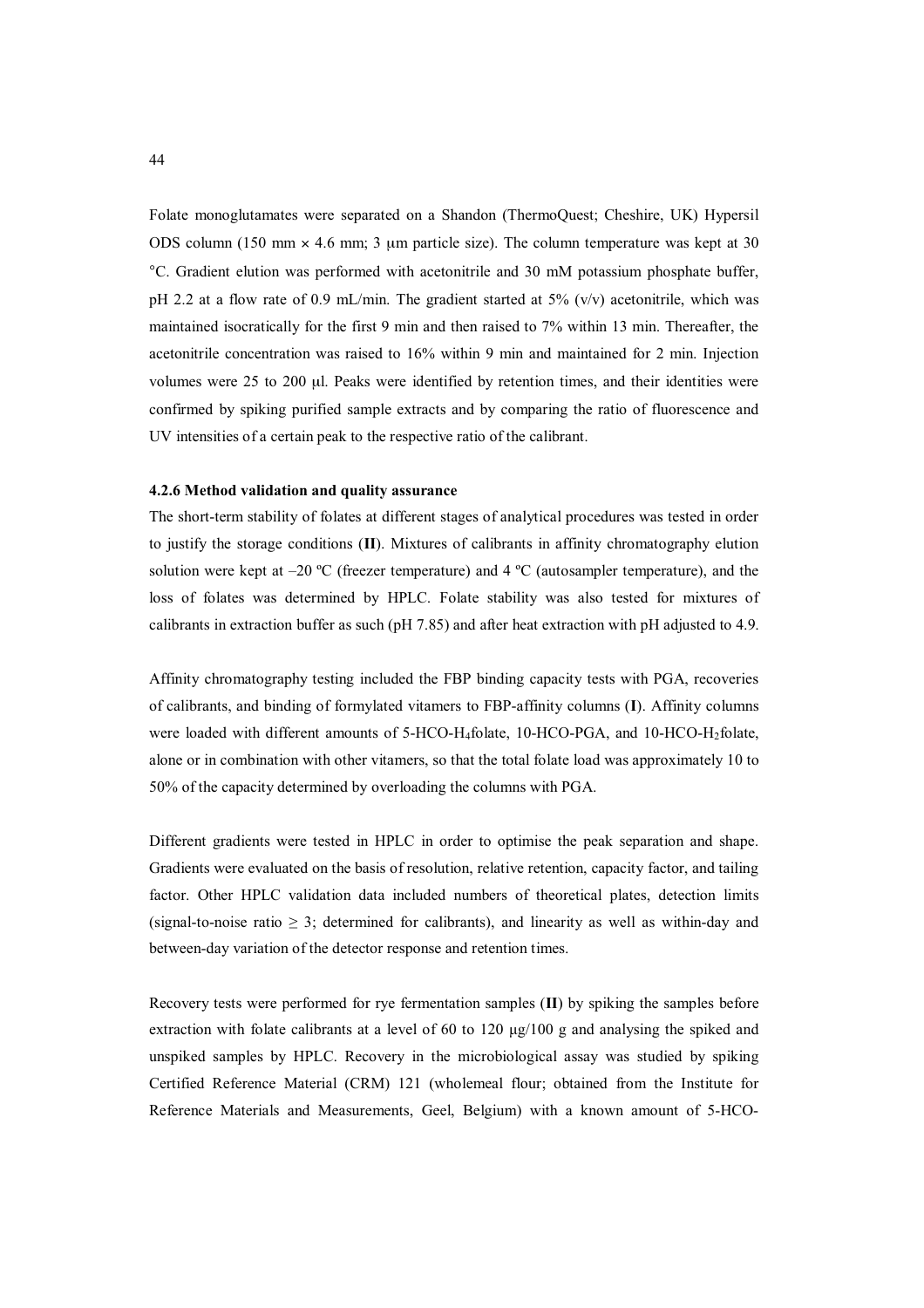Folate monoglutamates were separated on a Shandon (ThermoQuest; Cheshire, UK) Hypersil ODS column (150 mm × 4.6 mm; 3 μm particle size). The column temperature was kept at 30 °C. Gradient elution was performed with acetonitrile and 30 mM potassium phosphate buffer, pH 2.2 at a flow rate of 0.9 mL/min. The gradient started at 5% (v/v) acetonitrile, which was maintained isocratically for the first 9 min and then raised to 7% within 13 min. Thereafter, the acetonitrile concentration was raised to 16% within 9 min and maintained for 2 min. Injection volumes were 25 to 200 μl. Peaks were identified by retention times, and their identities were confirmed by spiking purified sample extracts and by comparing the ratio of fluorescence and UV intensities of a certain peak to the respective ratio of the calibrant.

#### 4.2.6 Method validation and quality assurance

The short-term stability of folates at different stages of analytical procedures was tested in order to justify the storage conditions (**II**). Mixtures of calibrants in affinity chromatography elution solution were kept at –20 ºC (freezer temperature) and 4 ºC (autosampler temperature), and the loss of folates was determined by HPLC. Folate stability was also tested for mixtures of calibrants in extraction buffer as such (pH 7.85) and after heat extraction with pH adjusted to 4.9.

Affinity chromatography testing included the FBP binding capacity tests with PGA, recoveries of calibrants, and binding of formylated vitamers to FBP-affinity columns (**I**). Affinity columns were loaded with different amounts of 5-HCO-$H_4$folate, 10-HCO-PGA, and 10-HCO-$H_2$folate, alone or in combination with other vitamers, so that the total folate load was approximately 10 to 50% of the capacity determined by overloading the columns with PGA.

Different gradients were tested in HPLC in order to optimise the peak separation and shape. Gradients were evaluated on the basis of resolution, relative retention, capacity factor, and tailing factor. Other HPLC validation data included numbers of theoretical plates, detection limits (signal-to-noise ratio $\geq 3$; determined for calibrants), and linearity as well as within-day and between-day variation of the detector response and retention times.

Recovery tests were performed for rye fermentation samples (**II**) by spiking the samples before extraction with folate calibrants at a level of 60 to 120 μg/100 g and analysing the spiked and unspiked samples by HPLC. Recovery in the microbiological assay was studied by spiking Certified Reference Material (CRM) 121 (wholemeal flour; obtained from the Institute for Reference Materials and Measurements, Geel, Belgium) with a known amount of 5-HCO-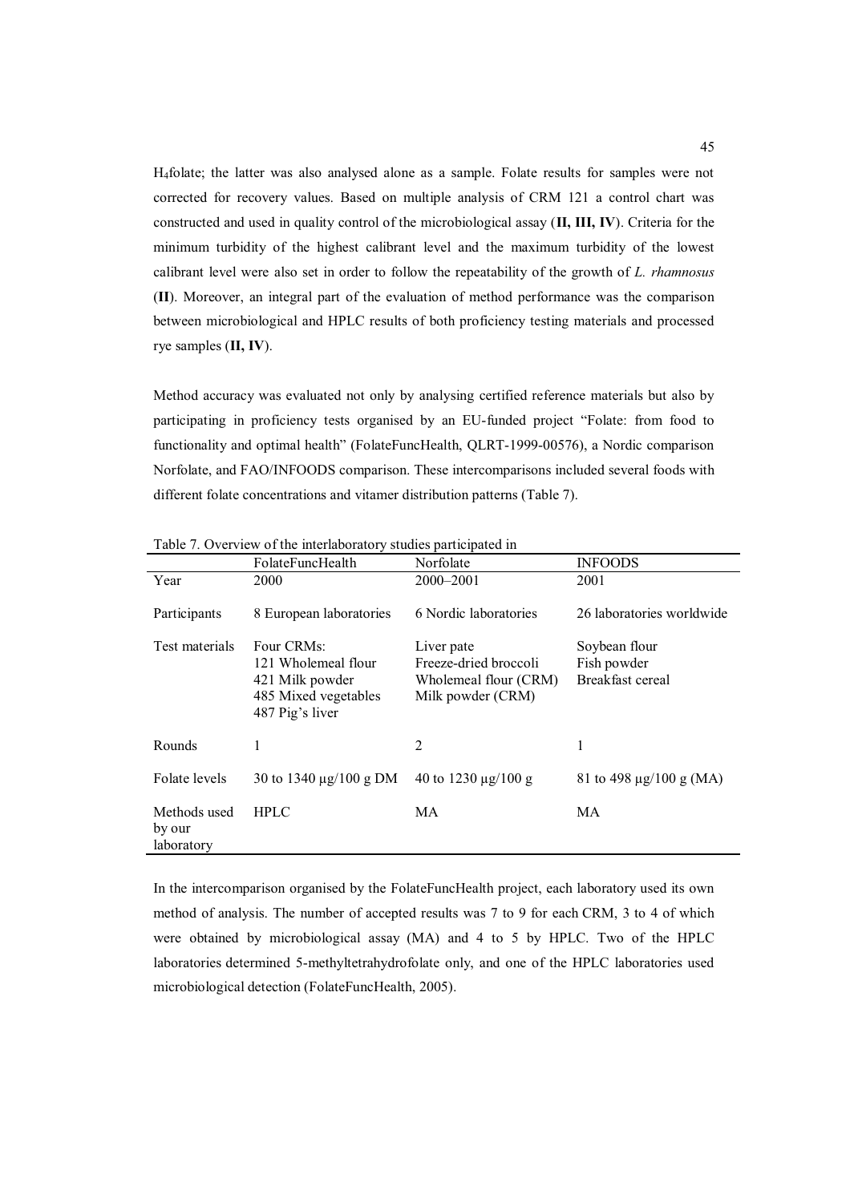$H_4$folate; the latter was also analysed alone as a sample. Folate results for samples were not corrected for recovery values. Based on multiple analysis of CRM 121 a control chart was constructed and used in quality control of the microbiological assay (**II, III, IV**). Criteria for the minimum turbidity of the highest calibrant level and the maximum turbidity of the lowest calibrant level were also set in order to follow the repeatability of the growth of *L. rhamnosus* (**II**). Moreover, an integral part of the evaluation of method performance was the comparison between microbiological and HPLC results of both proficiency testing materials and processed rye samples (**II, IV**).

Method accuracy was evaluated not only by analysing certified reference materials but also by participating in proficiency tests organised by an EU-funded project "Folate: from food to functionality and optimal health" (FolateFuncHealth, QLRT-1999-00576), a Nordic comparison Norfolate, and FAO/INFOODS comparison. These intercomparisons included several foods with different folate concentrations and vitamer distribution patterns (Table 7).

Table 7. Overview of the interlaboratory studies participated in

| | FolateFuncHealth | Norfolate | INFOODS |
|---|---|---|---|
| Year | 2000 | 2000–2001 | 2001 |
| Participants | 8 European laboratories | 6 Nordic laboratories | 26 laboratories worldwide |
| Test materials | Four CRMs:<br>121 Wholemeal flour<br>421 Milk powder<br>485 Mixed vegetables<br>487 Pig's liver | Liver pate<br>Freeze-dried broccoli<br>Wholemeal flour (CRM)<br>Milk powder (CRM) | Soybean flour<br>Fish powder<br>Breakfast cereal |
| Rounds | 1 | 2 | 1 |
| Folate levels | 30 to 1340 μg/100 g DM | 40 to 1230 μg/100 g | 81 to 498 μg/100 g (MA) |
| Methods used by our laboratory | HPLC | MA | MA |

In the intercomparison organised by the FolateFuncHealth project, each laboratory used its own method of analysis. The number of accepted results was 7 to 9 for each CRM, 3 to 4 of which were obtained by microbiological assay (MA) and 4 to 5 by HPLC. Two of the HPLC laboratories determined 5-methyltetrahydrofolate only, and one of the HPLC laboratories used microbiological detection (FolateFuncHealth, 2005).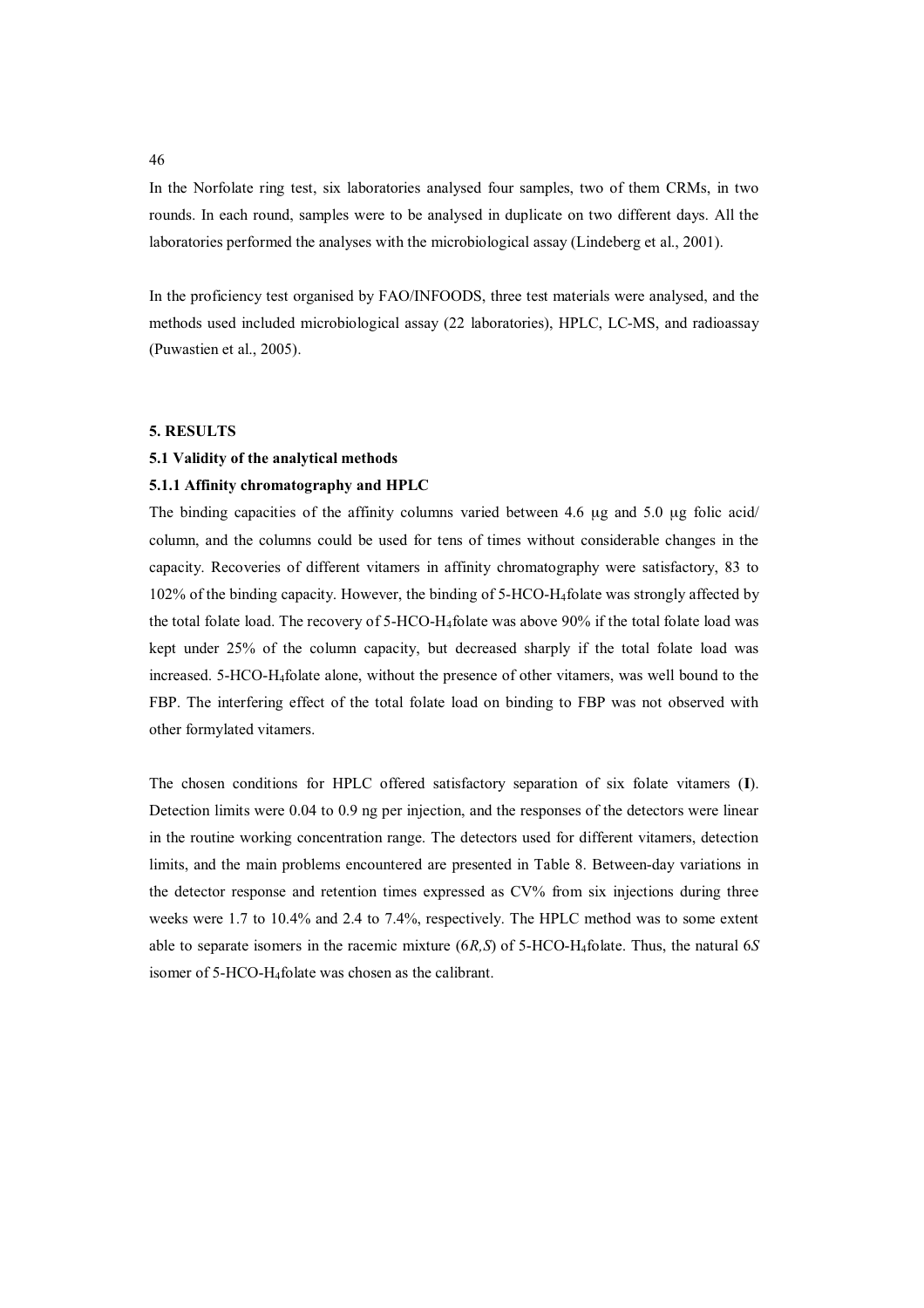In the Norfolate ring test, six laboratories analysed four samples, two of them CRMs, in two rounds. In each round, samples were to be analysed in duplicate on two different days. All the laboratories performed the analyses with the microbiological assay (Lindeberg et al., 2001).

In the proficiency test organised by FAO/INFOODS, three test materials were analysed, and the methods used included microbiological assay (22 laboratories), HPLC, LC-MS, and radioassay (Puwastien et al., 2005).

## 5. RESULTS

### 5.1 Validity of the analytical methods

#### 5.1.1 Affinity chromatography and HPLC

The binding capacities of the affinity columns varied between 4.6 μg and 5.0 μg folic acid/ column, and the columns could be used for tens of times without considerable changes in the capacity. Recoveries of different vitamers in affinity chromatography were satisfactory, 83 to 102% of the binding capacity. However, the binding of 5-HCO-$H_4$folate was strongly affected by the total folate load. The recovery of 5-HCO-$H_4$folate was above 90% if the total folate load was kept under 25% of the column capacity, but decreased sharply if the total folate load was increased. 5-HCO-$H_4$folate alone, without the presence of other vitamers, was well bound to the FBP. The interfering effect of the total folate load on binding to FBP was not observed with other formylated vitamers.

The chosen conditions for HPLC offered satisfactory separation of six folate vitamers (**I**). Detection limits were 0.04 to 0.9 ng per injection, and the responses of the detectors were linear in the routine working concentration range. The detectors used for different vitamers, detection limits, and the main problems encountered are presented in Table 8. Between-day variations in the detector response and retention times expressed as CV% from six injections during three weeks were 1.7 to 10.4% and 2.4 to 7.4%, respectively. The HPLC method was to some extent able to separate isomers in the racemic mixture (6*R,S*) of 5-HCO-$H_4$folate. Thus, the natural 6*S* isomer of 5-HCO-$H_4$folate was chosen as the calibrant.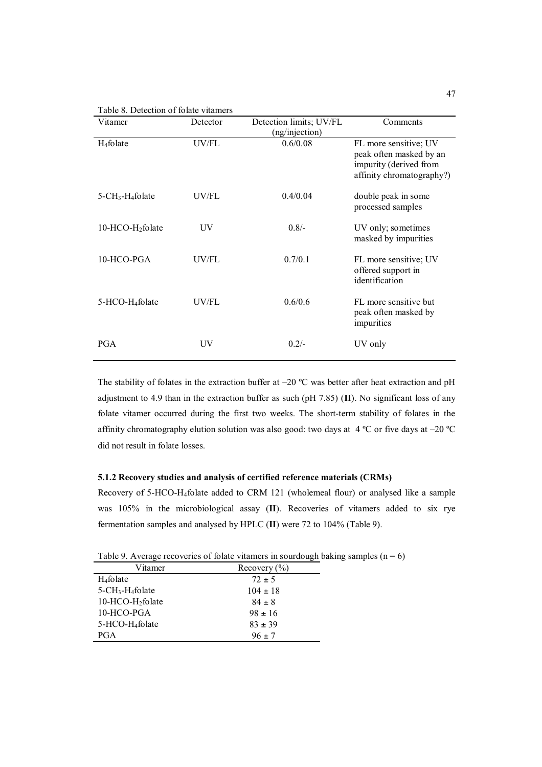Table 8. Detection of folate vitamers

| Vitamer | Detector | Detection limits; UV/FL (ng/injection) | Comments |
|---|---|---|---|
| $H_4$folate | UV/FL | 0.6/0.08 | FL more sensitive; UV peak often masked by an impurity (derived from affinity chromatography?) |
| 5-$CH_3$-$H_4$folate | UV/FL | 0.4/0.04 | double peak in some processed samples |
| 10-HCO-$H_2$folate | UV | 0.8/- | UV only; sometimes masked by impurities |
| 10-HCO-PGA | UV/FL | 0.7/0.1 | FL more sensitive; UV offered support in identification |
| 5-HCO-$H_4$folate | UV/FL | 0.6/0.6 | FL more sensitive but peak often masked by impurities |
| PGA | UV | 0.2/- | UV only |

The stability of folates in the extraction buffer at –20 ºC was better after heat extraction and pH adjustment to 4.9 than in the extraction buffer as such (pH 7.85) (**II**). No significant loss of any folate vitamer occurred during the first two weeks. The short-term stability of folates in the affinity chromatography elution solution was also good: two days at 4 ºC or five days at –20 ºC did not result in folate losses.

### 5.1.2 Recovery studies and analysis of certified reference materials (CRMs)

Recovery of 5-HCO-$H_4$folate added to CRM 121 (wholemeal flour) or analysed like a sample was 105% in the microbiological assay (**II**). Recoveries of vitamers added to six rye fermentation samples and analysed by HPLC (**II**) were 72 to 104% (Table 9).

Table 9. Average recoveries of folate vitamers in sourdough baking samples ($n = 6$)

| Vitamer | Recovery (%) |
|---|---|
| $H_4$folate | $72 \pm 5$ |
| 5-$CH_3$-$H_4$folate | $104 \pm 18$ |
| 10-HCO-$H_2$folate | $84 \pm 8$ |
| 10-HCO-PGA | $98 \pm 16$ |
| 5-HCO-$H_4$folate | $83 \pm 39$ |
| PGA | $96 \pm 7$ |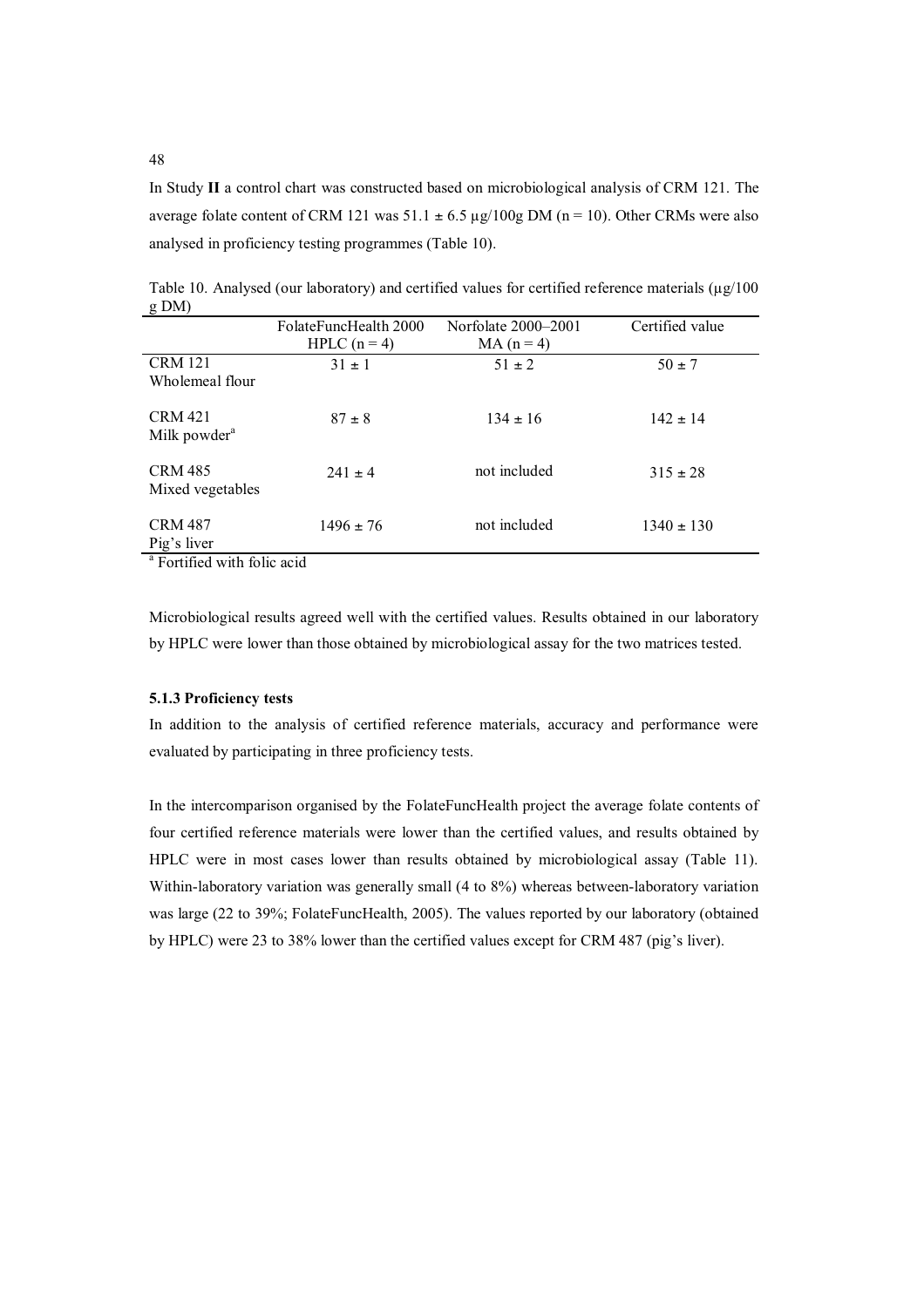In Study **II** a control chart was constructed based on microbiological analysis of CRM 121. The average folate content of CRM 121 was 51.1 ± 6.5 µg/100g DM (n = 10). Other CRMs were also analysed in proficiency testing programmes (Table 10).

Table 10. Analysed (our laboratory) and certified values for certified reference materials (µg/100 g DM)

| | FolateFuncHealth 2000 HPLC (n = 4) | Norfolate 2000–2001 MA (n = 4) | Certified value |
|---|---|---|---|
| CRM 121 Wholemeal flour | 31 ± 1 | 51 ± 2 | 50 ± 7 |
| CRM 421 Milk powder[a] | 87 ± 8 | 134 ± 16 | 142 ± 14 |
| CRM 485 Mixed vegetables | 241 ± 4 | not included | 315 ± 28 |
| CRM 487 Pig's liver | 1496 ± 76 | not included | 1340 ± 130 |

[a] Fortified with folic acid

Microbiological results agreed well with the certified values. Results obtained in our laboratory by HPLC were lower than those obtained by microbiological assay for the two matrices tested.

### 5.1.3 Proficiency tests

In addition to the analysis of certified reference materials, accuracy and performance were evaluated by participating in three proficiency tests.

In the intercomparison organised by the FolateFuncHealth project the average folate contents of four certified reference materials were lower than the certified values, and results obtained by HPLC were in most cases lower than results obtained by microbiological assay (Table 11). Within-laboratory variation was generally small (4 to 8%) whereas between-laboratory variation was large (22 to 39%; FolateFuncHealth, 2005). The values reported by our laboratory (obtained by HPLC) were 23 to 38% lower than the certified values except for CRM 487 (pig's liver).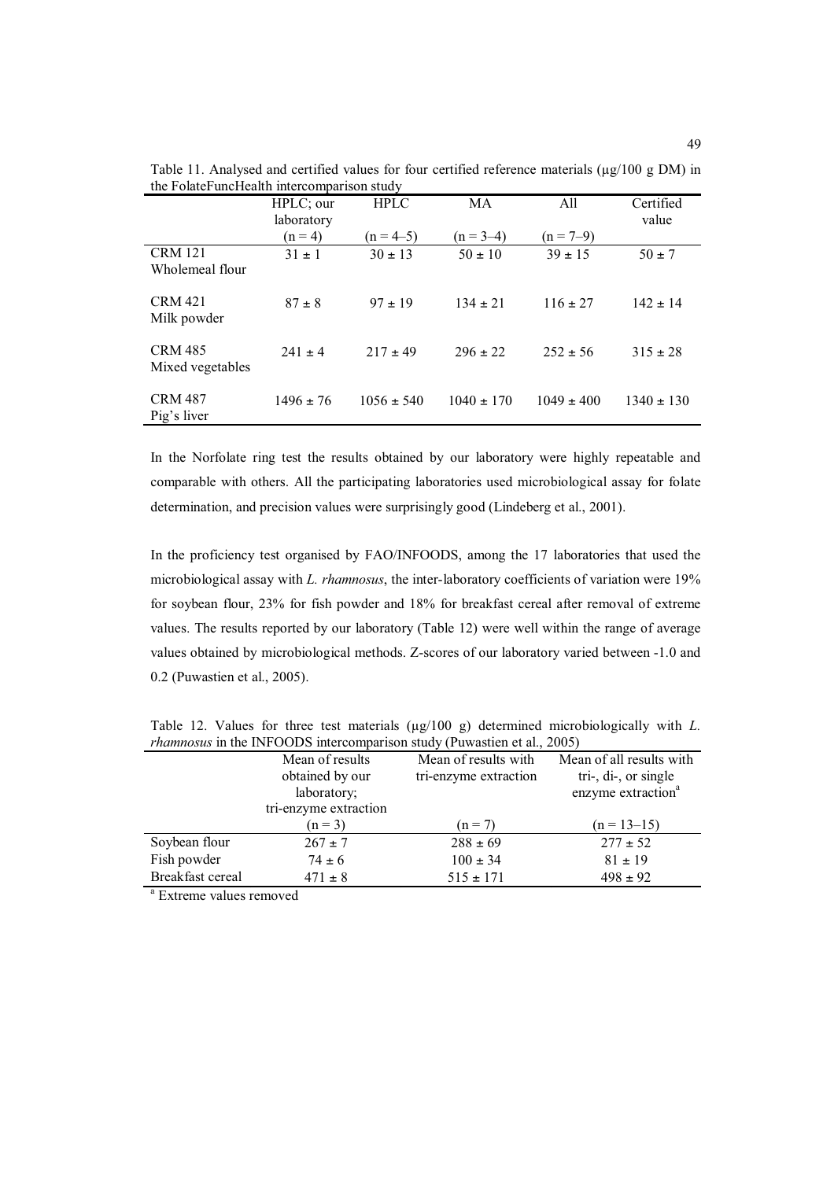Table 11. Analysed and certified values for four certified reference materials (µg/100 g DM) in the FolateFuncHealth intercomparison study

| | HPLC; our laboratory (n = 4) | HPLC (n = 4–5) | MA (n = 3–4) | All (n = 7–9) | Certified value |
|---|---|---|---|---|---|
| CRM 121 Wholemeal flour | 31 ± 1 | 30 ± 13 | 50 ± 10 | 39 ± 15 | 50 ± 7 |
| CRM 421 Milk powder | 87 ± 8 | 97 ± 19 | 134 ± 21 | 116 ± 27 | 142 ± 14 |
| CRM 485 Mixed vegetables | 241 ± 4 | 217 ± 49 | 296 ± 22 | 252 ± 56 | 315 ± 28 |
| CRM 487 Pig's liver | 1496 ± 76 | 1056 ± 540 | 1040 ± 170 | 1049 ± 400 | 1340 ± 130 |

In the Norfolate ring test the results obtained by our laboratory were highly repeatable and comparable with others. All the participating laboratories used microbiological assay for folate determination, and precision values were surprisingly good (Lindeberg et al., 2001).

In the proficiency test organised by FAO/INFOODS, among the 17 laboratories that used the microbiological assay with *L. rhamnosus*, the inter-laboratory coefficients of variation were 19% for soybean flour, 23% for fish powder and 18% for breakfast cereal after removal of extreme values. The results reported by our laboratory (Table 12) were well within the range of average values obtained by microbiological methods. Z-scores of our laboratory varied between -1.0 and 0.2 (Puwastien et al., 2005).

Table 12. Values for three test materials (µg/100 g) determined microbiologically with *L. rhamnosus* in the INFOODS intercomparison study (Puwastien et al., 2005)

| | Mean of results obtained by our laboratory; tri-enzyme extraction (n = 3) | Mean of results with tri-enzyme extraction (n = 7) | Mean of all results with tri-, di-, or single enzyme extraction[a] (n = 13–15) |
|---|---|---|---|
| Soybean flour | 267 ± 7 | 288 ± 69 | 277 ± 52 |
| Fish powder | 74 ± 6 | 100 ± 34 | 81 ± 19 |
| Breakfast cereal | 471 ± 8 | 515 ± 171 | 498 ± 92 |

[a] Extreme values removed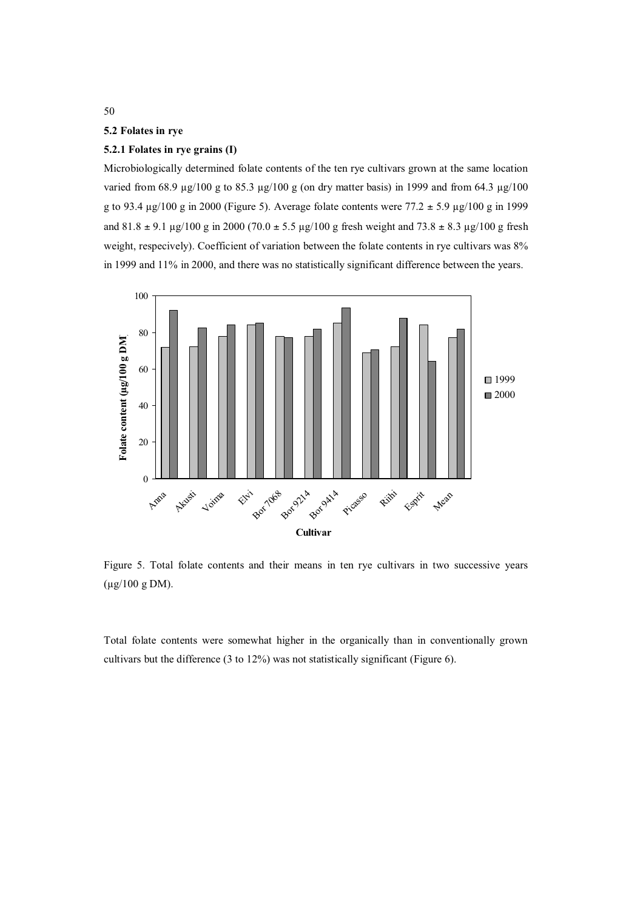## 5.2 Folates in rye

### 5.2.1 Folates in rye grains (I)

Microbiologically determined folate contents of the ten rye cultivars grown at the same location varied from 68.9 µg/100 g to 85.3 µg/100 g (on dry matter basis) in 1999 and from 64.3 µg/100 g to 93.4 µg/100 g in 2000 (Figure 5). Average folate contents were 77.2 ± 5.9 µg/100 g in 1999 and 81.8 ± 9.1 µg/100 g in 2000 (70.0 ± 5.5 µg/100 g fresh weight and 73.8 ± 8.3 µg/100 g fresh weight, respecively). Coefficient of variation between the folate contents in rye cultivars was 8% in 1999 and 11% in 2000, and there was no statistically significant difference between the years.

Figure 5. Total folate contents and their means in ten rye cultivars in two successive years (µg/100 g DM).

Total folate contents were somewhat higher in the organically than in conventionally grown cultivars but the difference (3 to 12%) was not statistically significant (Figure 6).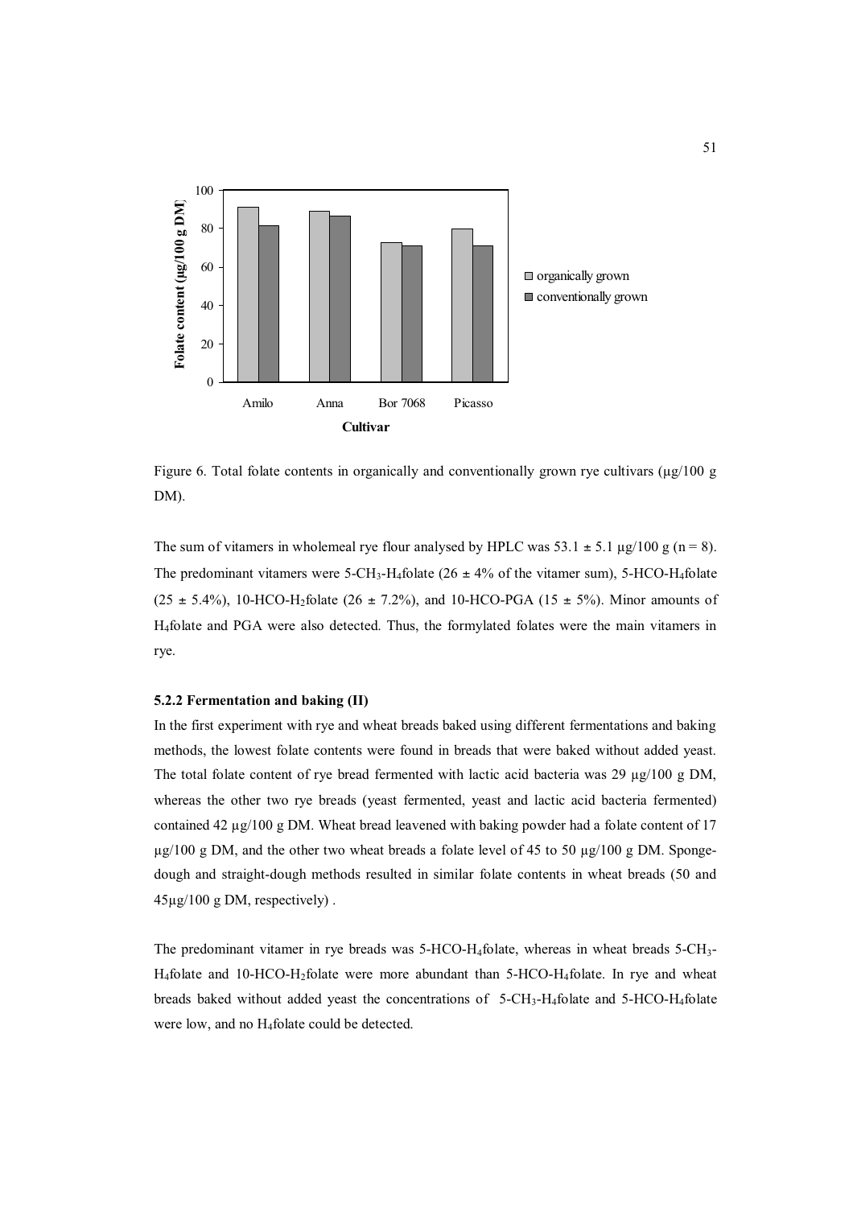Figure 6. Total folate contents in organically and conventionally grown rye cultivars (µg/100 g DM).

The sum of vitamers in wholemeal rye flour analysed by HPLC was 53.1 ± 5.1 µg/100 g (n = 8). The predominant vitamers were 5-$CH_3$-$H_4$folate (26 ± 4% of the vitamer sum), 5-HCO-$H_4$folate (25 ± 5.4%), 10-HCO-$H_2$folate (26 ± 7.2%), and 10-HCO-PGA (15 ± 5%). Minor amounts of $H_4$folate and PGA were also detected. Thus, the formylated folates were the main vitamers in rye.

### 5.2.2 Fermentation and baking (II)

In the first experiment with rye and wheat breads baked using different fermentations and baking methods, the lowest folate contents were found in breads that were baked without added yeast. The total folate content of rye bread fermented with lactic acid bacteria was 29 µg/100 g DM, whereas the other two rye breads (yeast fermented, yeast and lactic acid bacteria fermented) contained 42 µg/100 g DM. Wheat bread leavened with baking powder had a folate content of 17 µg/100 g DM, and the other two wheat breads a folate level of 45 to 50 µg/100 g DM. Sponge-dough and straight-dough methods resulted in similar folate contents in wheat breads (50 and 45µg/100 g DM, respectively) .

The predominant vitamer in rye breads was 5-HCO-$H_4$folate, whereas in wheat breads 5-$CH_3$-$H_4$folate and 10-HCO-$H_2$folate were more abundant than 5-HCO-$H_4$folate. In rye and wheat breads baked without added yeast the concentrations of 5-$CH_3$-$H_4$folate and 5-HCO-$H_4$folate were low, and no $H_4$folate could be detected.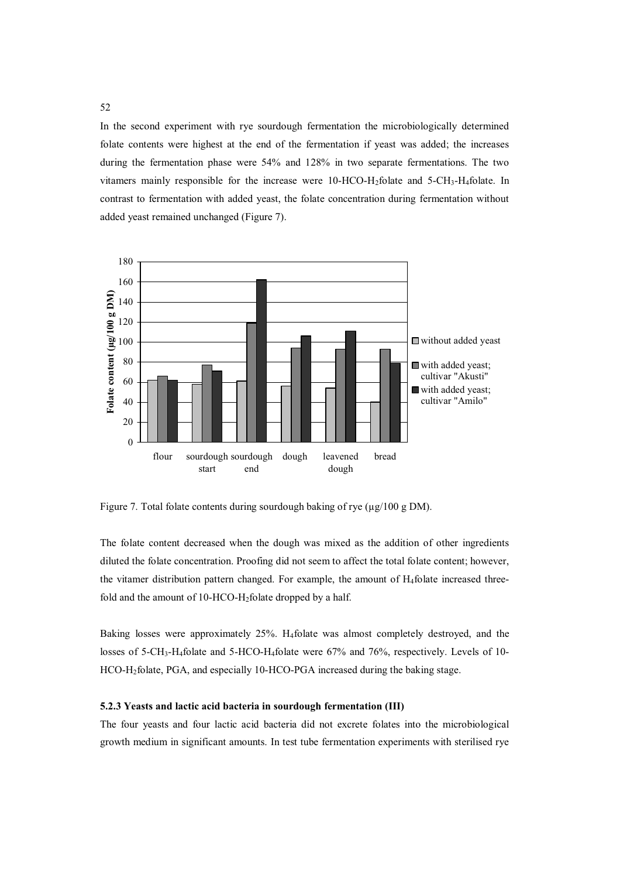In the second experiment with rye sourdough fermentation the microbiologically determined folate contents were highest at the end of the fermentation if yeast was added; the increases during the fermentation phase were 54% and 128% in two separate fermentations. The two vitamers mainly responsible for the increase were 10-HCO-$H_2$folate and 5-$CH_3$-$H_4$folate. In contrast to fermentation with added yeast, the folate concentration during fermentation without added yeast remained unchanged (Figure 7).

Figure 7. Total folate contents during sourdough baking of rye (µg/100 g DM).

The folate content decreased when the dough was mixed as the addition of other ingredients diluted the folate concentration. Proofing did not seem to affect the total folate content; however, the vitamer distribution pattern changed. For example, the amount of $H_4$folate increased three-fold and the amount of 10-HCO-$H_2$folate dropped by a half.

Baking losses were approximately 25%. $H_4$folate was almost completely destroyed, and the losses of 5-$CH_3$-$H_4$folate and 5-HCO-$H_4$folate were 67% and 76%, respectively. Levels of 10-HCO-$H_2$folate, PGA, and especially 10-HCO-PGA increased during the baking stage.

**5.2.3 Yeasts and lactic acid bacteria in sourdough fermentation (III)**

The four yeasts and four lactic acid bacteria did not excrete folates into the microbiological growth medium in significant amounts. In test tube fermentation experiments with sterilised rye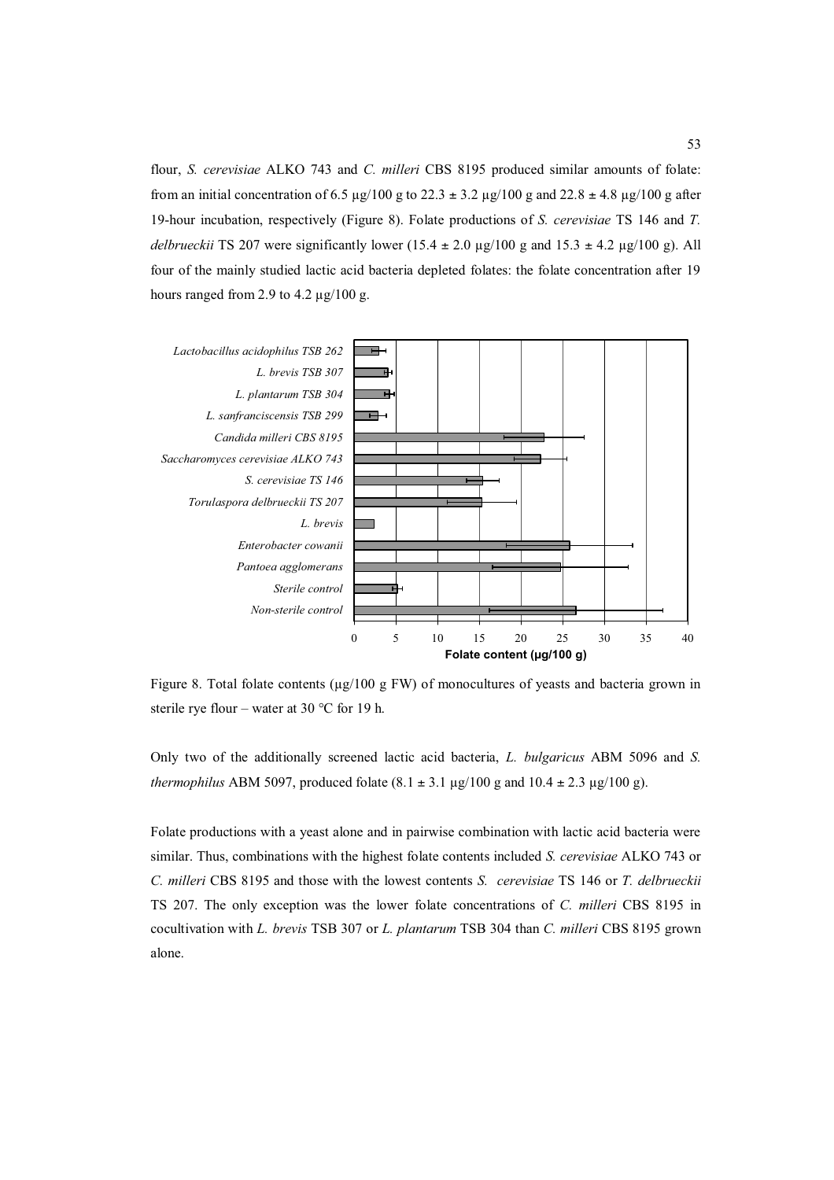flour, *S. cerevisiae* ALKO 743 and *C. milleri* CBS 8195 produced similar amounts of folate: from an initial concentration of 6.5 µg/100 g to 22.3 ± 3.2 µg/100 g and 22.8 ± 4.8 µg/100 g after 19-hour incubation, respectively (Figure 8). Folate productions of *S. cerevisiae* TS 146 and *T. delbrueckii* TS 207 were significantly lower (15.4 ± 2.0 µg/100 g and 15.3 ± 4.2 µg/100 g). All four of the mainly studied lactic acid bacteria depleted folates: the folate concentration after 19 hours ranged from 2.9 to 4.2 µg/100 g.

Figure 8. Total folate contents (µg/100 g FW) of monocultures of yeasts and bacteria grown in sterile rye flour – water at 30 °C for 19 h.

Only two of the additionally screened lactic acid bacteria, *L. bulgaricus* ABM 5096 and *S. thermophilus* ABM 5097, produced folate (8.1 ± 3.1 µg/100 g and 10.4 ± 2.3 µg/100 g).

Folate productions with a yeast alone and in pairwise combination with lactic acid bacteria were similar. Thus, combinations with the highest folate contents included *S. cerevisiae* ALKO 743 or *C. milleri* CBS 8195 and those with the lowest contents *S. cerevisiae* TS 146 or *T. delbrueckii* TS 207. The only exception was the lower folate concentrations of *C. milleri* CBS 8195 in cocultivation with *L. brevis* TSB 307 or *L. plantarum* TSB 304 than *C. milleri* CBS 8195 grown alone.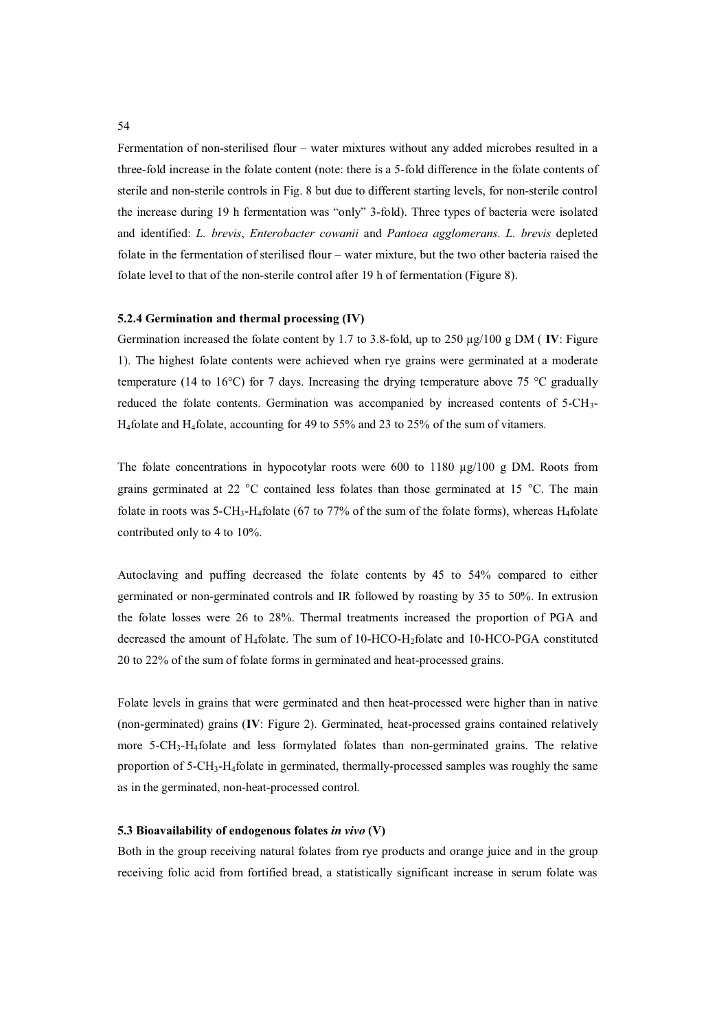Fermentation of non-sterilised flour – water mixtures without any added microbes resulted in a three-fold increase in the folate content (note: there is a 5-fold difference in the folate contents of sterile and non-sterile controls in Fig. 8 but due to different starting levels, for non-sterile control the increase during 19 h fermentation was "only" 3-fold). Three types of bacteria were isolated and identified: *L. brevis*, *Enterobacter cowanii* and *Pantoea agglomerans*. *L. brevis* depleted folate in the fermentation of sterilised flour – water mixture, but the two other bacteria raised the folate level to that of the non-sterile control after 19 h of fermentation (Figure 8).

### 5.2.4 Germination and thermal processing (IV)

Germination increased the folate content by 1.7 to 3.8-fold, up to 250 µg/100 g DM ( **IV**: Figure 1). The highest folate contents were achieved when rye grains were germinated at a moderate temperature (14 to 16°C) for 7 days. Increasing the drying temperature above 75 °C gradually reduced the folate contents. Germination was accompanied by increased contents of 5-$CH_3$-$H_4$folate and $H_4$folate, accounting for 49 to 55% and 23 to 25% of the sum of vitamers.

The folate concentrations in hypocotylar roots were 600 to 1180 µg/100 g DM. Roots from grains germinated at 22 °C contained less folates than those germinated at 15 °C. The main folate in roots was 5-$CH_3$-$H_4$folate (67 to 77% of the sum of the folate forms), whereas $H_4$folate contributed only to 4 to 10%.

Autoclaving and puffing decreased the folate contents by 45 to 54% compared to either germinated or non-germinated controls and IR followed by roasting by 35 to 50%. In extrusion the folate losses were 26 to 28%. Thermal treatments increased the proportion of PGA and decreased the amount of $H_4$folate. The sum of 10-HCO-$H_2$folate and 10-HCO-PGA constituted 20 to 22% of the sum of folate forms in germinated and heat-processed grains.

Folate levels in grains that were germinated and then heat-processed were higher than in native (non-germinated) grains (**IV**: Figure 2). Germinated, heat-processed grains contained relatively more 5-$CH_3$-$H_4$folate and less formylated folates than non-germinated grains. The relative proportion of 5-$CH_3$-$H_4$folate in germinated, thermally-processed samples was roughly the same as in the germinated, non-heat-processed control.

### 5.3 Bioavailability of endogenous folates *in vivo* (V)

Both in the group receiving natural folates from rye products and orange juice and in the group receiving folic acid from fortified bread, a statistically significant increase in serum folate was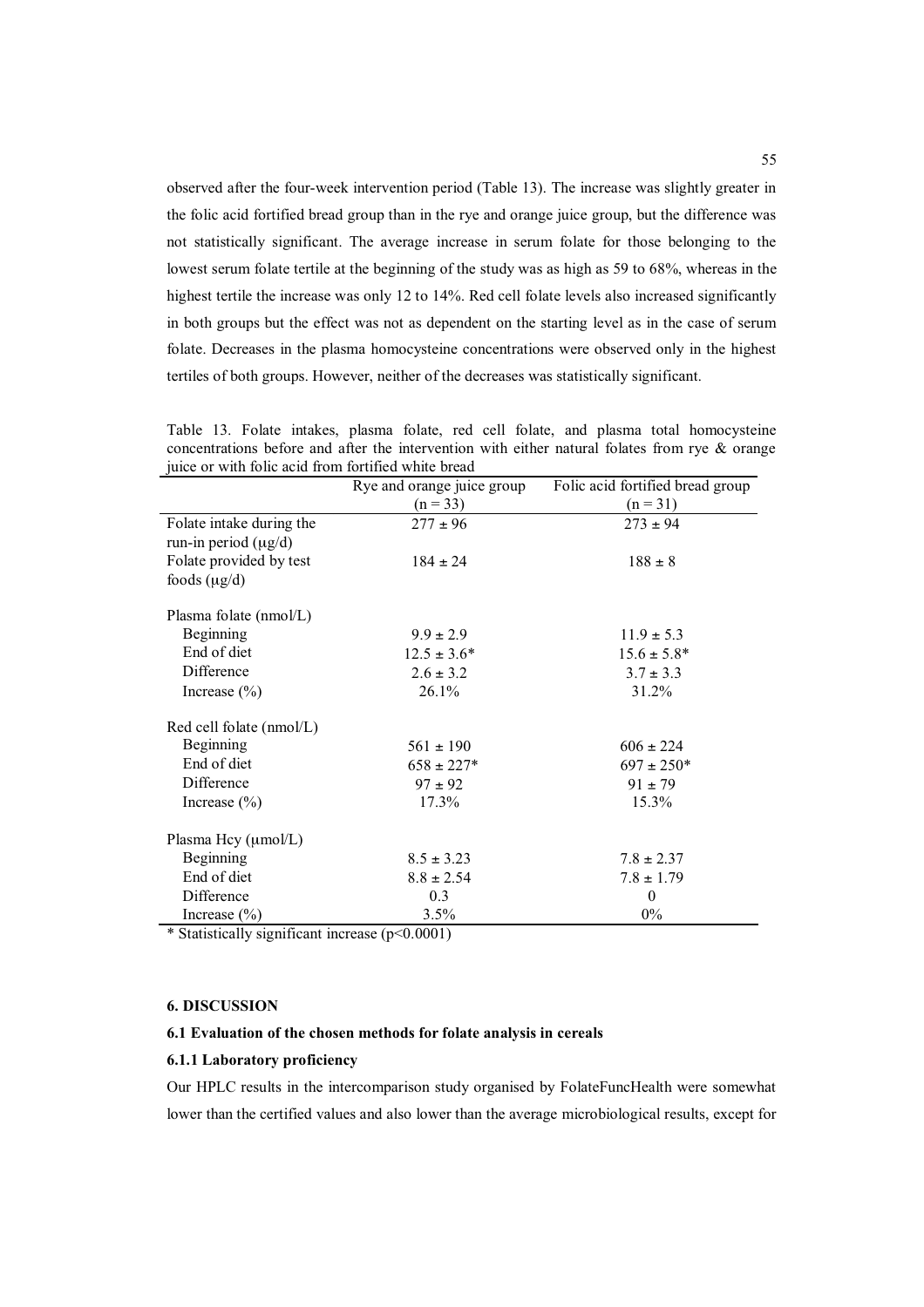observed after the four-week intervention period (Table 13). The increase was slightly greater in the folic acid fortified bread group than in the rye and orange juice group, but the difference was not statistically significant. The average increase in serum folate for those belonging to the lowest serum folate tertile at the beginning of the study was as high as 59 to 68%, whereas in the highest tertile the increase was only 12 to 14%. Red cell folate levels also increased significantly in both groups but the effect was not as dependent on the starting level as in the case of serum folate. Decreases in the plasma homocysteine concentrations were observed only in the highest tertiles of both groups. However, neither of the decreases was statistically significant.

Table 13. Folate intakes, plasma folate, red cell folate, and plasma total homocysteine concentrations before and after the intervention with either natural folates from rye & orange juice or with folic acid from fortified white bread

| | Rye and orange juice group (n = 33) | Folic acid fortified bread group (n = 31) |
|---|---|---|
| Folate intake during the run-in period (μg/d) | 277 ± 96 | 273 ± 94 |
| Folate provided by test foods (μg/d) | 184 ± 24 | 188 ± 8 |
| Plasma folate (nmol/L) | | |
| Beginning | 9.9 ± 2.9 | 11.9 ± 5.3 |
| End of diet | 12.5 ± 3.6* | 15.6 ± 5.8* |
| Difference | 2.6 ± 3.2 | 3.7 ± 3.3 |
| Increase (%) | 26.1% | 31.2% |
| Red cell folate (nmol/L) | | |
| Beginning | 561 ± 190 | 606 ± 224 |
| End of diet | 658 ± 227* | 697 ± 250* |
| Difference | 97 ± 92 | 91 ± 79 |
| Increase (%) | 17.3% | 15.3% |
| Plasma Hcy (μmol/L) | | |
| Beginning | 8.5 ± 3.23 | 7.8 ± 2.37 |
| End of diet | 8.8 ± 2.54 | 7.8 ± 1.79 |
| Difference | 0.3 | 0 |
| Increase (%) | 3.5% | 0% |

* Statistically significant increase ($p<0.0001$)

## 6. DISCUSSION

### 6.1 Evaluation of the chosen methods for folate analysis in cereals

#### 6.1.1 Laboratory proficiency

Our HPLC results in the intercomparison study organised by FolateFuncHealth were somewhat lower than the certified values and also lower than the average microbiological results, except for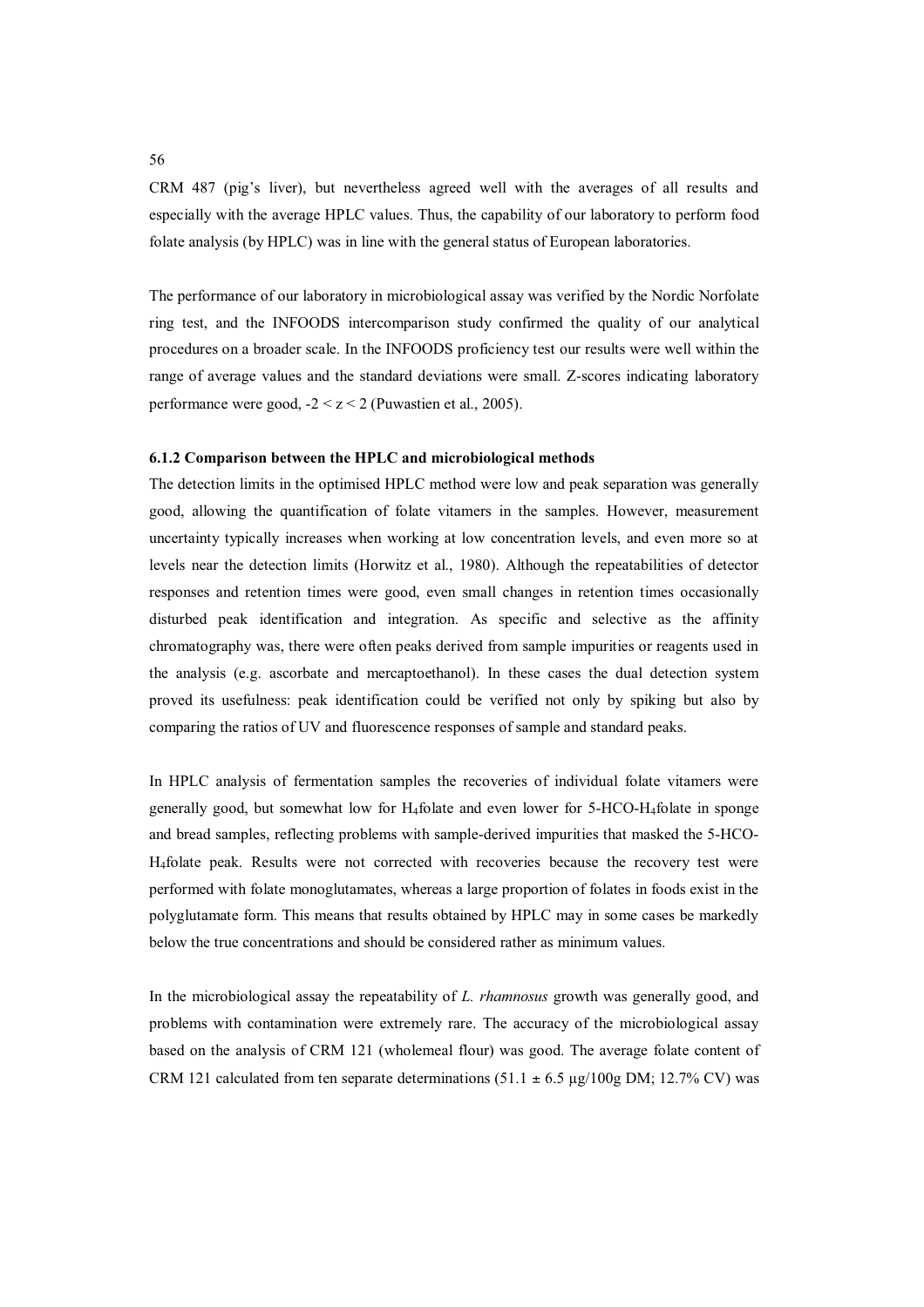CRM 487 (pig's liver), but nevertheless agreed well with the averages of all results and especially with the average HPLC values. Thus, the capability of our laboratory to perform food folate analysis (by HPLC) was in line with the general status of European laboratories.

The performance of our laboratory in microbiological assay was verified by the Nordic Norfolate ring test, and the INFOODS intercomparison study confirmed the quality of our analytical procedures on a broader scale. In the INFOODS proficiency test our results were well within the range of average values and the standard deviations were small. Z-scores indicating laboratory performance were good, $-2 < z < 2$ (Puwastien et al., 2005).

### 6.1.2 Comparison between the HPLC and microbiological methods

The detection limits in the optimised HPLC method were low and peak separation was generally good, allowing the quantification of folate vitamers in the samples. However, measurement uncertainty typically increases when working at low concentration levels, and even more so at levels near the detection limits (Horwitz et al., 1980). Although the repeatabilities of detector responses and retention times were good, even small changes in retention times occasionally disturbed peak identification and integration. As specific and selective as the affinity chromatography was, there were often peaks derived from sample impurities or reagents used in the analysis (e.g. ascorbate and mercaptoethanol). In these cases the dual detection system proved its usefulness: peak identification could be verified not only by spiking but also by comparing the ratios of UV and fluorescence responses of sample and standard peaks.

In HPLC analysis of fermentation samples the recoveries of individual folate vitamers were generally good, but somewhat low for $H_4$folate and even lower for 5-HCO-$H_4$folate in sponge and bread samples, reflecting problems with sample-derived impurities that masked the 5-HCO-$H_4$folate peak. Results were not corrected with recoveries because the recovery test were performed with folate monoglutamates, whereas a large proportion of folates in foods exist in the polyglutamate form. This means that results obtained by HPLC may in some cases be markedly below the true concentrations and should be considered rather as minimum values.

In the microbiological assay the repeatability of *L. rhamnosus* growth was generally good, and problems with contamination were extremely rare. The accuracy of the microbiological assay based on the analysis of CRM 121 (wholemeal flour) was good. The average folate content of CRM 121 calculated from ten separate determinations (51.1 ± 6.5 µg/100g DM; 12.7% CV) was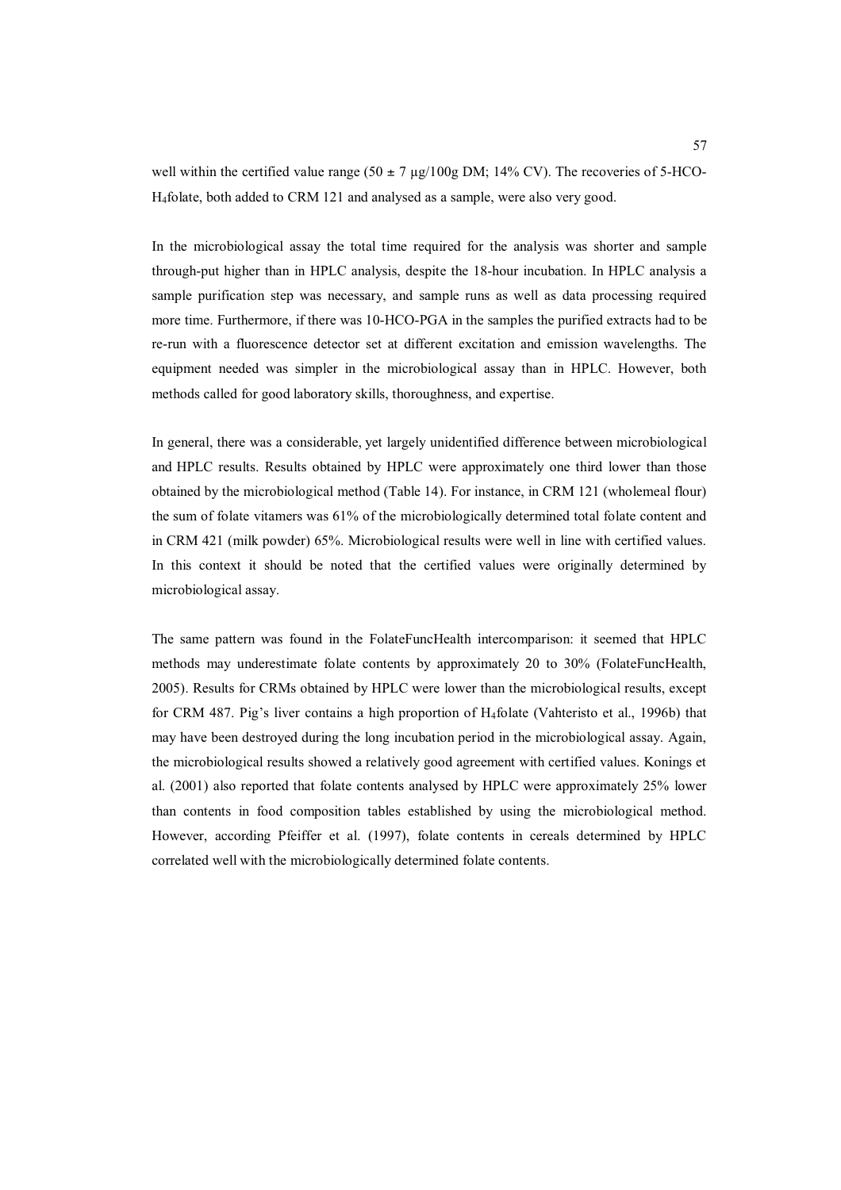well within the certified value range (50 ± 7 µg/100g DM; 14% CV). The recoveries of 5-HCO-$H_4$folate, both added to CRM 121 and analysed as a sample, were also very good.

In the microbiological assay the total time required for the analysis was shorter and sample through-put higher than in HPLC analysis, despite the 18-hour incubation. In HPLC analysis a sample purification step was necessary, and sample runs as well as data processing required more time. Furthermore, if there was 10-HCO-PGA in the samples the purified extracts had to be re-run with a fluorescence detector set at different excitation and emission wavelengths. The equipment needed was simpler in the microbiological assay than in HPLC. However, both methods called for good laboratory skills, thoroughness, and expertise.

In general, there was a considerable, yet largely unidentified difference between microbiological and HPLC results. Results obtained by HPLC were approximately one third lower than those obtained by the microbiological method (Table 14). For instance, in CRM 121 (wholemeal flour) the sum of folate vitamers was 61% of the microbiologically determined total folate content and in CRM 421 (milk powder) 65%. Microbiological results were well in line with certified values. In this context it should be noted that the certified values were originally determined by microbiological assay.

The same pattern was found in the FolateFuncHealth intercomparison: it seemed that HPLC methods may underestimate folate contents by approximately 20 to 30% (FolateFuncHealth, 2005). Results for CRMs obtained by HPLC were lower than the microbiological results, except for CRM 487. Pig's liver contains a high proportion of $H_4$folate (Vahteristo et al., 1996b) that may have been destroyed during the long incubation period in the microbiological assay. Again, the microbiological results showed a relatively good agreement with certified values. Konings et al. (2001) also reported that folate contents analysed by HPLC were approximately 25% lower than contents in food composition tables established by using the microbiological method. However, according Pfeiffer et al. (1997), folate contents in cereals determined by HPLC correlated well with the microbiologically determined folate contents.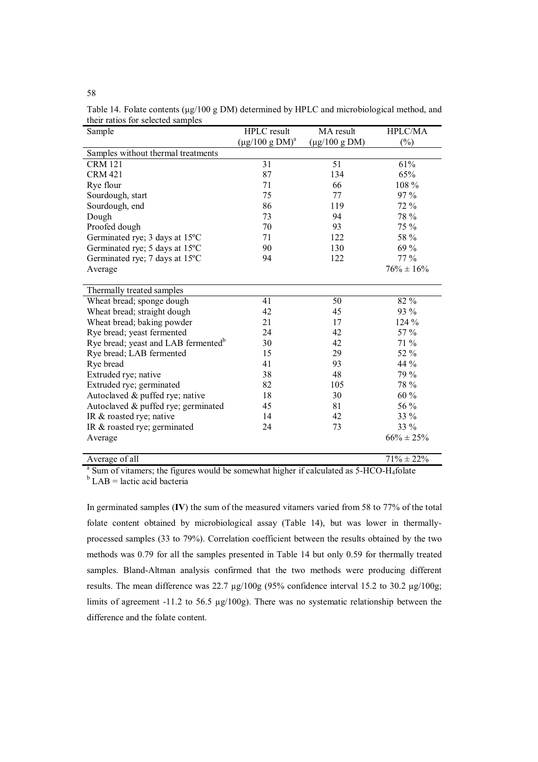Table 14. Folate contents (µg/100 g DM) determined by HPLC and microbiological method, and their ratios for selected samples

| Sample | HPLC result (µg/100 g DM)[a] | MA result (µg/100 g DM) | HPLC/MA (%) |
|---|---|---|---|
| Samples without thermal treatments | | | |
| CRM 121 | 31 | 51 | 61% |
| CRM 421 | 87 | 134 | 65% |
| Rye flour | 71 | 66 | 108 % |
| Sourdough, start | 75 | 77 | 97 % |
| Sourdough, end | 86 | 119 | 72 % |
| Dough | 73 | 94 | 78 % |
| Proofed dough | 70 | 93 | 75 % |
| Germinated rye; 3 days at 15ºC | 71 | 122 | 58 % |
| Germinated rye; 5 days at 15ºC | 90 | 130 | 69 % |
| Germinated rye; 7 days at 15ºC | 94 | 122 | 77 % |
| Average | | | 76% ± 16% |
| Thermally treated samples | | | |
| Wheat bread; sponge dough | 41 | 50 | 82 % |
| Wheat bread; straight dough | 42 | 45 | 93 % |
| Wheat bread; baking powder | 21 | 17 | 124 % |
| Rye bread; yeast fermented | 24 | 42 | 57 % |
| Rye bread; yeast and LAB fermented[b] | 30 | 42 | 71 % |
| Rye bread; LAB fermented | 15 | 29 | 52 % |
| Rye bread | 41 | 93 | 44 % |
| Extruded rye; native | 38 | 48 | 79 % |
| Extruded rye; germinated | 82 | 105 | 78 % |
| Autoclaved & puffed rye; native | 18 | 30 | 60 % |
| Autoclaved & puffed rye; germinated | 45 | 81 | 56 % |
| IR & roasted rye; native | 14 | 42 | 33 % |
| IR & roasted rye; germinated | 24 | 73 | 33 % |
| Average | | | 66% ± 25% |
| Average of all | | | 71% ± 22% |

[a] Sum of vitamers; the figures would be somewhat higher if calculated as 5-HCO-$H_4$folate
[b] LAB = lactic acid bacteria

In germinated samples (**IV**) the sum of the measured vitamers varied from 58 to 77% of the total folate content obtained by microbiological assay (Table 14), but was lower in thermally-processed samples (33 to 79%). Correlation coefficient between the results obtained by the two methods was 0.79 for all the samples presented in Table 14 but only 0.59 for thermally treated samples. Bland-Altman analysis confirmed that the two methods were producing different results. The mean difference was 22.7 µg/100g (95% confidence interval 15.2 to 30.2 µg/100g; limits of agreement -11.2 to 56.5 µg/100g). There was no systematic relationship between the difference and the folate content.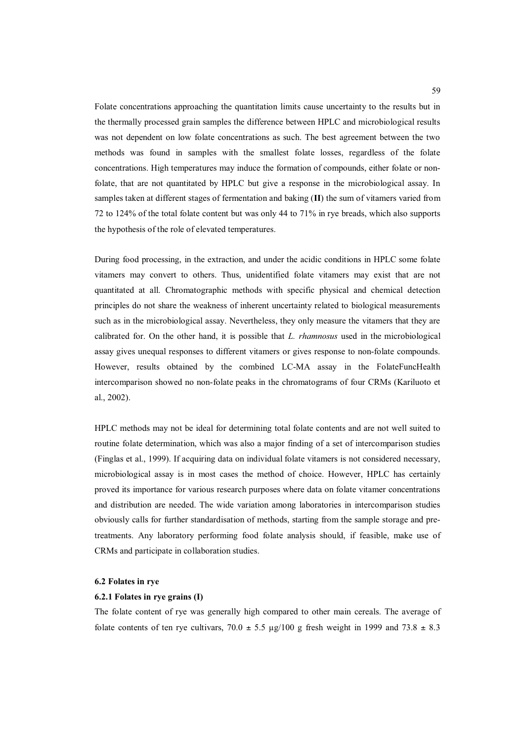Folate concentrations approaching the quantitation limits cause uncertainty to the results but in the thermally processed grain samples the difference between HPLC and microbiological results was not dependent on low folate concentrations as such. The best agreement between the two methods was found in samples with the smallest folate losses, regardless of the folate concentrations. High temperatures may induce the formation of compounds, either folate or non-folate, that are not quantitated by HPLC but give a response in the microbiological assay. In samples taken at different stages of fermentation and baking (**II**) the sum of vitamers varied from 72 to 124% of the total folate content but was only 44 to 71% in rye breads, which also supports the hypothesis of the role of elevated temperatures.

During food processing, in the extraction, and under the acidic conditions in HPLC some folate vitamers may convert to others. Thus, unidentified folate vitamers may exist that are not quantitated at all. Chromatographic methods with specific physical and chemical detection principles do not share the weakness of inherent uncertainty related to biological measurements such as in the microbiological assay. Nevertheless, they only measure the vitamers that they are calibrated for. On the other hand, it is possible that *L. rhamnosus* used in the microbiological assay gives unequal responses to different vitamers or gives response to non-folate compounds. However, results obtained by the combined LC-MA assay in the FolateFuncHealth intercomparison showed no non-folate peaks in the chromatograms of four CRMs (Kariluoto et al., 2002).

HPLC methods may not be ideal for determining total folate contents and are not well suited to routine folate determination, which was also a major finding of a set of intercomparison studies (Finglas et al., 1999). If acquiring data on individual folate vitamers is not considered necessary, microbiological assay is in most cases the method of choice. However, HPLC has certainly proved its importance for various research purposes where data on folate vitamer concentrations and distribution are needed. The wide variation among laboratories in intercomparison studies obviously calls for further standardisation of methods, starting from the sample storage and pre-treatments. Any laboratory performing food folate analysis should, if feasible, make use of CRMs and participate in collaboration studies.

### 6.2 Folates in rye

#### 6.2.1 Folates in rye grains (I)

The folate content of rye was generally high compared to other main cereals. The average of folate contents of ten rye cultivars, $70.0 \pm 5.5$ µg/100 g fresh weight in 1999 and $73.8 \pm 8.3$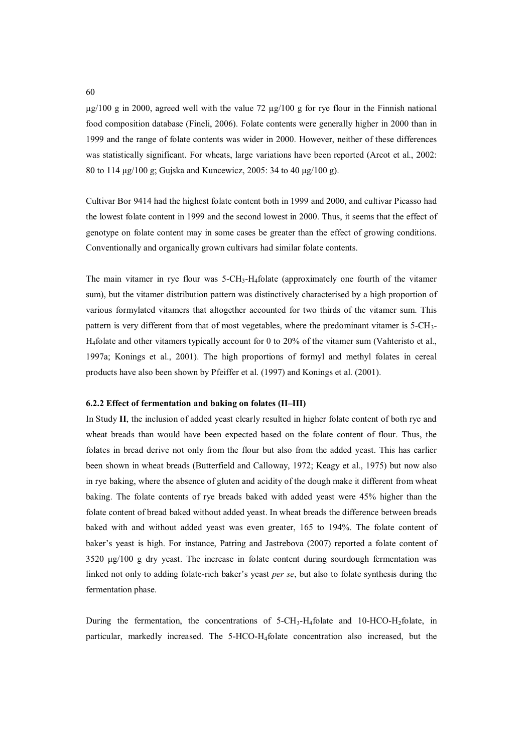µg/100 g in 2000, agreed well with the value 72 µg/100 g for rye flour in the Finnish national food composition database (Fineli, 2006). Folate contents were generally higher in 2000 than in 1999 and the range of folate contents was wider in 2000. However, neither of these differences was statistically significant. For wheats, large variations have been reported (Arcot et al., 2002: 80 to 114 µg/100 g; Gujska and Kuncewicz, 2005: 34 to 40 µg/100 g).

Cultivar Bor 9414 had the highest folate content both in 1999 and 2000, and cultivar Picasso had the lowest folate content in 1999 and the second lowest in 2000. Thus, it seems that the effect of genotype on folate content may in some cases be greater than the effect of growing conditions. Conventionally and organically grown cultivars had similar folate contents.

The main vitamer in rye flour was 5-$CH_3$-$H_4$folate (approximately one fourth of the vitamer sum), but the vitamer distribution pattern was distinctively characterised by a high proportion of various formylated vitamers that altogether accounted for two thirds of the vitamer sum. This pattern is very different from that of most vegetables, where the predominant vitamer is 5-$CH_3$-$H_4$folate and other vitamers typically account for 0 to 20% of the vitamer sum (Vahteristo et al., 1997a; Konings et al., 2001). The high proportions of formyl and methyl folates in cereal products have also been shown by Pfeiffer et al. (1997) and Konings et al. (2001).

#### 6.2.2 Effect of fermentation and baking on folates (II–III)

In Study **II**, the inclusion of added yeast clearly resulted in higher folate content of both rye and wheat breads than would have been expected based on the folate content of flour. Thus, the folates in bread derive not only from the flour but also from the added yeast. This has earlier been shown in wheat breads (Butterfield and Calloway, 1972; Keagy et al., 1975) but now also in rye baking, where the absence of gluten and acidity of the dough make it different from wheat baking. The folate contents of rye breads baked with added yeast were 45% higher than the folate content of bread baked without added yeast. In wheat breads the difference between breads baked with and without added yeast was even greater, 165 to 194%. The folate content of baker's yeast is high. For instance, Patring and Jastrebova (2007) reported a folate content of 3520 µg/100 g dry yeast. The increase in folate content during sourdough fermentation was linked not only to adding folate-rich baker's yeast *per se*, but also to folate synthesis during the fermentation phase.

During the fermentation, the concentrations of 5-$CH_3$-$H_4$folate and 10-HCO-$H_2$folate, in particular, markedly increased. The 5-HCO-$H_4$folate concentration also increased, but the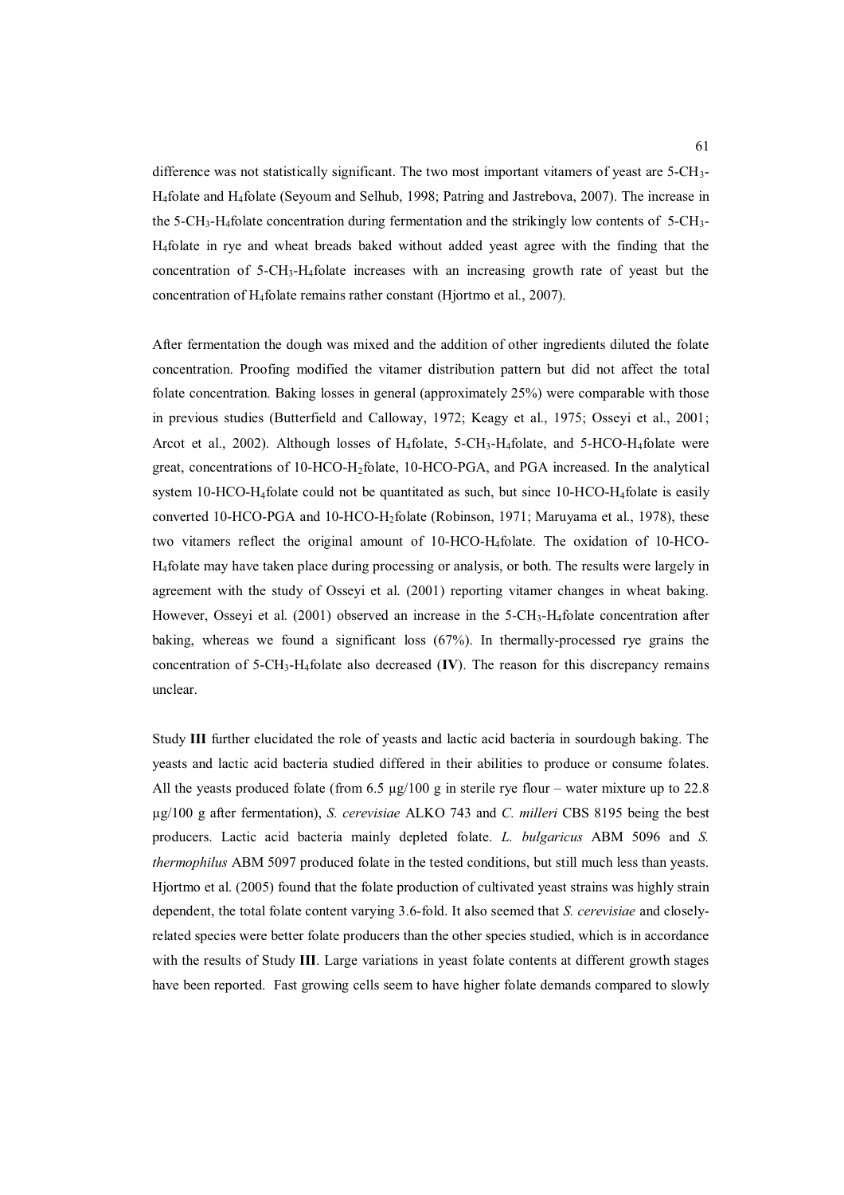difference was not statistically significant. The two most important vitamers of yeast are 5-$CH_3$-$H_4$folate and $H_4$folate (Seyoum and Selhub, 1998; Patring and Jastrebova, 2007). The increase in the 5-$CH_3$-$H_4$folate concentration during fermentation and the strikingly low contents of 5-$CH_3$-$H_4$folate in rye and wheat breads baked without added yeast agree with the finding that the concentration of 5-$CH_3$-$H_4$folate increases with an increasing growth rate of yeast but the concentration of $H_4$folate remains rather constant (Hjortmo et al., 2007).

After fermentation the dough was mixed and the addition of other ingredients diluted the folate concentration. Proofing modified the vitamer distribution pattern but did not affect the total folate concentration. Baking losses in general (approximately 25%) were comparable with those in previous studies (Butterfield and Calloway, 1972; Keagy et al., 1975; Osseyi et al., 2001; Arcot et al., 2002). Although losses of $H_4$folate, 5-$CH_3$-$H_4$folate, and 5-HCO-$H_4$folate were great, concentrations of 10-HCO-$H_2$folate, 10-HCO-PGA, and PGA increased. In the analytical system 10-HCO-$H_4$folate could not be quantitated as such, but since 10-HCO-$H_4$folate is easily converted 10-HCO-PGA and 10-HCO-$H_2$folate (Robinson, 1971; Maruyama et al., 1978), these two vitamers reflect the original amount of 10-HCO-$H_4$folate. The oxidation of 10-HCO-$H_4$folate may have taken place during processing or analysis, or both. The results were largely in agreement with the study of Osseyi et al. (2001) reporting vitamer changes in wheat baking. However, Osseyi et al. (2001) observed an increase in the 5-$CH_3$-$H_4$folate concentration after baking, whereas we found a significant loss (67%). In thermally-processed rye grains the concentration of 5-$CH_3$-$H_4$folate also decreased (**IV**). The reason for this discrepancy remains unclear.

Study **III** further elucidated the role of yeasts and lactic acid bacteria in sourdough baking. The yeasts and lactic acid bacteria studied differed in their abilities to produce or consume folates. All the yeasts produced folate (from 6.5 µg/100 g in sterile rye flour – water mixture up to 22.8 µg/100 g after fermentation), *S. cerevisiae* ALKO 743 and *C. milleri* CBS 8195 being the best producers. Lactic acid bacteria mainly depleted folate. *L. bulgaricus* ABM 5096 and *S. thermophilus* ABM 5097 produced folate in the tested conditions, but still much less than yeasts. Hjortmo et al. (2005) found that the folate production of cultivated yeast strains was highly strain dependent, the total folate content varying 3.6-fold. It also seemed that *S. cerevisiae* and closely-related species were better folate producers than the other species studied, which is in accordance with the results of Study **III**. Large variations in yeast folate contents at different growth stages have been reported. Fast growing cells seem to have higher folate demands compared to slowly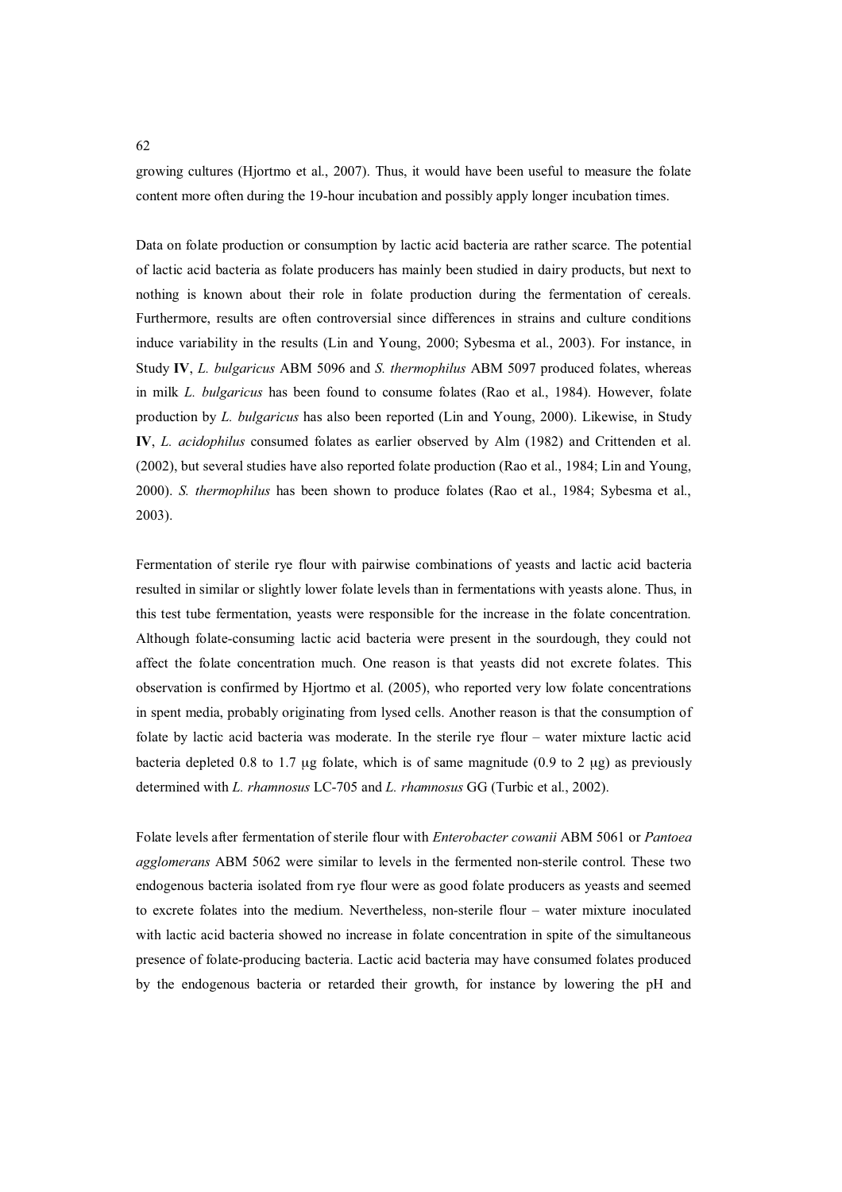growing cultures (Hjortmo et al., 2007). Thus, it would have been useful to measure the folate content more often during the 19-hour incubation and possibly apply longer incubation times.

Data on folate production or consumption by lactic acid bacteria are rather scarce. The potential of lactic acid bacteria as folate producers has mainly been studied in dairy products, but next to nothing is known about their role in folate production during the fermentation of cereals. Furthermore, results are often controversial since differences in strains and culture conditions induce variability in the results (Lin and Young, 2000; Sybesma et al., 2003). For instance, in Study **IV**, *L. bulgaricus* ABM 5096 and *S. thermophilus* ABM 5097 produced folates, whereas in milk *L. bulgaricus* has been found to consume folates (Rao et al., 1984). However, folate production by *L. bulgaricus* has also been reported (Lin and Young, 2000). Likewise, in Study **IV**, *L. acidophilus* consumed folates as earlier observed by Alm (1982) and Crittenden et al. (2002), but several studies have also reported folate production (Rao et al., 1984; Lin and Young, 2000). *S. thermophilus* has been shown to produce folates (Rao et al., 1984; Sybesma et al., 2003).

Fermentation of sterile rye flour with pairwise combinations of yeasts and lactic acid bacteria resulted in similar or slightly lower folate levels than in fermentations with yeasts alone. Thus, in this test tube fermentation, yeasts were responsible for the increase in the folate concentration. Although folate-consuming lactic acid bacteria were present in the sourdough, they could not affect the folate concentration much. One reason is that yeasts did not excrete folates. This observation is confirmed by Hjortmo et al. (2005), who reported very low folate concentrations in spent media, probably originating from lysed cells. Another reason is that the consumption of folate by lactic acid bacteria was moderate. In the sterile rye flour – water mixture lactic acid bacteria depleted 0.8 to 1.7 μg folate, which is of same magnitude (0.9 to 2 μg) as previously determined with *L. rhamnosus* LC-705 and *L. rhamnosus* GG (Turbic et al., 2002).

Folate levels after fermentation of sterile flour with *Enterobacter cowanii* ABM 5061 or *Pantoea agglomerans* ABM 5062 were similar to levels in the fermented non-sterile control. These two endogenous bacteria isolated from rye flour were as good folate producers as yeasts and seemed to excrete folates into the medium. Nevertheless, non-sterile flour – water mixture inoculated with lactic acid bacteria showed no increase in folate concentration in spite of the simultaneous presence of folate-producing bacteria. Lactic acid bacteria may have consumed folates produced by the endogenous bacteria or retarded their growth, for instance by lowering the pH and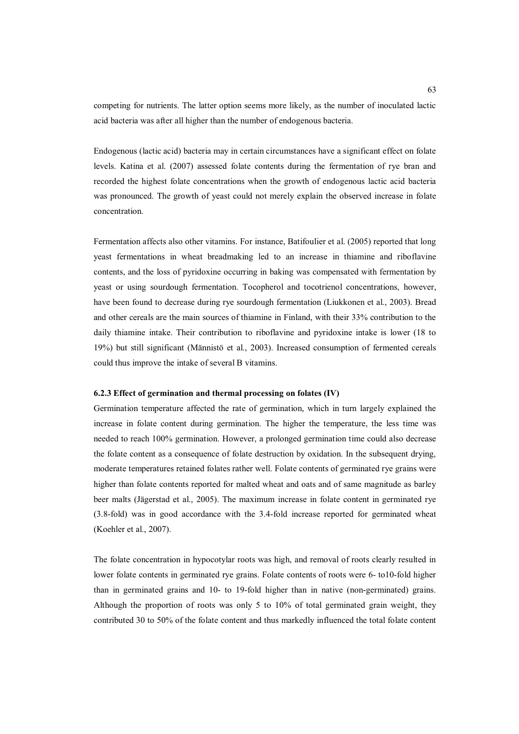competing for nutrients. The latter option seems more likely, as the number of inoculated lactic acid bacteria was after all higher than the number of endogenous bacteria.

Endogenous (lactic acid) bacteria may in certain circumstances have a significant effect on folate levels. Katina et al. (2007) assessed folate contents during the fermentation of rye bran and recorded the highest folate concentrations when the growth of endogenous lactic acid bacteria was pronounced. The growth of yeast could not merely explain the observed increase in folate concentration.

Fermentation affects also other vitamins. For instance, Batifoulier et al. (2005) reported that long yeast fermentations in wheat breadmaking led to an increase in thiamine and riboflavine contents, and the loss of pyridoxine occurring in baking was compensated with fermentation by yeast or using sourdough fermentation. Tocopherol and tocotrienol concentrations, however, have been found to decrease during rye sourdough fermentation (Liukkonen et al., 2003). Bread and other cereals are the main sources of thiamine in Finland, with their 33% contribution to the daily thiamine intake. Their contribution to riboflavine and pyridoxine intake is lower (18 to 19%) but still significant (Männistö et al., 2003). Increased consumption of fermented cereals could thus improve the intake of several B vitamins.

### 6.2.3 Effect of germination and thermal processing on folates (IV)

Germination temperature affected the rate of germination, which in turn largely explained the increase in folate content during germination. The higher the temperature, the less time was needed to reach 100% germination. However, a prolonged germination time could also decrease the folate content as a consequence of folate destruction by oxidation. In the subsequent drying, moderate temperatures retained folates rather well. Folate contents of germinated rye grains were higher than folate contents reported for malted wheat and oats and of same magnitude as barley beer malts (Jägerstad et al., 2005). The maximum increase in folate content in germinated rye (3.8-fold) was in good accordance with the 3.4-fold increase reported for germinated wheat (Koehler et al., 2007).

The folate concentration in hypocotylar roots was high, and removal of roots clearly resulted in lower folate contents in germinated rye grains. Folate contents of roots were 6- to10-fold higher than in germinated grains and 10- to 19-fold higher than in native (non-germinated) grains. Although the proportion of roots was only 5 to 10% of total germinated grain weight, they contributed 30 to 50% of the folate content and thus markedly influenced the total folate content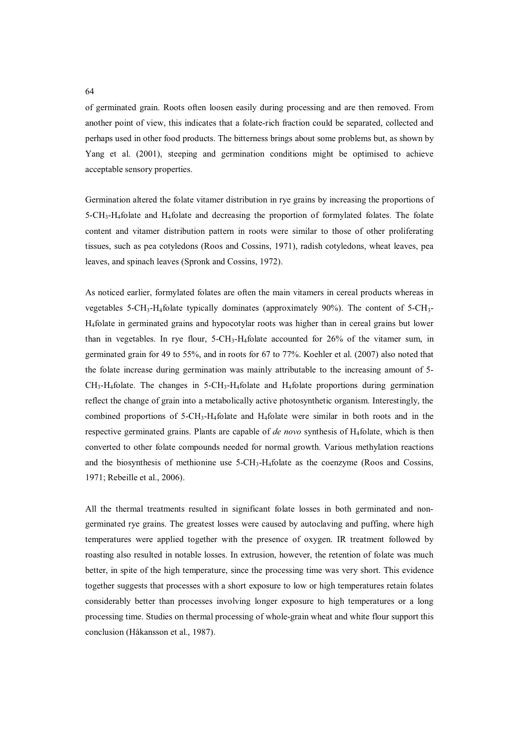of germinated grain. Roots often loosen easily during processing and are then removed. From another point of view, this indicates that a folate-rich fraction could be separated, collected and perhaps used in other food products. The bitterness brings about some problems but, as shown by Yang et al. (2001), steeping and germination conditions might be optimised to achieve acceptable sensory properties.

Germination altered the folate vitamer distribution in rye grains by increasing the proportions of 5-$CH_3$-$H_4$folate and $H_4$folate and decreasing the proportion of formylated folates. The folate content and vitamer distribution pattern in roots were similar to those of other proliferating tissues, such as pea cotyledons (Roos and Cossins, 1971), radish cotyledons, wheat leaves, pea leaves, and spinach leaves (Spronk and Cossins, 1972).

As noticed earlier, formylated folates are often the main vitamers in cereal products whereas in vegetables 5-$CH_3$-$H_4$folate typically dominates (approximately 90%). The content of 5-$CH_3$-$H_4$folate in germinated grains and hypocotylar roots was higher than in cereal grains but lower than in vegetables. In rye flour, 5-$CH_3$-$H_4$folate accounted for 26% of the vitamer sum, in germinated grain for 49 to 55%, and in roots for 67 to 77%. Koehler et al. (2007) also noted that the folate increase during germination was mainly attributable to the increasing amount of 5-$CH_3$-$H_4$folate. The changes in 5-$CH_3$-$H_4$folate and $H_4$folate proportions during germination reflect the change of grain into a metabolically active photosynthetic organism. Interestingly, the combined proportions of 5-$CH_3$-$H_4$folate and $H_4$folate were similar in both roots and in the respective germinated grains. Plants are capable of *de novo* synthesis of $H_4$folate, which is then converted to other folate compounds needed for normal growth. Various methylation reactions and the biosynthesis of methionine use 5-$CH_3$-$H_4$folate as the coenzyme (Roos and Cossins, 1971; Rebeille et al., 2006).

All the thermal treatments resulted in significant folate losses in both germinated and non-germinated rye grains. The greatest losses were caused by autoclaving and puffing, where high temperatures were applied together with the presence of oxygen. IR treatment followed by roasting also resulted in notable losses. In extrusion, however, the retention of folate was much better, in spite of the high temperature, since the processing time was very short. This evidence together suggests that processes with a short exposure to low or high temperatures retain folates considerably better than processes involving longer exposure to high temperatures or a long processing time. Studies on thermal processing of whole-grain wheat and white flour support this conclusion (Håkansson et al., 1987).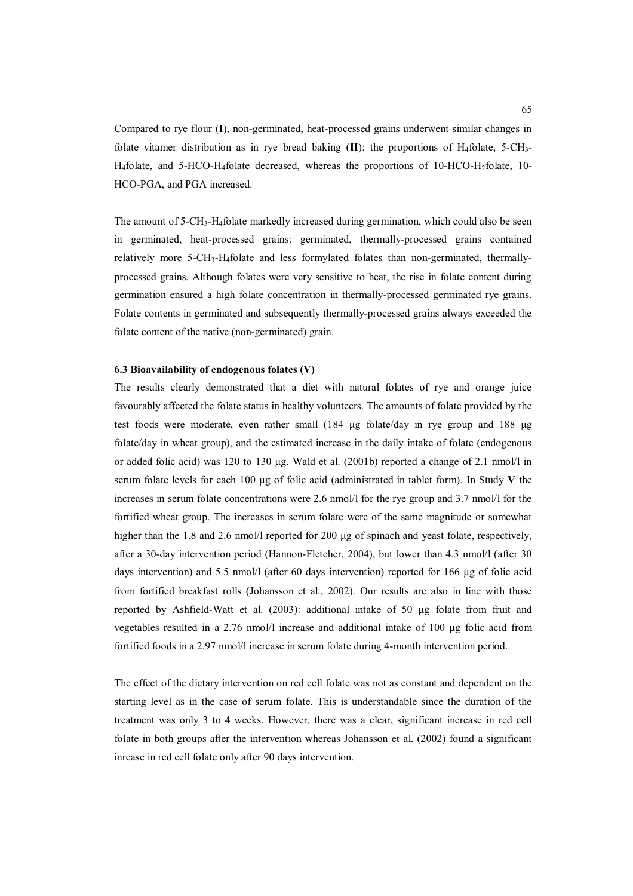Compared to rye flour (**I**), non-germinated, heat-processed grains underwent similar changes in folate vitamer distribution as in rye bread baking (**II**): the proportions of $H_4$folate, 5-$CH_3$-$H_4$folate, and 5-HCO-$H_4$folate decreased, whereas the proportions of 10-HCO-$H_2$folate, 10-HCO-PGA, and PGA increased.

The amount of 5-$CH_3$-$H_4$folate markedly increased during germination, which could also be seen in germinated, heat-processed grains: germinated, thermally-processed grains contained relatively more 5-$CH_3$-$H_4$folate and less formylated folates than non-germinated, thermally-processed grains. Although folates were very sensitive to heat, the rise in folate content during germination ensured a high folate concentration in thermally-processed germinated rye grains. Folate contents in germinated and subsequently thermally-processed grains always exceeded the folate content of the native (non-germinated) grain.

### 6.3 Bioavailability of endogenous folates (V)

The results clearly demonstrated that a diet with natural folates of rye and orange juice favourably affected the folate status in healthy volunteers. The amounts of folate provided by the test foods were moderate, even rather small (184 µg folate/day in rye group and 188 µg folate/day in wheat group), and the estimated increase in the daily intake of folate (endogenous or added folic acid) was 120 to 130 µg. Wald et al. (2001b) reported a change of 2.1 nmol/l in serum folate levels for each 100 µg of folic acid (administrated in tablet form). In Study **V** the increases in serum folate concentrations were 2.6 nmol/l for the rye group and 3.7 nmol/l for the fortified wheat group. The increases in serum folate were of the same magnitude or somewhat higher than the 1.8 and 2.6 nmol/l reported for 200 µg of spinach and yeast folate, respectively, after a 30-day intervention period (Hannon-Fletcher, 2004), but lower than 4.3 nmol/l (after 30 days intervention) and 5.5 nmol/l (after 60 days intervention) reported for 166 µg of folic acid from fortified breakfast rolls (Johansson et al., 2002). Our results are also in line with those reported by Ashfield-Watt et al. (2003): additional intake of 50 µg folate from fruit and vegetables resulted in a 2.76 nmol/l increase and additional intake of 100 µg folic acid from fortified foods in a 2.97 nmol/l increase in serum folate during 4-month intervention period.

The effect of the dietary intervention on red cell folate was not as constant and dependent on the starting level as in the case of serum folate. This is understandable since the duration of the treatment was only 3 to 4 weeks. However, there was a clear, significant increase in red cell folate in both groups after the intervention whereas Johansson et al. (2002) found a significant inrease in red cell folate only after 90 days intervention.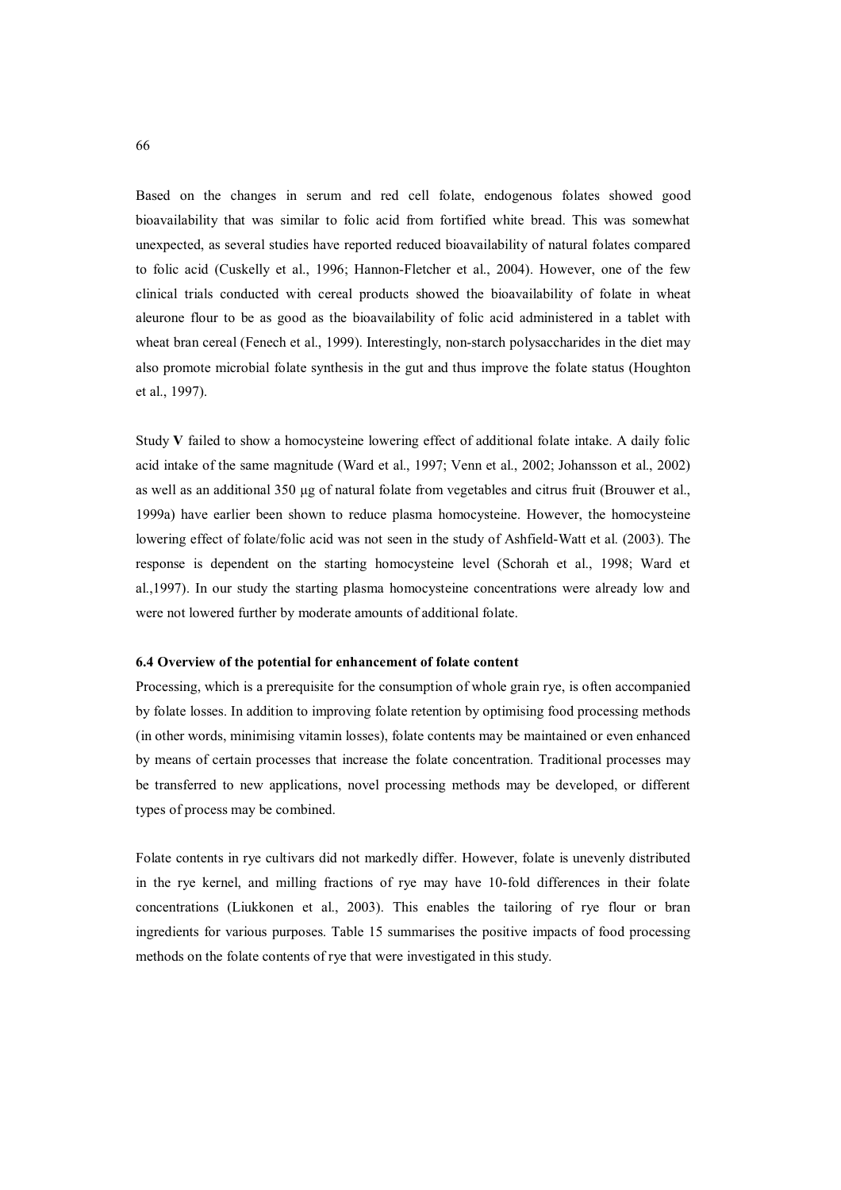Based on the changes in serum and red cell folate, endogenous folates showed good bioavailability that was similar to folic acid from fortified white bread. This was somewhat unexpected, as several studies have reported reduced bioavailability of natural folates compared to folic acid (Cuskelly et al., 1996; Hannon-Fletcher et al., 2004). However, one of the few clinical trials conducted with cereal products showed the bioavailability of folate in wheat aleurone flour to be as good as the bioavailability of folic acid administered in a tablet with wheat bran cereal (Fenech et al., 1999). Interestingly, non-starch polysaccharides in the diet may also promote microbial folate synthesis in the gut and thus improve the folate status (Houghton et al., 1997).

Study **V** failed to show a homocysteine lowering effect of additional folate intake. A daily folic acid intake of the same magnitude (Ward et al., 1997; Venn et al., 2002; Johansson et al., 2002) as well as an additional 350 µg of natural folate from vegetables and citrus fruit (Brouwer et al., 1999a) have earlier been shown to reduce plasma homocysteine. However, the homocysteine lowering effect of folate/folic acid was not seen in the study of Ashfield-Watt et al. (2003). The response is dependent on the starting homocysteine level (Schorah et al., 1998; Ward et al.,1997). In our study the starting plasma homocysteine concentrations were already low and were not lowered further by moderate amounts of additional folate.

**6.4 Overview of the potential for enhancement of folate content**

Processing, which is a prerequisite for the consumption of whole grain rye, is often accompanied by folate losses. In addition to improving folate retention by optimising food processing methods (in other words, minimising vitamin losses), folate contents may be maintained or even enhanced by means of certain processes that increase the folate concentration. Traditional processes may be transferred to new applications, novel processing methods may be developed, or different types of process may be combined.

Folate contents in rye cultivars did not markedly differ. However, folate is unevenly distributed in the rye kernel, and milling fractions of rye may have 10-fold differences in their folate concentrations (Liukkonen et al., 2003). This enables the tailoring of rye flour or bran ingredients for various purposes. Table 15 summarises the positive impacts of food processing methods on the folate contents of rye that were investigated in this study.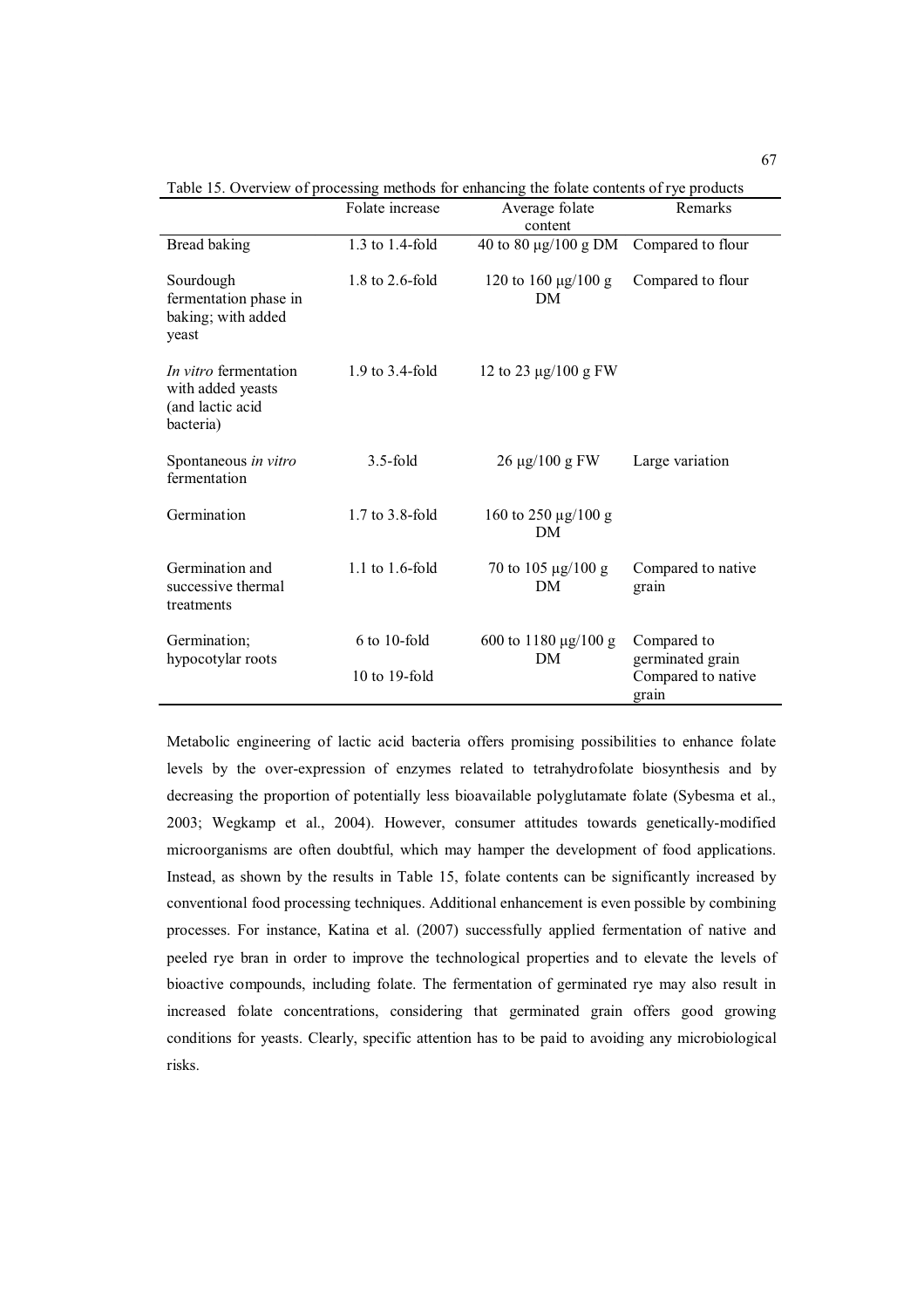Table 15. Overview of processing methods for enhancing the folate contents of rye products

| | Folate increase | Average folate content | Remarks |
|---|---|---|---|
| Bread baking | 1.3 to 1.4-fold | 40 to 80 μg/100 g DM | Compared to flour |
| Sourdough fermentation phase in baking; with added yeast | 1.8 to 2.6-fold | 120 to 160 μg/100 g DM | Compared to flour |
| *In vitro* fermentation with added yeasts (and lactic acid bacteria) | 1.9 to 3.4-fold | 12 to 23 μg/100 g FW | |
| Spontaneous *in vitro* fermentation | 3.5-fold | 26 μg/100 g FW | Large variation |
| Germination | 1.7 to 3.8-fold | 160 to 250 μg/100 g DM | |
| Germination and successive thermal treatments | 1.1 to 1.6-fold | 70 to 105 μg/100 g DM | Compared to native grain |
| Germination; hypocotylar roots | 6 to 10-fold<br>10 to 19-fold | 600 to 1180 μg/100 g DM | Compared to germinated grain<br>Compared to native grain |

Metabolic engineering of lactic acid bacteria offers promising possibilities to enhance folate levels by the over-expression of enzymes related to tetrahydrofolate biosynthesis and by decreasing the proportion of potentially less bioavailable polyglutamate folate (Sybesma et al., 2003; Wegkamp et al., 2004). However, consumer attitudes towards genetically-modified microorganisms are often doubtful, which may hamper the development of food applications. Instead, as shown by the results in Table 15, folate contents can be significantly increased by conventional food processing techniques. Additional enhancement is even possible by combining processes. For instance, Katina et al. (2007) successfully applied fermentation of native and peeled rye bran in order to improve the technological properties and to elevate the levels of bioactive compounds, including folate. The fermentation of germinated rye may also result in increased folate concentrations, considering that germinated grain offers good growing conditions for yeasts. Clearly, specific attention has to be paid to avoiding any microbiological risks.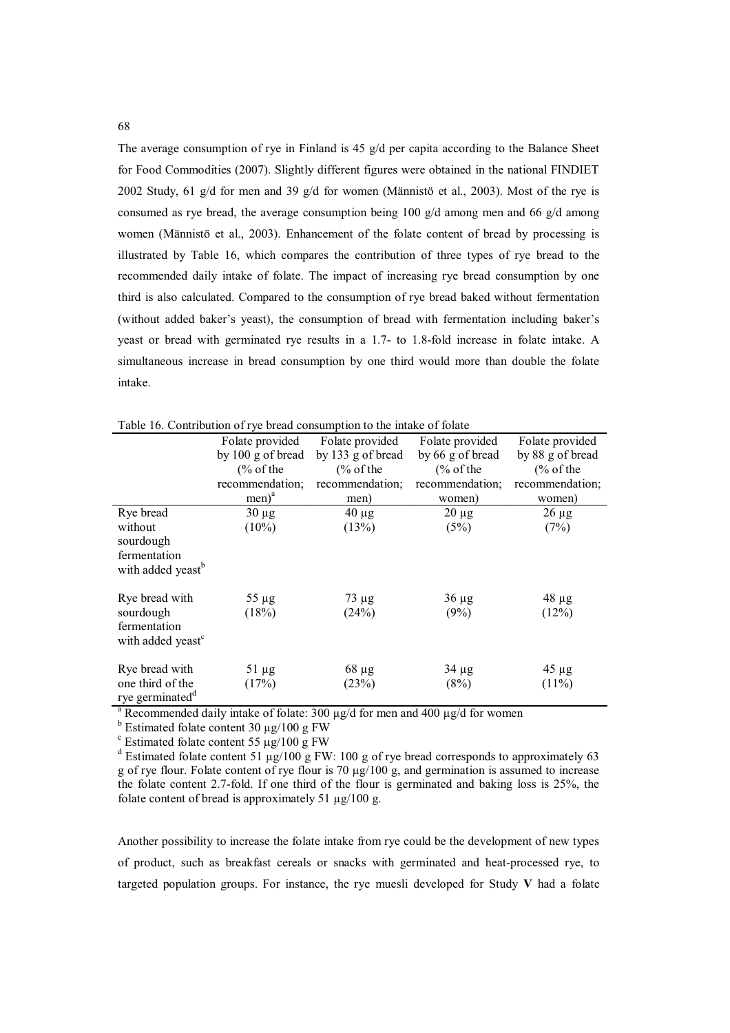The average consumption of rye in Finland is 45 g/d per capita according to the Balance Sheet for Food Commodities (2007). Slightly different figures were obtained in the national FINDIET 2002 Study, 61 g/d for men and 39 g/d for women (Männistö et al., 2003). Most of the rye is consumed as rye bread, the average consumption being 100 g/d among men and 66 g/d among women (Männistö et al., 2003). Enhancement of the folate content of bread by processing is illustrated by Table 16, which compares the contribution of three types of rye bread to the recommended daily intake of folate. The impact of increasing rye bread consumption by one third is also calculated. Compared to the consumption of rye bread baked without fermentation (without added baker's yeast), the consumption of bread with fermentation including baker's yeast or bread with germinated rye results in a 1.7- to 1.8-fold increase in folate intake. A simultaneous increase in bread consumption by one third would more than double the folate intake.

Table 16. Contribution of rye bread consumption to the intake of folate

| | Folate provided by 100 g of bread (% of the recommendation; men)[a] | Folate provided by 133 g of bread (% of the recommendation; men) | Folate provided by 66 g of bread (% of the recommendation; women) | Folate provided by 88 g of bread (% of the recommendation; women) |
|---|---|---|---|---|
| Rye bread without sourdough fermentation with added yeast[b] | 30 µg (10%) | 40 µg (13%) | 20 µg (5%) | 26 µg (7%) |
| Rye bread with sourdough fermentation with added yeast[c] | 55 µg (18%) | 73 µg (24%) | 36 µg (9%) | 48 µg (12%) |
| Rye bread with one third of the rye germinated[d] | 51 µg (17%) | 68 µg (23%) | 34 µg (8%) | 45 µg (11%) |

[a] Recommended daily intake of folate: 300 µg/d for men and 400 µg/d for women

[b] Estimated folate content 30 µg/100 g FW

[c] Estimated folate content 55 µg/100 g FW

[d] Estimated folate content 51 µg/100 g FW: 100 g of rye bread corresponds to approximately 63 g of rye flour. Folate content of rye flour is 70 µg/100 g, and germination is assumed to increase the folate content 2.7-fold. If one third of the flour is germinated and baking loss is 25%, the folate content of bread is approximately 51 µg/100 g.

Another possibility to increase the folate intake from rye could be the development of new types of product, such as breakfast cereals or snacks with germinated and heat-processed rye, to targeted population groups. For instance, the rye muesli developed for Study **V** had a folate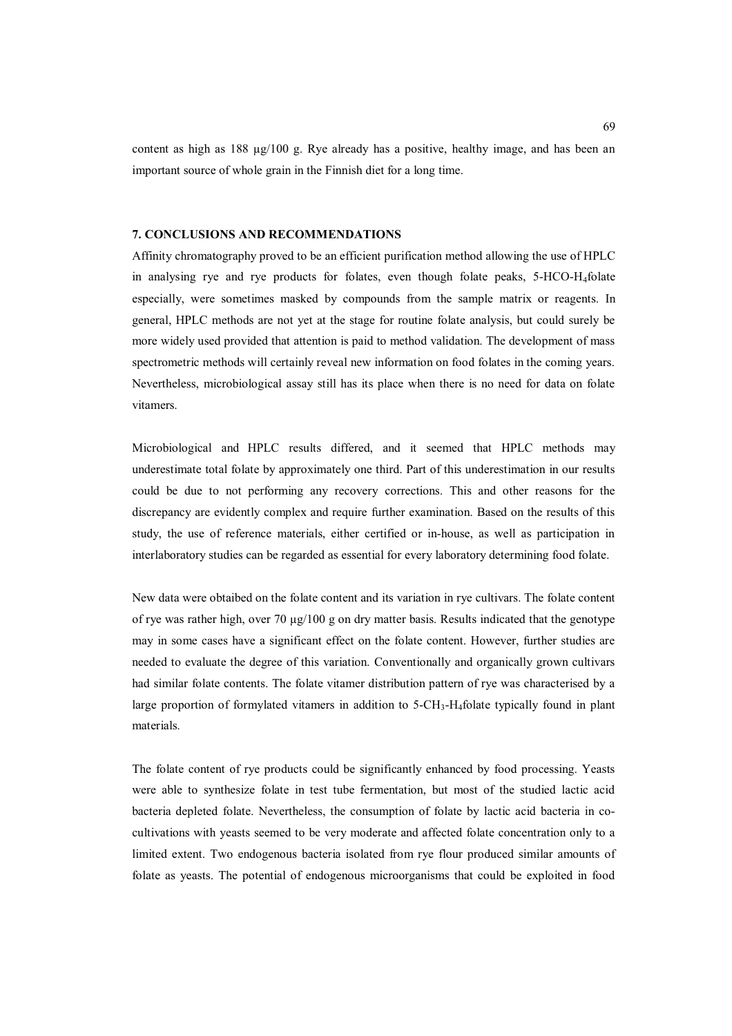content as high as 188 µg/100 g. Rye already has a positive, healthy image, and has been an important source of whole grain in the Finnish diet for a long time.

## 7. CONCLUSIONS AND RECOMMENDATIONS

Affinity chromatography proved to be an efficient purification method allowing the use of HPLC in analysing rye and rye products for folates, even though folate peaks, 5-HCO-$H_4$folate especially, were sometimes masked by compounds from the sample matrix or reagents. In general, HPLC methods are not yet at the stage for routine folate analysis, but could surely be more widely used provided that attention is paid to method validation. The development of mass spectrometric methods will certainly reveal new information on food folates in the coming years. Nevertheless, microbiological assay still has its place when there is no need for data on folate vitamers.

Microbiological and HPLC results differed, and it seemed that HPLC methods may underestimate total folate by approximately one third. Part of this underestimation in our results could be due to not performing any recovery corrections. This and other reasons for the discrepancy are evidently complex and require further examination. Based on the results of this study, the use of reference materials, either certified or in-house, as well as participation in interlaboratory studies can be regarded as essential for every laboratory determining food folate.

New data were obtaibed on the folate content and its variation in rye cultivars. The folate content of rye was rather high, over 70 µg/100 g on dry matter basis. Results indicated that the genotype may in some cases have a significant effect on the folate content. However, further studies are needed to evaluate the degree of this variation. Conventionally and organically grown cultivars had similar folate contents. The folate vitamer distribution pattern of rye was characterised by a large proportion of formylated vitamers in addition to 5-$CH_3$-$H_4$folate typically found in plant materials.

The folate content of rye products could be significantly enhanced by food processing. Yeasts were able to synthesize folate in test tube fermentation, but most of the studied lactic acid bacteria depleted folate. Nevertheless, the consumption of folate by lactic acid bacteria in co-cultivations with yeasts seemed to be very moderate and affected folate concentration only to a limited extent. Two endogenous bacteria isolated from rye flour produced similar amounts of folate as yeasts. The potential of endogenous microorganisms that could be exploited in food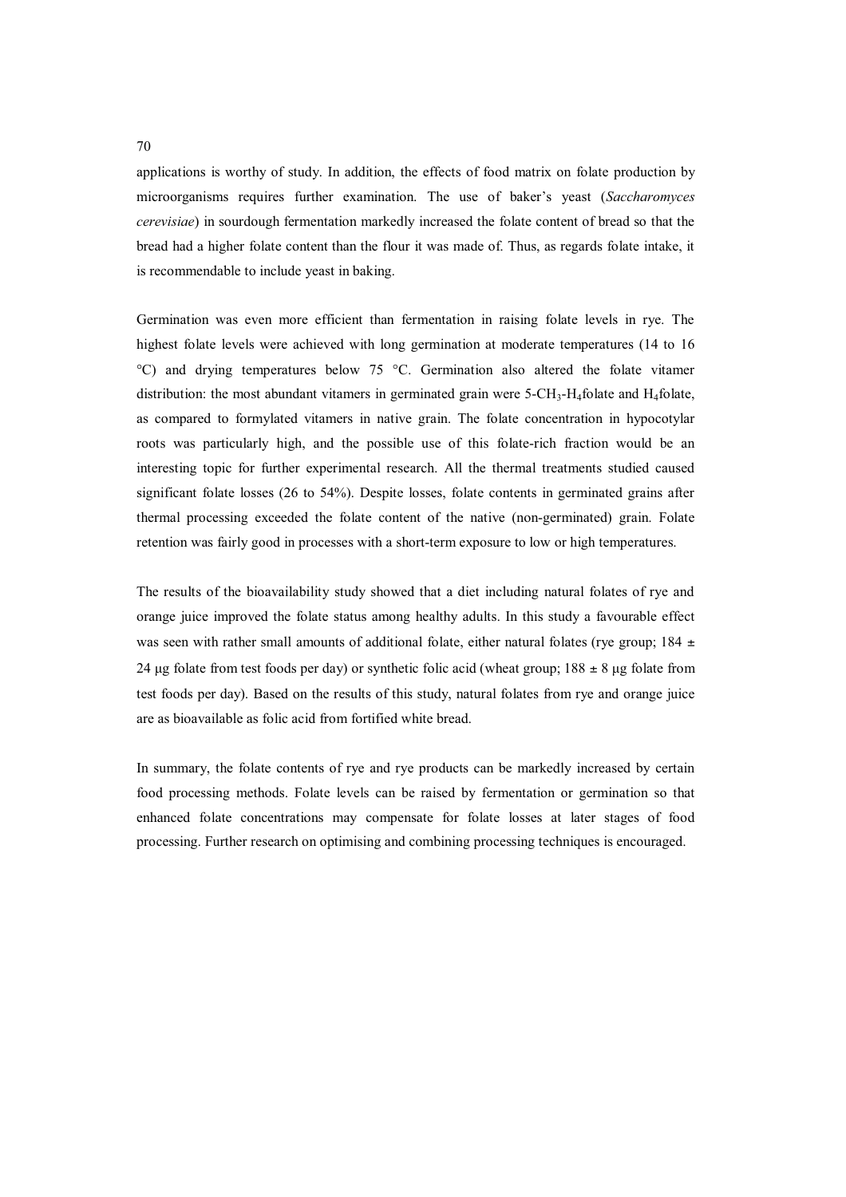applications is worthy of study. In addition, the effects of food matrix on folate production by microorganisms requires further examination. The use of baker's yeast (*Saccharomyces cerevisiae*) in sourdough fermentation markedly increased the folate content of bread so that the bread had a higher folate content than the flour it was made of. Thus, as regards folate intake, it is recommendable to include yeast in baking.

Germination was even more efficient than fermentation in raising folate levels in rye. The highest folate levels were achieved with long germination at moderate temperatures (14 to 16 °C) and drying temperatures below 75 °C. Germination also altered the folate vitamer distribution: the most abundant vitamers in germinated grain were 5-$CH_3$-$H_4$folate and $H_4$folate, as compared to formylated vitamers in native grain. The folate concentration in hypocotylar roots was particularly high, and the possible use of this folate-rich fraction would be an interesting topic for further experimental research. All the thermal treatments studied caused significant folate losses (26 to 54%). Despite losses, folate contents in germinated grains after thermal processing exceeded the folate content of the native (non-germinated) grain. Folate retention was fairly good in processes with a short-term exposure to low or high temperatures.

The results of the bioavailability study showed that a diet including natural folates of rye and orange juice improved the folate status among healthy adults. In this study a favourable effect was seen with rather small amounts of additional folate, either natural folates (rye group; 184 ± 24 µg folate from test foods per day) or synthetic folic acid (wheat group; 188 ± 8 µg folate from test foods per day). Based on the results of this study, natural folates from rye and orange juice are as bioavailable as folic acid from fortified white bread.

In summary, the folate contents of rye and rye products can be markedly increased by certain food processing methods. Folate levels can be raised by fermentation or germination so that enhanced folate concentrations may compensate for folate losses at later stages of food processing. Further research on optimising and combining processing techniques is encouraged.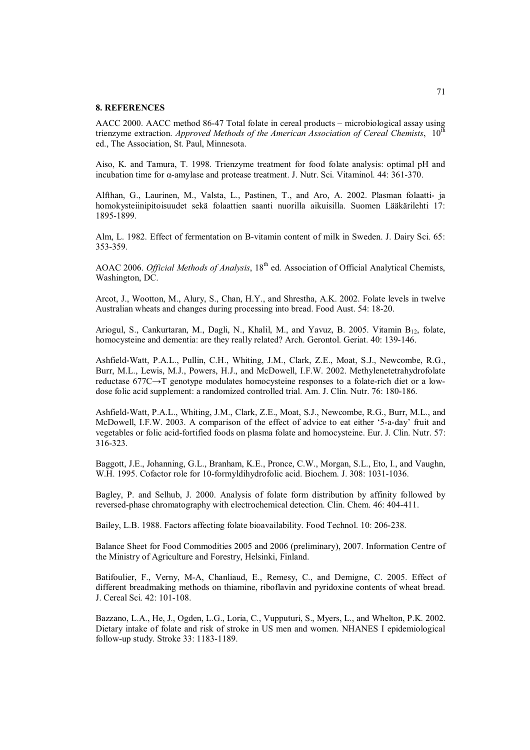## 8. REFERENCES

AACC 2000. AACC method 86-47 Total folate in cereal products – microbiological assay using trienzyme extraction. *Approved Methods of the American Association of Cereal Chemists*, 10[th] ed., The Association, St. Paul, Minnesota.

Aiso, K. and Tamura, T. 1998. Trienzyme treatment for food folate analysis: optimal pH and incubation time for α-amylase and protease treatment. J. Nutr. Sci. Vitaminol. 44: 361-370.

Alfthan, G., Laurinen, M., Valsta, L., Pastinen, T., and Aro, A. 2002. Plasman folaatti- ja homokysteiinipitoisuudet sekä folaattien saanti nuorilla aikuisilla. Suomen Lääkärilehti 17: 1895-1899.

Alm, L. 1982. Effect of fermentation on B-vitamin content of milk in Sweden. J. Dairy Sci. 65: 353-359.

AOAC 2006. *Official Methods of Analysis*, 18[th] ed. Association of Official Analytical Chemists, Washington, DC.

Arcot, J., Wootton, M., Alury, S., Chan, H.Y., and Shrestha, A.K. 2002. Folate levels in twelve Australian wheats and changes during processing into bread. Food Aust. 54: 18-20.

Ariogul, S., Cankurtaran, M., Dagli, N., Khalil, M., and Yavuz, B. 2005. Vitamin $B_{12}$, folate, homocysteine and dementia: are they really related? Arch. Gerontol. Geriat. 40: 139-146.

Ashfield-Watt, P.A.L., Pullin, C.H., Whiting, J.M., Clark, Z.E., Moat, S.J., Newcombe, R.G., Burr, M.L., Lewis, M.J., Powers, H.J., and McDowell, I.F.W. 2002. Methylenetetrahydrofolate reductase 677C→T genotype modulates homocysteine responses to a folate-rich diet or a low-dose folic acid supplement: a randomized controlled trial. Am. J. Clin. Nutr. 76: 180-186.

Ashfield-Watt, P.A.L., Whiting, J.M., Clark, Z.E., Moat, S.J., Newcombe, R.G., Burr, M.L., and McDowell, I.F.W. 2003. A comparison of the effect of advice to eat either '5-a-day' fruit and vegetables or folic acid-fortified foods on plasma folate and homocysteine. Eur. J. Clin. Nutr. 57: 316-323.

Baggott, J.E., Johanning, G.L., Branham, K.E., Pronce, C.W., Morgan, S.L., Eto, I., and Vaughn, W.H. 1995. Cofactor role for 10-formyldihydrofolic acid. Biochem. J. 308: 1031-1036.

Bagley, P. and Selhub, J. 2000. Analysis of folate form distribution by affinity followed by reversed-phase chromatography with electrochemical detection. Clin. Chem. 46: 404-411.

Bailey, L.B. 1988. Factors affecting folate bioavailability. Food Technol. 10: 206-238.

Balance Sheet for Food Commodities 2005 and 2006 (preliminary), 2007. Information Centre of the Ministry of Agriculture and Forestry, Helsinki, Finland.

Batifoulier, F., Verny, M-A, Chanliaud, E., Remesy, C., and Demigne, C. 2005. Effect of different breadmaking methods on thiamine, riboflavin and pyridoxine contents of wheat bread. J. Cereal Sci. 42: 101-108.

Bazzano, L.A., He, J., Ogden, L.G., Loria, C., Vupputuri, S., Myers, L., and Whelton, P.K. 2002. Dietary intake of folate and risk of stroke in US men and women. NHANES I epidemiological follow-up study. Stroke 33: 1183-1189.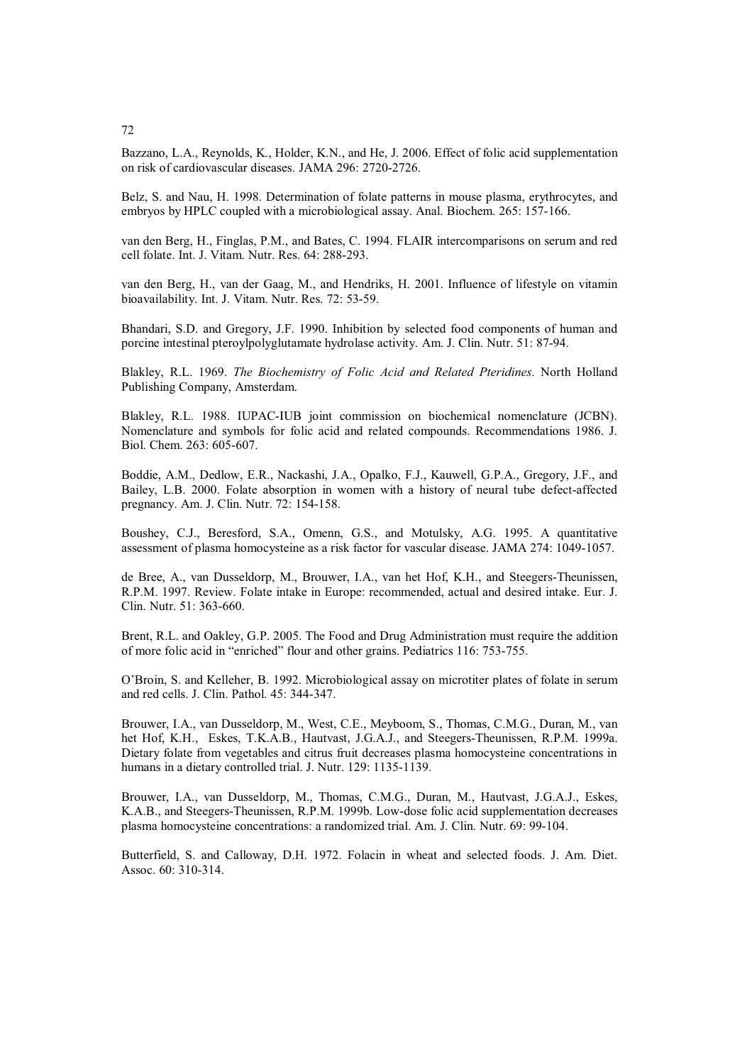Bazzano, L.A., Reynolds, K., Holder, K.N., and He, J. 2006. Effect of folic acid supplementation on risk of cardiovascular diseases. JAMA 296: 2720-2726.

Belz, S. and Nau, H. 1998. Determination of folate patterns in mouse plasma, erythrocytes, and embryos by HPLC coupled with a microbiological assay. Anal. Biochem. 265: 157-166.

van den Berg, H., Finglas, P.M., and Bates, C. 1994. FLAIR intercomparisons on serum and red cell folate. Int. J. Vitam. Nutr. Res. 64: 288-293.

van den Berg, H., van der Gaag, M., and Hendriks, H. 2001. Influence of lifestyle on vitamin bioavailability. Int. J. Vitam. Nutr. Res. 72: 53-59.

Bhandari, S.D. and Gregory, J.F. 1990. Inhibition by selected food components of human and porcine intestinal pteroylpolyglutamate hydrolase activity. Am. J. Clin. Nutr. 51: 87-94.

Blakley, R.L. 1969. *The Biochemistry of Folic Acid and Related Pteridines*. North Holland Publishing Company, Amsterdam.

Blakley, R.L. 1988. IUPAC-IUB joint commission on biochemical nomenclature (JCBN). Nomenclature and symbols for folic acid and related compounds. Recommendations 1986. J. Biol. Chem. 263: 605-607.

Boddie, A.M., Dedlow, E.R., Nackashi, J.A., Opalko, F.J., Kauwell, G.P.A., Gregory, J.F., and Bailey, L.B. 2000. Folate absorption in women with a history of neural tube defect-affected pregnancy. Am. J. Clin. Nutr. 72: 154-158.

Boushey, C.J., Beresford, S.A., Omenn, G.S., and Motulsky, A.G. 1995. A quantitative assessment of plasma homocysteine as a risk factor for vascular disease. JAMA 274: 1049-1057.

de Bree, A., van Dusseldorp, M., Brouwer, I.A., van het Hof, K.H., and Steegers-Theunissen, R.P.M. 1997. Review. Folate intake in Europe: recommended, actual and desired intake. Eur. J. Clin. Nutr. 51: 363-660.

Brent, R.L. and Oakley, G.P. 2005. The Food and Drug Administration must require the addition of more folic acid in "enriched" flour and other grains. Pediatrics 116: 753-755.

O'Broin, S. and Kelleher, B. 1992. Microbiological assay on microtiter plates of folate in serum and red cells. J. Clin. Pathol. 45: 344-347.

Brouwer, I.A., van Dusseldorp, M., West, C.E., Meyboom, S., Thomas, C.M.G., Duran, M., van het Hof, K.H., Eskes, T.K.A.B., Hautvast, J.G.A.J., and Steegers-Theunissen, R.P.M. 1999a. Dietary folate from vegetables and citrus fruit decreases plasma homocysteine concentrations in humans in a dietary controlled trial. J. Nutr. 129: 1135-1139.

Brouwer, I.A., van Dusseldorp, M., Thomas, C.M.G., Duran, M., Hautvast, J.G.A.J., Eskes, K.A.B., and Steegers-Theunissen, R.P.M. 1999b. Low-dose folic acid supplementation decreases plasma homocysteine concentrations: a randomized trial. Am. J. Clin. Nutr. 69: 99-104.

Butterfield, S. and Calloway, D.H. 1972. Folacin in wheat and selected foods. J. Am. Diet. Assoc. 60: 310-314.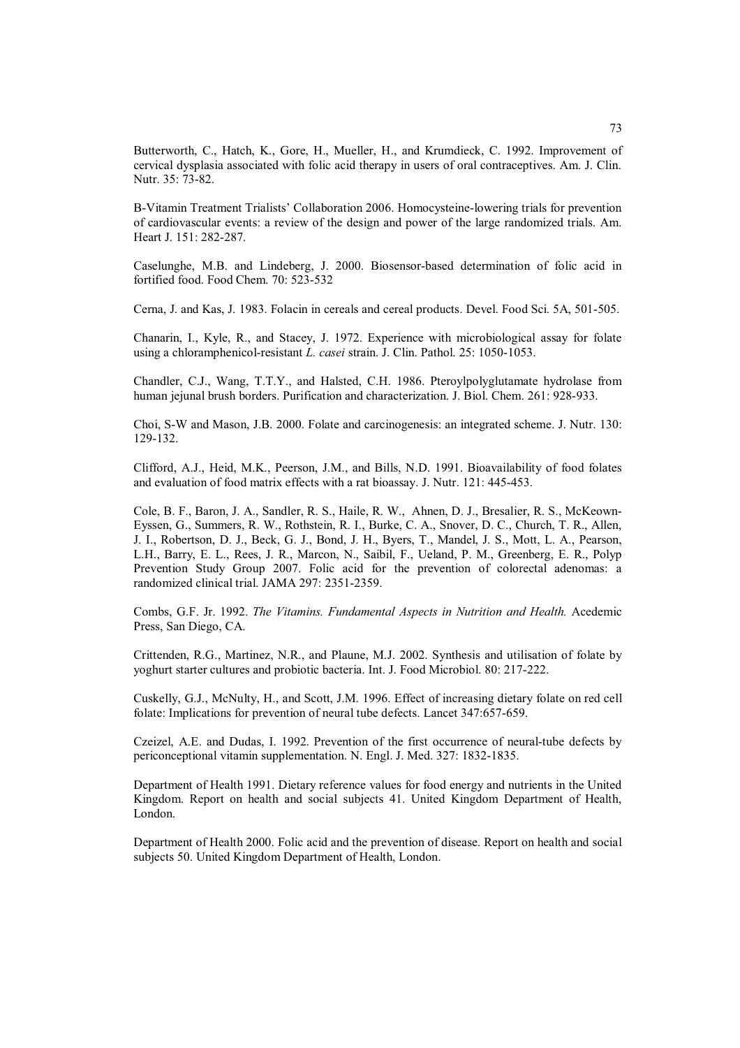Butterworth, C., Hatch, K., Gore, H., Mueller, H., and Krumdieck, C. 1992. Improvement of cervical dysplasia associated with folic acid therapy in users of oral contraceptives. Am. J. Clin. Nutr. 35: 73-82.

B-Vitamin Treatment Trialists' Collaboration 2006. Homocysteine-lowering trials for prevention of cardiovascular events: a review of the design and power of the large randomized trials. Am. Heart J. 151: 282-287.

Caselunghe, M.B. and Lindeberg, J. 2000. Biosensor-based determination of folic acid in fortified food. Food Chem. 70: 523-532

Cerna, J. and Kas, J. 1983. Folacin in cereals and cereal products. Devel. Food Sci. 5A, 501-505.

Chanarin, I., Kyle, R., and Stacey, J. 1972. Experience with microbiological assay for folate using a chloramphenicol-resistant *L. casei* strain. J. Clin. Pathol. 25: 1050-1053.

Chandler, C.J., Wang, T.T.Y., and Halsted, C.H. 1986. Pteroylpolyglutamate hydrolase from human jejunal brush borders. Purification and characterization. J. Biol. Chem. 261: 928-933.

Choi, S-W and Mason, J.B. 2000. Folate and carcinogenesis: an integrated scheme. J. Nutr. 130: 129-132.

Clifford, A.J., Heid, M.K., Peerson, J.M., and Bills, N.D. 1991. Bioavailability of food folates and evaluation of food matrix effects with a rat bioassay. J. Nutr. 121: 445-453.

Cole, B. F., Baron, J. A., Sandler, R. S., Haile, R. W., Ahnen, D. J., Bresalier, R. S., McKeown-Eyssen, G., Summers, R. W., Rothstein, R. I., Burke, C. A., Snover, D. C., Church, T. R., Allen, J. I., Robertson, D. J., Beck, G. J., Bond, J. H., Byers, T., Mandel, J. S., Mott, L. A., Pearson, L.H., Barry, E. L., Rees, J. R., Marcon, N., Saibil, F., Ueland, P. M., Greenberg, E. R., Polyp Prevention Study Group 2007. Folic acid for the prevention of colorectal adenomas: a randomized clinical trial. JAMA 297: 2351-2359.

Combs, G.F. Jr. 1992. *The Vitamins. Fundamental Aspects in Nutrition and Health.* Acedemic Press, San Diego, CA.

Crittenden, R.G., Martinez, N.R., and Plaune, M.J. 2002. Synthesis and utilisation of folate by yoghurt starter cultures and probiotic bacteria. Int. J. Food Microbiol. 80: 217-222.

Cuskelly, G.J., McNulty, H., and Scott, J.M. 1996. Effect of increasing dietary folate on red cell folate: Implications for prevention of neural tube defects. Lancet 347:657-659.

Czeizel, A.E. and Dudas, I. 1992. Prevention of the first occurrence of neural-tube defects by periconceptional vitamin supplementation. N. Engl. J. Med. 327: 1832-1835.

Department of Health 1991. Dietary reference values for food energy and nutrients in the United Kingdom. Report on health and social subjects 41. United Kingdom Department of Health, London.

Department of Health 2000. Folic acid and the prevention of disease. Report on health and social subjects 50. United Kingdom Department of Health, London.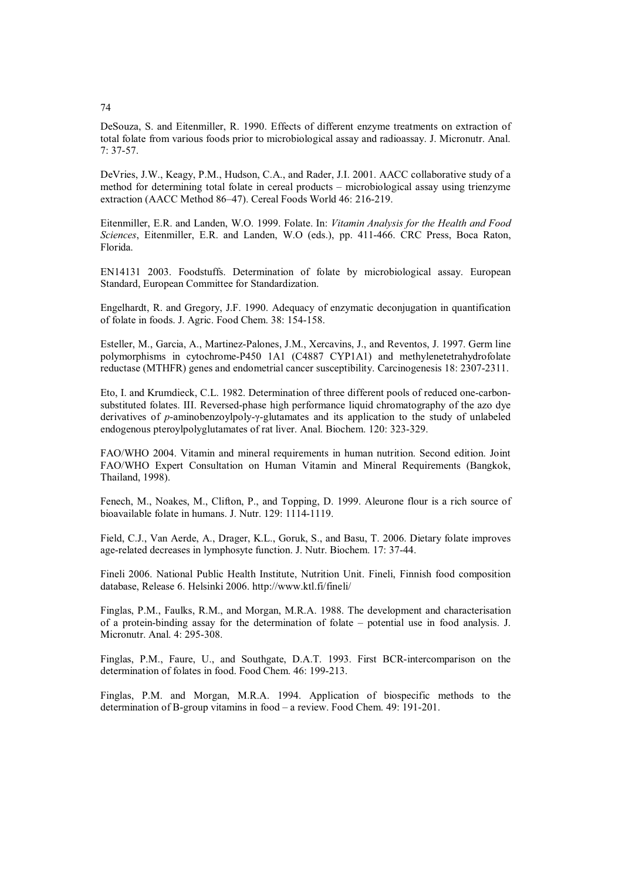DeSouza, S. and Eitenmiller, R. 1990. Effects of different enzyme treatments on extraction of total folate from various foods prior to microbiological assay and radioassay. J. Micronutr. Anal. 7: 37-57.

DeVries, J.W., Keagy, P.M., Hudson, C.A., and Rader, J.I. 2001. AACC collaborative study of a method for determining total folate in cereal products – microbiological assay using trienzyme extraction (AACC Method 86–47). Cereal Foods World 46: 216-219.

Eitenmiller, E.R. and Landen, W.O. 1999. Folate. In: *Vitamin Analysis for the Health and Food Sciences*, Eitenmiller, E.R. and Landen, W.O (eds.), pp. 411-466. CRC Press, Boca Raton, Florida.

EN14131 2003. Foodstuffs. Determination of folate by microbiological assay. European Standard, European Committee for Standardization.

Engelhardt, R. and Gregory, J.F. 1990. Adequacy of enzymatic deconjugation in quantification of folate in foods. J. Agric. Food Chem. 38: 154-158.

Esteller, M., Garcia, A., Martinez-Palones, J.M., Xercavins, J., and Reventos, J. 1997. Germ line polymorphisms in cytochrome-P450 1A1 (C4887 CYP1A1) and methylenetetrahydrofolate reductase (MTHFR) genes and endometrial cancer susceptibility. Carcinogenesis 18: 2307-2311.

Eto, I. and Krumdieck, C.L. 1982. Determination of three different pools of reduced one-carbon-substituted folates. III. Reversed-phase high performance liquid chromatography of the azo dye derivatives of *p*-aminobenzoylpoly-γ-glutamates and its application to the study of unlabeled endogenous pteroylpolyglutamates of rat liver. Anal. Biochem. 120: 323-329.

FAO/WHO 2004. Vitamin and mineral requirements in human nutrition. Second edition. Joint FAO/WHO Expert Consultation on Human Vitamin and Mineral Requirements (Bangkok, Thailand, 1998).

Fenech, M., Noakes, M., Clifton, P., and Topping, D. 1999. Aleurone flour is a rich source of bioavailable folate in humans. J. Nutr. 129: 1114-1119.

Field, C.J., Van Aerde, A., Drager, K.L., Goruk, S., and Basu, T. 2006. Dietary folate improves age-related decreases in lymphosyte function. J. Nutr. Biochem. 17: 37-44.

Fineli 2006. National Public Health Institute, Nutrition Unit. Fineli, Finnish food composition database, Release 6. Helsinki 2006. http://www.ktl.fi/fineli/

Finglas, P.M., Faulks, R.M., and Morgan, M.R.A. 1988. The development and characterisation of a protein-binding assay for the determination of folate – potential use in food analysis. J. Micronutr. Anal. 4: 295-308.

Finglas, P.M., Faure, U., and Southgate, D.A.T. 1993. First BCR-intercomparison on the determination of folates in food. Food Chem. 46: 199-213.

Finglas, P.M. and Morgan, M.R.A. 1994. Application of biospecific methods to the determination of B-group vitamins in food – a review. Food Chem. 49: 191-201.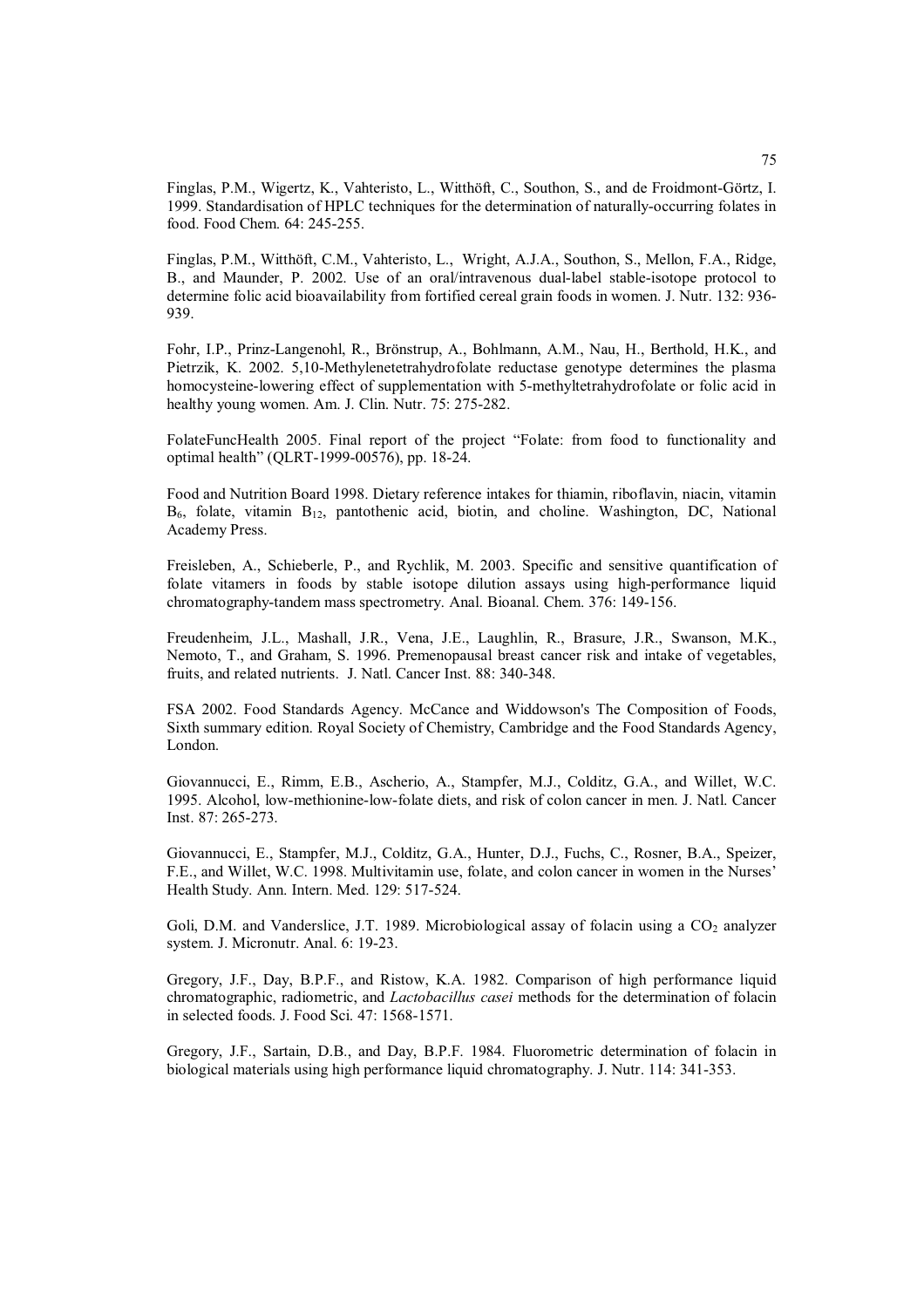Finglas, P.M., Wigertz, K., Vahteristo, L., Witthöft, C., Southon, S., and de Froidmont-Görtz, I. 1999. Standardisation of HPLC techniques for the determination of naturally-occurring folates in food. Food Chem. 64: 245-255.

Finglas, P.M., Witthöft, C.M., Vahteristo, L., Wright, A.J.A., Southon, S., Mellon, F.A., Ridge, B., and Maunder, P. 2002. Use of an oral/intravenous dual-label stable-isotope protocol to determine folic acid bioavailability from fortified cereal grain foods in women. J. Nutr. 132: 936-939.

Fohr, I.P., Prinz-Langenohl, R., Brönstrup, A., Bohlmann, A.M., Nau, H., Berthold, H.K., and Pietrzik, K. 2002. 5,10-Methylenetetrahydrofolate reductase genotype determines the plasma homocysteine-lowering effect of supplementation with 5-methyltetrahydrofolate or folic acid in healthy young women. Am. J. Clin. Nutr. 75: 275-282.

FolateFuncHealth 2005. Final report of the project "Folate: from food to functionality and optimal health" (QLRT-1999-00576), pp. 18-24.

Food and Nutrition Board 1998. Dietary reference intakes for thiamin, riboflavin, niacin, vitamin $B_6$, folate, vitamin $B_{12}$, pantothenic acid, biotin, and choline. Washington, DC, National Academy Press.

Freisleben, A., Schieberle, P., and Rychlik, M. 2003. Specific and sensitive quantification of folate vitamers in foods by stable isotope dilution assays using high-performance liquid chromatography-tandem mass spectrometry. Anal. Bioanal. Chem. 376: 149-156.

Freudenheim, J.L., Mashall, J.R., Vena, J.E., Laughlin, R., Brasure, J.R., Swanson, M.K., Nemoto, T., and Graham, S. 1996. Premenopausal breast cancer risk and intake of vegetables, fruits, and related nutrients. J. Natl. Cancer Inst. 88: 340-348.

FSA 2002. Food Standards Agency. McCance and Widdowson's The Composition of Foods, Sixth summary edition. Royal Society of Chemistry, Cambridge and the Food Standards Agency, London.

Giovannucci, E., Rimm, E.B., Ascherio, A., Stampfer, M.J., Colditz, G.A., and Willet, W.C. 1995. Alcohol, low-methionine-low-folate diets, and risk of colon cancer in men. J. Natl. Cancer Inst. 87: 265-273.

Giovannucci, E., Stampfer, M.J., Colditz, G.A., Hunter, D.J., Fuchs, C., Rosner, B.A., Speizer, F.E., and Willet, W.C. 1998. Multivitamin use, folate, and colon cancer in women in the Nurses' Health Study. Ann. Intern. Med. 129: 517-524.

Goli, D.M. and Vanderslice, J.T. 1989. Microbiological assay of folacin using a $CO_2$ analyzer system. J. Micronutr. Anal. 6: 19-23.

Gregory, J.F., Day, B.P.F., and Ristow, K.A. 1982. Comparison of high performance liquid chromatographic, radiometric, and *Lactobacillus casei* methods for the determination of folacin in selected foods. J. Food Sci. 47: 1568-1571.

Gregory, J.F., Sartain, D.B., and Day, B.P.F. 1984. Fluorometric determination of folacin in biological materials using high performance liquid chromatography. J. Nutr. 114: 341-353.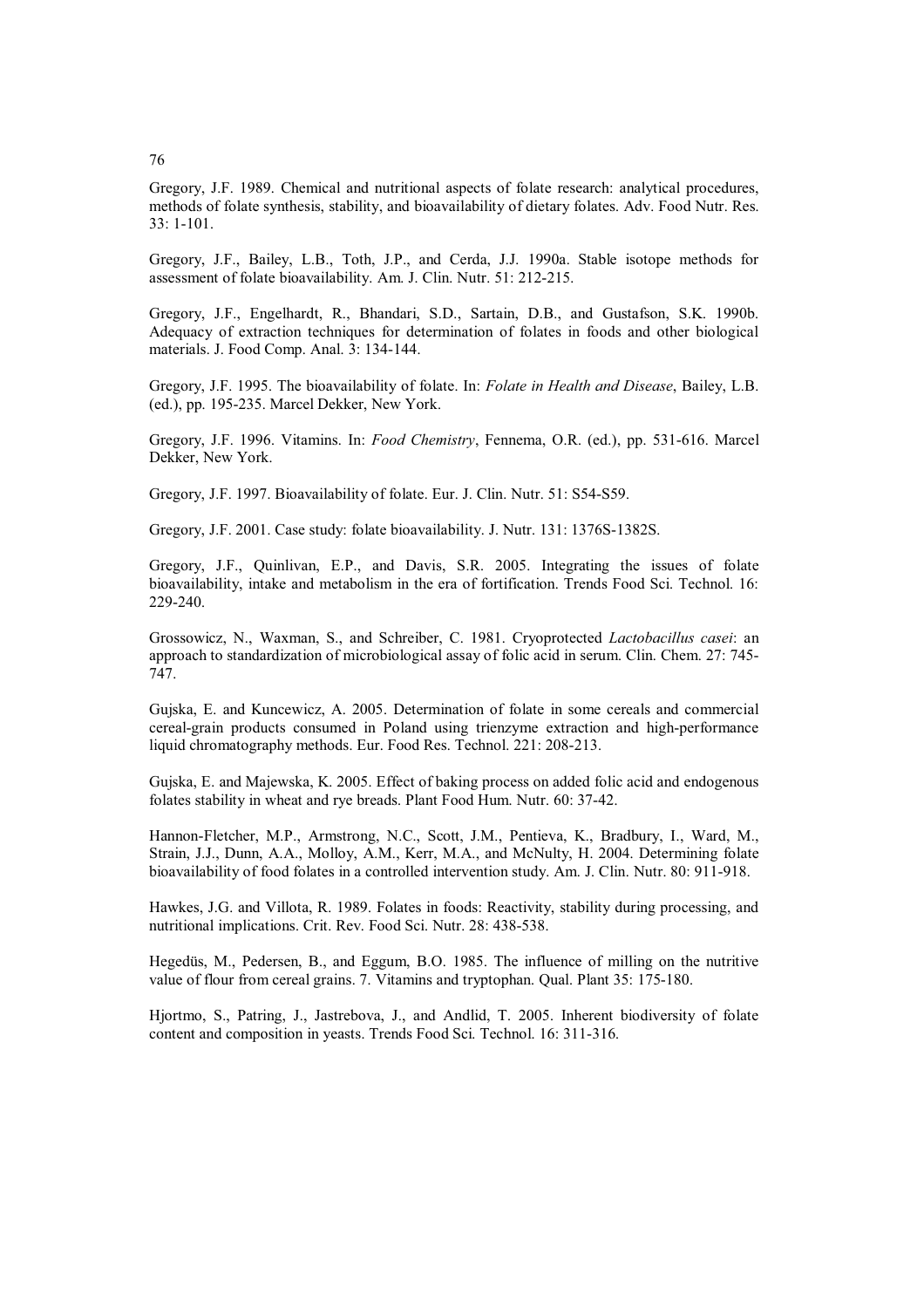Gregory, J.F. 1989. Chemical and nutritional aspects of folate research: analytical procedures, methods of folate synthesis, stability, and bioavailability of dietary folates. Adv. Food Nutr. Res. 33: 1-101.

Gregory, J.F., Bailey, L.B., Toth, J.P., and Cerda, J.J. 1990a. Stable isotope methods for assessment of folate bioavailability. Am. J. Clin. Nutr. 51: 212-215.

Gregory, J.F., Engelhardt, R., Bhandari, S.D., Sartain, D.B., and Gustafson, S.K. 1990b. Adequacy of extraction techniques for determination of folates in foods and other biological materials. J. Food Comp. Anal. 3: 134-144.

Gregory, J.F. 1995. The bioavailability of folate. In: *Folate in Health and Disease*, Bailey, L.B. (ed.), pp. 195-235. Marcel Dekker, New York.

Gregory, J.F. 1996. Vitamins. In: *Food Chemistry*, Fennema, O.R. (ed.), pp. 531-616. Marcel Dekker, New York.

Gregory, J.F. 1997. Bioavailability of folate. Eur. J. Clin. Nutr. 51: S54-S59.

Gregory, J.F. 2001. Case study: folate bioavailability. J. Nutr. 131: 1376S-1382S.

Gregory, J.F., Quinlivan, E.P., and Davis, S.R. 2005. Integrating the issues of folate bioavailability, intake and metabolism in the era of fortification. Trends Food Sci. Technol. 16: 229-240.

Grossowicz, N., Waxman, S., and Schreiber, C. 1981. Cryoprotected *Lactobacillus casei*: an approach to standardization of microbiological assay of folic acid in serum. Clin. Chem. 27: 745-747.

Gujska, E. and Kuncewicz, A. 2005. Determination of folate in some cereals and commercial cereal-grain products consumed in Poland using trienzyme extraction and high-performance liquid chromatography methods. Eur. Food Res. Technol. 221: 208-213.

Gujska, E. and Majewska, K. 2005. Effect of baking process on added folic acid and endogenous folates stability in wheat and rye breads. Plant Food Hum. Nutr. 60: 37-42.

Hannon-Fletcher, M.P., Armstrong, N.C., Scott, J.M., Pentieva, K., Bradbury, I., Ward, M., Strain, J.J., Dunn, A.A., Molloy, A.M., Kerr, M.A., and McNulty, H. 2004. Determining folate bioavailability of food folates in a controlled intervention study. Am. J. Clin. Nutr. 80: 911-918.

Hawkes, J.G. and Villota, R. 1989. Folates in foods: Reactivity, stability during processing, and nutritional implications. Crit. Rev. Food Sci. Nutr. 28: 438-538.

Hegedüs, M., Pedersen, B., and Eggum, B.O. 1985. The influence of milling on the nutritive value of flour from cereal grains. 7. Vitamins and tryptophan. Qual. Plant 35: 175-180.

Hjortmo, S., Patring, J., Jastrebova, J., and Andlid, T. 2005. Inherent biodiversity of folate content and composition in yeasts. Trends Food Sci. Technol. 16: 311-316.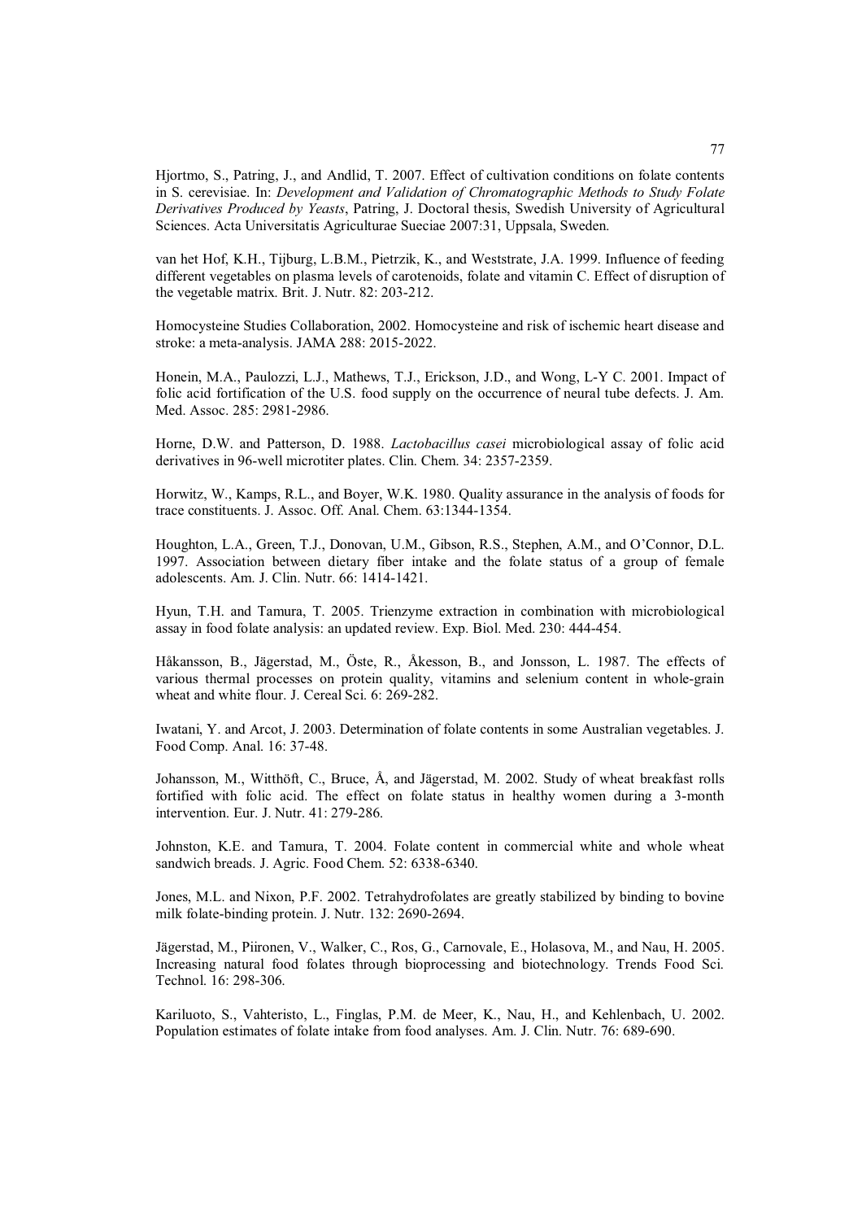Hjortmo, S., Patring, J., and Andlid, T. 2007. Effect of cultivation conditions on folate contents in S. cerevisiae. In: *Development and Validation of Chromatographic Methods to Study Folate Derivatives Produced by Yeasts*, Patring, J. Doctoral thesis, Swedish University of Agricultural Sciences. Acta Universitatis Agriculturae Sueciae 2007:31, Uppsala, Sweden.

van het Hof, K.H., Tijburg, L.B.M., Pietrzik, K., and Weststrate, J.A. 1999. Influence of feeding different vegetables on plasma levels of carotenoids, folate and vitamin C. Effect of disruption of the vegetable matrix. Brit. J. Nutr. 82: 203-212.

Homocysteine Studies Collaboration, 2002. Homocysteine and risk of ischemic heart disease and stroke: a meta-analysis. JAMA 288: 2015-2022.

Honein, M.A., Paulozzi, L.J., Mathews, T.J., Erickson, J.D., and Wong, L-Y C. 2001. Impact of folic acid fortification of the U.S. food supply on the occurrence of neural tube defects. J. Am. Med. Assoc. 285: 2981-2986.

Horne, D.W. and Patterson, D. 1988. *Lactobacillus casei* microbiological assay of folic acid derivatives in 96-well microtiter plates. Clin. Chem. 34: 2357-2359.

Horwitz, W., Kamps, R.L., and Boyer, W.K. 1980. Quality assurance in the analysis of foods for trace constituents. J. Assoc. Off. Anal. Chem. 63:1344-1354.

Houghton, L.A., Green, T.J., Donovan, U.M., Gibson, R.S., Stephen, A.M., and O'Connor, D.L. 1997. Association between dietary fiber intake and the folate status of a group of female adolescents. Am. J. Clin. Nutr. 66: 1414-1421.

Hyun, T.H. and Tamura, T. 2005. Trienzyme extraction in combination with microbiological assay in food folate analysis: an updated review. Exp. Biol. Med. 230: 444-454.

Håkansson, B., Jägerstad, M., Öste, R., Åkesson, B., and Jonsson, L. 1987. The effects of various thermal processes on protein quality, vitamins and selenium content in whole-grain wheat and white flour. J. Cereal Sci. 6: 269-282.

Iwatani, Y. and Arcot, J. 2003. Determination of folate contents in some Australian vegetables. J. Food Comp. Anal. 16: 37-48.

Johansson, M., Witthöft, C., Bruce, Å, and Jägerstad, M. 2002. Study of wheat breakfast rolls fortified with folic acid. The effect on folate status in healthy women during a 3-month intervention. Eur. J. Nutr. 41: 279-286.

Johnston, K.E. and Tamura, T. 2004. Folate content in commercial white and whole wheat sandwich breads. J. Agric. Food Chem. 52: 6338-6340.

Jones, M.L. and Nixon, P.F. 2002. Tetrahydrofolates are greatly stabilized by binding to bovine milk folate-binding protein. J. Nutr. 132: 2690-2694.

Jägerstad, M., Piironen, V., Walker, C., Ros, G., Carnovale, E., Holasova, M., and Nau, H. 2005. Increasing natural food folates through bioprocessing and biotechnology. Trends Food Sci. Technol. 16: 298-306.

Kariluoto, S., Vahteristo, L., Finglas, P.M. de Meer, K., Nau, H., and Kehlenbach, U. 2002. Population estimates of folate intake from food analyses. Am. J. Clin. Nutr. 76: 689-690.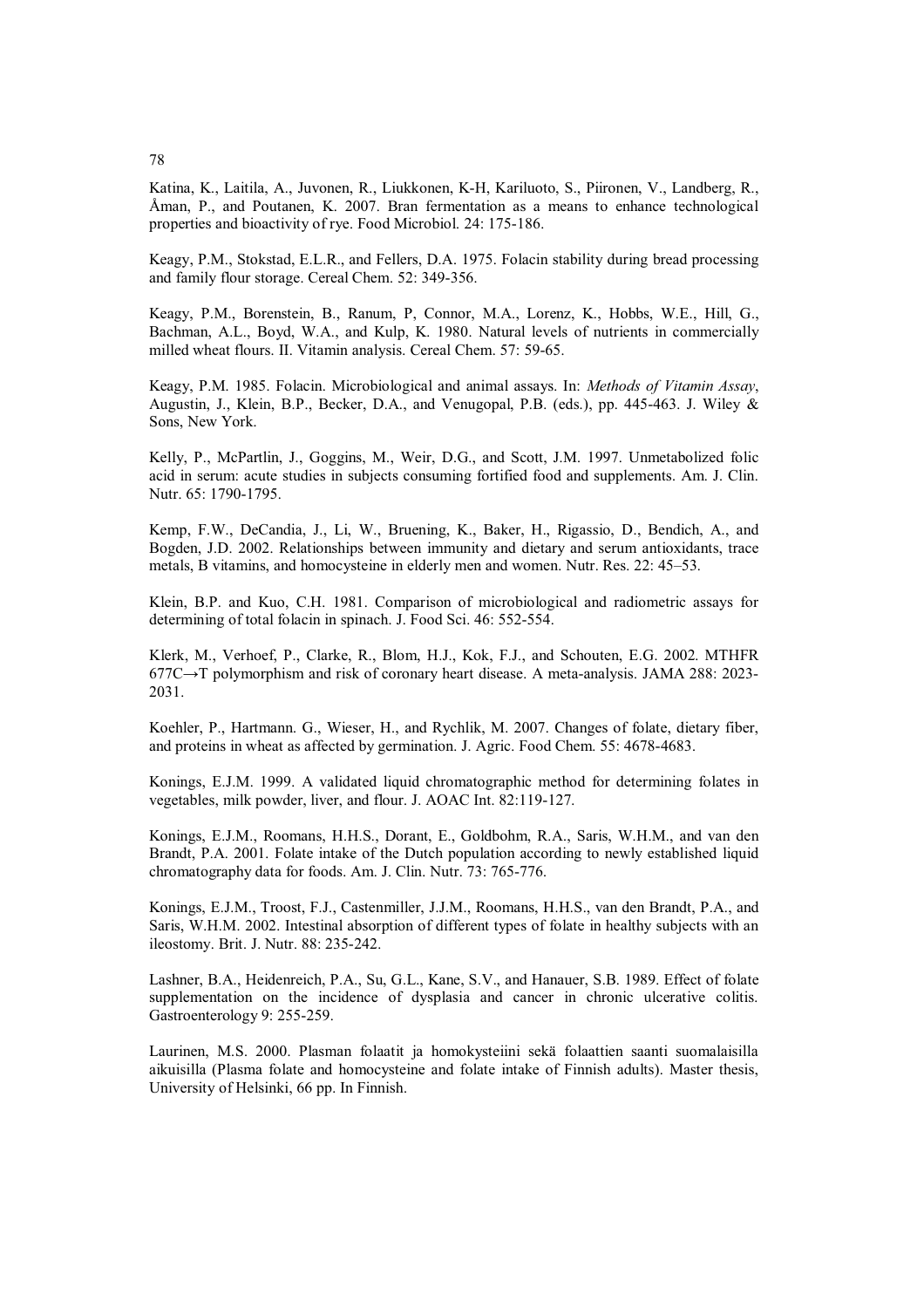Katina, K., Laitila, A., Juvonen, R., Liukkonen, K-H, Kariluoto, S., Piironen, V., Landberg, R., Åman, P., and Poutanen, K. 2007. Bran fermentation as a means to enhance technological properties and bioactivity of rye. Food Microbiol. 24: 175-186.

Keagy, P.M., Stokstad, E.L.R., and Fellers, D.A. 1975. Folacin stability during bread processing and family flour storage. Cereal Chem. 52: 349-356.

Keagy, P.M., Borenstein, B., Ranum, P, Connor, M.A., Lorenz, K., Hobbs, W.E., Hill, G., Bachman, A.L., Boyd, W.A., and Kulp, K. 1980. Natural levels of nutrients in commercially milled wheat flours. II. Vitamin analysis. Cereal Chem. 57: 59-65.

Keagy, P.M. 1985. Folacin. Microbiological and animal assays. In: *Methods of Vitamin Assay*, Augustin, J., Klein, B.P., Becker, D.A., and Venugopal, P.B. (eds.), pp. 445-463. J. Wiley & Sons, New York.

Kelly, P., McPartlin, J., Goggins, M., Weir, D.G., and Scott, J.M. 1997. Unmetabolized folic acid in serum: acute studies in subjects consuming fortified food and supplements. Am. J. Clin. Nutr. 65: 1790-1795.

Kemp, F.W., DeCandia, J., Li, W., Bruening, K., Baker, H., Rigassio, D., Bendich, A., and Bogden, J.D. 2002. Relationships between immunity and dietary and serum antioxidants, trace metals, B vitamins, and homocysteine in elderly men and women. Nutr. Res. 22: 45–53.

Klein, B.P. and Kuo, C.H. 1981. Comparison of microbiological and radiometric assays for determining of total folacin in spinach. J. Food Sci. 46: 552-554.

Klerk, M., Verhoef, P., Clarke, R., Blom, H.J., Kok, F.J., and Schouten, E.G. 2002. MTHFR 677C→T polymorphism and risk of coronary heart disease. A meta-analysis. JAMA 288: 2023-2031.

Koehler, P., Hartmann. G., Wieser, H., and Rychlik, M. 2007. Changes of folate, dietary fiber, and proteins in wheat as affected by germination. J. Agric. Food Chem. 55: 4678-4683.

Konings, E.J.M. 1999. A validated liquid chromatographic method for determining folates in vegetables, milk powder, liver, and flour. J. AOAC Int. 82:119-127.

Konings, E.J.M., Roomans, H.H.S., Dorant, E., Goldbohm, R.A., Saris, W.H.M., and van den Brandt, P.A. 2001. Folate intake of the Dutch population according to newly established liquid chromatography data for foods. Am. J. Clin. Nutr. 73: 765-776.

Konings, E.J.M., Troost, F.J., Castenmiller, J.J.M., Roomans, H.H.S., van den Brandt, P.A., and Saris, W.H.M. 2002. Intestinal absorption of different types of folate in healthy subjects with an ileostomy. Brit. J. Nutr. 88: 235-242.

Lashner, B.A., Heidenreich, P.A., Su, G.L., Kane, S.V., and Hanauer, S.B. 1989. Effect of folate supplementation on the incidence of dysplasia and cancer in chronic ulcerative colitis. Gastroenterology 9: 255-259.

Laurinen, M.S. 2000. Plasman folaatit ja homokysteiini sekä folaattien saanti suomalaisilla aikuisilla (Plasma folate and homocysteine and folate intake of Finnish adults). Master thesis, University of Helsinki, 66 pp. In Finnish.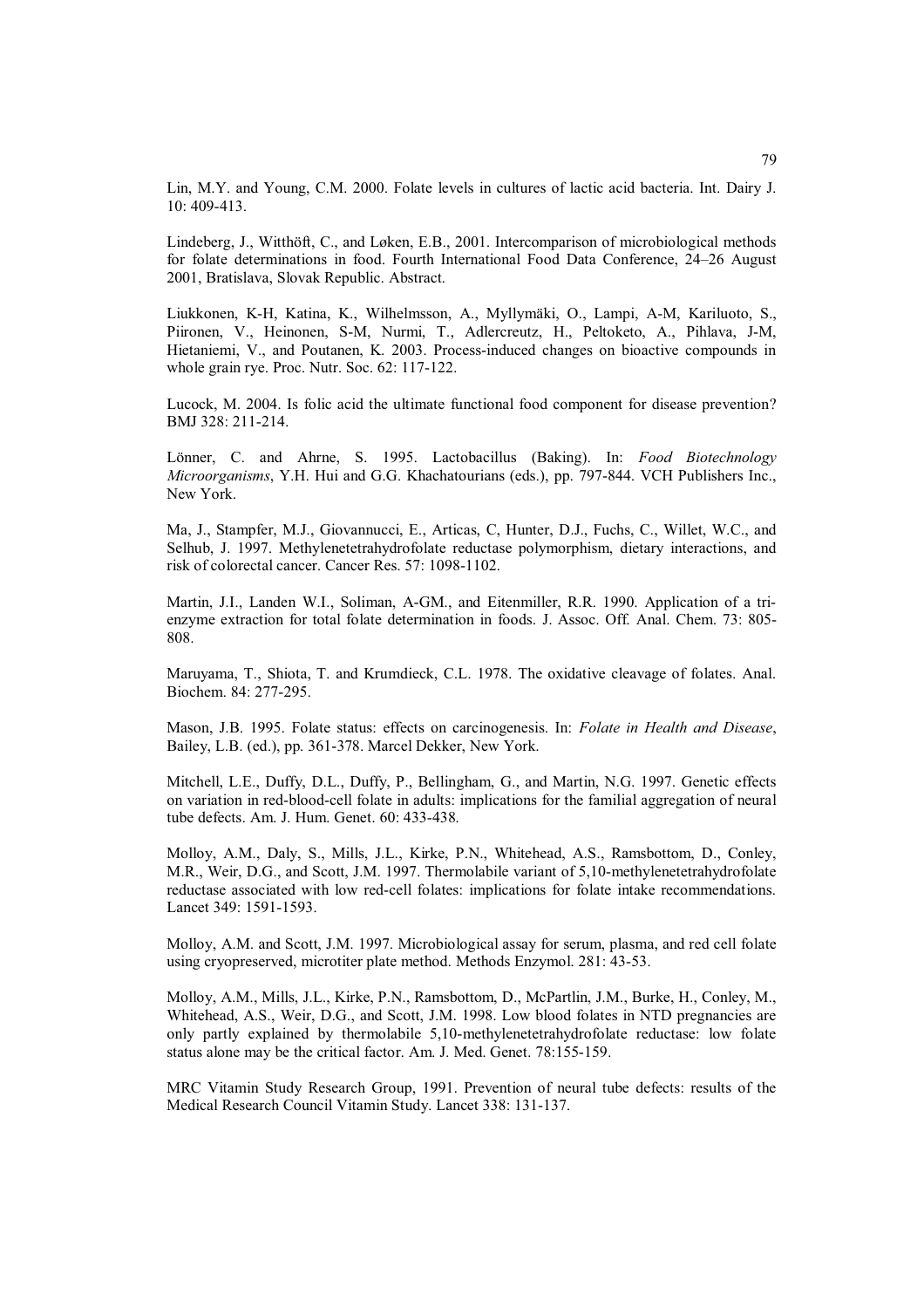Lin, M.Y. and Young, C.M. 2000. Folate levels in cultures of lactic acid bacteria. Int. Dairy J. 10: 409-413.

Lindeberg, J., Witthöft, C., and Løken, E.B., 2001. Intercomparison of microbiological methods for folate determinations in food. Fourth International Food Data Conference, 24–26 August 2001, Bratislava, Slovak Republic. Abstract.

Liukkonen, K-H, Katina, K., Wilhelmsson, A., Myllymäki, O., Lampi, A-M, Kariluoto, S., Piironen, V., Heinonen, S-M, Nurmi, T., Adlercreutz, H., Peltoketo, A., Pihlava, J-M, Hietaniemi, V., and Poutanen, K. 2003. Process-induced changes on bioactive compounds in whole grain rye. Proc. Nutr. Soc. 62: 117-122.

Lucock, M. 2004. Is folic acid the ultimate functional food component for disease prevention? BMJ 328: 211-214.

Lönner, C. and Ahrne, S. 1995. Lactobacillus (Baking). In: *Food Biotechnology Microorganisms*, Y.H. Hui and G.G. Khachatourians (eds.), pp. 797-844. VCH Publishers Inc., New York.

Ma, J., Stampfer, M.J., Giovannucci, E., Articas, C, Hunter, D.J., Fuchs, C., Willet, W.C., and Selhub, J. 1997. Methylenetetrahydrofolate reductase polymorphism, dietary interactions, and risk of colorectal cancer. Cancer Res. 57: 1098-1102.

Martin, J.I., Landen W.I., Soliman, A-GM., and Eitenmiller, R.R. 1990. Application of a tri-enzyme extraction for total folate determination in foods. J. Assoc. Off. Anal. Chem. 73: 805-808.

Maruyama, T., Shiota, T. and Krumdieck, C.L. 1978. The oxidative cleavage of folates. Anal. Biochem. 84: 277-295.

Mason, J.B. 1995. Folate status: effects on carcinogenesis. In: *Folate in Health and Disease*, Bailey, L.B. (ed.), pp. 361-378. Marcel Dekker, New York.

Mitchell, L.E., Duffy, D.L., Duffy, P., Bellingham, G., and Martin, N.G. 1997. Genetic effects on variation in red-blood-cell folate in adults: implications for the familial aggregation of neural tube defects. Am. J. Hum. Genet. 60: 433-438.

Molloy, A.M., Daly, S., Mills, J.L., Kirke, P.N., Whitehead, A.S., Ramsbottom, D., Conley, M.R., Weir, D.G., and Scott, J.M. 1997. Thermolabile variant of 5,10-methylenetetrahydrofolate reductase associated with low red-cell folates: implications for folate intake recommendations. Lancet 349: 1591-1593.

Molloy, A.M. and Scott, J.M. 1997. Microbiological assay for serum, plasma, and red cell folate using cryopreserved, microtiter plate method. Methods Enzymol. 281: 43-53.

Molloy, A.M., Mills, J.L., Kirke, P.N., Ramsbottom, D., McPartlin, J.M., Burke, H., Conley, M., Whitehead, A.S., Weir, D.G., and Scott, J.M. 1998. Low blood folates in NTD pregnancies are only partly explained by thermolabile 5,10-methylenetetrahydrofolate reductase: low folate status alone may be the critical factor. Am. J. Med. Genet. 78:155-159.

MRC Vitamin Study Research Group, 1991. Prevention of neural tube defects: results of the Medical Research Council Vitamin Study. Lancet 338: 131-137.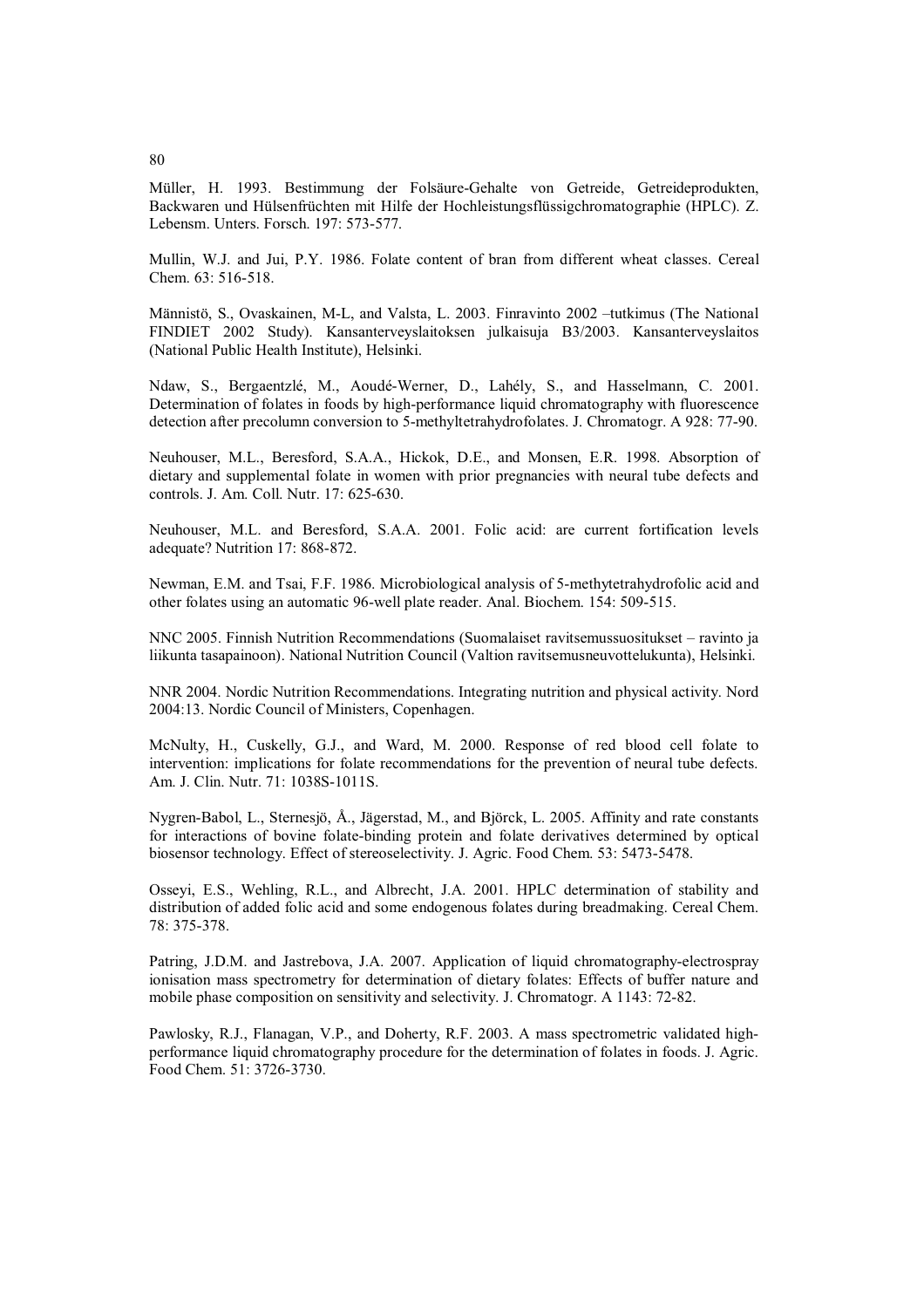Müller, H. 1993. Bestimmung der Folsäure-Gehalte von Getreide, Getreideprodukten, Backwaren und Hülsenfrüchten mit Hilfe der Hochleistungsflüssigchromatographie (HPLC). Z. Lebensm. Unters. Forsch. 197: 573-577.

Mullin, W.J. and Jui, P.Y. 1986. Folate content of bran from different wheat classes. Cereal Chem. 63: 516-518.

Männistö, S., Ovaskainen, M-L, and Valsta, L. 2003. Finravinto 2002 –tutkimus (The National FINDIET 2002 Study). Kansanterveyslaitoksen julkaisuja B3/2003. Kansanterveyslaitos (National Public Health Institute), Helsinki.

Ndaw, S., Bergaentzlé, M., Aoudé-Werner, D., Lahély, S., and Hasselmann, C. 2001. Determination of folates in foods by high-performance liquid chromatography with fluorescence detection after precolumn conversion to 5-methyltetrahydrofolates. J. Chromatogr. A 928: 77-90.

Neuhouser, M.L., Beresford, S.A.A., Hickok, D.E., and Monsen, E.R. 1998. Absorption of dietary and supplemental folate in women with prior pregnancies with neural tube defects and controls. J. Am. Coll. Nutr. 17: 625-630.

Neuhouser, M.L. and Beresford, S.A.A. 2001. Folic acid: are current fortification levels adequate? Nutrition 17: 868-872.

Newman, E.M. and Tsai, F.F. 1986. Microbiological analysis of 5-methytetrahydrofolic acid and other folates using an automatic 96-well plate reader. Anal. Biochem. 154: 509-515.

NNC 2005. Finnish Nutrition Recommendations (Suomalaiset ravitsemussuositukset – ravinto ja liikunta tasapainoon). National Nutrition Council (Valtion ravitsemusneuvottelukunta), Helsinki.

NNR 2004. Nordic Nutrition Recommendations. Integrating nutrition and physical activity. Nord 2004:13. Nordic Council of Ministers, Copenhagen.

McNulty, H., Cuskelly, G.J., and Ward, M. 2000. Response of red blood cell folate to intervention: implications for folate recommendations for the prevention of neural tube defects. Am. J. Clin. Nutr. 71: 1038S-1011S.

Nygren-Babol, L., Sternesjö, Å., Jägerstad, M., and Björck, L. 2005. Affinity and rate constants for interactions of bovine folate-binding protein and folate derivatives determined by optical biosensor technology. Effect of stereoselectivity. J. Agric. Food Chem. 53: 5473-5478.

Osseyi, E.S., Wehling, R.L., and Albrecht, J.A. 2001. HPLC determination of stability and distribution of added folic acid and some endogenous folates during breadmaking. Cereal Chem. 78: 375-378.

Patring, J.D.M. and Jastrebova, J.A. 2007. Application of liquid chromatography-electrospray ionisation mass spectrometry for determination of dietary folates: Effects of buffer nature and mobile phase composition on sensitivity and selectivity. J. Chromatogr. A 1143: 72-82.

Pawlosky, R.J., Flanagan, V.P., and Doherty, R.F. 2003. A mass spectrometric validated high-performance liquid chromatography procedure for the determination of folates in foods. J. Agric. Food Chem. 51: 3726-3730.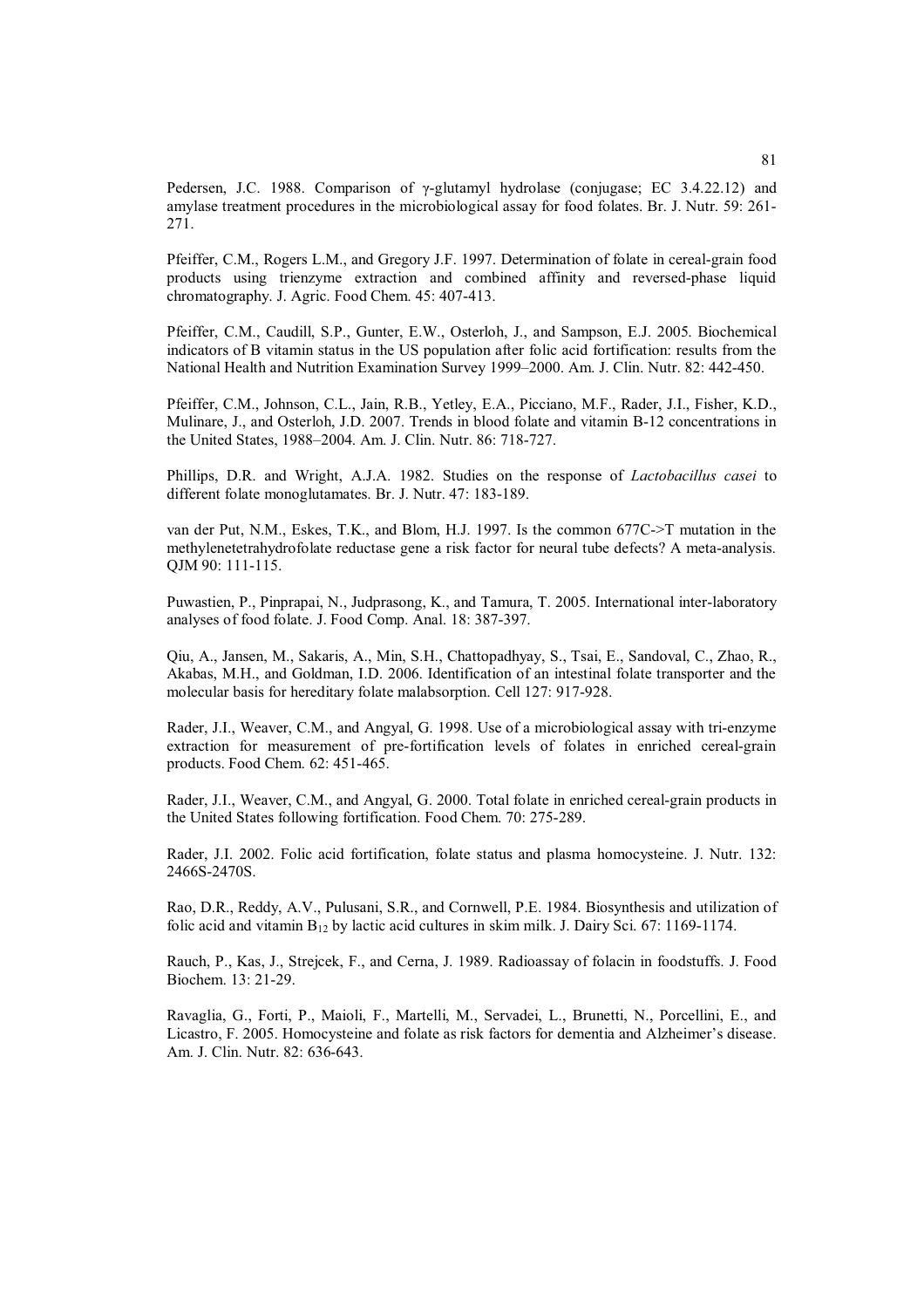Pedersen, J.C. 1988. Comparison of γ-glutamyl hydrolase (conjugase; EC 3.4.22.12) and amylase treatment procedures in the microbiological assay for food folates. Br. J. Nutr. 59: 261-271.

Pfeiffer, C.M., Rogers L.M., and Gregory J.F. 1997. Determination of folate in cereal-grain food products using trienzyme extraction and combined affinity and reversed-phase liquid chromatography. J. Agric. Food Chem. 45: 407-413.

Pfeiffer, C.M., Caudill, S.P., Gunter, E.W., Osterloh, J., and Sampson, E.J. 2005. Biochemical indicators of B vitamin status in the US population after folic acid fortification: results from the National Health and Nutrition Examination Survey 1999–2000. Am. J. Clin. Nutr. 82: 442-450.

Pfeiffer, C.M., Johnson, C.L., Jain, R.B., Yetley, E.A., Picciano, M.F., Rader, J.I., Fisher, K.D., Mulinare, J., and Osterloh, J.D. 2007. Trends in blood folate and vitamin B-12 concentrations in the United States, 1988–2004. Am. J. Clin. Nutr. 86: 718-727.

Phillips, D.R. and Wright, A.J.A. 1982. Studies on the response of *Lactobacillus casei* to different folate monoglutamates. Br. J. Nutr. 47: 183-189.

van der Put, N.M., Eskes, T.K., and Blom, H.J. 1997. Is the common 677C->T mutation in the methylenetetrahydrofolate reductase gene a risk factor for neural tube defects? A meta-analysis. QJM 90: 111-115.

Puwastien, P., Pinprapai, N., Judprasong, K., and Tamura, T. 2005. International inter-laboratory analyses of food folate. J. Food Comp. Anal. 18: 387-397.

Qiu, A., Jansen, M., Sakaris, A., Min, S.H., Chattopadhyay, S., Tsai, E., Sandoval, C., Zhao, R., Akabas, M.H., and Goldman, I.D. 2006. Identification of an intestinal folate transporter and the molecular basis for hereditary folate malabsorption. Cell 127: 917-928.

Rader, J.I., Weaver, C.M., and Angyal, G. 1998. Use of a microbiological assay with tri-enzyme extraction for measurement of pre-fortification levels of folates in enriched cereal-grain products. Food Chem. 62: 451-465.

Rader, J.I., Weaver, C.M., and Angyal, G. 2000. Total folate in enriched cereal-grain products in the United States following fortification. Food Chem. 70: 275-289.

Rader, J.I. 2002. Folic acid fortification, folate status and plasma homocysteine. J. Nutr. 132: 2466S-2470S.

Rao, D.R., Reddy, A.V., Pulusani, S.R., and Cornwell, P.E. 1984. Biosynthesis and utilization of folic acid and vitamin $B_{12}$ by lactic acid cultures in skim milk. J. Dairy Sci. 67: 1169-1174.

Rauch, P., Kas, J., Strejcek, F., and Cerna, J. 1989. Radioassay of folacin in foodstuffs. J. Food Biochem. 13: 21-29.

Ravaglia, G., Forti, P., Maioli, F., Martelli, M., Servadei, L., Brunetti, N., Porcellini, E., and Licastro, F. 2005. Homocysteine and folate as risk factors for dementia and Alzheimer's disease. Am. J. Clin. Nutr. 82: 636-643.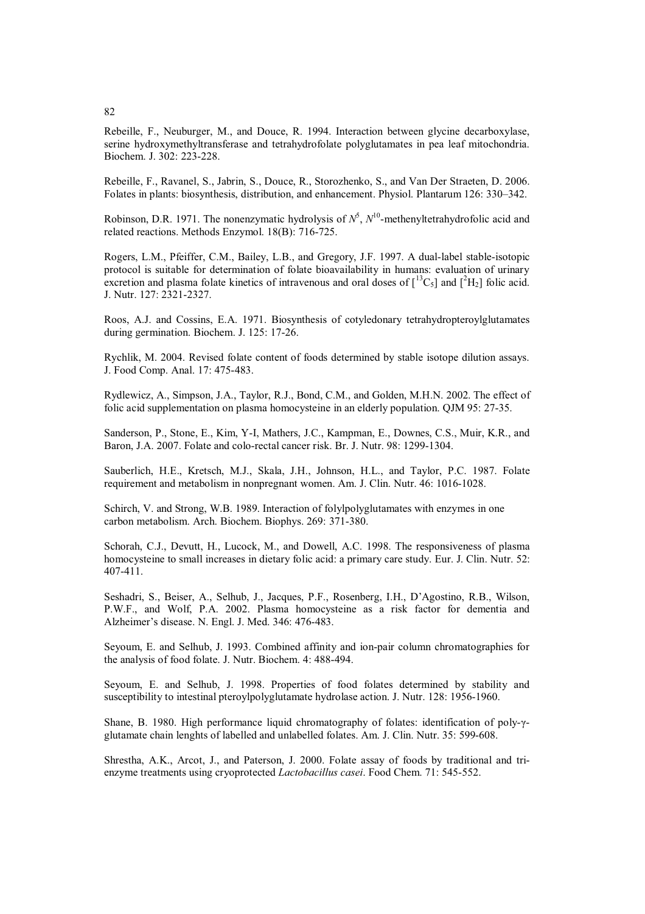Rebeille, F., Neuburger, M., and Douce, R. 1994. Interaction between glycine decarboxylase, serine hydroxymethyltransferase and tetrahydrofolate polyglutamates in pea leaf mitochondria. Biochem. J. 302: 223-228.

Rebeille, F., Ravanel, S., Jabrin, S., Douce, R., Storozhenko, S., and Van Der Straeten, D. 2006. Folates in plants: biosynthesis, distribution, and enhancement. Physiol. Plantarum 126: 330–342.

Robinson, D.R. 1971. The nonenzymatic hydrolysis of $N^5$, $N^{10}$-methenyltetrahydrofolic acid and related reactions. Methods Enzymol. 18(B): 716-725.

Rogers, L.M., Pfeiffer, C.M., Bailey, L.B., and Gregory, J.F. 1997. A dual-label stable-isotopic protocol is suitable for determination of folate bioavailability in humans: evaluation of urinary excretion and plasma folate kinetics of intravenous and oral doses of [$^{13}C_5$] and [$^2H_2$] folic acid. J. Nutr. 127: 2321-2327.

Roos, A.J. and Cossins, E.A. 1971. Biosynthesis of cotyledonary tetrahydropteroylglutamates during germination. Biochem. J. 125: 17-26.

Rychlik, M. 2004. Revised folate content of foods determined by stable isotope dilution assays. J. Food Comp. Anal. 17: 475-483.

Rydlewicz, A., Simpson, J.A., Taylor, R.J., Bond, C.M., and Golden, M.H.N. 2002. The effect of folic acid supplementation on plasma homocysteine in an elderly population. QJM 95: 27-35.

Sanderson, P., Stone, E., Kim, Y-I, Mathers, J.C., Kampman, E., Downes, C.S., Muir, K.R., and Baron, J.A. 2007. Folate and colo-rectal cancer risk. Br. J. Nutr. 98: 1299-1304.

Sauberlich, H.E., Kretsch, M.J., Skala, J.H., Johnson, H.L., and Taylor, P.C. 1987. Folate requirement and metabolism in nonpregnant women. Am. J. Clin. Nutr. 46: 1016-1028.

Schirch, V. and Strong, W.B. 1989. Interaction of folylpolyglutamates with enzymes in one carbon metabolism. Arch. Biochem. Biophys. 269: 371-380.

Schorah, C.J., Devutt, H., Lucock, M., and Dowell, A.C. 1998. The responsiveness of plasma homocysteine to small increases in dietary folic acid: a primary care study. Eur. J. Clin. Nutr. 52: 407-411.

Seshadri, S., Beiser, A., Selhub, J., Jacques, P.F., Rosenberg, I.H., D'Agostino, R.B., Wilson, P.W.F., and Wolf, P.A. 2002. Plasma homocysteine as a risk factor for dementia and Alzheimer's disease. N. Engl. J. Med. 346: 476-483.

Seyoum, E. and Selhub, J. 1993. Combined affinity and ion-pair column chromatographies for the analysis of food folate. J. Nutr. Biochem. 4: 488-494.

Seyoum, E. and Selhub, J. 1998. Properties of food folates determined by stability and susceptibility to intestinal pteroylpolyglutamate hydrolase action. J. Nutr. 128: 1956-1960.

Shane, B. 1980. High performance liquid chromatography of folates: identification of poly-γ-glutamate chain lenghts of labelled and unlabelled folates. Am. J. Clin. Nutr. 35: 599-608.

Shrestha, A.K., Arcot, J., and Paterson, J. 2000. Folate assay of foods by traditional and tri-enzyme treatments using cryoprotected *Lactobacillus casei*. Food Chem. 71: 545-552.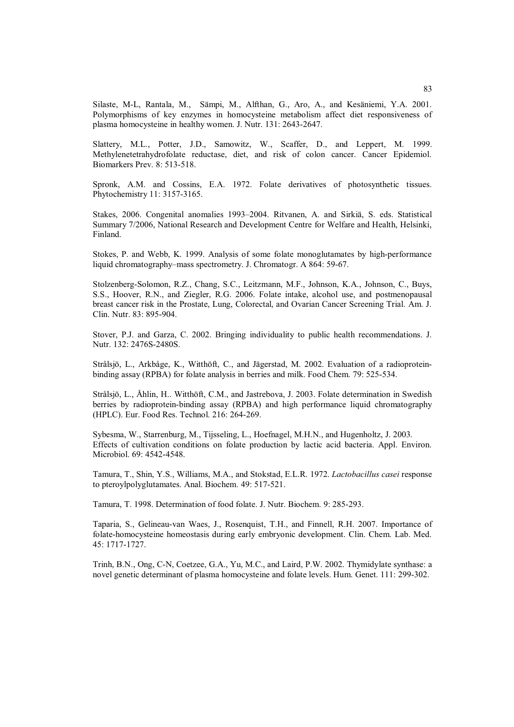Silaste, M-L, Rantala, M., Sämpi, M., Alfthan, G., Aro, A., and Kesäniemi, Y.A. 2001. Polymorphisms of key enzymes in homocysteine metabolism affect diet responsiveness of plasma homocysteine in healthy women. J. Nutr. 131: 2643-2647.

Slattery, M.L., Potter, J.D., Samowitz, W., Scaffer, D., and Leppert, M. 1999. Methylenetetrahydrofolate reductase, diet, and risk of colon cancer. Cancer Epidemiol. Biomarkers Prev. 8: 513-518.

Spronk, A.M. and Cossins, E.A. 1972. Folate derivatives of photosynthetic tissues. Phytochemistry 11: 3157-3165.

Stakes, 2006. Congenital anomalies 1993–2004. Ritvanen, A. and Sirkiä, S. eds. Statistical Summary 7/2006, National Research and Development Centre for Welfare and Health, Helsinki, Finland.

Stokes, P. and Webb, K. 1999. Analysis of some folate monoglutamates by high-performance liquid chromatography–mass spectrometry. J. Chromatogr. A 864: 59-67.

Stolzenberg-Solomon, R.Z., Chang, S.C., Leitzmann, M.F., Johnson, K.A., Johnson, C., Buys, S.S., Hoover, R.N., and Ziegler, R.G. 2006. Folate intake, alcohol use, and postmenopausal breast cancer risk in the Prostate, Lung, Colorectal, and Ovarian Cancer Screening Trial. Am. J. Clin. Nutr. 83: 895-904.

Stover, P.J. and Garza, C. 2002. Bringing individuality to public health recommendations. J. Nutr. 132: 2476S-2480S.

Strålsjö, L., Arkbåge, K., Witthöft, C., and Jägerstad, M. 2002. Evaluation of a radioprotein-binding assay (RPBA) for folate analysis in berries and milk. Food Chem. 79: 525-534.

Strålsjö, L., Åhlin, H.. Witthöft, C.M., and Jastrebova, J. 2003. Folate determination in Swedish berries by radioprotein-binding assay (RPBA) and high performance liquid chromatography (HPLC). Eur. Food Res. Technol. 216: 264-269.

Sybesma, W., Starrenburg, M., Tijsseling, L., Hoefnagel, M.H.N., and Hugenholtz, J. 2003. Effects of cultivation conditions on folate production by lactic acid bacteria. Appl. Environ. Microbiol. 69: 4542-4548.

Tamura, T., Shin, Y.S., Williams, M.A., and Stokstad, E.L.R. 1972. *Lactobacillus casei* response to pteroylpolyglutamates. Anal. Biochem. 49: 517-521.

Tamura, T. 1998. Determination of food folate. J. Nutr. Biochem. 9: 285-293.

Taparia, S., Gelineau-van Waes, J., Rosenquist, T.H., and Finnell, R.H. 2007. Importance of folate-homocysteine homeostasis during early embryonic development. Clin. Chem. Lab. Med. 45: 1717-1727.

Trinh, B.N., Ong, C-N, Coetzee, G.A., Yu, M.C., and Laird, P.W. 2002. Thymidylate synthase: a novel genetic determinant of plasma homocysteine and folate levels. Hum. Genet. 111: 299-302.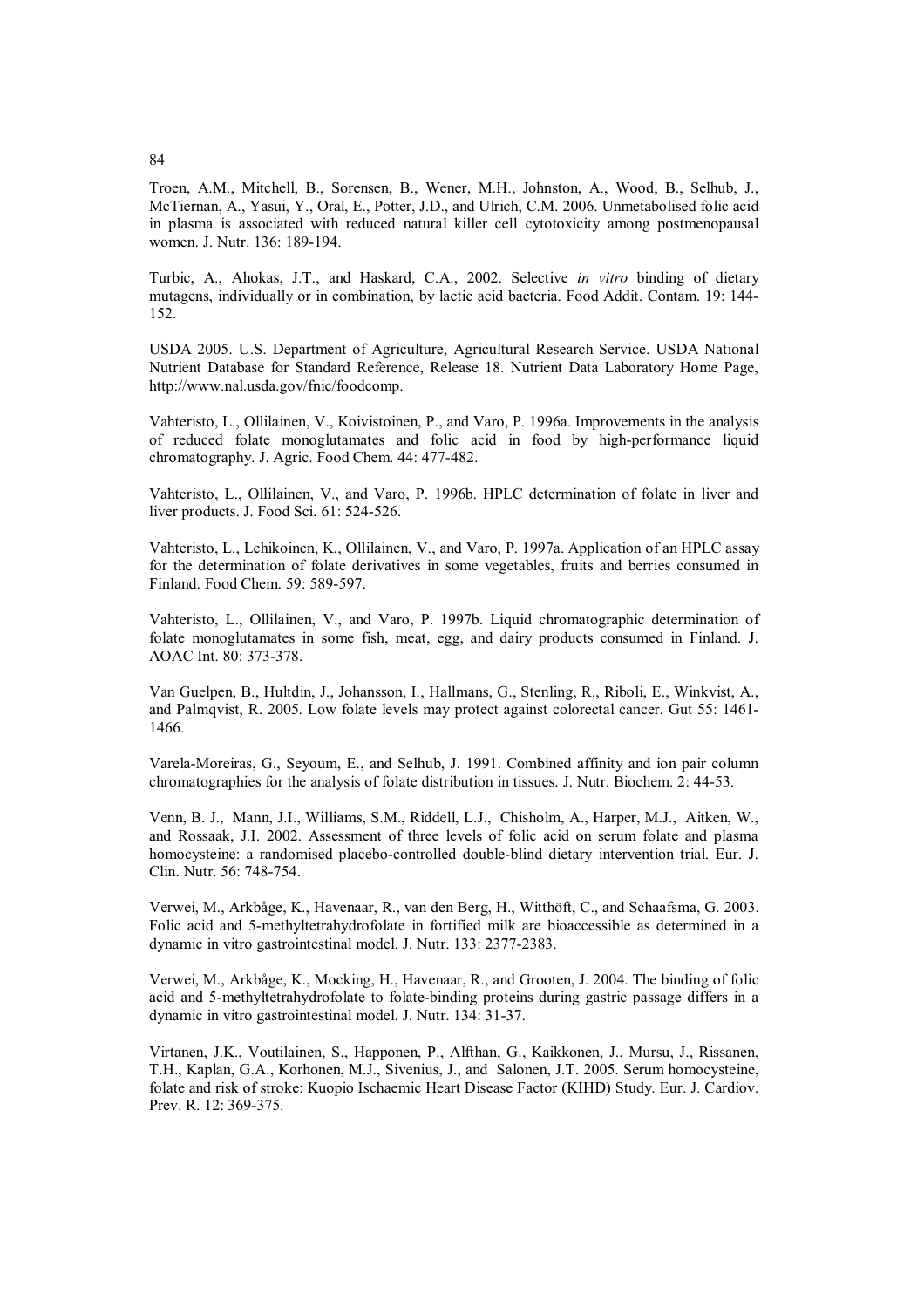Troen, A.M., Mitchell, B., Sorensen, B., Wener, M.H., Johnston, A., Wood, B., Selhub, J., McTiernan, A., Yasui, Y., Oral, E., Potter, J.D., and Ulrich, C.M. 2006. Unmetabolised folic acid in plasma is associated with reduced natural killer cell cytotoxicity among postmenopausal women. J. Nutr. 136: 189-194.

Turbic, A., Ahokas, J.T., and Haskard, C.A., 2002. Selective *in vitro* binding of dietary mutagens, individually or in combination, by lactic acid bacteria. Food Addit. Contam. 19: 144-152.

USDA 2005. U.S. Department of Agriculture, Agricultural Research Service. USDA National Nutrient Database for Standard Reference, Release 18. Nutrient Data Laboratory Home Page, http://www.nal.usda.gov/fnic/foodcomp.

Vahteristo, L., Ollilainen, V., Koivistoinen, P., and Varo, P. 1996a. Improvements in the analysis of reduced folate monoglutamates and folic acid in food by high-performance liquid chromatography. J. Agric. Food Chem. 44: 477-482.

Vahteristo, L., Ollilainen, V., and Varo, P. 1996b. HPLC determination of folate in liver and liver products. J. Food Sci. 61: 524-526.

Vahteristo, L., Lehikoinen, K., Ollilainen, V., and Varo, P. 1997a. Application of an HPLC assay for the determination of folate derivatives in some vegetables, fruits and berries consumed in Finland. Food Chem. 59: 589-597.

Vahteristo, L., Ollilainen, V., and Varo, P. 1997b. Liquid chromatographic determination of folate monoglutamates in some fish, meat, egg, and dairy products consumed in Finland. J. AOAC Int. 80: 373-378.

Van Guelpen, B., Hultdin, J., Johansson, I., Hallmans, G., Stenling, R., Riboli, E., Winkvist, A., and Palmqvist, R. 2005. Low folate levels may protect against colorectal cancer. Gut 55: 1461-1466.

Varela-Moreiras, G., Seyoum, E., and Selhub, J. 1991. Combined affinity and ion pair column chromatographies for the analysis of folate distribution in tissues. J. Nutr. Biochem. 2: 44-53.

Venn, B. J., Mann, J.I., Williams, S.M., Riddell, L.J., Chisholm, A., Harper, M.J., Aitken, W., and Rossaak, J.I. 2002. Assessment of three levels of folic acid on serum folate and plasma homocysteine: a randomised placebo-controlled double-blind dietary intervention trial. Eur. J. Clin. Nutr. 56: 748-754.

Verwei, M., Arkbåge, K., Havenaar, R., van den Berg, H., Witthöft, C., and Schaafsma, G. 2003. Folic acid and 5-methyltetrahydrofolate in fortified milk are bioaccessible as determined in a dynamic in vitro gastrointestinal model. J. Nutr. 133: 2377-2383.

Verwei, M., Arkbåge, K., Mocking, H., Havenaar, R., and Grooten, J. 2004. The binding of folic acid and 5-methyltetrahydrofolate to folate-binding proteins during gastric passage differs in a dynamic in vitro gastrointestinal model. J. Nutr. 134: 31-37.

Virtanen, J.K., Voutilainen, S., Happonen, P., Alfthan, G., Kaikkonen, J., Mursu, J., Rissanen, T.H., Kaplan, G.A., Korhonen, M.J., Sivenius, J., and Salonen, J.T. 2005. Serum homocysteine, folate and risk of stroke: Kuopio Ischaemic Heart Disease Factor (KIHD) Study. Eur. J. Cardiov. Prev. R. 12: 369-375.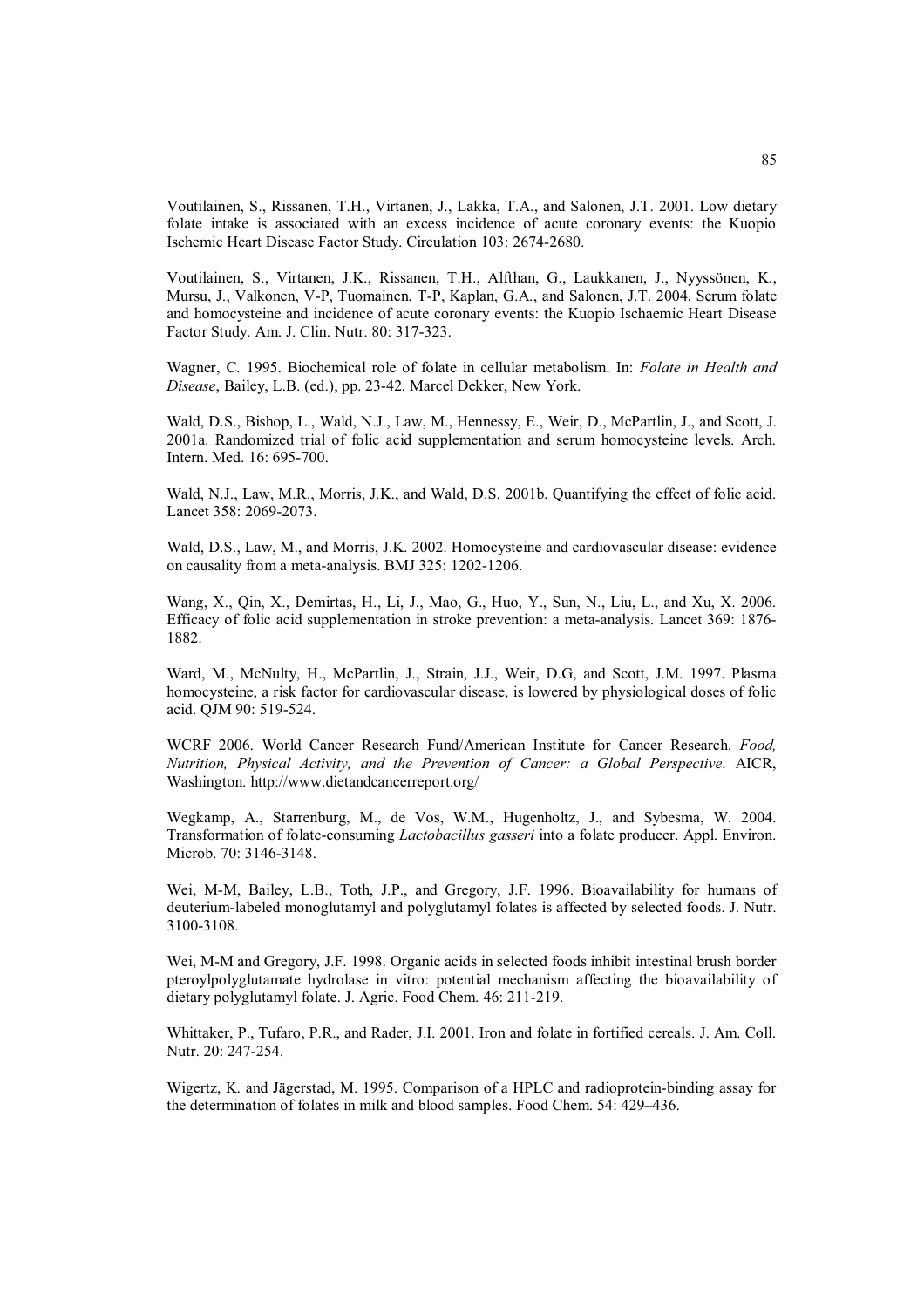Voutilainen, S., Rissanen, T.H., Virtanen, J., Lakka, T.A., and Salonen, J.T. 2001. Low dietary folate intake is associated with an excess incidence of acute coronary events: the Kuopio Ischemic Heart Disease Factor Study. Circulation 103: 2674-2680.

Voutilainen, S., Virtanen, J.K., Rissanen, T.H., Alfthan, G., Laukkanen, J., Nyyssönen, K., Mursu, J., Valkonen, V-P, Tuomainen, T-P, Kaplan, G.A., and Salonen, J.T. 2004. Serum folate and homocysteine and incidence of acute coronary events: the Kuopio Ischaemic Heart Disease Factor Study. Am. J. Clin. Nutr. 80: 317-323.

Wagner, C. 1995. Biochemical role of folate in cellular metabolism. In: *Folate in Health and Disease*, Bailey, L.B. (ed.), pp. 23-42. Marcel Dekker, New York.

Wald, D.S., Bishop, L., Wald, N.J., Law, M., Hennessy, E., Weir, D., McPartlin, J., and Scott, J. 2001a. Randomized trial of folic acid supplementation and serum homocysteine levels. Arch. Intern. Med. 16: 695-700.

Wald, N.J., Law, M.R., Morris, J.K., and Wald, D.S. 2001b. Quantifying the effect of folic acid. Lancet 358: 2069-2073.

Wald, D.S., Law, M., and Morris, J.K. 2002. Homocysteine and cardiovascular disease: evidence on causality from a meta-analysis. BMJ 325: 1202-1206.

Wang, X., Qin, X., Demirtas, H., Li, J., Mao, G., Huo, Y., Sun, N., Liu, L., and Xu, X. 2006. Efficacy of folic acid supplementation in stroke prevention: a meta-analysis. Lancet 369: 1876-1882.

Ward, M., McNulty, H., McPartlin, J., Strain, J.J., Weir, D.G, and Scott, J.M. 1997. Plasma homocysteine, a risk factor for cardiovascular disease, is lowered by physiological doses of folic acid. QJM 90: 519-524.

WCRF 2006. World Cancer Research Fund/American Institute for Cancer Research. *Food, Nutrition, Physical Activity, and the Prevention of Cancer: a Global Perspective*. AICR, Washington. http://www.dietandcancerreport.org/

Wegkamp, A., Starrenburg, M., de Vos, W.M., Hugenholtz, J., and Sybesma, W. 2004. Transformation of folate-consuming *Lactobacillus gasseri* into a folate producer. Appl. Environ. Microb. 70: 3146-3148.

Wei, M-M, Bailey, L.B., Toth, J.P., and Gregory, J.F. 1996. Bioavailability for humans of deuterium-labeled monoglutamyl and polyglutamyl folates is affected by selected foods. J. Nutr. 3100-3108.

Wei, M-M and Gregory, J.F. 1998. Organic acids in selected foods inhibit intestinal brush border pteroylpolyglutamate hydrolase in vitro: potential mechanism affecting the bioavailability of dietary polyglutamyl folate. J. Agric. Food Chem. 46: 211-219.

Whittaker, P., Tufaro, P.R., and Rader, J.I. 2001. Iron and folate in fortified cereals. J. Am. Coll. Nutr. 20: 247-254.

Wigertz, K. and Jägerstad, M. 1995. Comparison of a HPLC and radioprotein-binding assay for the determination of folates in milk and blood samples. Food Chem. 54: 429–436.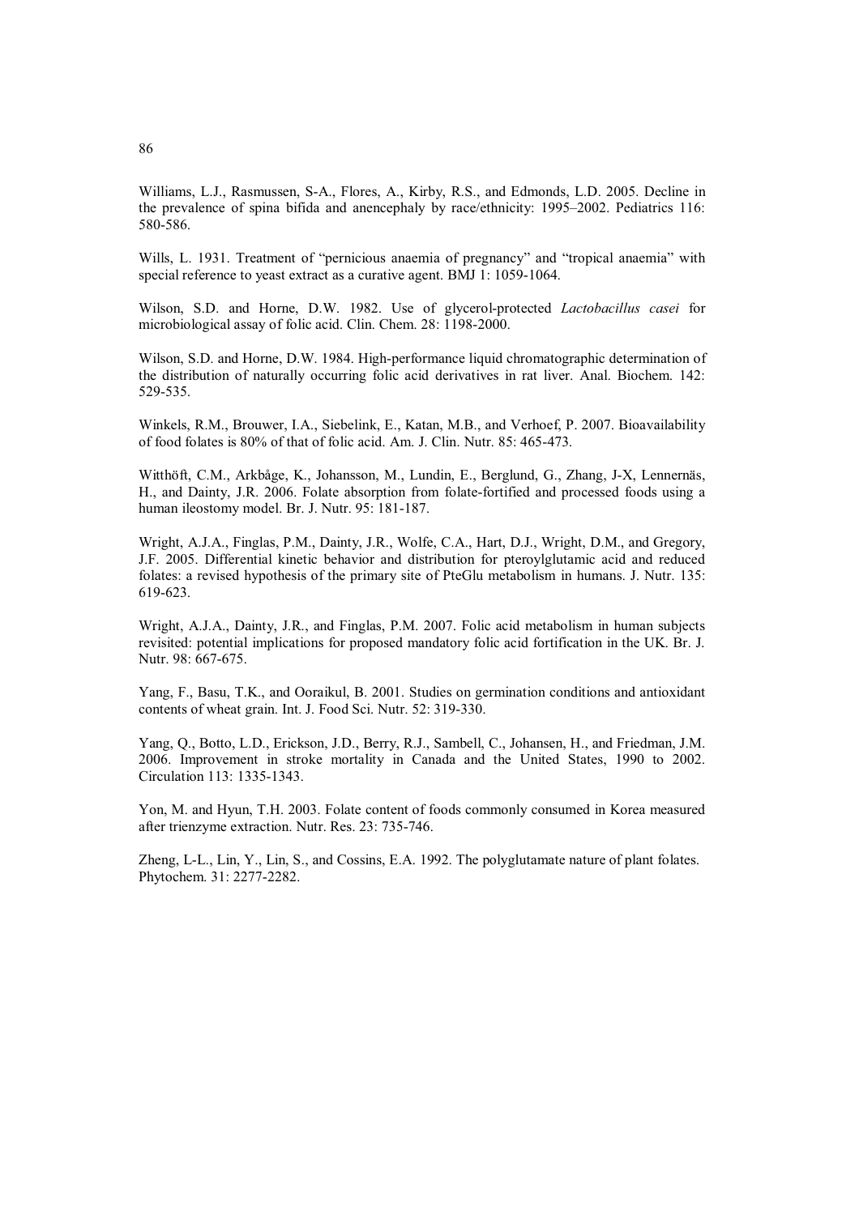Williams, L.J., Rasmussen, S-A., Flores, A., Kirby, R.S., and Edmonds, L.D. 2005. Decline in the prevalence of spina bifida and anencephaly by race/ethnicity: 1995–2002. Pediatrics 116: 580-586.

Wills, L. 1931. Treatment of "pernicious anaemia of pregnancy" and "tropical anaemia" with special reference to yeast extract as a curative agent. BMJ 1: 1059-1064.

Wilson, S.D. and Horne, D.W. 1982. Use of glycerol-protected *Lactobacillus casei* for microbiological assay of folic acid. Clin. Chem. 28: 1198-2000.

Wilson, S.D. and Horne, D.W. 1984. High-performance liquid chromatographic determination of the distribution of naturally occurring folic acid derivatives in rat liver. Anal. Biochem. 142: 529-535.

Winkels, R.M., Brouwer, I.A., Siebelink, E., Katan, M.B., and Verhoef, P. 2007. Bioavailability of food folates is 80% of that of folic acid. Am. J. Clin. Nutr. 85: 465-473.

Witthöft, C.M., Arkbåge, K., Johansson, M., Lundin, E., Berglund, G., Zhang, J-X, Lennernäs, H., and Dainty, J.R. 2006. Folate absorption from folate-fortified and processed foods using a human ileostomy model. Br. J. Nutr. 95: 181-187.

Wright, A.J.A., Finglas, P.M., Dainty, J.R., Wolfe, C.A., Hart, D.J., Wright, D.M., and Gregory, J.F. 2005. Differential kinetic behavior and distribution for pteroylglutamic acid and reduced folates: a revised hypothesis of the primary site of PteGlu metabolism in humans. J. Nutr. 135: 619-623.

Wright, A.J.A., Dainty, J.R., and Finglas, P.M. 2007. Folic acid metabolism in human subjects revisited: potential implications for proposed mandatory folic acid fortification in the UK. Br. J. Nutr. 98: 667-675.

Yang, F., Basu, T.K., and Ooraikul, B. 2001. Studies on germination conditions and antioxidant contents of wheat grain. Int. J. Food Sci. Nutr. 52: 319-330.

Yang, Q., Botto, L.D., Erickson, J.D., Berry, R.J., Sambell, C., Johansen, H., and Friedman, J.M. 2006. Improvement in stroke mortality in Canada and the United States, 1990 to 2002. Circulation 113: 1335-1343.

Yon, M. and Hyun, T.H. 2003. Folate content of foods commonly consumed in Korea measured after trienzyme extraction. Nutr. Res. 23: 735-746.

Zheng, L-L., Lin, Y., Lin, S., and Cossins, E.A. 1992. The polyglutamate nature of plant folates. Phytochem. 31: 2277-2282.